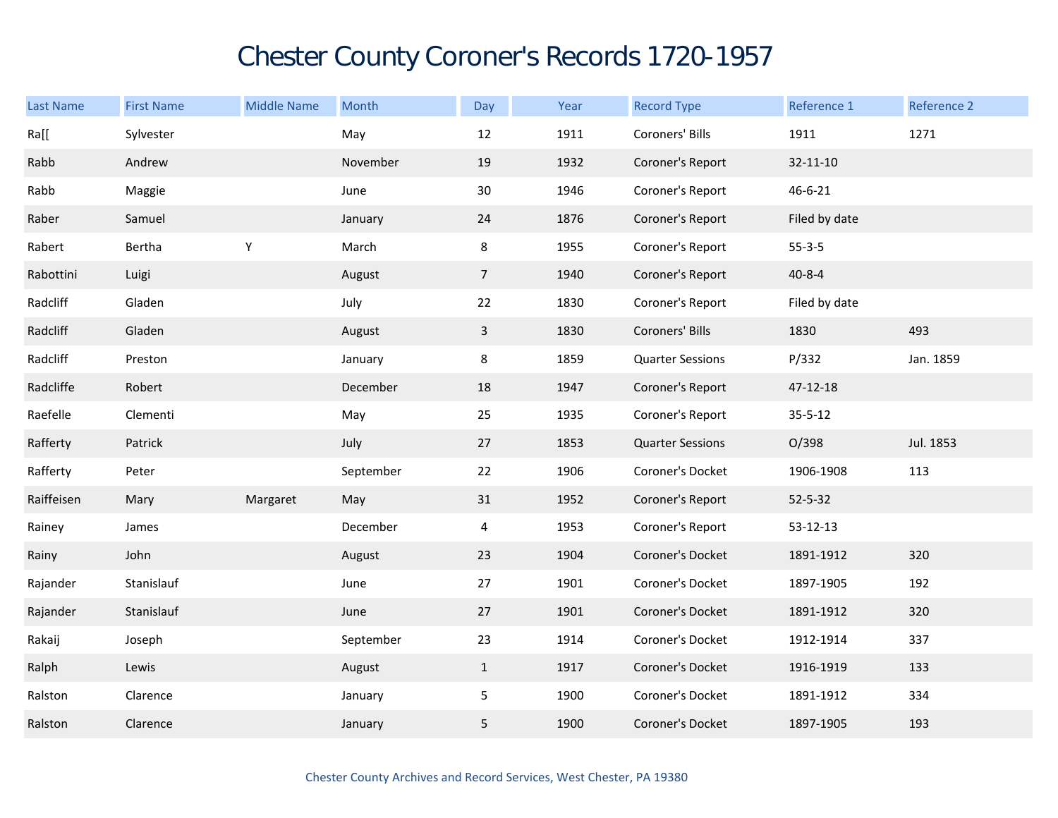# Chester County Coroner's Records 1720-1957

| Last Name | First Name | Middle Name | Month | Day | Year | Record Type | Reference 1 | Reference 2 |
|---|---|---|---|---|---|---|---|---|
| Ra[[ | Sylvester | | May | 12 | 1911 | Coroners' Bills | 1911 | 1271 |
| Rabb | Andrew | | November | 19 | 1932 | Coroner's Report | 32-11-10 | |
| Rabb | Maggie | | June | 30 | 1946 | Coroner's Report | 46-6-21 | |
| Raber | Samuel | | January | 24 | 1876 | Coroner's Report | Filed by date | |
| Rabert | Bertha | Y | March | 8 | 1955 | Coroner's Report | 55-3-5 | |
| Rabottini | Luigi | | August | 7 | 1940 | Coroner's Report | 40-8-4 | |
| Radcliff | Gladen | | July | 22 | 1830 | Coroner's Report | Filed by date | |
| Radcliff | Gladen | | August | 3 | 1830 | Coroners' Bills | 1830 | 493 |
| Radcliff | Preston | | January | 8 | 1859 | Quarter Sessions | P/332 | Jan. 1859 |
| Radcliffe | Robert | | December | 18 | 1947 | Coroner's Report | 47-12-18 | |
| Raefelle | Clementi | | May | 25 | 1935 | Coroner's Report | 35-5-12 | |
| Rafferty | Patrick | | July | 27 | 1853 | Quarter Sessions | O/398 | Jul. 1853 |
| Rafferty | Peter | | September | 22 | 1906 | Coroner's Docket | 1906-1908 | 113 |
| Raiffeisen | Mary | Margaret | May | 31 | 1952 | Coroner's Report | 52-5-32 | |
| Rainey | James | | December | 4 | 1953 | Coroner's Report | 53-12-13 | |
| Rainy | John | | August | 23 | 1904 | Coroner's Docket | 1891-1912 | 320 |
| Rajander | Stanislauf | | June | 27 | 1901 | Coroner's Docket | 1897-1905 | 192 |
| Rajander | Stanislauf | | June | 27 | 1901 | Coroner's Docket | 1891-1912 | 320 |
| Rakaij | Joseph | | September | 23 | 1914 | Coroner's Docket | 1912-1914 | 337 |
| Ralph | Lewis | | August | 1 | 1917 | Coroner's Docket | 1916-1919 | 133 |
| Ralston | Clarence | | January | 5 | 1900 | Coroner's Docket | 1891-1912 | 334 |
| Ralston | Clarence | | January | 5 | 1900 | Coroner's Docket | 1897-1905 | 193 |

Chester County Archives and Record Services, West Chester, PA 19380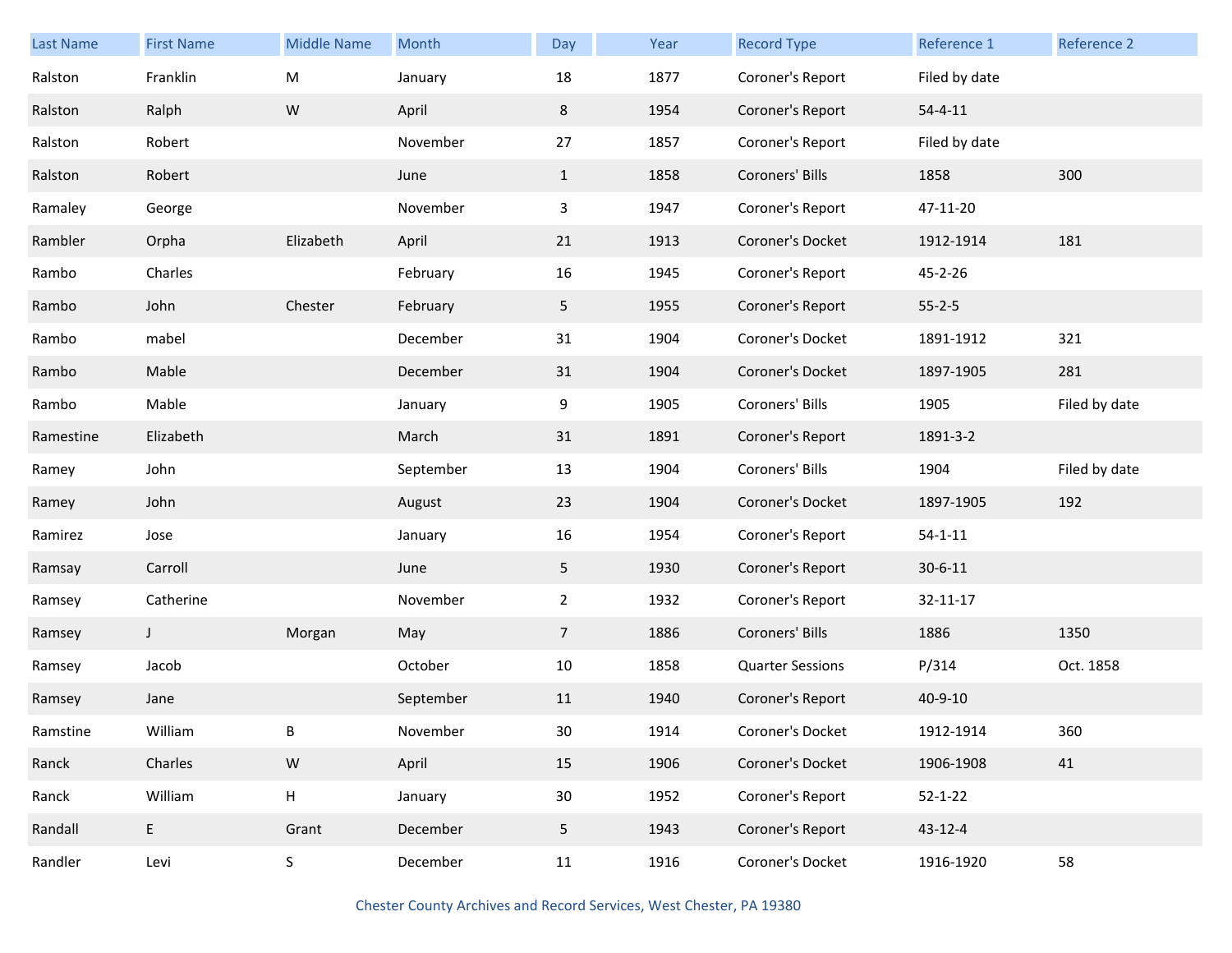| Last Name | First Name | Middle Name | Month | Day | Year | Record Type | Reference 1 | Reference 2 |
| --- | --- | --- | --- | --- | --- | --- | --- | --- |
| Ralston | Franklin | M | January | 18 | 1877 | Coroner's Report | Filed by date | |
| Ralston | Ralph | W | April | 8 | 1954 | Coroner's Report | 54-4-11 | |
| Ralston | Robert | | November | 27 | 1857 | Coroner's Report | Filed by date | |
| Ralston | Robert | | June | 1 | 1858 | Coroners' Bills | 1858 | 300 |
| Ramaley | George | | November | 3 | 1947 | Coroner's Report | 47-11-20 | |
| Rambler | Orpha | Elizabeth | April | 21 | 1913 | Coroner's Docket | 1912-1914 | 181 |
| Rambo | Charles | | February | 16 | 1945 | Coroner's Report | 45-2-26 | |
| Rambo | John | Chester | February | 5 | 1955 | Coroner's Report | 55-2-5 | |
| Rambo | mabel | | December | 31 | 1904 | Coroner's Docket | 1891-1912 | 321 |
| Rambo | Mable | | December | 31 | 1904 | Coroner's Docket | 1897-1905 | 281 |
| Rambo | Mable | | January | 9 | 1905 | Coroners' Bills | 1905 | Filed by date |
| Ramestine | Elizabeth | | March | 31 | 1891 | Coroner's Report | 1891-3-2 | |
| Ramey | John | | September | 13 | 1904 | Coroners' Bills | 1904 | Filed by date |
| Ramey | John | | August | 23 | 1904 | Coroner's Docket | 1897-1905 | 192 |
| Ramirez | Jose | | January | 16 | 1954 | Coroner's Report | 54-1-11 | |
| Ramsay | Carroll | | June | 5 | 1930 | Coroner's Report | 30-6-11 | |
| Ramsey | Catherine | | November | 2 | 1932 | Coroner's Report | 32-11-17 | |
| Ramsey | J | Morgan | May | 7 | 1886 | Coroners' Bills | 1886 | 1350 |
| Ramsey | Jacob | | October | 10 | 1858 | Quarter Sessions | P/314 | Oct. 1858 |
| Ramsey | Jane | | September | 11 | 1940 | Coroner's Report | 40-9-10 | |
| Ramstine | William | B | November | 30 | 1914 | Coroner's Docket | 1912-1914 | 360 |
| Ranck | Charles | W | April | 15 | 1906 | Coroner's Docket | 1906-1908 | 41 |
| Ranck | William | H | January | 30 | 1952 | Coroner's Report | 52-1-22 | |
| Randall | E | Grant | December | 5 | 1943 | Coroner's Report | 43-12-4 | |
| Randler | Levi | S | December | 11 | 1916 | Coroner's Docket | 1916-1920 | 58 |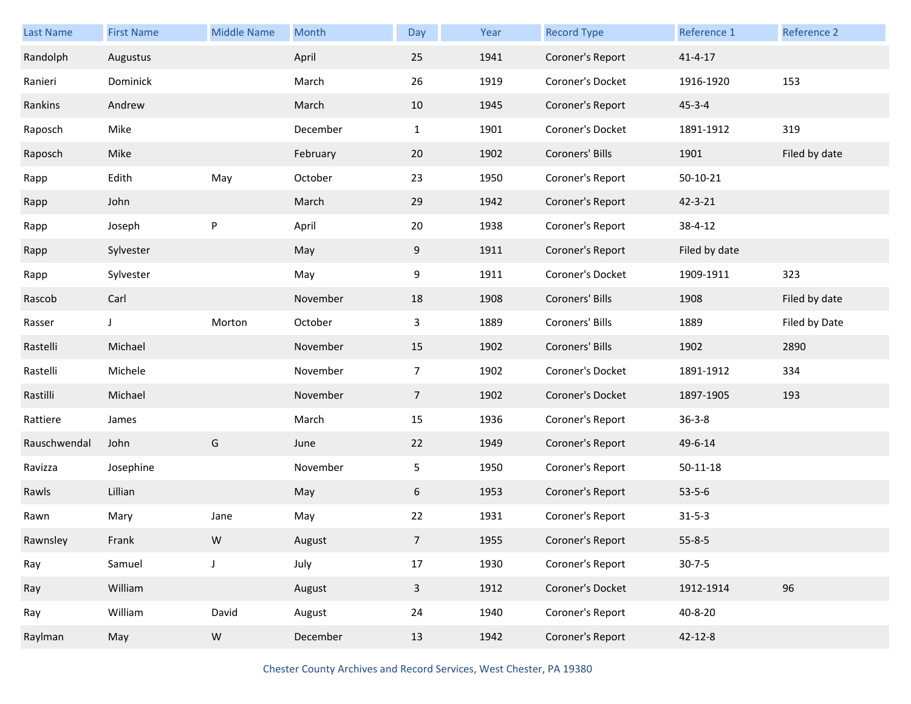| Last Name | First Name | Middle Name | Month | Day | Year | Record Type | Reference 1 | Reference 2 |
|---|---|---|---|---|---|---|---|---|
| Randolph | Augustus | | April | 25 | 1941 | Coroner's Report | 41-4-17 | |
| Ranieri | Dominick | | March | 26 | 1919 | Coroner's Docket | 1916-1920 | 153 |
| Rankins | Andrew | | March | 10 | 1945 | Coroner's Report | 45-3-4 | |
| Raposch | Mike | | December | 1 | 1901 | Coroner's Docket | 1891-1912 | 319 |
| Raposch | Mike | | February | 20 | 1902 | Coroners' Bills | 1901 | Filed by date |
| Rapp | Edith | May | October | 23 | 1950 | Coroner's Report | 50-10-21 | |
| Rapp | John | | March | 29 | 1942 | Coroner's Report | 42-3-21 | |
| Rapp | Joseph | P | April | 20 | 1938 | Coroner's Report | 38-4-12 | |
| Rapp | Sylvester | | May | 9 | 1911 | Coroner's Report | Filed by date | |
| Rapp | Sylvester | | May | 9 | 1911 | Coroner's Docket | 1909-1911 | 323 |
| Rascob | Carl | | November | 18 | 1908 | Coroners' Bills | 1908 | Filed by date |
| Rasser | J | Morton | October | 3 | 1889 | Coroners' Bills | 1889 | Filed by Date |
| Rastelli | Michael | | November | 15 | 1902 | Coroners' Bills | 1902 | 2890 |
| Rastelli | Michele | | November | 7 | 1902 | Coroner's Docket | 1891-1912 | 334 |
| Rastilli | Michael | | November | 7 | 1902 | Coroner's Docket | 1897-1905 | 193 |
| Rattiere | James | | March | 15 | 1936 | Coroner's Report | 36-3-8 | |
| Rauschwendal | John | G | June | 22 | 1949 | Coroner's Report | 49-6-14 | |
| Ravizza | Josephine | | November | 5 | 1950 | Coroner's Report | 50-11-18 | |
| Rawls | Lillian | | May | 6 | 1953 | Coroner's Report | 53-5-6 | |
| Rawn | Mary | Jane | May | 22 | 1931 | Coroner's Report | 31-5-3 | |
| Rawnsley | Frank | W | August | 7 | 1955 | Coroner's Report | 55-8-5 | |
| Ray | Samuel | J | July | 17 | 1930 | Coroner's Report | 30-7-5 | |
| Ray | William | | August | 3 | 1912 | Coroner's Docket | 1912-1914 | 96 |
| Ray | William | David | August | 24 | 1940 | Coroner's Report | 40-8-20 | |
| Raylman | May | W | December | 13 | 1942 | Coroner's Report | 42-12-8 | |

Chester County Archives and Record Services, West Chester, PA 19380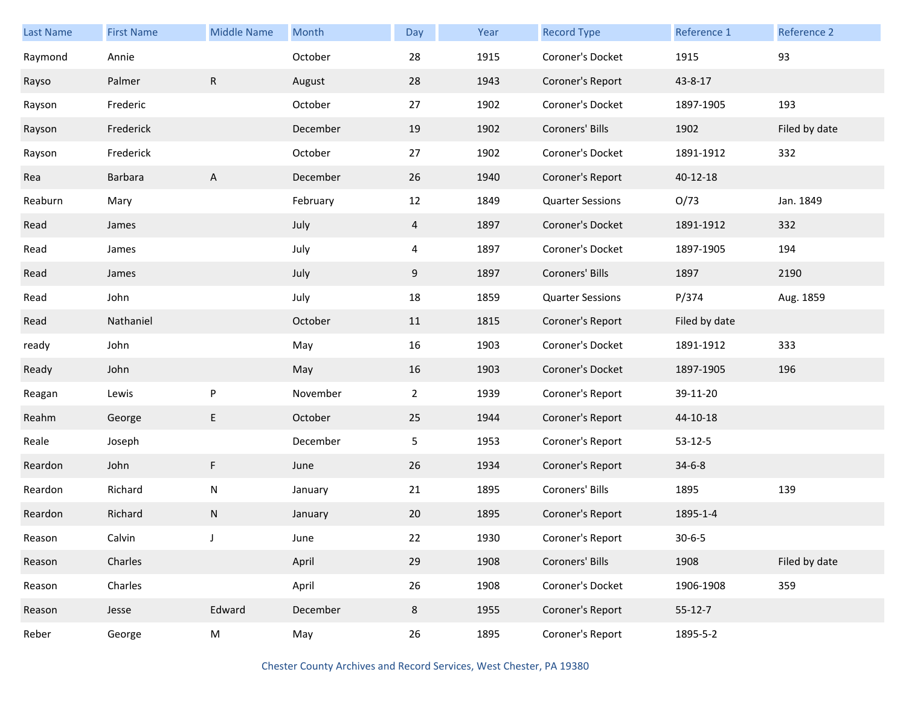| Last Name | First Name | Middle Name | Month | Day | Year | Record Type | Reference 1 | Reference 2 |
|---|---|---|---|---|---|---|---|---|
| Raymond | Annie | | October | 28 | 1915 | Coroner's Docket | 1915 | 93 |
| Rayso | Palmer | R | August | 28 | 1943 | Coroner's Report | 43-8-17 | |
| Rayson | Frederic | | October | 27 | 1902 | Coroner's Docket | 1897-1905 | 193 |
| Rayson | Frederick | | December | 19 | 1902 | Coroners' Bills | 1902 | Filed by date |
| Rayson | Frederick | | October | 27 | 1902 | Coroner's Docket | 1891-1912 | 332 |
| Rea | Barbara | A | December | 26 | 1940 | Coroner's Report | 40-12-18 | |
| Reaburn | Mary | | February | 12 | 1849 | Quarter Sessions | O/73 | Jan. 1849 |
| Read | James | | July | 4 | 1897 | Coroner's Docket | 1891-1912 | 332 |
| Read | James | | July | 4 | 1897 | Coroner's Docket | 1897-1905 | 194 |
| Read | James | | July | 9 | 1897 | Coroners' Bills | 1897 | 2190 |
| Read | John | | July | 18 | 1859 | Quarter Sessions | P/374 | Aug. 1859 |
| Read | Nathaniel | | October | 11 | 1815 | Coroner's Report | Filed by date | |
| ready | John | | May | 16 | 1903 | Coroner's Docket | 1891-1912 | 333 |
| Ready | John | | May | 16 | 1903 | Coroner's Docket | 1897-1905 | 196 |
| Reagan | Lewis | P | November | 2 | 1939 | Coroner's Report | 39-11-20 | |
| Reahm | George | E | October | 25 | 1944 | Coroner's Report | 44-10-18 | |
| Reale | Joseph | | December | 5 | 1953 | Coroner's Report | 53-12-5 | |
| Reardon | John | F | June | 26 | 1934 | Coroner's Report | 34-6-8 | |
| Reardon | Richard | N | January | 21 | 1895 | Coroners' Bills | 1895 | 139 |
| Reardon | Richard | N | January | 20 | 1895 | Coroner's Report | 1895-1-4 | |
| Reason | Calvin | J | June | 22 | 1930 | Coroner's Report | 30-6-5 | |
| Reason | Charles | | April | 29 | 1908 | Coroners' Bills | 1908 | Filed by date |
| Reason | Charles | | April | 26 | 1908 | Coroner's Docket | 1906-1908 | 359 |
| Reason | Jesse | Edward | December | 8 | 1955 | Coroner's Report | 55-12-7 | |
| Reber | George | M | May | 26 | 1895 | Coroner's Report | 1895-5-2 | |

Chester County Archives and Record Services, West Chester, PA 19380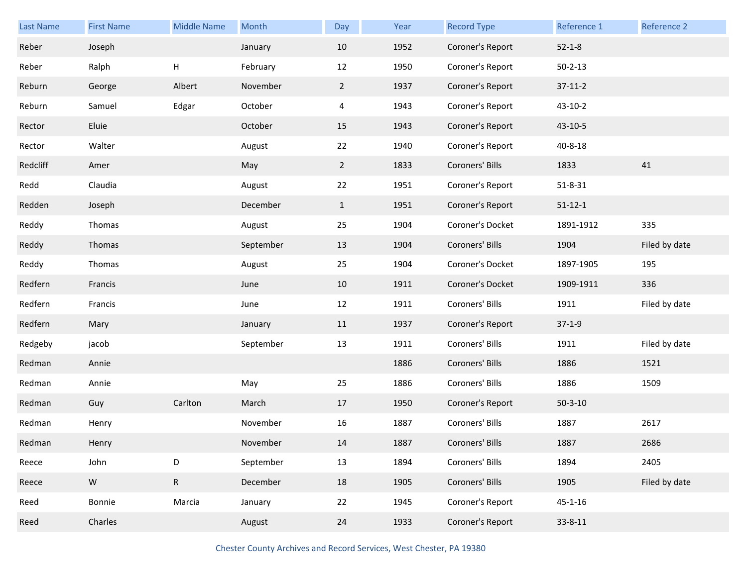| Last Name | First Name | Middle Name | Month | Day | Year | Record Type | Reference 1 | Reference 2 |
|---|---|---|---|---|---|---|---|---|
| Reber | Joseph | | January | 10 | 1952 | Coroner's Report | 52-1-8 | |
| Reber | Ralph | H | February | 12 | 1950 | Coroner's Report | 50-2-13 | |
| Reburn | George | Albert | November | 2 | 1937 | Coroner's Report | 37-11-2 | |
| Reburn | Samuel | Edgar | October | 4 | 1943 | Coroner's Report | 43-10-2 | |
| Rector | Eluie | | October | 15 | 1943 | Coroner's Report | 43-10-5 | |
| Rector | Walter | | August | 22 | 1940 | Coroner's Report | 40-8-18 | |
| Redcliff | Amer | | May | 2 | 1833 | Coroners' Bills | 1833 | 41 |
| Redd | Claudia | | August | 22 | 1951 | Coroner's Report | 51-8-31 | |
| Redden | Joseph | | December | 1 | 1951 | Coroner's Report | 51-12-1 | |
| Reddy | Thomas | | August | 25 | 1904 | Coroner's Docket | 1891-1912 | 335 |
| Reddy | Thomas | | September | 13 | 1904 | Coroners' Bills | 1904 | Filed by date |
| Reddy | Thomas | | August | 25 | 1904 | Coroner's Docket | 1897-1905 | 195 |
| Redfern | Francis | | June | 10 | 1911 | Coroner's Docket | 1909-1911 | 336 |
| Redfern | Francis | | June | 12 | 1911 | Coroners' Bills | 1911 | Filed by date |
| Redfern | Mary | | January | 11 | 1937 | Coroner's Report | 37-1-9 | |
| Redgeby | jacob | | September | 13 | 1911 | Coroners' Bills | 1911 | Filed by date |
| Redman | Annie | | | | 1886 | Coroners' Bills | 1886 | 1521 |
| Redman | Annie | | May | 25 | 1886 | Coroners' Bills | 1886 | 1509 |
| Redman | Guy | Carlton | March | 17 | 1950 | Coroner's Report | 50-3-10 | |
| Redman | Henry | | November | 16 | 1887 | Coroners' Bills | 1887 | 2617 |
| Redman | Henry | | November | 14 | 1887 | Coroners' Bills | 1887 | 2686 |
| Reece | John | D | September | 13 | 1894 | Coroners' Bills | 1894 | 2405 |
| Reece | W | R | December | 18 | 1905 | Coroners' Bills | 1905 | Filed by date |
| Reed | Bonnie | Marcia | January | 22 | 1945 | Coroner's Report | 45-1-16 | |
| Reed | Charles | | August | 24 | 1933 | Coroner's Report | 33-8-11 | |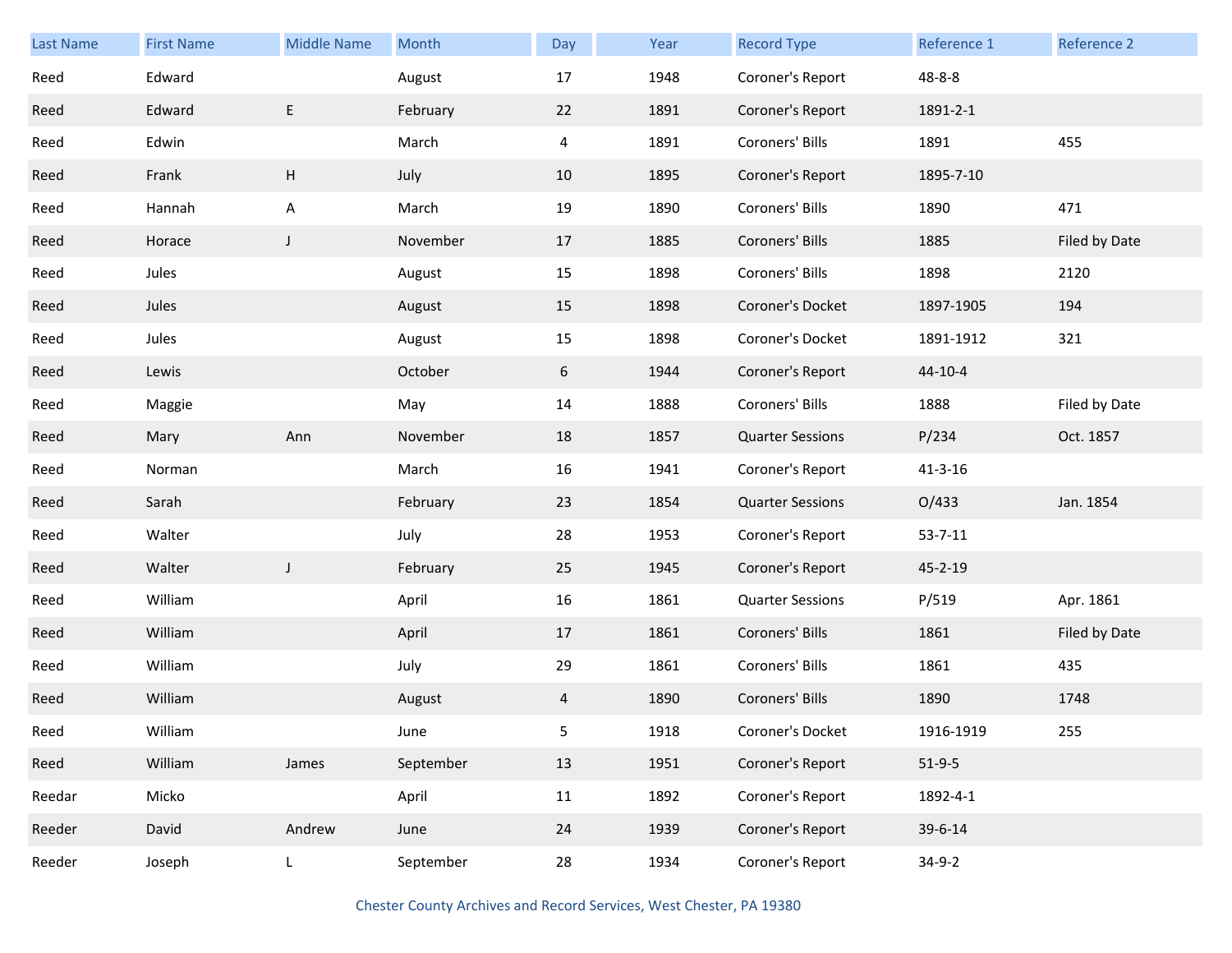| Last Name | First Name | Middle Name | Month | Day | Year | Record Type | Reference 1 | Reference 2 |
|---|---|---|---|---|---|---|---|---|
| Reed | Edward | | August | 17 | 1948 | Coroner's Report | 48-8-8 | |
| Reed | Edward | E | February | 22 | 1891 | Coroner's Report | 1891-2-1 | |
| Reed | Edwin | | March | 4 | 1891 | Coroners' Bills | 1891 | 455 |
| Reed | Frank | H | July | 10 | 1895 | Coroner's Report | 1895-7-10 | |
| Reed | Hannah | A | March | 19 | 1890 | Coroners' Bills | 1890 | 471 |
| Reed | Horace | J | November | 17 | 1885 | Coroners' Bills | 1885 | Filed by Date |
| Reed | Jules | | August | 15 | 1898 | Coroners' Bills | 1898 | 2120 |
| Reed | Jules | | August | 15 | 1898 | Coroner's Docket | 1897-1905 | 194 |
| Reed | Jules | | August | 15 | 1898 | Coroner's Docket | 1891-1912 | 321 |
| Reed | Lewis | | October | 6 | 1944 | Coroner's Report | 44-10-4 | |
| Reed | Maggie | | May | 14 | 1888 | Coroners' Bills | 1888 | Filed by Date |
| Reed | Mary | Ann | November | 18 | 1857 | Quarter Sessions | P/234 | Oct. 1857 |
| Reed | Norman | | March | 16 | 1941 | Coroner's Report | 41-3-16 | |
| Reed | Sarah | | February | 23 | 1854 | Quarter Sessions | O/433 | Jan. 1854 |
| Reed | Walter | | July | 28 | 1953 | Coroner's Report | 53-7-11 | |
| Reed | Walter | J | February | 25 | 1945 | Coroner's Report | 45-2-19 | |
| Reed | William | | April | 16 | 1861 | Quarter Sessions | P/519 | Apr. 1861 |
| Reed | William | | April | 17 | 1861 | Coroners' Bills | 1861 | Filed by Date |
| Reed | William | | July | 29 | 1861 | Coroners' Bills | 1861 | 435 |
| Reed | William | | August | 4 | 1890 | Coroners' Bills | 1890 | 1748 |
| Reed | William | | June | 5 | 1918 | Coroner's Docket | 1916-1919 | 255 |
| Reed | William | James | September | 13 | 1951 | Coroner's Report | 51-9-5 | |
| Reedar | Micko | | April | 11 | 1892 | Coroner's Report | 1892-4-1 | |
| Reeder | David | Andrew | June | 24 | 1939 | Coroner's Report | 39-6-14 | |
| Reeder | Joseph | L | September | 28 | 1934 | Coroner's Report | 34-9-2 | |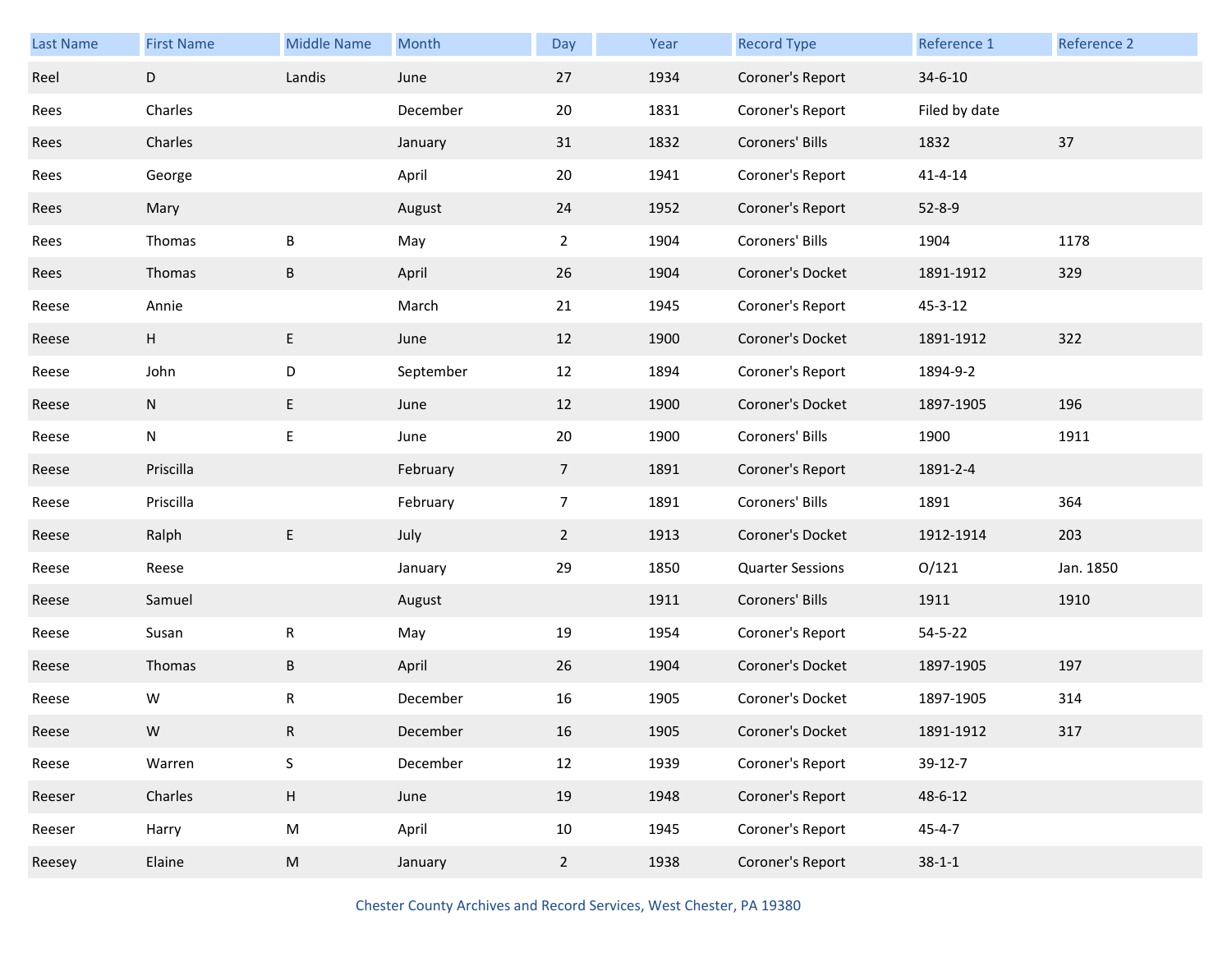| Last Name | First Name | Middle Name | Month | Day | Year | Record Type | Reference 1 | Reference 2 |
|---|---|---|---|---|---|---|---|---|
| Reel | D | Landis | June | 27 | 1934 | Coroner's Report | 34-6-10 | |
| Rees | Charles | | December | 20 | 1831 | Coroner's Report | Filed by date | |
| Rees | Charles | | January | 31 | 1832 | Coroners' Bills | 1832 | 37 |
| Rees | George | | April | 20 | 1941 | Coroner's Report | 41-4-14 | |
| Rees | Mary | | August | 24 | 1952 | Coroner's Report | 52-8-9 | |
| Rees | Thomas | B | May | 2 | 1904 | Coroners' Bills | 1904 | 1178 |
| Rees | Thomas | B | April | 26 | 1904 | Coroner's Docket | 1891-1912 | 329 |
| Reese | Annie | | March | 21 | 1945 | Coroner's Report | 45-3-12 | |
| Reese | H | E | June | 12 | 1900 | Coroner's Docket | 1891-1912 | 322 |
| Reese | John | D | September | 12 | 1894 | Coroner's Report | 1894-9-2 | |
| Reese | N | E | June | 12 | 1900 | Coroner's Docket | 1897-1905 | 196 |
| Reese | N | E | June | 20 | 1900 | Coroners' Bills | 1900 | 1911 |
| Reese | Priscilla | | February | 7 | 1891 | Coroner's Report | 1891-2-4 | |
| Reese | Priscilla | | February | 7 | 1891 | Coroners' Bills | 1891 | 364 |
| Reese | Ralph | E | July | 2 | 1913 | Coroner's Docket | 1912-1914 | 203 |
| Reese | Reese | | January | 29 | 1850 | Quarter Sessions | O/121 | Jan. 1850 |
| Reese | Samuel | | August | | 1911 | Coroners' Bills | 1911 | 1910 |
| Reese | Susan | R | May | 19 | 1954 | Coroner's Report | 54-5-22 | |
| Reese | Thomas | B | April | 26 | 1904 | Coroner's Docket | 1897-1905 | 197 |
| Reese | W | R | December | 16 | 1905 | Coroner's Docket | 1897-1905 | 314 |
| Reese | W | R | December | 16 | 1905 | Coroner's Docket | 1891-1912 | 317 |
| Reese | Warren | S | December | 12 | 1939 | Coroner's Report | 39-12-7 | |
| Reeser | Charles | H | June | 19 | 1948 | Coroner's Report | 48-6-12 | |
| Reeser | Harry | M | April | 10 | 1945 | Coroner's Report | 45-4-7 | |
| Reesey | Elaine | M | January | 2 | 1938 | Coroner's Report | 38-1-1 | |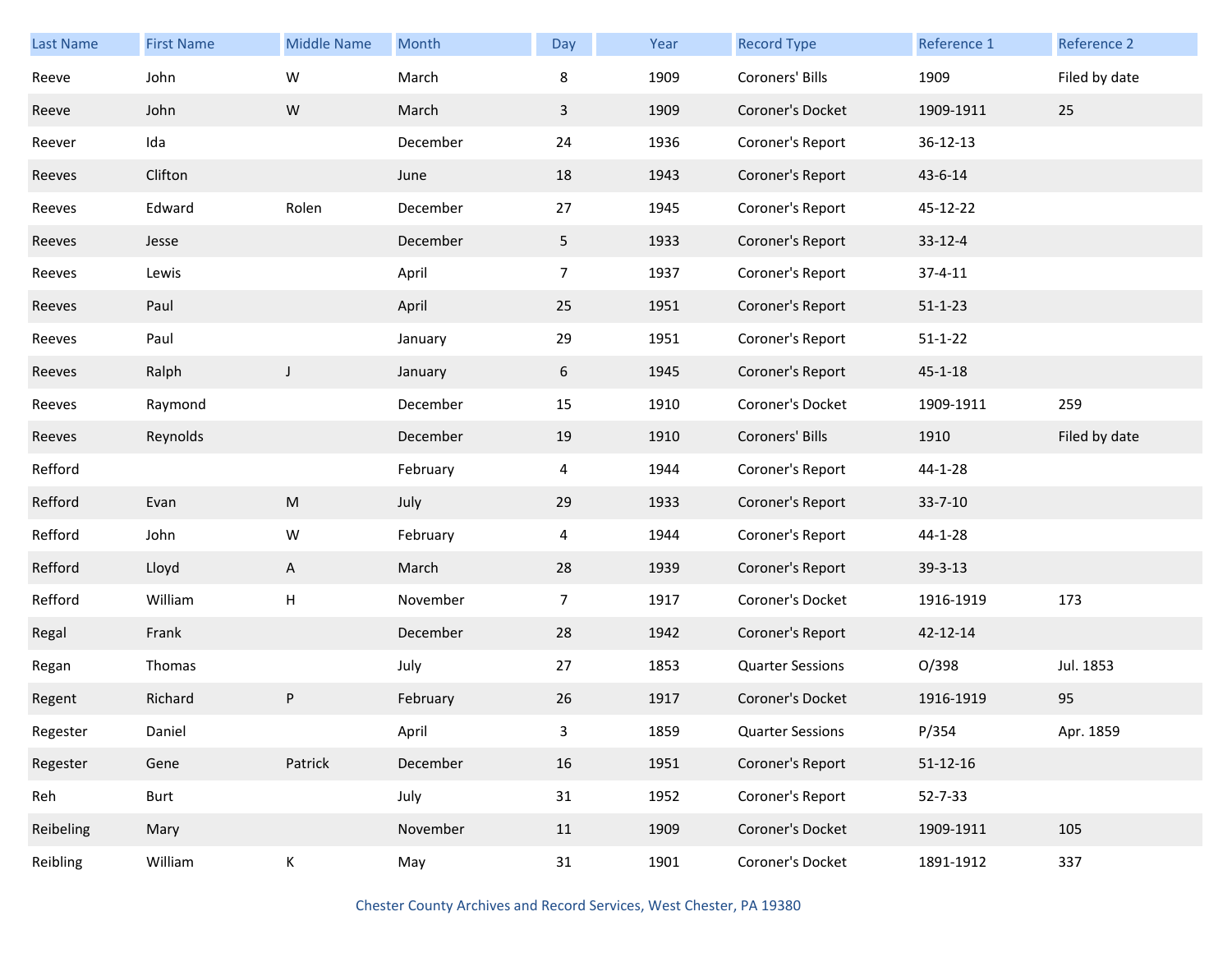| Last Name | First Name | Middle Name | Month | Day | Year | Record Type | Reference 1 | Reference 2 |
|---|---|---|---|---|---|---|---|---|
| Reeve | John | W | March | 8 | 1909 | Coroners' Bills | 1909 | Filed by date |
| Reeve | John | W | March | 3 | 1909 | Coroner's Docket | 1909-1911 | 25 |
| Reever | Ida | | December | 24 | 1936 | Coroner's Report | 36-12-13 | |
| Reeves | Clifton | | June | 18 | 1943 | Coroner's Report | 43-6-14 | |
| Reeves | Edward | Rolen | December | 27 | 1945 | Coroner's Report | 45-12-22 | |
| Reeves | Jesse | | December | 5 | 1933 | Coroner's Report | 33-12-4 | |
| Reeves | Lewis | | April | 7 | 1937 | Coroner's Report | 37-4-11 | |
| Reeves | Paul | | April | 25 | 1951 | Coroner's Report | 51-1-23 | |
| Reeves | Paul | | January | 29 | 1951 | Coroner's Report | 51-1-22 | |
| Reeves | Ralph | J | January | 6 | 1945 | Coroner's Report | 45-1-18 | |
| Reeves | Raymond | | December | 15 | 1910 | Coroner's Docket | 1909-1911 | 259 |
| Reeves | Reynolds | | December | 19 | 1910 | Coroners' Bills | 1910 | Filed by date |
| Refford | | | February | 4 | 1944 | Coroner's Report | 44-1-28 | |
| Refford | Evan | M | July | 29 | 1933 | Coroner's Report | 33-7-10 | |
| Refford | John | W | February | 4 | 1944 | Coroner's Report | 44-1-28 | |
| Refford | Lloyd | A | March | 28 | 1939 | Coroner's Report | 39-3-13 | |
| Refford | William | H | November | 7 | 1917 | Coroner's Docket | 1916-1919 | 173 |
| Regal | Frank | | December | 28 | 1942 | Coroner's Report | 42-12-14 | |
| Regan | Thomas | | July | 27 | 1853 | Quarter Sessions | O/398 | Jul. 1853 |
| Regent | Richard | P | February | 26 | 1917 | Coroner's Docket | 1916-1919 | 95 |
| Regester | Daniel | | April | 3 | 1859 | Quarter Sessions | P/354 | Apr. 1859 |
| Regester | Gene | Patrick | December | 16 | 1951 | Coroner's Report | 51-12-16 | |
| Reh | Burt | | July | 31 | 1952 | Coroner's Report | 52-7-33 | |
| Reibeling | Mary | | November | 11 | 1909 | Coroner's Docket | 1909-1911 | 105 |
| Reibling | William | K | May | 31 | 1901 | Coroner's Docket | 1891-1912 | 337 |

Chester County Archives and Record Services, West Chester, PA 19380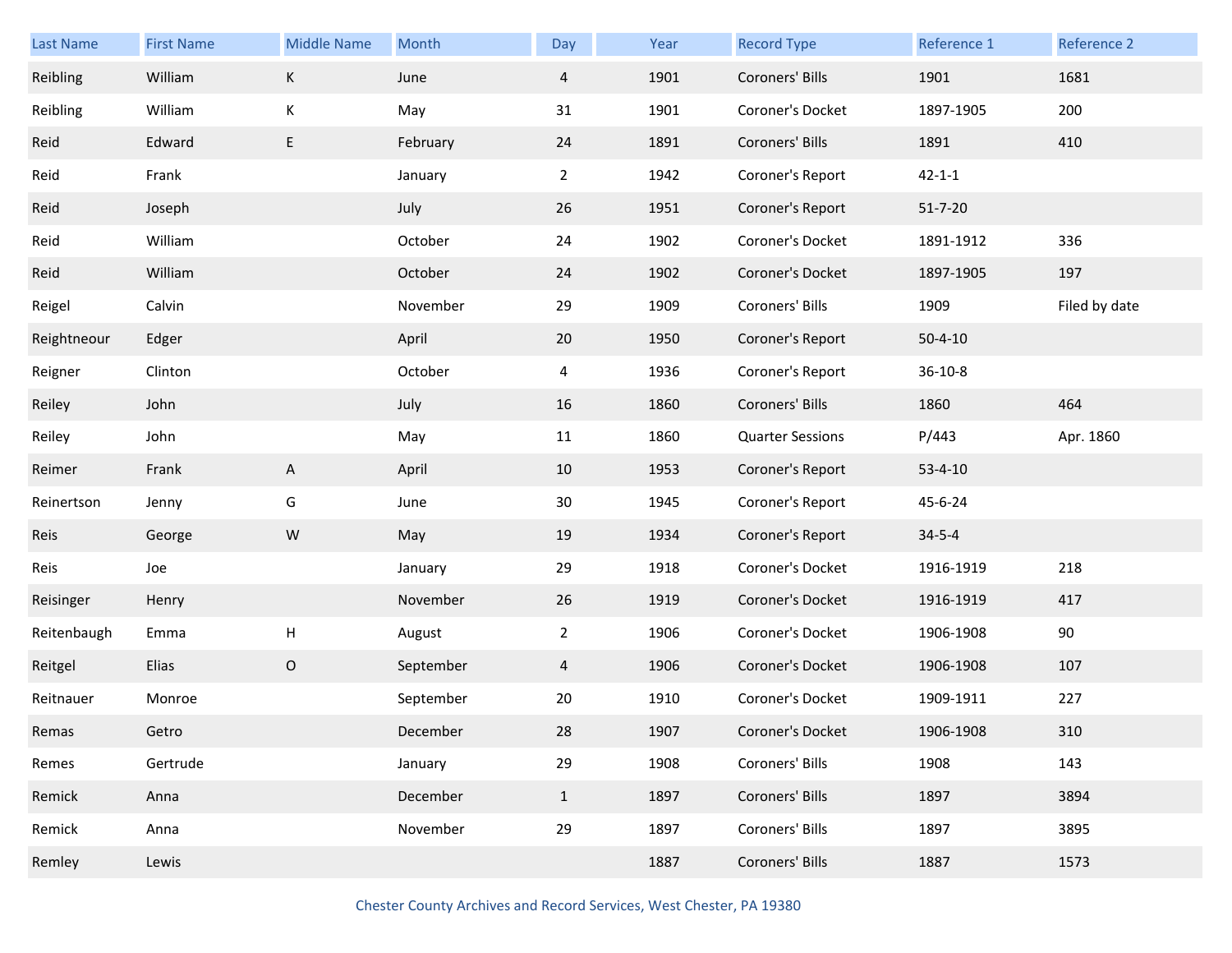| Last Name | First Name | Middle Name | Month | Day | Year | Record Type | Reference 1 | Reference 2 |
|---|---|---|---|---|---|---|---|---|
| Reibling | William | K | June | 4 | 1901 | Coroners' Bills | 1901 | 1681 |
| Reibling | William | K | May | 31 | 1901 | Coroner's Docket | 1897-1905 | 200 |
| Reid | Edward | E | February | 24 | 1891 | Coroners' Bills | 1891 | 410 |
| Reid | Frank | | January | 2 | 1942 | Coroner's Report | 42-1-1 | |
| Reid | Joseph | | July | 26 | 1951 | Coroner's Report | 51-7-20 | |
| Reid | William | | October | 24 | 1902 | Coroner's Docket | 1891-1912 | 336 |
| Reid | William | | October | 24 | 1902 | Coroner's Docket | 1897-1905 | 197 |
| Reigel | Calvin | | November | 29 | 1909 | Coroners' Bills | 1909 | Filed by date |
| Reightneour | Edger | | April | 20 | 1950 | Coroner's Report | 50-4-10 | |
| Reigner | Clinton | | October | 4 | 1936 | Coroner's Report | 36-10-8 | |
| Reiley | John | | July | 16 | 1860 | Coroners' Bills | 1860 | 464 |
| Reiley | John | | May | 11 | 1860 | Quarter Sessions | P/443 | Apr. 1860 |
| Reimer | Frank | A | April | 10 | 1953 | Coroner's Report | 53-4-10 | |
| Reinertson | Jenny | G | June | 30 | 1945 | Coroner's Report | 45-6-24 | |
| Reis | George | W | May | 19 | 1934 | Coroner's Report | 34-5-4 | |
| Reis | Joe | | January | 29 | 1918 | Coroner's Docket | 1916-1919 | 218 |
| Reisinger | Henry | | November | 26 | 1919 | Coroner's Docket | 1916-1919 | 417 |
| Reitenbaugh | Emma | H | August | 2 | 1906 | Coroner's Docket | 1906-1908 | 90 |
| Reitgel | Elias | O | September | 4 | 1906 | Coroner's Docket | 1906-1908 | 107 |
| Reitnauer | Monroe | | September | 20 | 1910 | Coroner's Docket | 1909-1911 | 227 |
| Remas | Getro | | December | 28 | 1907 | Coroner's Docket | 1906-1908 | 310 |
| Remes | Gertrude | | January | 29 | 1908 | Coroners' Bills | 1908 | 143 |
| Remick | Anna | | December | 1 | 1897 | Coroners' Bills | 1897 | 3894 |
| Remick | Anna | | November | 29 | 1897 | Coroners' Bills | 1897 | 3895 |
| Remley | Lewis | | | | 1887 | Coroners' Bills | 1887 | 1573 |

Chester County Archives and Record Services, West Chester, PA 19380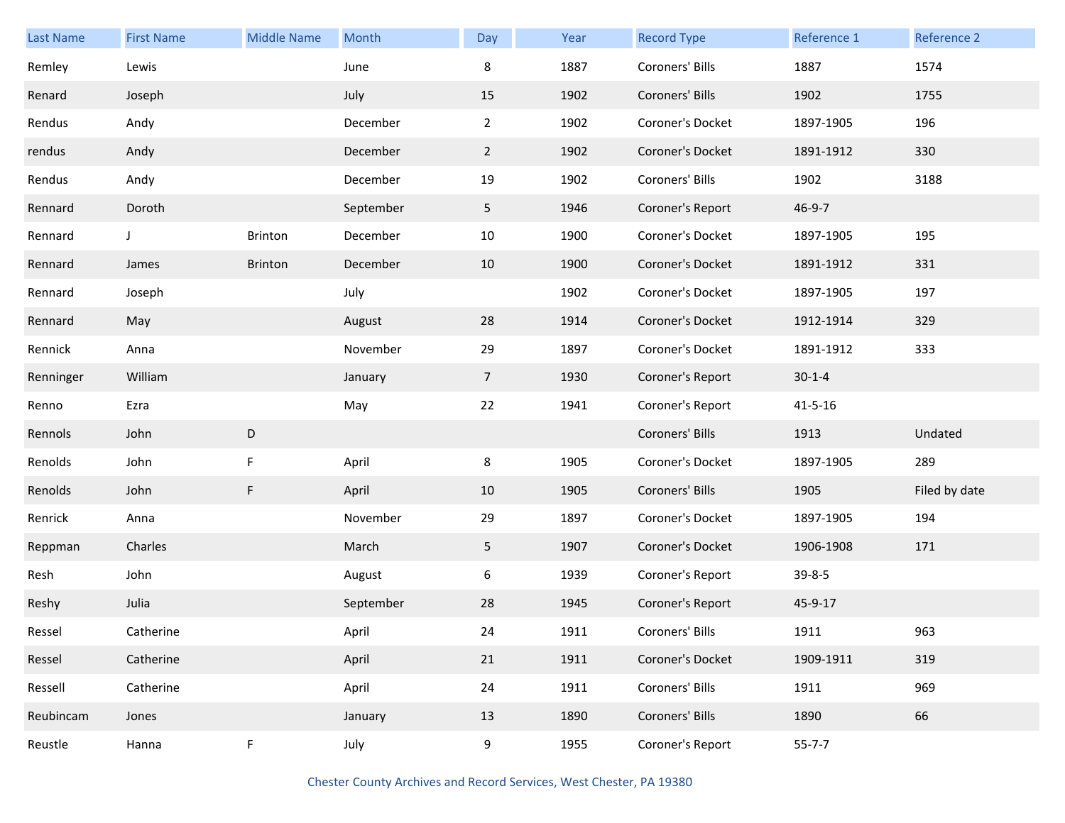| Last Name | First Name | Middle Name | Month | Day | Year | Record Type | Reference 1 | Reference 2 |
|---|---|---|---|---|---|---|---|---|
| Remley | Lewis | | June | 8 | 1887 | Coroners' Bills | 1887 | 1574 |
| Renard | Joseph | | July | 15 | 1902 | Coroners' Bills | 1902 | 1755 |
| Rendus | Andy | | December | 2 | 1902 | Coroner's Docket | 1897-1905 | 196 |
| rendus | Andy | | December | 2 | 1902 | Coroner's Docket | 1891-1912 | 330 |
| Rendus | Andy | | December | 19 | 1902 | Coroners' Bills | 1902 | 3188 |
| Rennard | Doroth | | September | 5 | 1946 | Coroner's Report | 46-9-7 | |
| Rennard | J | Brinton | December | 10 | 1900 | Coroner's Docket | 1897-1905 | 195 |
| Rennard | James | Brinton | December | 10 | 1900 | Coroner's Docket | 1891-1912 | 331 |
| Rennard | Joseph | | July | | 1902 | Coroner's Docket | 1897-1905 | 197 |
| Rennard | May | | August | 28 | 1914 | Coroner's Docket | 1912-1914 | 329 |
| Rennick | Anna | | November | 29 | 1897 | Coroner's Docket | 1891-1912 | 333 |
| Renninger | William | | January | 7 | 1930 | Coroner's Report | 30-1-4 | |
| Renno | Ezra | | May | 22 | 1941 | Coroner's Report | 41-5-16 | |
| Rennols | John | D | | | | Coroners' Bills | 1913 | Undated |
| Renolds | John | F | April | 8 | 1905 | Coroner's Docket | 1897-1905 | 289 |
| Renolds | John | F | April | 10 | 1905 | Coroners' Bills | 1905 | Filed by date |
| Renrick | Anna | | November | 29 | 1897 | Coroner's Docket | 1897-1905 | 194 |
| Reppman | Charles | | March | 5 | 1907 | Coroner's Docket | 1906-1908 | 171 |
| Resh | John | | August | 6 | 1939 | Coroner's Report | 39-8-5 | |
| Reshy | Julia | | September | 28 | 1945 | Coroner's Report | 45-9-17 | |
| Ressel | Catherine | | April | 24 | 1911 | Coroners' Bills | 1911 | 963 |
| Ressel | Catherine | | April | 21 | 1911 | Coroner's Docket | 1909-1911 | 319 |
| Ressell | Catherine | | April | 24 | 1911 | Coroners' Bills | 1911 | 969 |
| Reubincam | Jones | | January | 13 | 1890 | Coroners' Bills | 1890 | 66 |
| Reustle | Hanna | F | July | 9 | 1955 | Coroner's Report | 55-7-7 | |

Chester County Archives and Record Services, West Chester, PA 19380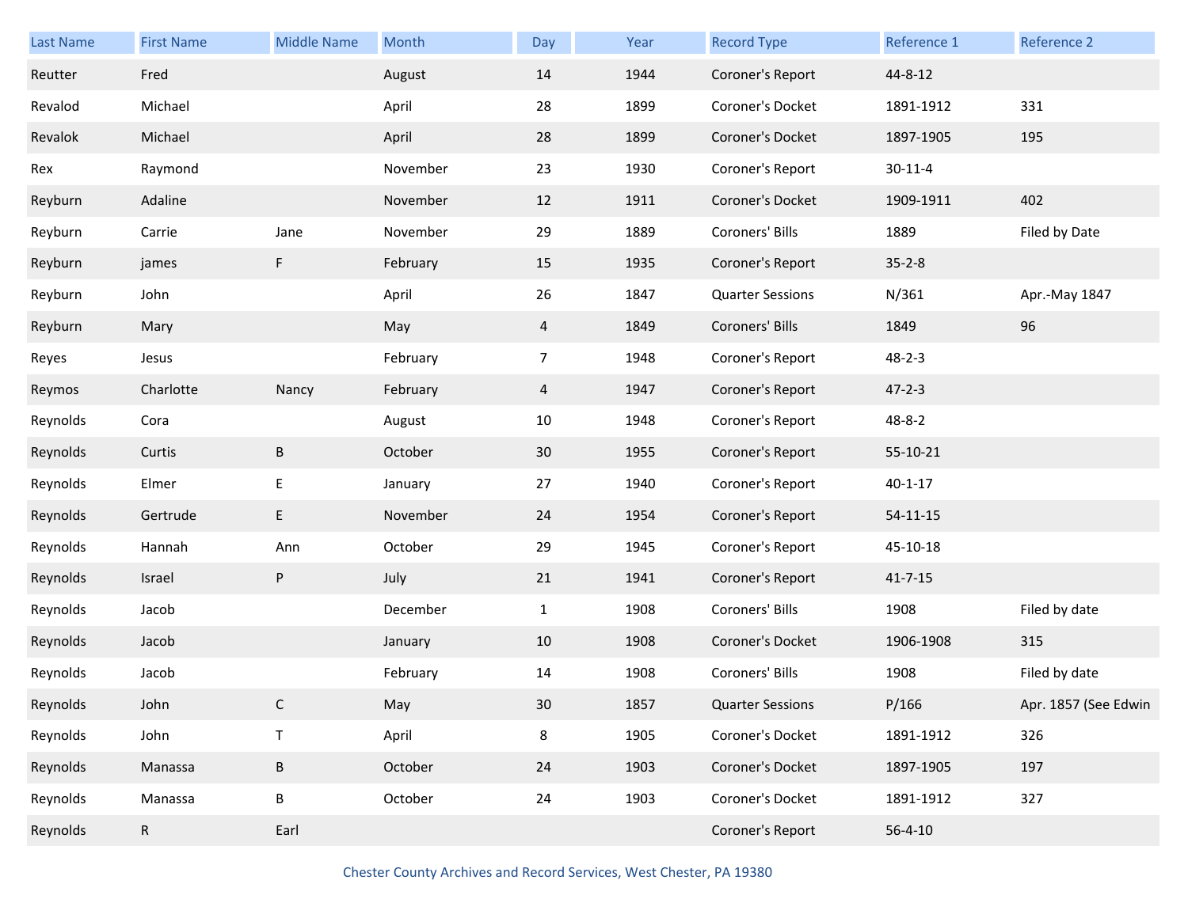| Last Name | First Name | Middle Name | Month | Day | Year | Record Type | Reference 1 | Reference 2 |
|---|---|---|---|---|---|---|---|---|
| Reutter | Fred | | August | 14 | 1944 | Coroner's Report | 44-8-12 | |
| Revalod | Michael | | April | 28 | 1899 | Coroner's Docket | 1891-1912 | 331 |
| Revalok | Michael | | April | 28 | 1899 | Coroner's Docket | 1897-1905 | 195 |
| Rex | Raymond | | November | 23 | 1930 | Coroner's Report | 30-11-4 | |
| Reyburn | Adaline | | November | 12 | 1911 | Coroner's Docket | 1909-1911 | 402 |
| Reyburn | Carrie | Jane | November | 29 | 1889 | Coroners' Bills | 1889 | Filed by Date |
| Reyburn | james | F | February | 15 | 1935 | Coroner's Report | 35-2-8 | |
| Reyburn | John | | April | 26 | 1847 | Quarter Sessions | N/361 | Apr.-May 1847 |
| Reyburn | Mary | | May | 4 | 1849 | Coroners' Bills | 1849 | 96 |
| Reyes | Jesus | | February | 7 | 1948 | Coroner's Report | 48-2-3 | |
| Reymos | Charlotte | Nancy | February | 4 | 1947 | Coroner's Report | 47-2-3 | |
| Reynolds | Cora | | August | 10 | 1948 | Coroner's Report | 48-8-2 | |
| Reynolds | Curtis | B | October | 30 | 1955 | Coroner's Report | 55-10-21 | |
| Reynolds | Elmer | E | January | 27 | 1940 | Coroner's Report | 40-1-17 | |
| Reynolds | Gertrude | E | November | 24 | 1954 | Coroner's Report | 54-11-15 | |
| Reynolds | Hannah | Ann | October | 29 | 1945 | Coroner's Report | 45-10-18 | |
| Reynolds | Israel | P | July | 21 | 1941 | Coroner's Report | 41-7-15 | |
| Reynolds | Jacob | | December | 1 | 1908 | Coroners' Bills | 1908 | Filed by date |
| Reynolds | Jacob | | January | 10 | 1908 | Coroner's Docket | 1906-1908 | 315 |
| Reynolds | Jacob | | February | 14 | 1908 | Coroners' Bills | 1908 | Filed by date |
| Reynolds | John | C | May | 30 | 1857 | Quarter Sessions | P/166 | Apr. 1857 (See Edwin |
| Reynolds | John | T | April | 8 | 1905 | Coroner's Docket | 1891-1912 | 326 |
| Reynolds | Manassa | B | October | 24 | 1903 | Coroner's Docket | 1897-1905 | 197 |
| Reynolds | Manassa | B | October | 24 | 1903 | Coroner's Docket | 1891-1912 | 327 |
| Reynolds | R | Earl | | | | Coroner's Report | 56-4-10 | |

Chester County Archives and Record Services, West Chester, PA 19380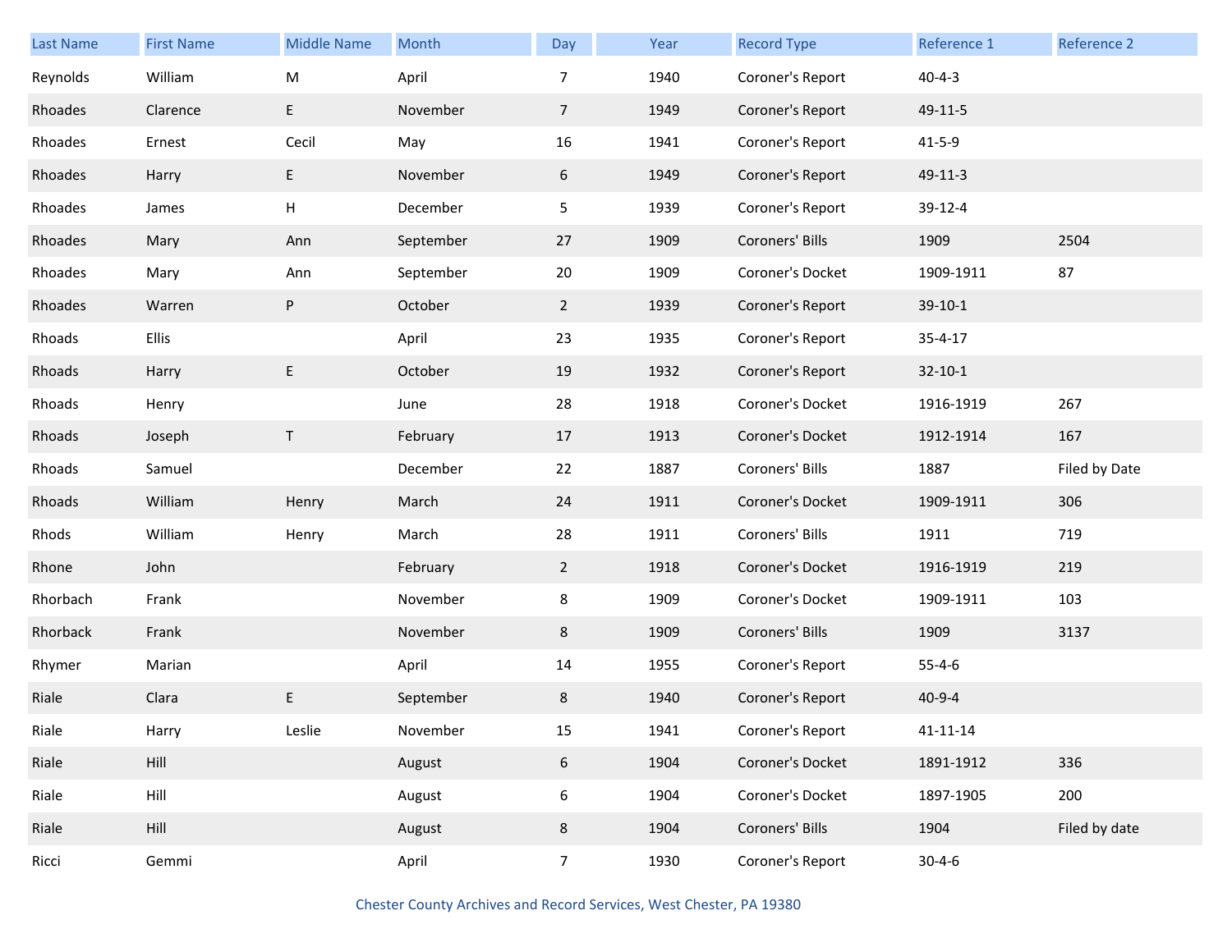| Last Name | First Name | Middle Name | Month | Day | Year | Record Type | Reference 1 | Reference 2 |
|---|---|---|---|---|---|---|---|---|
| Reynolds | William | M | April | 7 | 1940 | Coroner's Report | 40-4-3 | |
| Rhoades | Clarence | E | November | 7 | 1949 | Coroner's Report | 49-11-5 | |
| Rhoades | Ernest | Cecil | May | 16 | 1941 | Coroner's Report | 41-5-9 | |
| Rhoades | Harry | E | November | 6 | 1949 | Coroner's Report | 49-11-3 | |
| Rhoades | James | H | December | 5 | 1939 | Coroner's Report | 39-12-4 | |
| Rhoades | Mary | Ann | September | 27 | 1909 | Coroners' Bills | 1909 | 2504 |
| Rhoades | Mary | Ann | September | 20 | 1909 | Coroner's Docket | 1909-1911 | 87 |
| Rhoades | Warren | P | October | 2 | 1939 | Coroner's Report | 39-10-1 | |
| Rhoads | Ellis | | April | 23 | 1935 | Coroner's Report | 35-4-17 | |
| Rhoads | Harry | E | October | 19 | 1932 | Coroner's Report | 32-10-1 | |
| Rhoads | Henry | | June | 28 | 1918 | Coroner's Docket | 1916-1919 | 267 |
| Rhoads | Joseph | T | February | 17 | 1913 | Coroner's Docket | 1912-1914 | 167 |
| Rhoads | Samuel | | December | 22 | 1887 | Coroners' Bills | 1887 | Filed by Date |
| Rhoads | William | Henry | March | 24 | 1911 | Coroner's Docket | 1909-1911 | 306 |
| Rhods | William | Henry | March | 28 | 1911 | Coroners' Bills | 1911 | 719 |
| Rhone | John | | February | 2 | 1918 | Coroner's Docket | 1916-1919 | 219 |
| Rhorbach | Frank | | November | 8 | 1909 | Coroner's Docket | 1909-1911 | 103 |
| Rhorback | Frank | | November | 8 | 1909 | Coroners' Bills | 1909 | 3137 |
| Rhymer | Marian | | April | 14 | 1955 | Coroner's Report | 55-4-6 | |
| Riale | Clara | E | September | 8 | 1940 | Coroner's Report | 40-9-4 | |
| Riale | Harry | Leslie | November | 15 | 1941 | Coroner's Report | 41-11-14 | |
| Riale | Hill | | August | 6 | 1904 | Coroner's Docket | 1891-1912 | 336 |
| Riale | Hill | | August | 6 | 1904 | Coroner's Docket | 1897-1905 | 200 |
| Riale | Hill | | August | 8 | 1904 | Coroners' Bills | 1904 | Filed by date |
| Ricci | Gemmi | | April | 7 | 1930 | Coroner's Report | 30-4-6 | |

Chester County Archives and Record Services, West Chester, PA 19380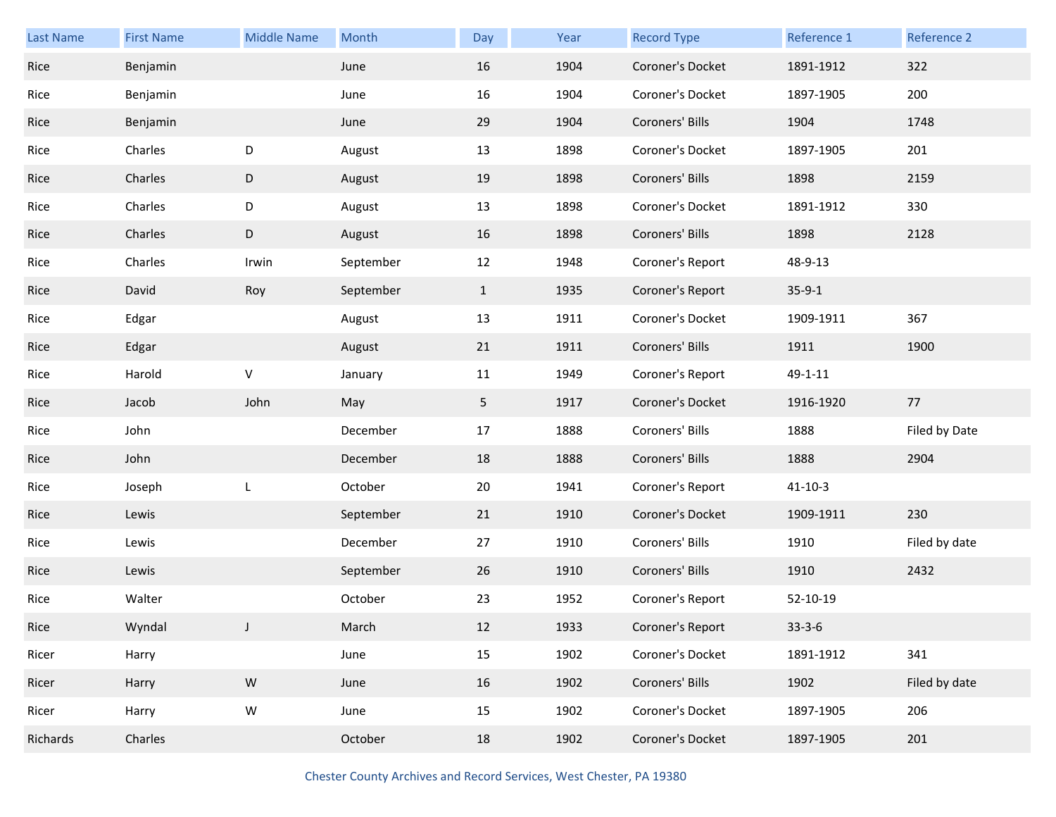| Last Name | First Name | Middle Name | Month | Day | Year | Record Type | Reference 1 | Reference 2 |
|---|---|---|---|---|---|---|---|---|
| Rice | Benjamin | | June | 16 | 1904 | Coroner's Docket | 1891-1912 | 322 |
| Rice | Benjamin | | June | 16 | 1904 | Coroner's Docket | 1897-1905 | 200 |
| Rice | Benjamin | | June | 29 | 1904 | Coroners' Bills | 1904 | 1748 |
| Rice | Charles | D | August | 13 | 1898 | Coroner's Docket | 1897-1905 | 201 |
| Rice | Charles | D | August | 19 | 1898 | Coroners' Bills | 1898 | 2159 |
| Rice | Charles | D | August | 13 | 1898 | Coroner's Docket | 1891-1912 | 330 |
| Rice | Charles | D | August | 16 | 1898 | Coroners' Bills | 1898 | 2128 |
| Rice | Charles | Irwin | September | 12 | 1948 | Coroner's Report | 48-9-13 | |
| Rice | David | Roy | September | 1 | 1935 | Coroner's Report | 35-9-1 | |
| Rice | Edgar | | August | 13 | 1911 | Coroner's Docket | 1909-1911 | 367 |
| Rice | Edgar | | August | 21 | 1911 | Coroners' Bills | 1911 | 1900 |
| Rice | Harold | V | January | 11 | 1949 | Coroner's Report | 49-1-11 | |
| Rice | Jacob | John | May | 5 | 1917 | Coroner's Docket | 1916-1920 | 77 |
| Rice | John | | December | 17 | 1888 | Coroners' Bills | 1888 | Filed by Date |
| Rice | John | | December | 18 | 1888 | Coroners' Bills | 1888 | 2904 |
| Rice | Joseph | L | October | 20 | 1941 | Coroner's Report | 41-10-3 | |
| Rice | Lewis | | September | 21 | 1910 | Coroner's Docket | 1909-1911 | 230 |
| Rice | Lewis | | December | 27 | 1910 | Coroners' Bills | 1910 | Filed by date |
| Rice | Lewis | | September | 26 | 1910 | Coroners' Bills | 1910 | 2432 |
| Rice | Walter | | October | 23 | 1952 | Coroner's Report | 52-10-19 | |
| Rice | Wyndal | J | March | 12 | 1933 | Coroner's Report | 33-3-6 | |
| Ricer | Harry | | June | 15 | 1902 | Coroner's Docket | 1891-1912 | 341 |
| Ricer | Harry | W | June | 16 | 1902 | Coroners' Bills | 1902 | Filed by date |
| Ricer | Harry | W | June | 15 | 1902 | Coroner's Docket | 1897-1905 | 206 |
| Richards | Charles | | October | 18 | 1902 | Coroner's Docket | 1897-1905 | 201 |

Chester County Archives and Record Services, West Chester, PA 19380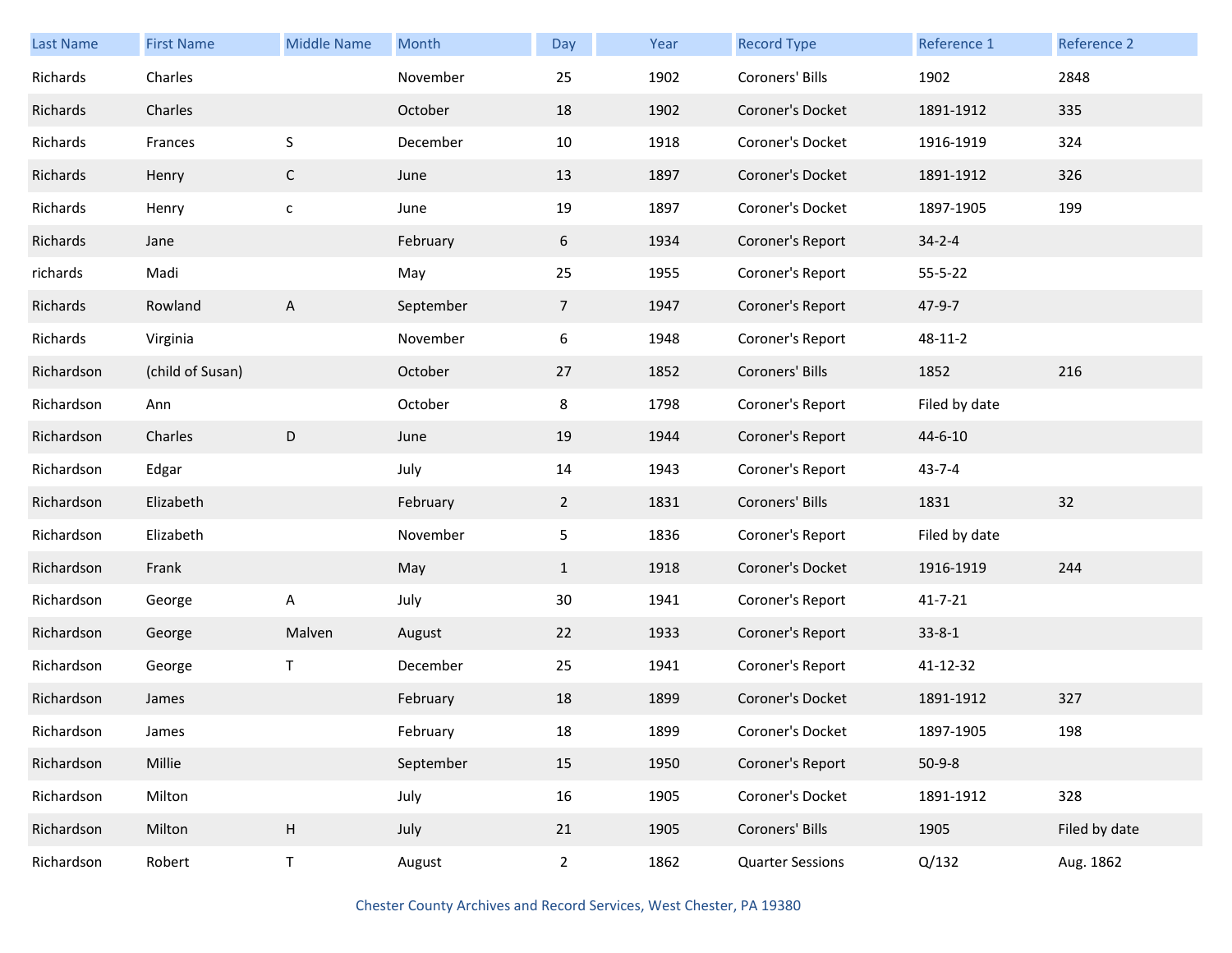| Last Name | First Name | Middle Name | Month | Day | Year | Record Type | Reference 1 | Reference 2 |
|---|---|---|---|---|---|---|---|---|
| Richards | Charles | | November | 25 | 1902 | Coroners' Bills | 1902 | 2848 |
| Richards | Charles | | October | 18 | 1902 | Coroner's Docket | 1891-1912 | 335 |
| Richards | Frances | S | December | 10 | 1918 | Coroner's Docket | 1916-1919 | 324 |
| Richards | Henry | C | June | 13 | 1897 | Coroner's Docket | 1891-1912 | 326 |
| Richards | Henry | c | June | 19 | 1897 | Coroner's Docket | 1897-1905 | 199 |
| Richards | Jane | | February | 6 | 1934 | Coroner's Report | 34-2-4 | |
| richards | Madi | | May | 25 | 1955 | Coroner's Report | 55-5-22 | |
| Richards | Rowland | A | September | 7 | 1947 | Coroner's Report | 47-9-7 | |
| Richards | Virginia | | November | 6 | 1948 | Coroner's Report | 48-11-2 | |
| Richardson | (child of Susan) | | October | 27 | 1852 | Coroners' Bills | 1852 | 216 |
| Richardson | Ann | | October | 8 | 1798 | Coroner's Report | Filed by date | |
| Richardson | Charles | D | June | 19 | 1944 | Coroner's Report | 44-6-10 | |
| Richardson | Edgar | | July | 14 | 1943 | Coroner's Report | 43-7-4 | |
| Richardson | Elizabeth | | February | 2 | 1831 | Coroners' Bills | 1831 | 32 |
| Richardson | Elizabeth | | November | 5 | 1836 | Coroner's Report | Filed by date | |
| Richardson | Frank | | May | 1 | 1918 | Coroner's Docket | 1916-1919 | 244 |
| Richardson | George | A | July | 30 | 1941 | Coroner's Report | 41-7-21 | |
| Richardson | George | Malven | August | 22 | 1933 | Coroner's Report | 33-8-1 | |
| Richardson | George | T | December | 25 | 1941 | Coroner's Report | 41-12-32 | |
| Richardson | James | | February | 18 | 1899 | Coroner's Docket | 1891-1912 | 327 |
| Richardson | James | | February | 18 | 1899 | Coroner's Docket | 1897-1905 | 198 |
| Richardson | Millie | | September | 15 | 1950 | Coroner's Report | 50-9-8 | |
| Richardson | Milton | | July | 16 | 1905 | Coroner's Docket | 1891-1912 | 328 |
| Richardson | Milton | H | July | 21 | 1905 | Coroners' Bills | 1905 | Filed by date |
| Richardson | Robert | T | August | 2 | 1862 | Quarter Sessions | Q/132 | Aug. 1862 |

Chester County Archives and Record Services, West Chester, PA 19380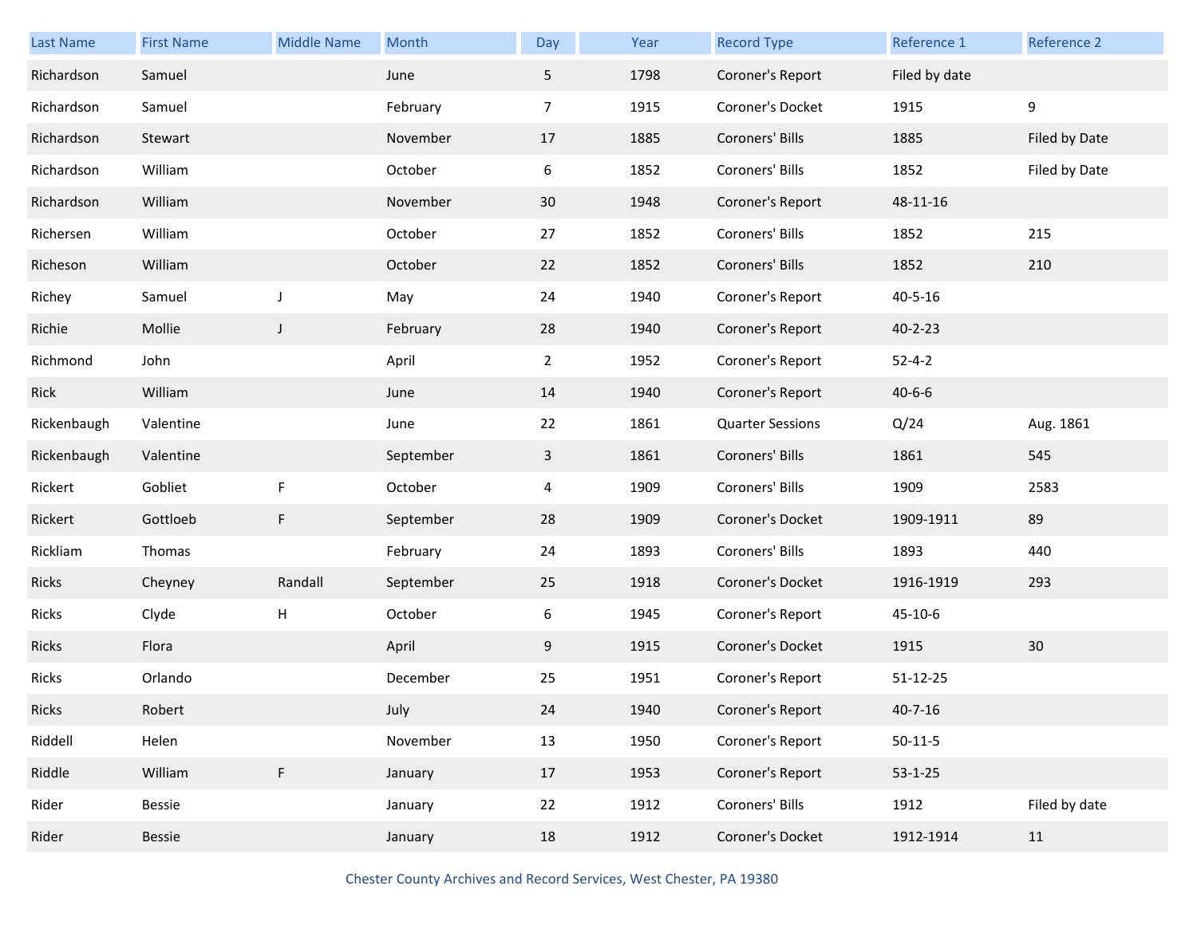| Last Name | First Name | Middle Name | Month | Day | Year | Record Type | Reference 1 | Reference 2 |
|---|---|---|---|---|---|---|---|---|
| Richardson | Samuel | | June | 5 | 1798 | Coroner's Report | Filed by date | |
| Richardson | Samuel | | February | 7 | 1915 | Coroner's Docket | 1915 | 9 |
| Richardson | Stewart | | November | 17 | 1885 | Coroners' Bills | 1885 | Filed by Date |
| Richardson | William | | October | 6 | 1852 | Coroners' Bills | 1852 | Filed by Date |
| Richardson | William | | November | 30 | 1948 | Coroner's Report | 48-11-16 | |
| Richersen | William | | October | 27 | 1852 | Coroners' Bills | 1852 | 215 |
| Richeson | William | | October | 22 | 1852 | Coroners' Bills | 1852 | 210 |
| Richey | Samuel | J | May | 24 | 1940 | Coroner's Report | 40-5-16 | |
| Richie | Mollie | J | February | 28 | 1940 | Coroner's Report | 40-2-23 | |
| Richmond | John | | April | 2 | 1952 | Coroner's Report | 52-4-2 | |
| Rick | William | | June | 14 | 1940 | Coroner's Report | 40-6-6 | |
| Rickenbaugh | Valentine | | June | 22 | 1861 | Quarter Sessions | Q/24 | Aug. 1861 |
| Rickenbaugh | Valentine | | September | 3 | 1861 | Coroners' Bills | 1861 | 545 |
| Rickert | Gobliet | F | October | 4 | 1909 | Coroners' Bills | 1909 | 2583 |
| Rickert | Gottloeb | F | September | 28 | 1909 | Coroner's Docket | 1909-1911 | 89 |
| Rickliam | Thomas | | February | 24 | 1893 | Coroners' Bills | 1893 | 440 |
| Ricks | Cheyney | Randall | September | 25 | 1918 | Coroner's Docket | 1916-1919 | 293 |
| Ricks | Clyde | H | October | 6 | 1945 | Coroner's Report | 45-10-6 | |
| Ricks | Flora | | April | 9 | 1915 | Coroner's Docket | 1915 | 30 |
| Ricks | Orlando | | December | 25 | 1951 | Coroner's Report | 51-12-25 | |
| Ricks | Robert | | July | 24 | 1940 | Coroner's Report | 40-7-16 | |
| Riddell | Helen | | November | 13 | 1950 | Coroner's Report | 50-11-5 | |
| Riddle | William | F | January | 17 | 1953 | Coroner's Report | 53-1-25 | |
| Rider | Bessie | | January | 22 | 1912 | Coroners' Bills | 1912 | Filed by date |
| Rider | Bessie | | January | 18 | 1912 | Coroner's Docket | 1912-1914 | 11 |

Chester County Archives and Record Services, West Chester, PA 19380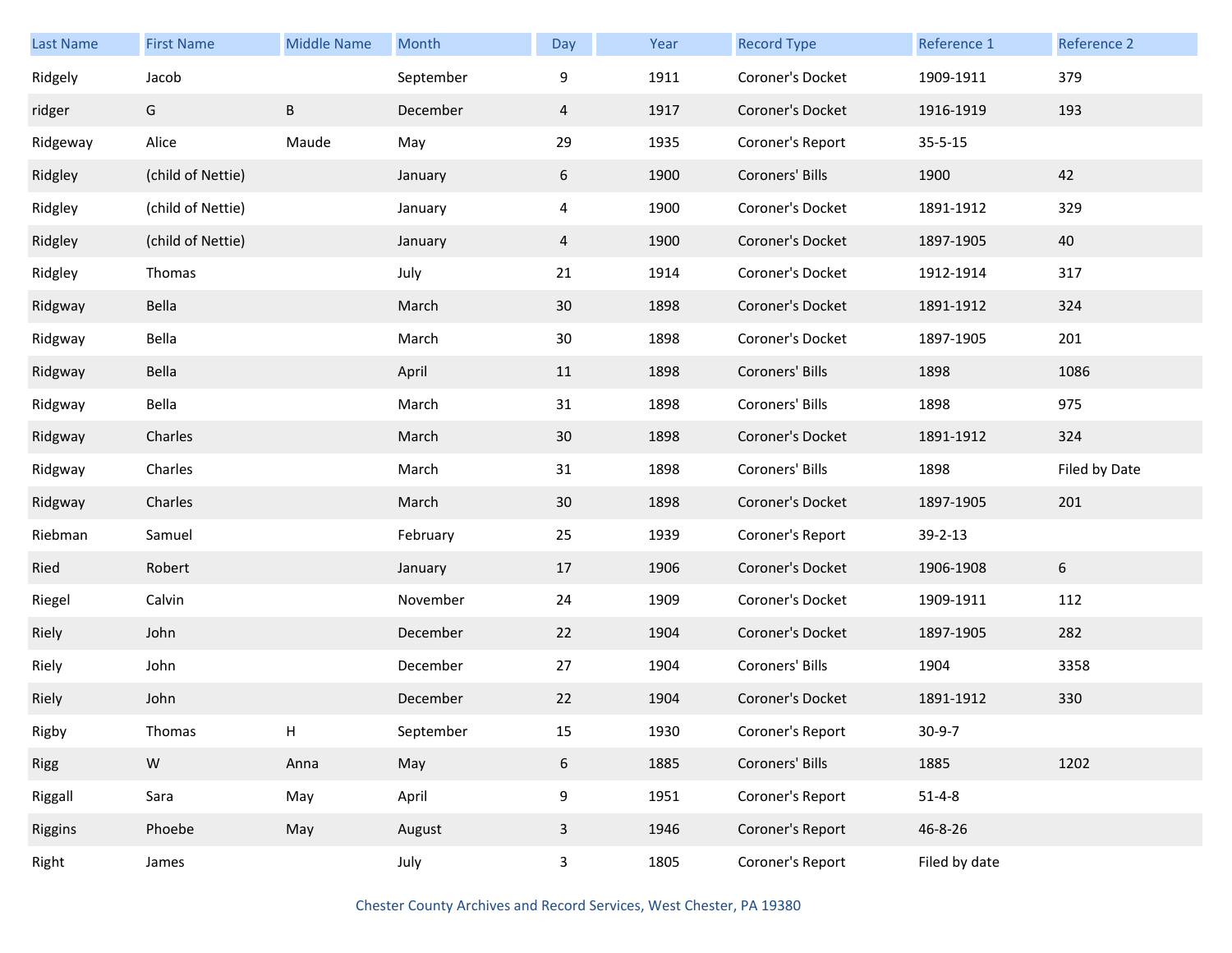| Last Name | First Name | Middle Name | Month | Day | Year | Record Type | Reference 1 | Reference 2 |
|---|---|---|---|---|---|---|---|---|
| Ridgely | Jacob | | September | 9 | 1911 | Coroner's Docket | 1909-1911 | 379 |
| ridger | G | B | December | 4 | 1917 | Coroner's Docket | 1916-1919 | 193 |
| Ridgeway | Alice | Maude | May | 29 | 1935 | Coroner's Report | 35-5-15 | |
| Ridgley | (child of Nettie) | | January | 6 | 1900 | Coroners' Bills | 1900 | 42 |
| Ridgley | (child of Nettie) | | January | 4 | 1900 | Coroner's Docket | 1891-1912 | 329 |
| Ridgley | (child of Nettie) | | January | 4 | 1900 | Coroner's Docket | 1897-1905 | 40 |
| Ridgley | Thomas | | July | 21 | 1914 | Coroner's Docket | 1912-1914 | 317 |
| Ridgway | Bella | | March | 30 | 1898 | Coroner's Docket | 1891-1912 | 324 |
| Ridgway | Bella | | March | 30 | 1898 | Coroner's Docket | 1897-1905 | 201 |
| Ridgway | Bella | | April | 11 | 1898 | Coroners' Bills | 1898 | 1086 |
| Ridgway | Bella | | March | 31 | 1898 | Coroners' Bills | 1898 | 975 |
| Ridgway | Charles | | March | 30 | 1898 | Coroner's Docket | 1891-1912 | 324 |
| Ridgway | Charles | | March | 31 | 1898 | Coroners' Bills | 1898 | Filed by Date |
| Ridgway | Charles | | March | 30 | 1898 | Coroner's Docket | 1897-1905 | 201 |
| Riebman | Samuel | | February | 25 | 1939 | Coroner's Report | 39-2-13 | |
| Ried | Robert | | January | 17 | 1906 | Coroner's Docket | 1906-1908 | 6 |
| Riegel | Calvin | | November | 24 | 1909 | Coroner's Docket | 1909-1911 | 112 |
| Riely | John | | December | 22 | 1904 | Coroner's Docket | 1897-1905 | 282 |
| Riely | John | | December | 27 | 1904 | Coroners' Bills | 1904 | 3358 |
| Riely | John | | December | 22 | 1904 | Coroner's Docket | 1891-1912 | 330 |
| Rigby | Thomas | H | September | 15 | 1930 | Coroner's Report | 30-9-7 | |
| Rigg | W | Anna | May | 6 | 1885 | Coroners' Bills | 1885 | 1202 |
| Riggall | Sara | May | April | 9 | 1951 | Coroner's Report | 51-4-8 | |
| Riggins | Phoebe | May | August | 3 | 1946 | Coroner's Report | 46-8-26 | |
| Right | James | | July | 3 | 1805 | Coroner's Report | Filed by date | |

Chester County Archives and Record Services, West Chester, PA 19380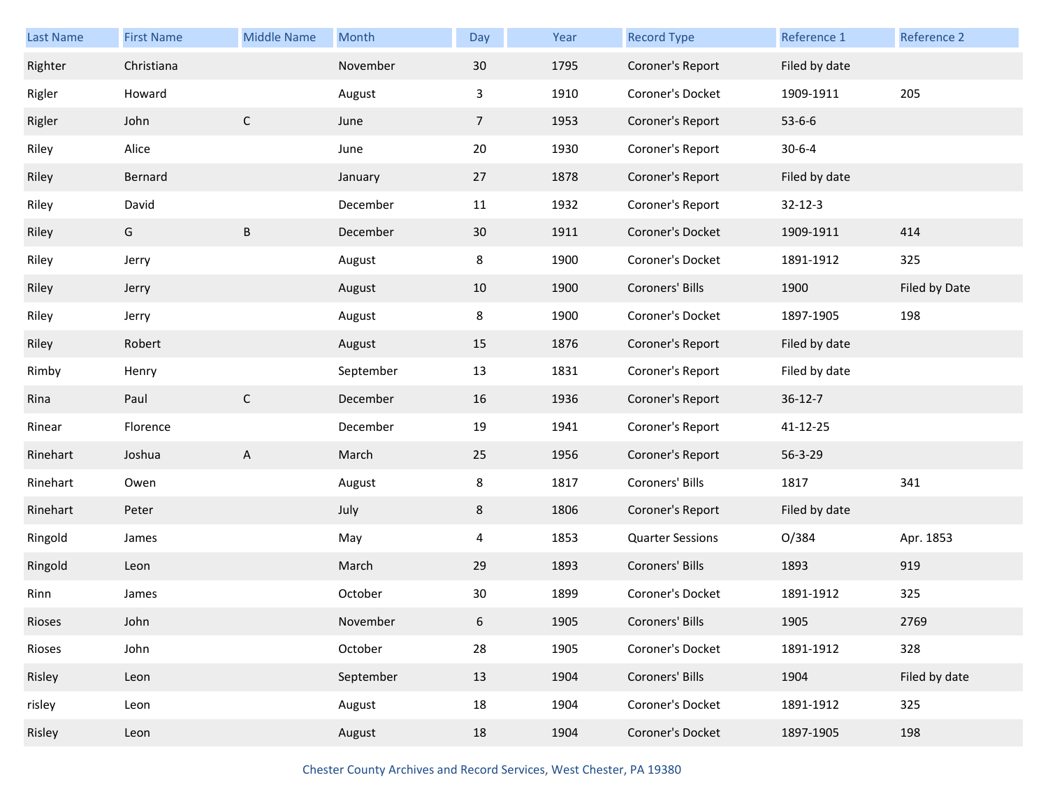| Last Name | First Name | Middle Name | Month | Day | Year | Record Type | Reference 1 | Reference 2 |
|---|---|---|---|---|---|---|---|---|
| Righter | Christiana | | November | 30 | 1795 | Coroner's Report | Filed by date | |
| Rigler | Howard | | August | 3 | 1910 | Coroner's Docket | 1909-1911 | 205 |
| Rigler | John | C | June | 7 | 1953 | Coroner's Report | 53-6-6 | |
| Riley | Alice | | June | 20 | 1930 | Coroner's Report | 30-6-4 | |
| Riley | Bernard | | January | 27 | 1878 | Coroner's Report | Filed by date | |
| Riley | David | | December | 11 | 1932 | Coroner's Report | 32-12-3 | |
| Riley | G | B | December | 30 | 1911 | Coroner's Docket | 1909-1911 | 414 |
| Riley | Jerry | | August | 8 | 1900 | Coroner's Docket | 1891-1912 | 325 |
| Riley | Jerry | | August | 10 | 1900 | Coroners' Bills | 1900 | Filed by Date |
| Riley | Jerry | | August | 8 | 1900 | Coroner's Docket | 1897-1905 | 198 |
| Riley | Robert | | August | 15 | 1876 | Coroner's Report | Filed by date | |
| Rimby | Henry | | September | 13 | 1831 | Coroner's Report | Filed by date | |
| Rina | Paul | C | December | 16 | 1936 | Coroner's Report | 36-12-7 | |
| Rinear | Florence | | December | 19 | 1941 | Coroner's Report | 41-12-25 | |
| Rinehart | Joshua | A | March | 25 | 1956 | Coroner's Report | 56-3-29 | |
| Rinehart | Owen | | August | 8 | 1817 | Coroners' Bills | 1817 | 341 |
| Rinehart | Peter | | July | 8 | 1806 | Coroner's Report | Filed by date | |
| Ringold | James | | May | 4 | 1853 | Quarter Sessions | O/384 | Apr. 1853 |
| Ringold | Leon | | March | 29 | 1893 | Coroners' Bills | 1893 | 919 |
| Rinn | James | | October | 30 | 1899 | Coroner's Docket | 1891-1912 | 325 |
| Rioses | John | | November | 6 | 1905 | Coroners' Bills | 1905 | 2769 |
| Rioses | John | | October | 28 | 1905 | Coroner's Docket | 1891-1912 | 328 |
| Risley | Leon | | September | 13 | 1904 | Coroners' Bills | 1904 | Filed by date |
| risley | Leon | | August | 18 | 1904 | Coroner's Docket | 1891-1912 | 325 |
| Risley | Leon | | August | 18 | 1904 | Coroner's Docket | 1897-1905 | 198 |

Chester County Archives and Record Services, West Chester, PA 19380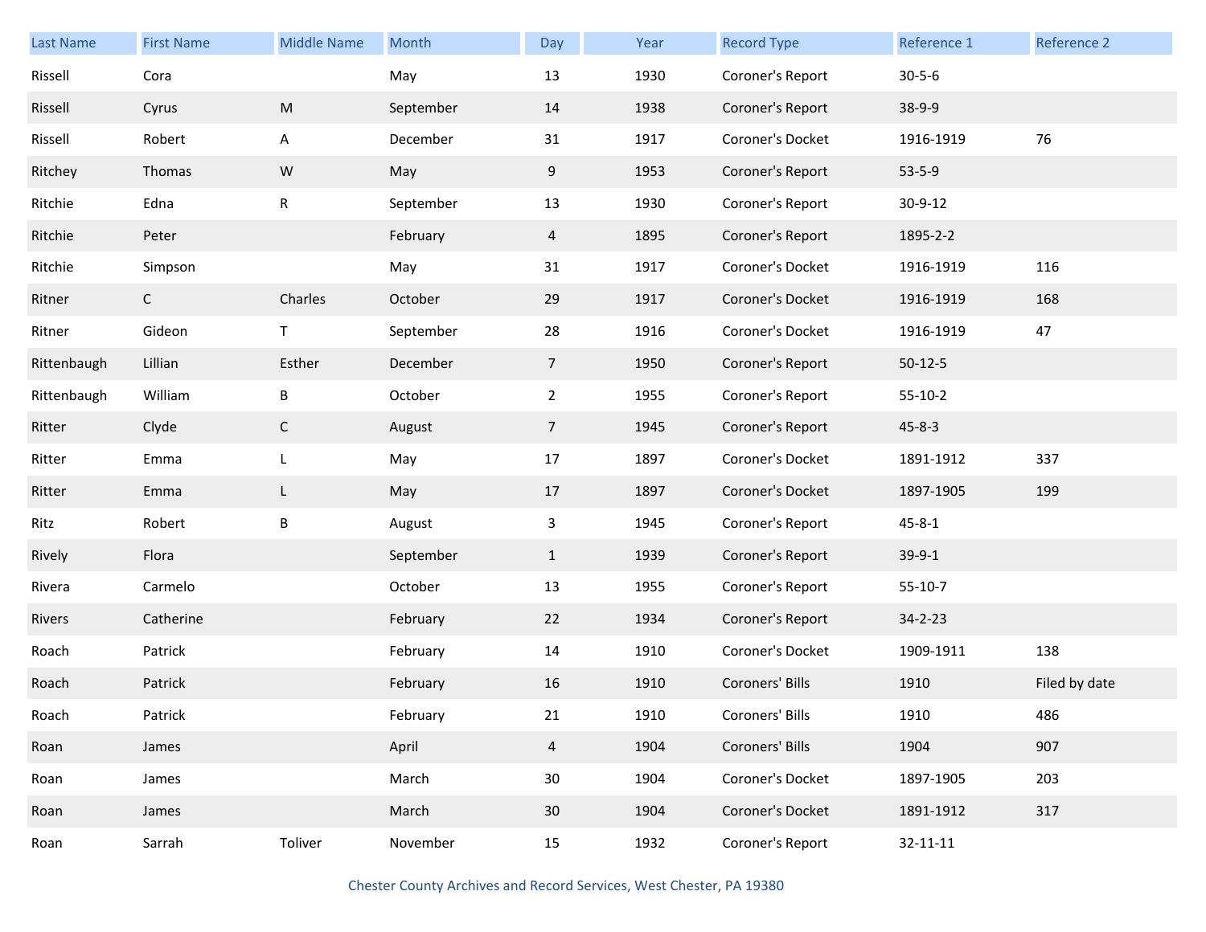| Last Name | First Name | Middle Name | Month | Day | Year | Record Type | Reference 1 | Reference 2 |
|---|---|---|---|---|---|---|---|---|
| Rissell | Cora | | May | 13 | 1930 | Coroner's Report | 30-5-6 | |
| Rissell | Cyrus | M | September | 14 | 1938 | Coroner's Report | 38-9-9 | |
| Rissell | Robert | A | December | 31 | 1917 | Coroner's Docket | 1916-1919 | 76 |
| Ritchey | Thomas | W | May | 9 | 1953 | Coroner's Report | 53-5-9 | |
| Ritchie | Edna | R | September | 13 | 1930 | Coroner's Report | 30-9-12 | |
| Ritchie | Peter | | February | 4 | 1895 | Coroner's Report | 1895-2-2 | |
| Ritchie | Simpson | | May | 31 | 1917 | Coroner's Docket | 1916-1919 | 116 |
| Ritner | C | Charles | October | 29 | 1917 | Coroner's Docket | 1916-1919 | 168 |
| Ritner | Gideon | T | September | 28 | 1916 | Coroner's Docket | 1916-1919 | 47 |
| Rittenbaugh | Lillian | Esther | December | 7 | 1950 | Coroner's Report | 50-12-5 | |
| Rittenbaugh | William | B | October | 2 | 1955 | Coroner's Report | 55-10-2 | |
| Ritter | Clyde | C | August | 7 | 1945 | Coroner's Report | 45-8-3 | |
| Ritter | Emma | L | May | 17 | 1897 | Coroner's Docket | 1891-1912 | 337 |
| Ritter | Emma | L | May | 17 | 1897 | Coroner's Docket | 1897-1905 | 199 |
| Ritz | Robert | B | August | 3 | 1945 | Coroner's Report | 45-8-1 | |
| Rively | Flora | | September | 1 | 1939 | Coroner's Report | 39-9-1 | |
| Rivera | Carmelo | | October | 13 | 1955 | Coroner's Report | 55-10-7 | |
| Rivers | Catherine | | February | 22 | 1934 | Coroner's Report | 34-2-23 | |
| Roach | Patrick | | February | 14 | 1910 | Coroner's Docket | 1909-1911 | 138 |
| Roach | Patrick | | February | 16 | 1910 | Coroners' Bills | 1910 | Filed by date |
| Roach | Patrick | | February | 21 | 1910 | Coroners' Bills | 1910 | 486 |
| Roan | James | | April | 4 | 1904 | Coroners' Bills | 1904 | 907 |
| Roan | James | | March | 30 | 1904 | Coroner's Docket | 1897-1905 | 203 |
| Roan | James | | March | 30 | 1904 | Coroner's Docket | 1891-1912 | 317 |
| Roan | Sarrah | Toliver | November | 15 | 1932 | Coroner's Report | 32-11-11 | |

Chester County Archives and Record Services, West Chester, PA 19380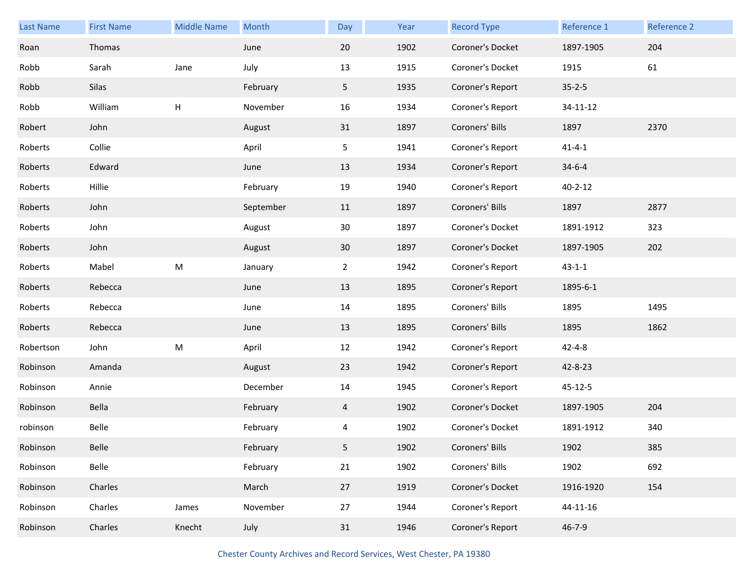| Last Name | First Name | Middle Name | Month | Day | Year | Record Type | Reference 1 | Reference 2 |
|---|---|---|---|---|---|---|---|---|
| Roan | Thomas | | June | 20 | 1902 | Coroner's Docket | 1897-1905 | 204 |
| Robb | Sarah | Jane | July | 13 | 1915 | Coroner's Docket | 1915 | 61 |
| Robb | Silas | | February | 5 | 1935 | Coroner's Report | 35-2-5 | |
| Robb | William | H | November | 16 | 1934 | Coroner's Report | 34-11-12 | |
| Robert | John | | August | 31 | 1897 | Coroners' Bills | 1897 | 2370 |
| Roberts | Collie | | April | 5 | 1941 | Coroner's Report | 41-4-1 | |
| Roberts | Edward | | June | 13 | 1934 | Coroner's Report | 34-6-4 | |
| Roberts | Hillie | | February | 19 | 1940 | Coroner's Report | 40-2-12 | |
| Roberts | John | | September | 11 | 1897 | Coroners' Bills | 1897 | 2877 |
| Roberts | John | | August | 30 | 1897 | Coroner's Docket | 1891-1912 | 323 |
| Roberts | John | | August | 30 | 1897 | Coroner's Docket | 1897-1905 | 202 |
| Roberts | Mabel | M | January | 2 | 1942 | Coroner's Report | 43-1-1 | |
| Roberts | Rebecca | | June | 13 | 1895 | Coroner's Report | 1895-6-1 | |
| Roberts | Rebecca | | June | 14 | 1895 | Coroners' Bills | 1895 | 1495 |
| Roberts | Rebecca | | June | 13 | 1895 | Coroners' Bills | 1895 | 1862 |
| Robertson | John | M | April | 12 | 1942 | Coroner's Report | 42-4-8 | |
| Robinson | Amanda | | August | 23 | 1942 | Coroner's Report | 42-8-23 | |
| Robinson | Annie | | December | 14 | 1945 | Coroner's Report | 45-12-5 | |
| Robinson | Bella | | February | 4 | 1902 | Coroner's Docket | 1897-1905 | 204 |
| robinson | Belle | | February | 4 | 1902 | Coroner's Docket | 1891-1912 | 340 |
| Robinson | Belle | | February | 5 | 1902 | Coroners' Bills | 1902 | 385 |
| Robinson | Belle | | February | 21 | 1902 | Coroners' Bills | 1902 | 692 |
| Robinson | Charles | | March | 27 | 1919 | Coroner's Docket | 1916-1920 | 154 |
| Robinson | Charles | James | November | 27 | 1944 | Coroner's Report | 44-11-16 | |
| Robinson | Charles | Knecht | July | 31 | 1946 | Coroner's Report | 46-7-9 | |

Chester County Archives and Record Services, West Chester, PA 19380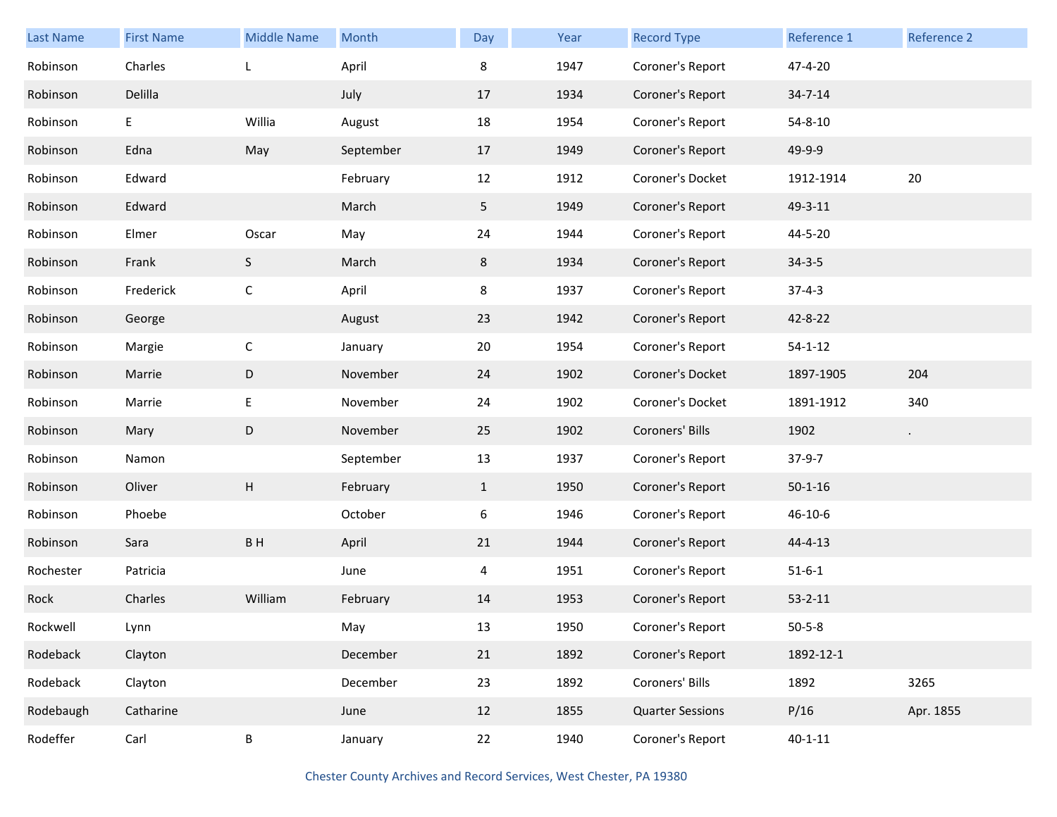| Last Name | First Name | Middle Name | Month | Day | Year | Record Type | Reference 1 | Reference 2 |
|---|---|---|---|---|---|---|---|---|
| Robinson | Charles | L | April | 8 | 1947 | Coroner's Report | 47-4-20 | |
| Robinson | Delilla | | July | 17 | 1934 | Coroner's Report | 34-7-14 | |
| Robinson | E | Willia | August | 18 | 1954 | Coroner's Report | 54-8-10 | |
| Robinson | Edna | May | September | 17 | 1949 | Coroner's Report | 49-9-9 | |
| Robinson | Edward | | February | 12 | 1912 | Coroner's Docket | 1912-1914 | 20 |
| Robinson | Edward | | March | 5 | 1949 | Coroner's Report | 49-3-11 | |
| Robinson | Elmer | Oscar | May | 24 | 1944 | Coroner's Report | 44-5-20 | |
| Robinson | Frank | S | March | 8 | 1934 | Coroner's Report | 34-3-5 | |
| Robinson | Frederick | C | April | 8 | 1937 | Coroner's Report | 37-4-3 | |
| Robinson | George | | August | 23 | 1942 | Coroner's Report | 42-8-22 | |
| Robinson | Margie | C | January | 20 | 1954 | Coroner's Report | 54-1-12 | |
| Robinson | Marrie | D | November | 24 | 1902 | Coroner's Docket | 1897-1905 | 204 |
| Robinson | Marrie | E | November | 24 | 1902 | Coroner's Docket | 1891-1912 | 340 |
| Robinson | Mary | D | November | 25 | 1902 | Coroners' Bills | 1902 | . |
| Robinson | Namon | | September | 13 | 1937 | Coroner's Report | 37-9-7 | |
| Robinson | Oliver | H | February | 1 | 1950 | Coroner's Report | 50-1-16 | |
| Robinson | Phoebe | | October | 6 | 1946 | Coroner's Report | 46-10-6 | |
| Robinson | Sara | B H | April | 21 | 1944 | Coroner's Report | 44-4-13 | |
| Rochester | Patricia | | June | 4 | 1951 | Coroner's Report | 51-6-1 | |
| Rock | Charles | William | February | 14 | 1953 | Coroner's Report | 53-2-11 | |
| Rockwell | Lynn | | May | 13 | 1950 | Coroner's Report | 50-5-8 | |
| Rodeback | Clayton | | December | 21 | 1892 | Coroner's Report | 1892-12-1 | |
| Rodeback | Clayton | | December | 23 | 1892 | Coroners' Bills | 1892 | 3265 |
| Rodebaugh | Catharine | | June | 12 | 1855 | Quarter Sessions | P/16 | Apr. 1855 |
| Rodeffer | Carl | B | January | 22 | 1940 | Coroner's Report | 40-1-11 | |

Chester County Archives and Record Services, West Chester, PA 19380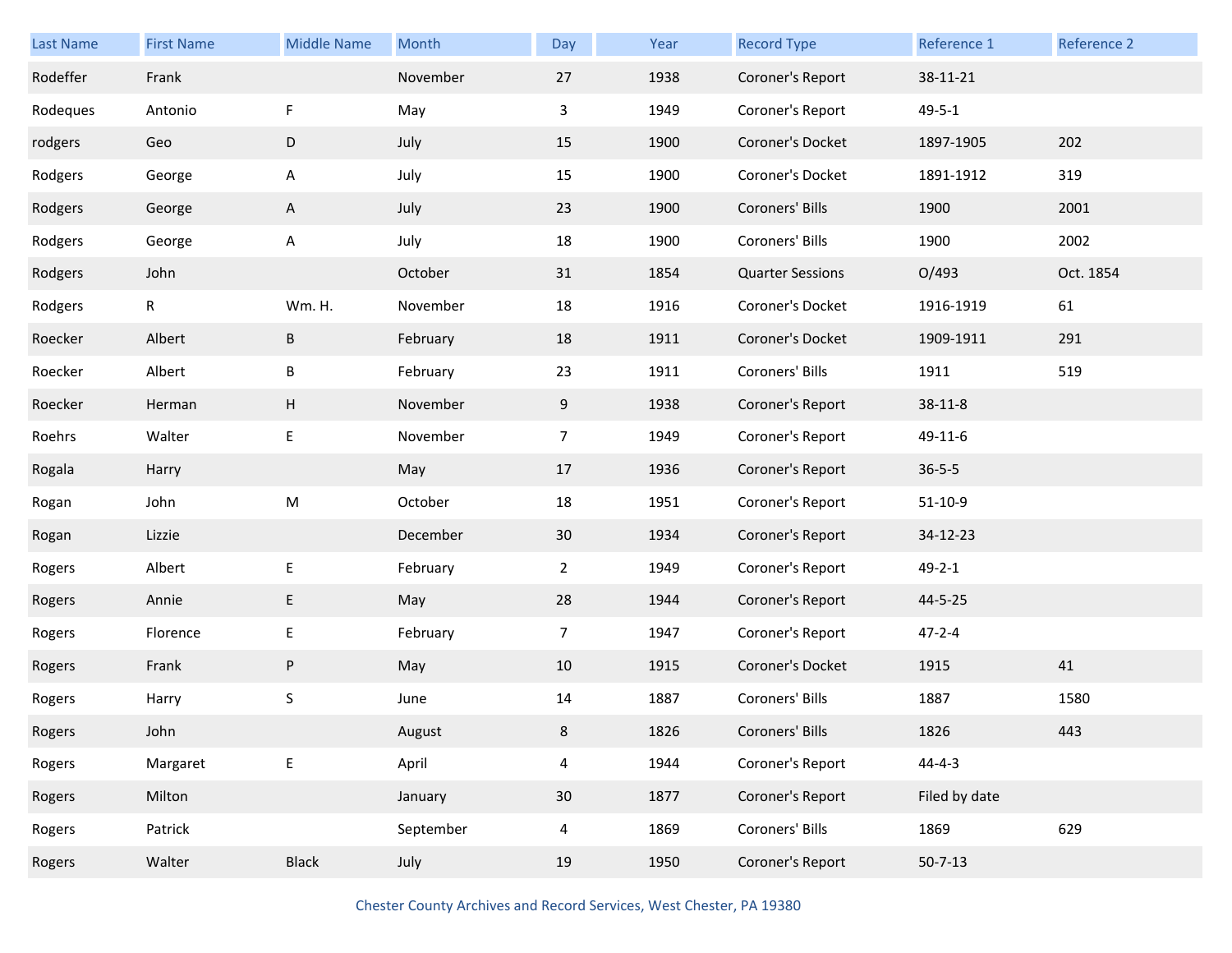| Last Name | First Name | Middle Name | Month | Day | Year | Record Type | Reference 1 | Reference 2 |
|---|---|---|---|---|---|---|---|---|
| Rodeffer | Frank | | November | 27 | 1938 | Coroner's Report | 38-11-21 | |
| Rodeques | Antonio | F | May | 3 | 1949 | Coroner's Report | 49-5-1 | |
| rodgers | Geo | D | July | 15 | 1900 | Coroner's Docket | 1897-1905 | 202 |
| Rodgers | George | A | July | 15 | 1900 | Coroner's Docket | 1891-1912 | 319 |
| Rodgers | George | A | July | 23 | 1900 | Coroners' Bills | 1900 | 2001 |
| Rodgers | George | A | July | 18 | 1900 | Coroners' Bills | 1900 | 2002 |
| Rodgers | John | | October | 31 | 1854 | Quarter Sessions | O/493 | Oct. 1854 |
| Rodgers | R | Wm. H. | November | 18 | 1916 | Coroner's Docket | 1916-1919 | 61 |
| Roecker | Albert | B | February | 18 | 1911 | Coroner's Docket | 1909-1911 | 291 |
| Roecker | Albert | B | February | 23 | 1911 | Coroners' Bills | 1911 | 519 |
| Roecker | Herman | H | November | 9 | 1938 | Coroner's Report | 38-11-8 | |
| Roehrs | Walter | E | November | 7 | 1949 | Coroner's Report | 49-11-6 | |
| Rogala | Harry | | May | 17 | 1936 | Coroner's Report | 36-5-5 | |
| Rogan | John | M | October | 18 | 1951 | Coroner's Report | 51-10-9 | |
| Rogan | Lizzie | | December | 30 | 1934 | Coroner's Report | 34-12-23 | |
| Rogers | Albert | E | February | 2 | 1949 | Coroner's Report | 49-2-1 | |
| Rogers | Annie | E | May | 28 | 1944 | Coroner's Report | 44-5-25 | |
| Rogers | Florence | E | February | 7 | 1947 | Coroner's Report | 47-2-4 | |
| Rogers | Frank | P | May | 10 | 1915 | Coroner's Docket | 1915 | 41 |
| Rogers | Harry | S | June | 14 | 1887 | Coroners' Bills | 1887 | 1580 |
| Rogers | John | | August | 8 | 1826 | Coroners' Bills | 1826 | 443 |
| Rogers | Margaret | E | April | 4 | 1944 | Coroner's Report | 44-4-3 | |
| Rogers | Milton | | January | 30 | 1877 | Coroner's Report | Filed by date | |
| Rogers | Patrick | | September | 4 | 1869 | Coroners' Bills | 1869 | 629 |
| Rogers | Walter | Black | July | 19 | 1950 | Coroner's Report | 50-7-13 | |

Chester County Archives and Record Services, West Chester, PA 19380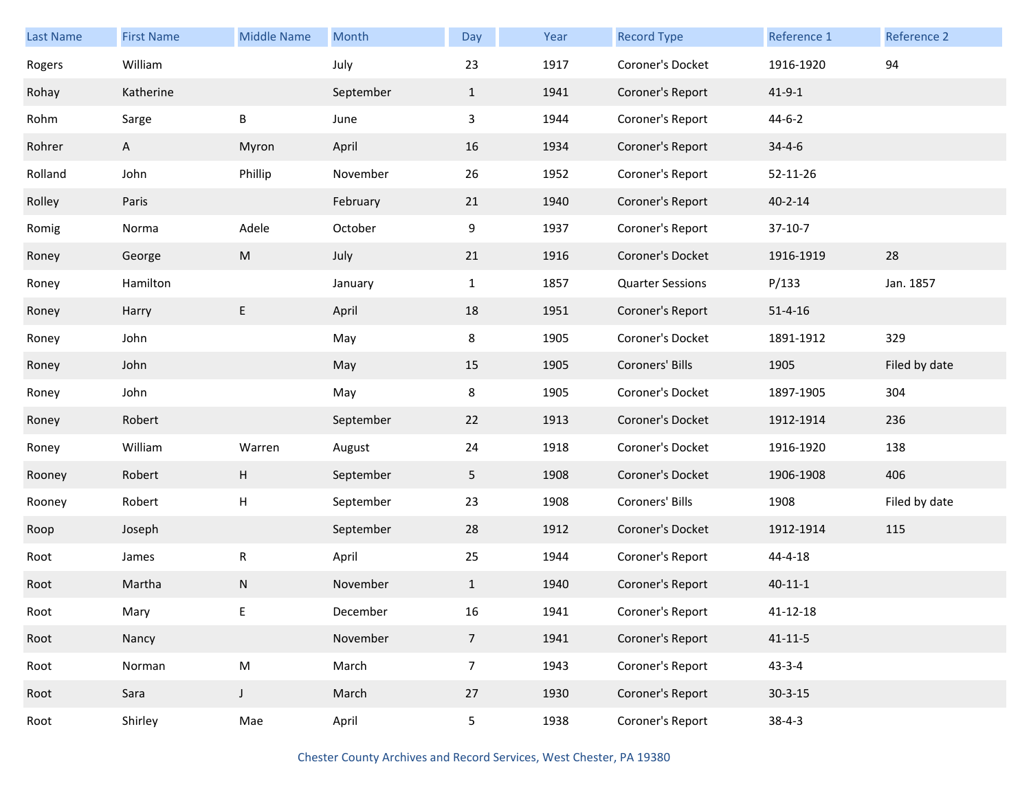| Last Name | First Name | Middle Name | Month | Day | Year | Record Type | Reference 1 | Reference 2 |
|---|---|---|---|---|---|---|---|---|
| Rogers | William | | July | 23 | 1917 | Coroner's Docket | 1916-1920 | 94 |
| Rohay | Katherine | | September | 1 | 1941 | Coroner's Report | 41-9-1 | |
| Rohm | Sarge | B | June | 3 | 1944 | Coroner's Report | 44-6-2 | |
| Rohrer | A | Myron | April | 16 | 1934 | Coroner's Report | 34-4-6 | |
| Rolland | John | Phillip | November | 26 | 1952 | Coroner's Report | 52-11-26 | |
| Rolley | Paris | | February | 21 | 1940 | Coroner's Report | 40-2-14 | |
| Romig | Norma | Adele | October | 9 | 1937 | Coroner's Report | 37-10-7 | |
| Roney | George | M | July | 21 | 1916 | Coroner's Docket | 1916-1919 | 28 |
| Roney | Hamilton | | January | 1 | 1857 | Quarter Sessions | P/133 | Jan. 1857 |
| Roney | Harry | E | April | 18 | 1951 | Coroner's Report | 51-4-16 | |
| Roney | John | | May | 8 | 1905 | Coroner's Docket | 1891-1912 | 329 |
| Roney | John | | May | 15 | 1905 | Coroners' Bills | 1905 | Filed by date |
| Roney | John | | May | 8 | 1905 | Coroner's Docket | 1897-1905 | 304 |
| Roney | Robert | | September | 22 | 1913 | Coroner's Docket | 1912-1914 | 236 |
| Roney | William | Warren | August | 24 | 1918 | Coroner's Docket | 1916-1920 | 138 |
| Rooney | Robert | H | September | 5 | 1908 | Coroner's Docket | 1906-1908 | 406 |
| Rooney | Robert | H | September | 23 | 1908 | Coroners' Bills | 1908 | Filed by date |
| Roop | Joseph | | September | 28 | 1912 | Coroner's Docket | 1912-1914 | 115 |
| Root | James | R | April | 25 | 1944 | Coroner's Report | 44-4-18 | |
| Root | Martha | N | November | 1 | 1940 | Coroner's Report | 40-11-1 | |
| Root | Mary | E | December | 16 | 1941 | Coroner's Report | 41-12-18 | |
| Root | Nancy | | November | 7 | 1941 | Coroner's Report | 41-11-5 | |
| Root | Norman | M | March | 7 | 1943 | Coroner's Report | 43-3-4 | |
| Root | Sara | J | March | 27 | 1930 | Coroner's Report | 30-3-15 | |
| Root | Shirley | Mae | April | 5 | 1938 | Coroner's Report | 38-4-3 | |

Chester County Archives and Record Services, West Chester, PA 19380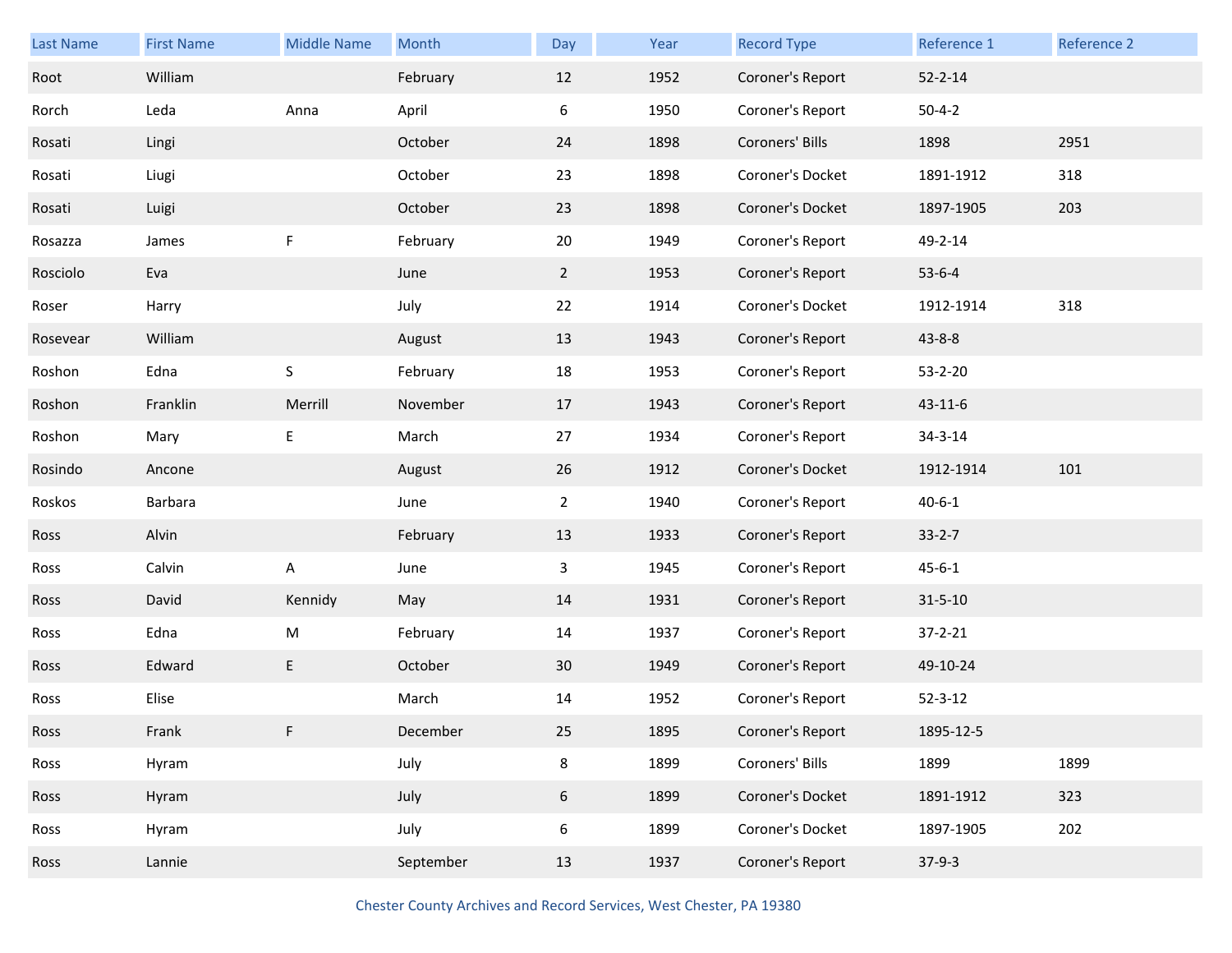| Last Name | First Name | Middle Name | Month | Day | Year | Record Type | Reference 1 | Reference 2 |
|---|---|---|---|---|---|---|---|---|
| Root | William | | February | 12 | 1952 | Coroner's Report | 52-2-14 | |
| Rorch | Leda | Anna | April | 6 | 1950 | Coroner's Report | 50-4-2 | |
| Rosati | Lingi | | October | 24 | 1898 | Coroners' Bills | 1898 | 2951 |
| Rosati | Liugi | | October | 23 | 1898 | Coroner's Docket | 1891-1912 | 318 |
| Rosati | Luigi | | October | 23 | 1898 | Coroner's Docket | 1897-1905 | 203 |
| Rosazza | James | F | February | 20 | 1949 | Coroner's Report | 49-2-14 | |
| Rosciolo | Eva | | June | 2 | 1953 | Coroner's Report | 53-6-4 | |
| Roser | Harry | | July | 22 | 1914 | Coroner's Docket | 1912-1914 | 318 |
| Rosevear | William | | August | 13 | 1943 | Coroner's Report | 43-8-8 | |
| Roshon | Edna | S | February | 18 | 1953 | Coroner's Report | 53-2-20 | |
| Roshon | Franklin | Merrill | November | 17 | 1943 | Coroner's Report | 43-11-6 | |
| Roshon | Mary | E | March | 27 | 1934 | Coroner's Report | 34-3-14 | |
| Rosindo | Ancone | | August | 26 | 1912 | Coroner's Docket | 1912-1914 | 101 |
| Roskos | Barbara | | June | 2 | 1940 | Coroner's Report | 40-6-1 | |
| Ross | Alvin | | February | 13 | 1933 | Coroner's Report | 33-2-7 | |
| Ross | Calvin | A | June | 3 | 1945 | Coroner's Report | 45-6-1 | |
| Ross | David | Kennidy | May | 14 | 1931 | Coroner's Report | 31-5-10 | |
| Ross | Edna | M | February | 14 | 1937 | Coroner's Report | 37-2-21 | |
| Ross | Edward | E | October | 30 | 1949 | Coroner's Report | 49-10-24 | |
| Ross | Elise | | March | 14 | 1952 | Coroner's Report | 52-3-12 | |
| Ross | Frank | F | December | 25 | 1895 | Coroner's Report | 1895-12-5 | |
| Ross | Hyram | | July | 8 | 1899 | Coroners' Bills | 1899 | 1899 |
| Ross | Hyram | | July | 6 | 1899 | Coroner's Docket | 1891-1912 | 323 |
| Ross | Hyram | | July | 6 | 1899 | Coroner's Docket | 1897-1905 | 202 |
| Ross | Lannie | | September | 13 | 1937 | Coroner's Report | 37-9-3 | |

Chester County Archives and Record Services, West Chester, PA 19380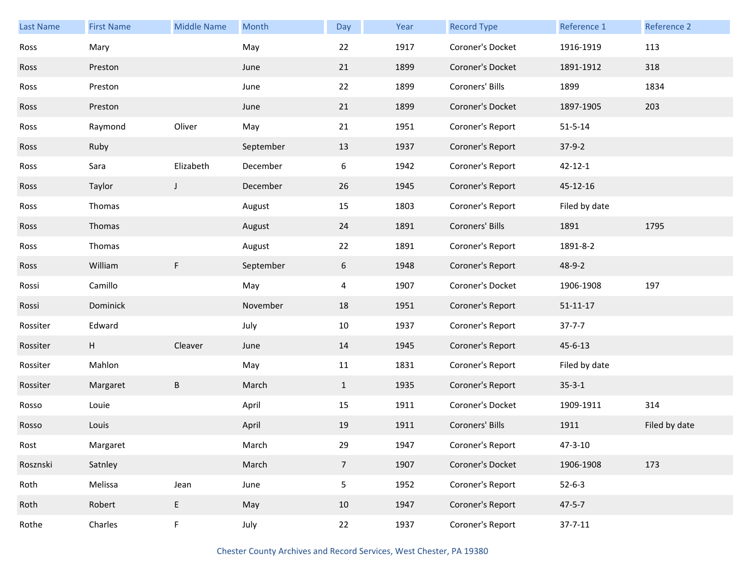| Last Name | First Name | Middle Name | Month | Day | Year | Record Type | Reference 1 | Reference 2 |
|---|---|---|---|---|---|---|---|---|
| Ross | Mary | | May | 22 | 1917 | Coroner's Docket | 1916-1919 | 113 |
| Ross | Preston | | June | 21 | 1899 | Coroner's Docket | 1891-1912 | 318 |
| Ross | Preston | | June | 22 | 1899 | Coroners' Bills | 1899 | 1834 |
| Ross | Preston | | June | 21 | 1899 | Coroner's Docket | 1897-1905 | 203 |
| Ross | Raymond | Oliver | May | 21 | 1951 | Coroner's Report | 51-5-14 | |
| Ross | Ruby | | September | 13 | 1937 | Coroner's Report | 37-9-2 | |
| Ross | Sara | Elizabeth | December | 6 | 1942 | Coroner's Report | 42-12-1 | |
| Ross | Taylor | J | December | 26 | 1945 | Coroner's Report | 45-12-16 | |
| Ross | Thomas | | August | 15 | 1803 | Coroner's Report | Filed by date | |
| Ross | Thomas | | August | 24 | 1891 | Coroners' Bills | 1891 | 1795 |
| Ross | Thomas | | August | 22 | 1891 | Coroner's Report | 1891-8-2 | |
| Ross | William | F | September | 6 | 1948 | Coroner's Report | 48-9-2 | |
| Rossi | Camillo | | May | 4 | 1907 | Coroner's Docket | 1906-1908 | 197 |
| Rossi | Dominick | | November | 18 | 1951 | Coroner's Report | 51-11-17 | |
| Rossiter | Edward | | July | 10 | 1937 | Coroner's Report | 37-7-7 | |
| Rossiter | H | Cleaver | June | 14 | 1945 | Coroner's Report | 45-6-13 | |
| Rossiter | Mahlon | | May | 11 | 1831 | Coroner's Report | Filed by date | |
| Rossiter | Margaret | B | March | 1 | 1935 | Coroner's Report | 35-3-1 | |
| Rosso | Louie | | April | 15 | 1911 | Coroner's Docket | 1909-1911 | 314 |
| Rosso | Louis | | April | 19 | 1911 | Coroners' Bills | 1911 | Filed by date |
| Rost | Margaret | | March | 29 | 1947 | Coroner's Report | 47-3-10 | |
| Rosznski | Satnley | | March | 7 | 1907 | Coroner's Docket | 1906-1908 | 173 |
| Roth | Melissa | Jean | June | 5 | 1952 | Coroner's Report | 52-6-3 | |
| Roth | Robert | E | May | 10 | 1947 | Coroner's Report | 47-5-7 | |
| Rothe | Charles | F | July | 22 | 1937 | Coroner's Report | 37-7-11 | |

Chester County Archives and Record Services, West Chester, PA 19380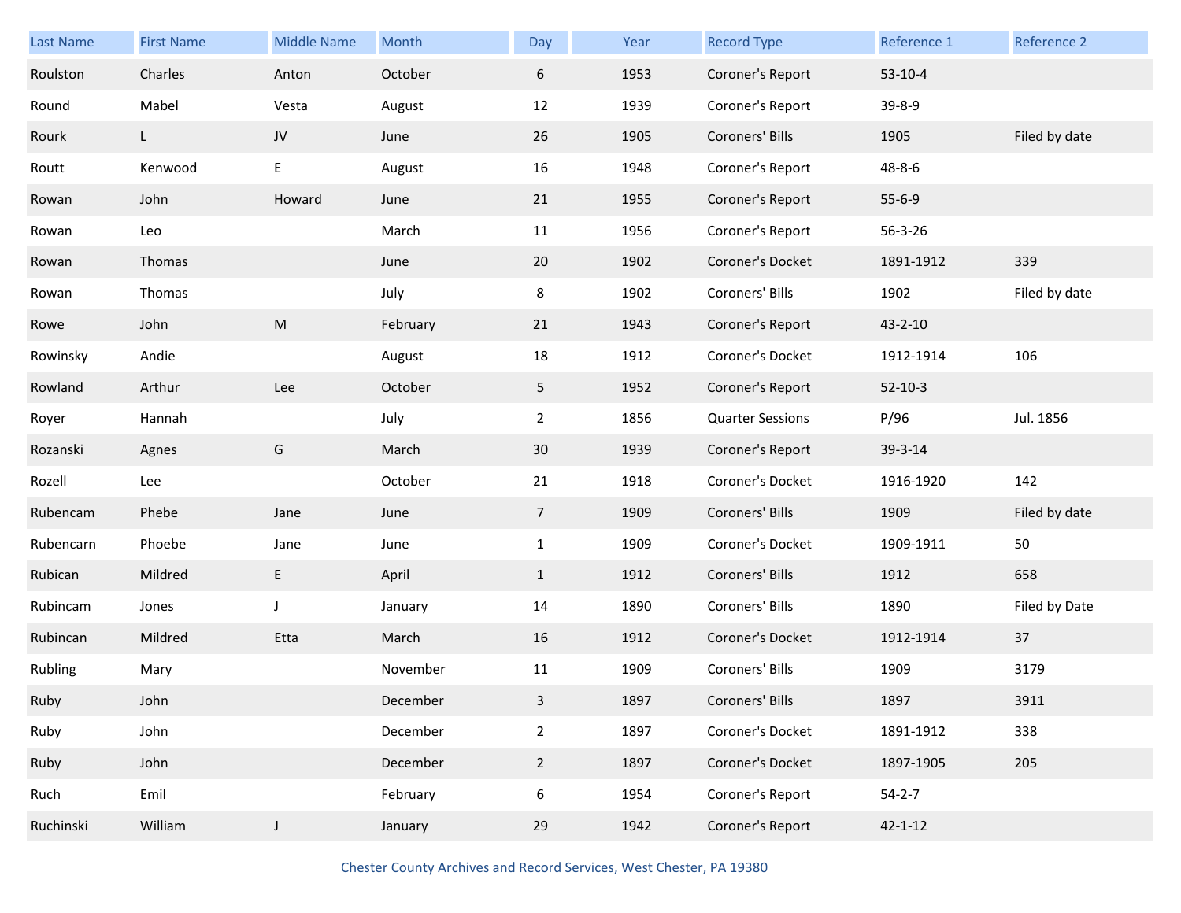| Last Name | First Name | Middle Name | Month | Day | Year | Record Type | Reference 1 | Reference 2 |
|---|---|---|---|---|---|---|---|---|
| Roulston | Charles | Anton | October | 6 | 1953 | Coroner's Report | 53-10-4 | |
| Round | Mabel | Vesta | August | 12 | 1939 | Coroner's Report | 39-8-9 | |
| Rourk | L | JV | June | 26 | 1905 | Coroners' Bills | 1905 | Filed by date |
| Routt | Kenwood | E | August | 16 | 1948 | Coroner's Report | 48-8-6 | |
| Rowan | John | Howard | June | 21 | 1955 | Coroner's Report | 55-6-9 | |
| Rowan | Leo | | March | 11 | 1956 | Coroner's Report | 56-3-26 | |
| Rowan | Thomas | | June | 20 | 1902 | Coroner's Docket | 1891-1912 | 339 |
| Rowan | Thomas | | July | 8 | 1902 | Coroners' Bills | 1902 | Filed by date |
| Rowe | John | M | February | 21 | 1943 | Coroner's Report | 43-2-10 | |
| Rowinsky | Andie | | August | 18 | 1912 | Coroner's Docket | 1912-1914 | 106 |
| Rowland | Arthur | Lee | October | 5 | 1952 | Coroner's Report | 52-10-3 | |
| Royer | Hannah | | July | 2 | 1856 | Quarter Sessions | P/96 | Jul. 1856 |
| Rozanski | Agnes | G | March | 30 | 1939 | Coroner's Report | 39-3-14 | |
| Rozell | Lee | | October | 21 | 1918 | Coroner's Docket | 1916-1920 | 142 |
| Rubencam | Phebe | Jane | June | 7 | 1909 | Coroners' Bills | 1909 | Filed by date |
| Rubencarn | Phoebe | Jane | June | 1 | 1909 | Coroner's Docket | 1909-1911 | 50 |
| Rubican | Mildred | E | April | 1 | 1912 | Coroners' Bills | 1912 | 658 |
| Rubincam | Jones | J | January | 14 | 1890 | Coroners' Bills | 1890 | Filed by Date |
| Rubincan | Mildred | Etta | March | 16 | 1912 | Coroner's Docket | 1912-1914 | 37 |
| Rubling | Mary | | November | 11 | 1909 | Coroners' Bills | 1909 | 3179 |
| Ruby | John | | December | 3 | 1897 | Coroners' Bills | 1897 | 3911 |
| Ruby | John | | December | 2 | 1897 | Coroner's Docket | 1891-1912 | 338 |
| Ruby | John | | December | 2 | 1897 | Coroner's Docket | 1897-1905 | 205 |
| Ruch | Emil | | February | 6 | 1954 | Coroner's Report | 54-2-7 | |
| Ruchinski | William | J | January | 29 | 1942 | Coroner's Report | 42-1-12 | |

Chester County Archives and Record Services, West Chester, PA 19380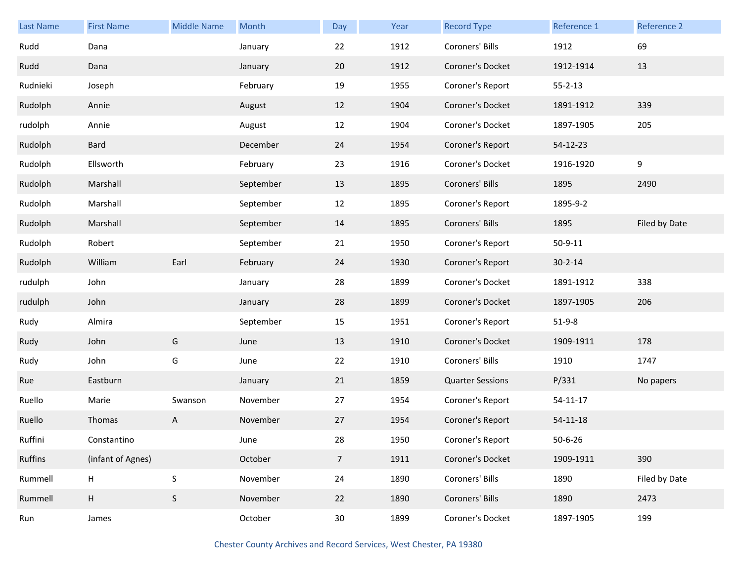| Last Name | First Name | Middle Name | Month | Day | Year | Record Type | Reference 1 | Reference 2 |
|---|---|---|---|---|---|---|---|---|
| Rudd | Dana | | January | 22 | 1912 | Coroners' Bills | 1912 | 69 |
| Rudd | Dana | | January | 20 | 1912 | Coroner's Docket | 1912-1914 | 13 |
| Rudnieki | Joseph | | February | 19 | 1955 | Coroner's Report | 55-2-13 | |
| Rudolph | Annie | | August | 12 | 1904 | Coroner's Docket | 1891-1912 | 339 |
| rudolph | Annie | | August | 12 | 1904 | Coroner's Docket | 1897-1905 | 205 |
| Rudolph | Bard | | December | 24 | 1954 | Coroner's Report | 54-12-23 | |
| Rudolph | Ellsworth | | February | 23 | 1916 | Coroner's Docket | 1916-1920 | 9 |
| Rudolph | Marshall | | September | 13 | 1895 | Coroners' Bills | 1895 | 2490 |
| Rudolph | Marshall | | September | 12 | 1895 | Coroner's Report | 1895-9-2 | |
| Rudolph | Marshall | | September | 14 | 1895 | Coroners' Bills | 1895 | Filed by Date |
| Rudolph | Robert | | September | 21 | 1950 | Coroner's Report | 50-9-11 | |
| Rudolph | William | Earl | February | 24 | 1930 | Coroner's Report | 30-2-14 | |
| rudulph | John | | January | 28 | 1899 | Coroner's Docket | 1891-1912 | 338 |
| rudulph | John | | January | 28 | 1899 | Coroner's Docket | 1897-1905 | 206 |
| Rudy | Almira | | September | 15 | 1951 | Coroner's Report | 51-9-8 | |
| Rudy | John | G | June | 13 | 1910 | Coroner's Docket | 1909-1911 | 178 |
| Rudy | John | G | June | 22 | 1910 | Coroners' Bills | 1910 | 1747 |
| Rue | Eastburn | | January | 21 | 1859 | Quarter Sessions | P/331 | No papers |
| Ruello | Marie | Swanson | November | 27 | 1954 | Coroner's Report | 54-11-17 | |
| Ruello | Thomas | A | November | 27 | 1954 | Coroner's Report | 54-11-18 | |
| Ruffini | Constantino | | June | 28 | 1950 | Coroner's Report | 50-6-26 | |
| Ruffins | (infant of Agnes) | | October | 7 | 1911 | Coroner's Docket | 1909-1911 | 390 |
| Rummell | H | S | November | 24 | 1890 | Coroners' Bills | 1890 | Filed by Date |
| Rummell | H | S | November | 22 | 1890 | Coroners' Bills | 1890 | 2473 |
| Run | James | | October | 30 | 1899 | Coroner's Docket | 1897-1905 | 199 |

Chester County Archives and Record Services, West Chester, PA 19380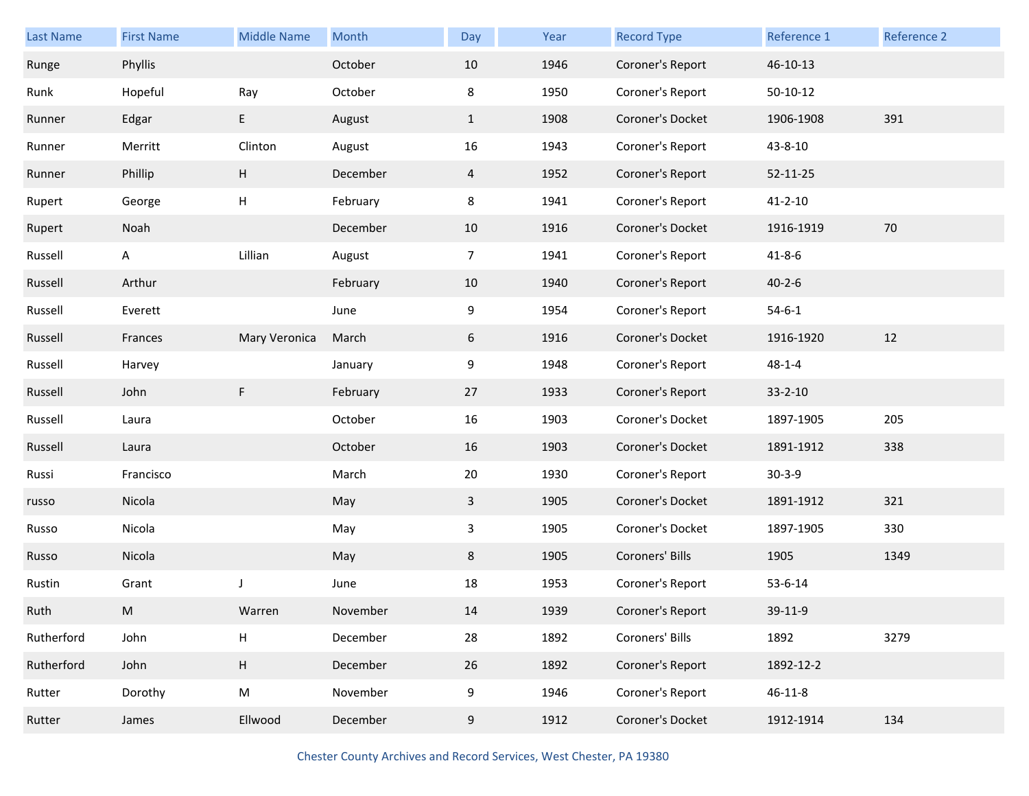| Last Name | First Name | Middle Name | Month | Day | Year | Record Type | Reference 1 | Reference 2 |
|---|---|---|---|---|---|---|---|---|
| Runge | Phyllis | | October | 10 | 1946 | Coroner's Report | 46-10-13 | |
| Runk | Hopeful | Ray | October | 8 | 1950 | Coroner's Report | 50-10-12 | |
| Runner | Edgar | E | August | 1 | 1908 | Coroner's Docket | 1906-1908 | 391 |
| Runner | Merritt | Clinton | August | 16 | 1943 | Coroner's Report | 43-8-10 | |
| Runner | Phillip | H | December | 4 | 1952 | Coroner's Report | 52-11-25 | |
| Rupert | George | H | February | 8 | 1941 | Coroner's Report | 41-2-10 | |
| Rupert | Noah | | December | 10 | 1916 | Coroner's Docket | 1916-1919 | 70 |
| Russell | A | Lillian | August | 7 | 1941 | Coroner's Report | 41-8-6 | |
| Russell | Arthur | | February | 10 | 1940 | Coroner's Report | 40-2-6 | |
| Russell | Everett | | June | 9 | 1954 | Coroner's Report | 54-6-1 | |
| Russell | Frances | Mary Veronica | March | 6 | 1916 | Coroner's Docket | 1916-1920 | 12 |
| Russell | Harvey | | January | 9 | 1948 | Coroner's Report | 48-1-4 | |
| Russell | John | F | February | 27 | 1933 | Coroner's Report | 33-2-10 | |
| Russell | Laura | | October | 16 | 1903 | Coroner's Docket | 1897-1905 | 205 |
| Russell | Laura | | October | 16 | 1903 | Coroner's Docket | 1891-1912 | 338 |
| Russi | Francisco | | March | 20 | 1930 | Coroner's Report | 30-3-9 | |
| russo | Nicola | | May | 3 | 1905 | Coroner's Docket | 1891-1912 | 321 |
| Russo | Nicola | | May | 3 | 1905 | Coroner's Docket | 1897-1905 | 330 |
| Russo | Nicola | | May | 8 | 1905 | Coroners' Bills | 1905 | 1349 |
| Rustin | Grant | J | June | 18 | 1953 | Coroner's Report | 53-6-14 | |
| Ruth | M | Warren | November | 14 | 1939 | Coroner's Report | 39-11-9 | |
| Rutherford | John | H | December | 28 | 1892 | Coroners' Bills | 1892 | 3279 |
| Rutherford | John | H | December | 26 | 1892 | Coroner's Report | 1892-12-2 | |
| Rutter | Dorothy | M | November | 9 | 1946 | Coroner's Report | 46-11-8 | |
| Rutter | James | Ellwood | December | 9 | 1912 | Coroner's Docket | 1912-1914 | 134 |

Chester County Archives and Record Services, West Chester, PA 19380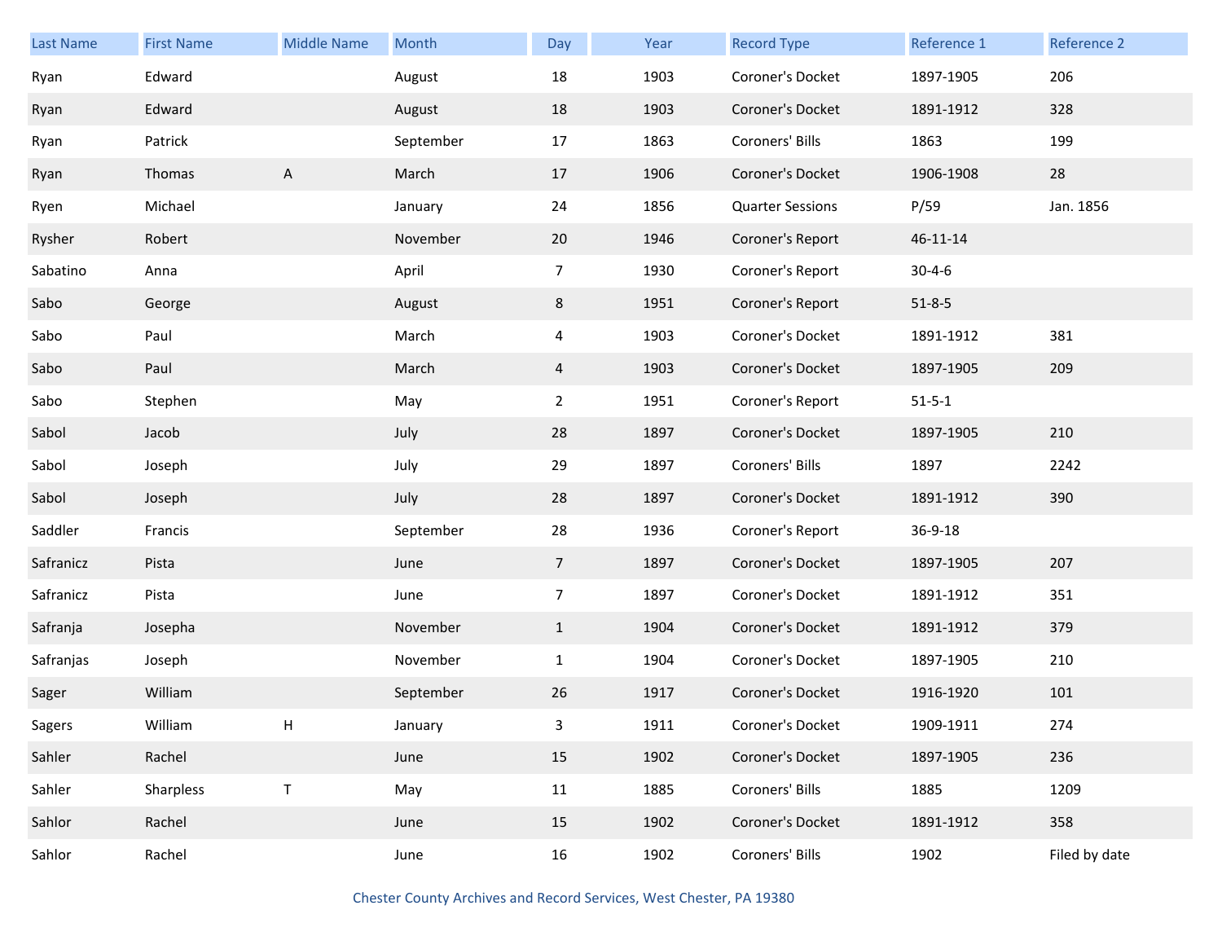| Last Name | First Name | Middle Name | Month | Day | Year | Record Type | Reference 1 | Reference 2 |
|---|---|---|---|---|---|---|---|---|
| Ryan | Edward | | August | 18 | 1903 | Coroner's Docket | 1897-1905 | 206 |
| Ryan | Edward | | August | 18 | 1903 | Coroner's Docket | 1891-1912 | 328 |
| Ryan | Patrick | | September | 17 | 1863 | Coroners' Bills | 1863 | 199 |
| Ryan | Thomas | A | March | 17 | 1906 | Coroner's Docket | 1906-1908 | 28 |
| Ryen | Michael | | January | 24 | 1856 | Quarter Sessions | P/59 | Jan. 1856 |
| Rysher | Robert | | November | 20 | 1946 | Coroner's Report | 46-11-14 | |
| Sabatino | Anna | | April | 7 | 1930 | Coroner's Report | 30-4-6 | |
| Sabo | George | | August | 8 | 1951 | Coroner's Report | 51-8-5 | |
| Sabo | Paul | | March | 4 | 1903 | Coroner's Docket | 1891-1912 | 381 |
| Sabo | Paul | | March | 4 | 1903 | Coroner's Docket | 1897-1905 | 209 |
| Sabo | Stephen | | May | 2 | 1951 | Coroner's Report | 51-5-1 | |
| Sabol | Jacob | | July | 28 | 1897 | Coroner's Docket | 1897-1905 | 210 |
| Sabol | Joseph | | July | 29 | 1897 | Coroners' Bills | 1897 | 2242 |
| Sabol | Joseph | | July | 28 | 1897 | Coroner's Docket | 1891-1912 | 390 |
| Saddler | Francis | | September | 28 | 1936 | Coroner's Report | 36-9-18 | |
| Safranicz | Pista | | June | 7 | 1897 | Coroner's Docket | 1897-1905 | 207 |
| Safranicz | Pista | | June | 7 | 1897 | Coroner's Docket | 1891-1912 | 351 |
| Safranja | Josepha | | November | 1 | 1904 | Coroner's Docket | 1891-1912 | 379 |
| Safranjas | Joseph | | November | 1 | 1904 | Coroner's Docket | 1897-1905 | 210 |
| Sager | William | | September | 26 | 1917 | Coroner's Docket | 1916-1920 | 101 |
| Sagers | William | H | January | 3 | 1911 | Coroner's Docket | 1909-1911 | 274 |
| Sahler | Rachel | | June | 15 | 1902 | Coroner's Docket | 1897-1905 | 236 |
| Sahler | Sharpless | T | May | 11 | 1885 | Coroners' Bills | 1885 | 1209 |
| Sahlor | Rachel | | June | 15 | 1902 | Coroner's Docket | 1891-1912 | 358 |
| Sahlor | Rachel | | June | 16 | 1902 | Coroners' Bills | 1902 | Filed by date |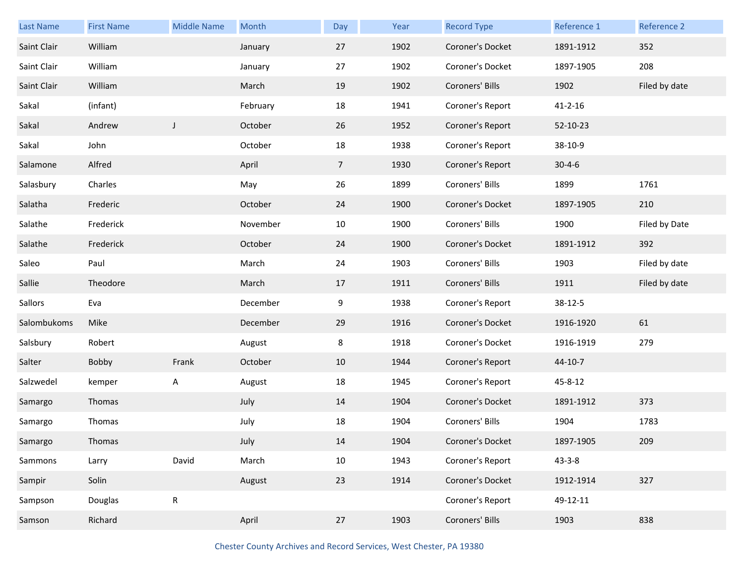| Last Name | First Name | Middle Name | Month | Day | Year | Record Type | Reference 1 | Reference 2 |
|---|---|---|---|---|---|---|---|---|
| Saint Clair | William | | January | 27 | 1902 | Coroner's Docket | 1891-1912 | 352 |
| Saint Clair | William | | January | 27 | 1902 | Coroner's Docket | 1897-1905 | 208 |
| Saint Clair | William | | March | 19 | 1902 | Coroners' Bills | 1902 | Filed by date |
| Sakal | (infant) | | February | 18 | 1941 | Coroner's Report | 41-2-16 | |
| Sakal | Andrew | J | October | 26 | 1952 | Coroner's Report | 52-10-23 | |
| Sakal | John | | October | 18 | 1938 | Coroner's Report | 38-10-9 | |
| Salamone | Alfred | | April | 7 | 1930 | Coroner's Report | 30-4-6 | |
| Salasbury | Charles | | May | 26 | 1899 | Coroners' Bills | 1899 | 1761 |
| Salatha | Frederic | | October | 24 | 1900 | Coroner's Docket | 1897-1905 | 210 |
| Salathe | Frederick | | November | 10 | 1900 | Coroners' Bills | 1900 | Filed by Date |
| Salathe | Frederick | | October | 24 | 1900 | Coroner's Docket | 1891-1912 | 392 |
| Saleo | Paul | | March | 24 | 1903 | Coroners' Bills | 1903 | Filed by date |
| Sallie | Theodore | | March | 17 | 1911 | Coroners' Bills | 1911 | Filed by date |
| Sallors | Eva | | December | 9 | 1938 | Coroner's Report | 38-12-5 | |
| Salombukoms | Mike | | December | 29 | 1916 | Coroner's Docket | 1916-1920 | 61 |
| Salsbury | Robert | | August | 8 | 1918 | Coroner's Docket | 1916-1919 | 279 |
| Salter | Bobby | Frank | October | 10 | 1944 | Coroner's Report | 44-10-7 | |
| Salzwedel | kemper | A | August | 18 | 1945 | Coroner's Report | 45-8-12 | |
| Samargo | Thomas | | July | 14 | 1904 | Coroner's Docket | 1891-1912 | 373 |
| Samargo | Thomas | | July | 18 | 1904 | Coroners' Bills | 1904 | 1783 |
| Samargo | Thomas | | July | 14 | 1904 | Coroner's Docket | 1897-1905 | 209 |
| Sammons | Larry | David | March | 10 | 1943 | Coroner's Report | 43-3-8 | |
| Sampir | Solin | | August | 23 | 1914 | Coroner's Docket | 1912-1914 | 327 |
| Sampson | Douglas | R | | | | Coroner's Report | 49-12-11 | |
| Samson | Richard | | April | 27 | 1903 | Coroners' Bills | 1903 | 838 |

Chester County Archives and Record Services, West Chester, PA 19380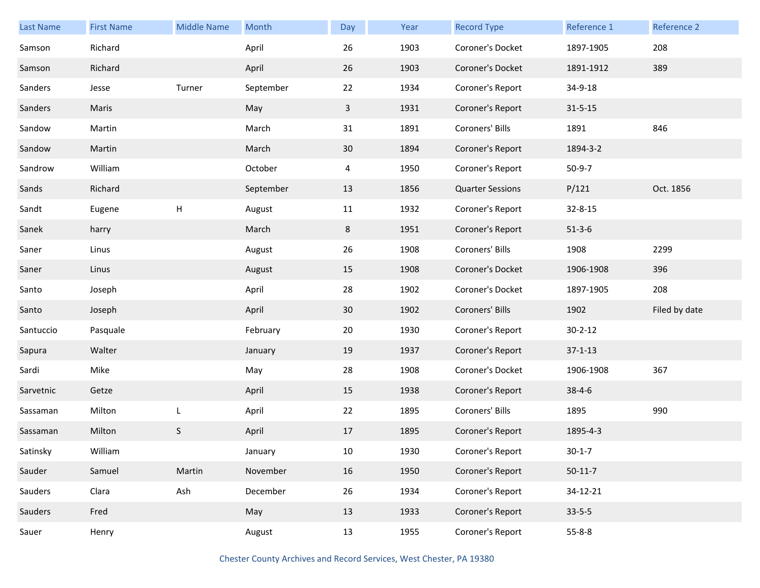| Last Name | First Name | Middle Name | Month | Day | Year | Record Type | Reference 1 | Reference 2 |
|---|---|---|---|---|---|---|---|---|
| Samson | Richard | | April | 26 | 1903 | Coroner's Docket | 1897-1905 | 208 |
| Samson | Richard | | April | 26 | 1903 | Coroner's Docket | 1891-1912 | 389 |
| Sanders | Jesse | Turner | September | 22 | 1934 | Coroner's Report | 34-9-18 | |
| Sanders | Maris | | May | 3 | 1931 | Coroner's Report | 31-5-15 | |
| Sandow | Martin | | March | 31 | 1891 | Coroners' Bills | 1891 | 846 |
| Sandow | Martin | | March | 30 | 1894 | Coroner's Report | 1894-3-2 | |
| Sandrow | William | | October | 4 | 1950 | Coroner's Report | 50-9-7 | |
| Sands | Richard | | September | 13 | 1856 | Quarter Sessions | P/121 | Oct. 1856 |
| Sandt | Eugene | H | August | 11 | 1932 | Coroner's Report | 32-8-15 | |
| Sanek | harry | | March | 8 | 1951 | Coroner's Report | 51-3-6 | |
| Saner | Linus | | August | 26 | 1908 | Coroners' Bills | 1908 | 2299 |
| Saner | Linus | | August | 15 | 1908 | Coroner's Docket | 1906-1908 | 396 |
| Santo | Joseph | | April | 28 | 1902 | Coroner's Docket | 1897-1905 | 208 |
| Santo | Joseph | | April | 30 | 1902 | Coroners' Bills | 1902 | Filed by date |
| Santuccio | Pasquale | | February | 20 | 1930 | Coroner's Report | 30-2-12 | |
| Sapura | Walter | | January | 19 | 1937 | Coroner's Report | 37-1-13 | |
| Sardi | Mike | | May | 28 | 1908 | Coroner's Docket | 1906-1908 | 367 |
| Sarvetnic | Getze | | April | 15 | 1938 | Coroner's Report | 38-4-6 | |
| Sassaman | Milton | L | April | 22 | 1895 | Coroners' Bills | 1895 | 990 |
| Sassaman | Milton | S | April | 17 | 1895 | Coroner's Report | 1895-4-3 | |
| Satinsky | William | | January | 10 | 1930 | Coroner's Report | 30-1-7 | |
| Sauder | Samuel | Martin | November | 16 | 1950 | Coroner's Report | 50-11-7 | |
| Sauders | Clara | Ash | December | 26 | 1934 | Coroner's Report | 34-12-21 | |
| Sauders | Fred | | May | 13 | 1933 | Coroner's Report | 33-5-5 | |
| Sauer | Henry | | August | 13 | 1955 | Coroner's Report | 55-8-8 | |

Chester County Archives and Record Services, West Chester, PA 19380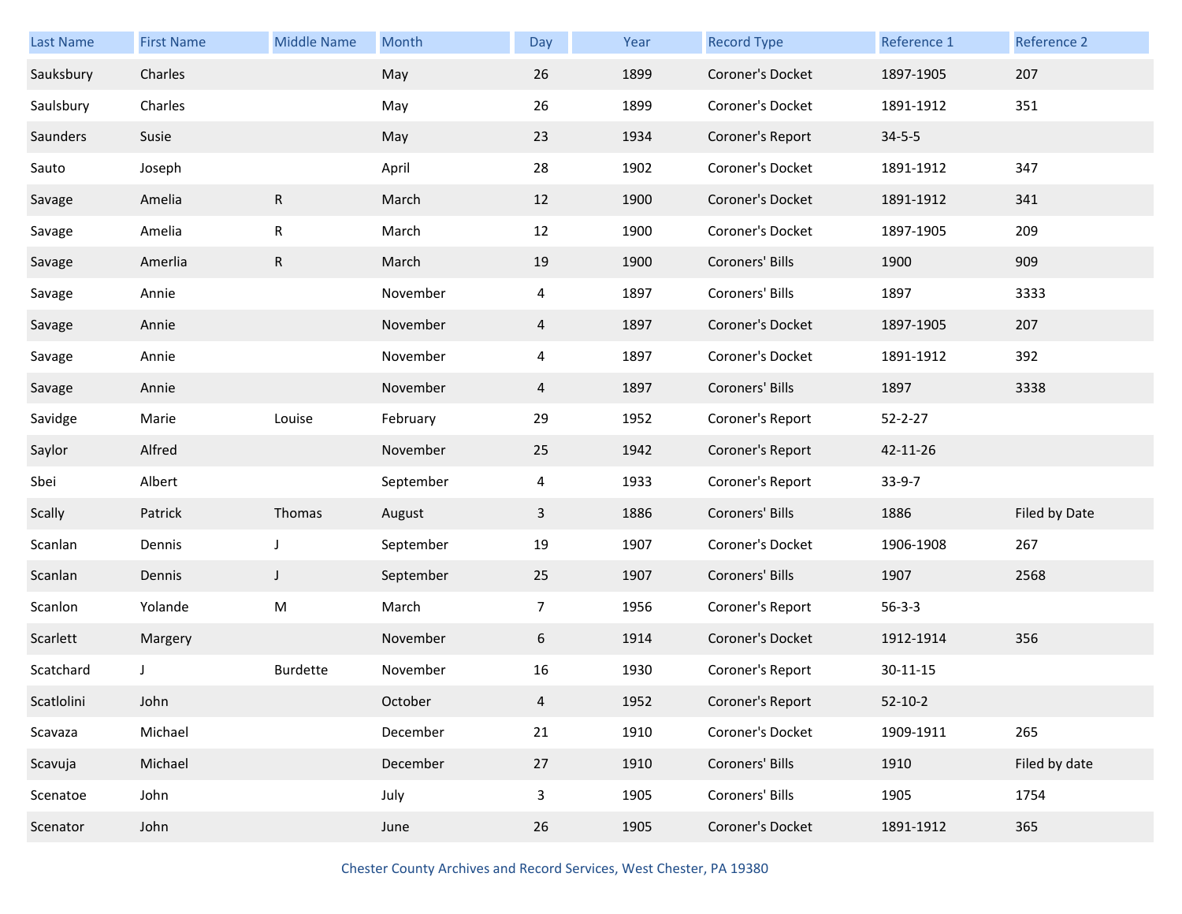| Last Name | First Name | Middle Name | Month | Day | Year | Record Type | Reference 1 | Reference 2 |
|---|---|---|---|---|---|---|---|---|
| Sauksbury | Charles | | May | 26 | 1899 | Coroner's Docket | 1897-1905 | 207 |
| Saulsbury | Charles | | May | 26 | 1899 | Coroner's Docket | 1891-1912 | 351 |
| Saunders | Susie | | May | 23 | 1934 | Coroner's Report | 34-5-5 | |
| Sauto | Joseph | | April | 28 | 1902 | Coroner's Docket | 1891-1912 | 347 |
| Savage | Amelia | R | March | 12 | 1900 | Coroner's Docket | 1891-1912 | 341 |
| Savage | Amelia | R | March | 12 | 1900 | Coroner's Docket | 1897-1905 | 209 |
| Savage | Amerlia | R | March | 19 | 1900 | Coroners' Bills | 1900 | 909 |
| Savage | Annie | | November | 4 | 1897 | Coroners' Bills | 1897 | 3333 |
| Savage | Annie | | November | 4 | 1897 | Coroner's Docket | 1897-1905 | 207 |
| Savage | Annie | | November | 4 | 1897 | Coroner's Docket | 1891-1912 | 392 |
| Savage | Annie | | November | 4 | 1897 | Coroners' Bills | 1897 | 3338 |
| Savidge | Marie | Louise | February | 29 | 1952 | Coroner's Report | 52-2-27 | |
| Saylor | Alfred | | November | 25 | 1942 | Coroner's Report | 42-11-26 | |
| Sbei | Albert | | September | 4 | 1933 | Coroner's Report | 33-9-7 | |
| Scally | Patrick | Thomas | August | 3 | 1886 | Coroners' Bills | 1886 | Filed by Date |
| Scanlan | Dennis | J | September | 19 | 1907 | Coroner's Docket | 1906-1908 | 267 |
| Scanlan | Dennis | J | September | 25 | 1907 | Coroners' Bills | 1907 | 2568 |
| Scanlon | Yolande | M | March | 7 | 1956 | Coroner's Report | 56-3-3 | |
| Scarlett | Margery | | November | 6 | 1914 | Coroner's Docket | 1912-1914 | 356 |
| Scatchard | J | Burdette | November | 16 | 1930 | Coroner's Report | 30-11-15 | |
| Scatlolini | John | | October | 4 | 1952 | Coroner's Report | 52-10-2 | |
| Scavaza | Michael | | December | 21 | 1910 | Coroner's Docket | 1909-1911 | 265 |
| Scavuja | Michael | | December | 27 | 1910 | Coroners' Bills | 1910 | Filed by date |
| Scenatoe | John | | July | 3 | 1905 | Coroners' Bills | 1905 | 1754 |
| Scenator | John | | June | 26 | 1905 | Coroner's Docket | 1891-1912 | 365 |

Chester County Archives and Record Services, West Chester, PA 19380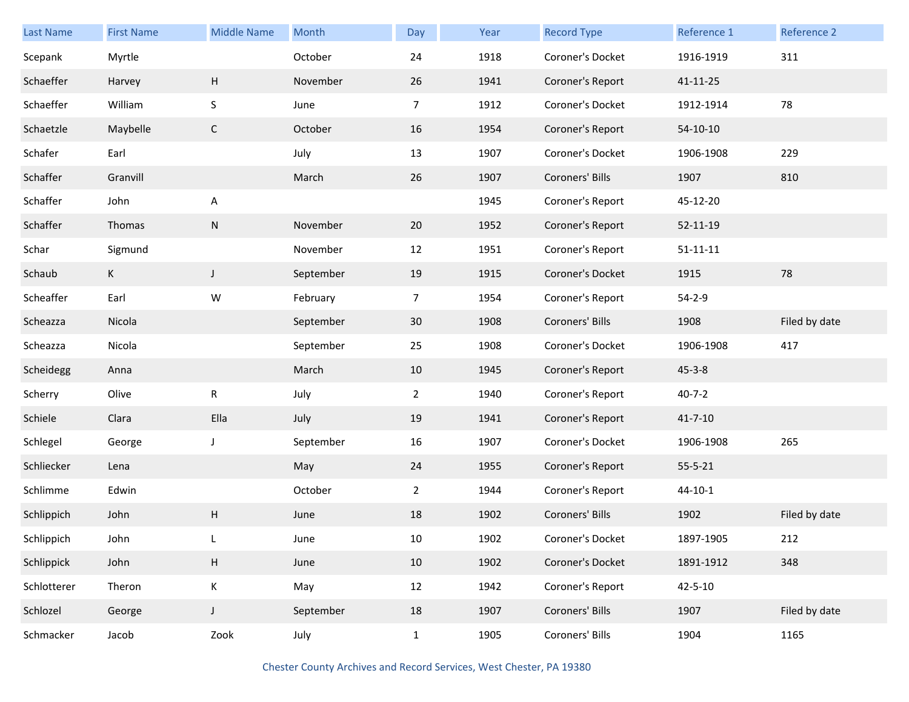| Last Name | First Name | Middle Name | Month | Day | Year | Record Type | Reference 1 | Reference 2 |
|---|---|---|---|---|---|---|---|---|
| Scepank | Myrtle | | October | 24 | 1918 | Coroner's Docket | 1916-1919 | 311 |
| Schaeffer | Harvey | H | November | 26 | 1941 | Coroner's Report | 41-11-25 | |
| Schaeffer | William | S | June | 7 | 1912 | Coroner's Docket | 1912-1914 | 78 |
| Schaetzle | Maybelle | C | October | 16 | 1954 | Coroner's Report | 54-10-10 | |
| Schafer | Earl | | July | 13 | 1907 | Coroner's Docket | 1906-1908 | 229 |
| Schaffer | Granvill | | March | 26 | 1907 | Coroners' Bills | 1907 | 810 |
| Schaffer | John | A | | | 1945 | Coroner's Report | 45-12-20 | |
| Schaffer | Thomas | N | November | 20 | 1952 | Coroner's Report | 52-11-19 | |
| Schar | Sigmund | | November | 12 | 1951 | Coroner's Report | 51-11-11 | |
| Schaub | K | J | September | 19 | 1915 | Coroner's Docket | 1915 | 78 |
| Scheaffer | Earl | W | February | 7 | 1954 | Coroner's Report | 54-2-9 | |
| Scheazza | Nicola | | September | 30 | 1908 | Coroners' Bills | 1908 | Filed by date |
| Scheazza | Nicola | | September | 25 | 1908 | Coroner's Docket | 1906-1908 | 417 |
| Scheidegg | Anna | | March | 10 | 1945 | Coroner's Report | 45-3-8 | |
| Scherry | Olive | R | July | 2 | 1940 | Coroner's Report | 40-7-2 | |
| Schiele | Clara | Ella | July | 19 | 1941 | Coroner's Report | 41-7-10 | |
| Schlegel | George | J | September | 16 | 1907 | Coroner's Docket | 1906-1908 | 265 |
| Schliecker | Lena | | May | 24 | 1955 | Coroner's Report | 55-5-21 | |
| Schlimme | Edwin | | October | 2 | 1944 | Coroner's Report | 44-10-1 | |
| Schlippich | John | H | June | 18 | 1902 | Coroners' Bills | 1902 | Filed by date |
| Schlippich | John | L | June | 10 | 1902 | Coroner's Docket | 1897-1905 | 212 |
| Schlippick | John | H | June | 10 | 1902 | Coroner's Docket | 1891-1912 | 348 |
| Schlotterer | Theron | K | May | 12 | 1942 | Coroner's Report | 42-5-10 | |
| Schlozel | George | J | September | 18 | 1907 | Coroners' Bills | 1907 | Filed by date |
| Schmacker | Jacob | Zook | July | 1 | 1905 | Coroners' Bills | 1904 | 1165 |

Chester County Archives and Record Services, West Chester, PA 19380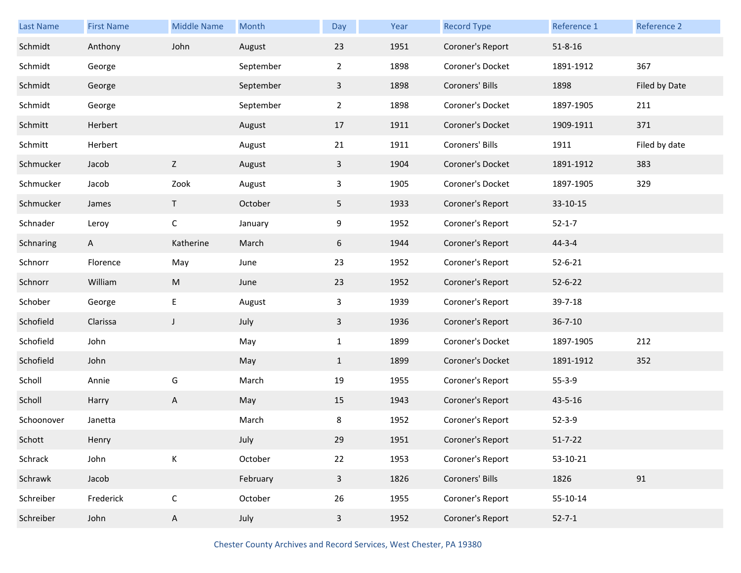| Last Name | First Name | Middle Name | Month | Day | Year | Record Type | Reference 1 | Reference 2 |
|---|---|---|---|---|---|---|---|---|
| Schmidt | Anthony | John | August | 23 | 1951 | Coroner's Report | 51-8-16 | |
| Schmidt | George | | September | 2 | 1898 | Coroner's Docket | 1891-1912 | 367 |
| Schmidt | George | | September | 3 | 1898 | Coroners' Bills | 1898 | Filed by Date |
| Schmidt | George | | September | 2 | 1898 | Coroner's Docket | 1897-1905 | 211 |
| Schmitt | Herbert | | August | 17 | 1911 | Coroner's Docket | 1909-1911 | 371 |
| Schmitt | Herbert | | August | 21 | 1911 | Coroners' Bills | 1911 | Filed by date |
| Schmucker | Jacob | Z | August | 3 | 1904 | Coroner's Docket | 1891-1912 | 383 |
| Schmucker | Jacob | Zook | August | 3 | 1905 | Coroner's Docket | 1897-1905 | 329 |
| Schmucker | James | T | October | 5 | 1933 | Coroner's Report | 33-10-15 | |
| Schnader | Leroy | C | January | 9 | 1952 | Coroner's Report | 52-1-7 | |
| Schnaring | A | Katherine | March | 6 | 1944 | Coroner's Report | 44-3-4 | |
| Schnorr | Florence | May | June | 23 | 1952 | Coroner's Report | 52-6-21 | |
| Schnorr | William | M | June | 23 | 1952 | Coroner's Report | 52-6-22 | |
| Schober | George | E | August | 3 | 1939 | Coroner's Report | 39-7-18 | |
| Schofield | Clarissa | J | July | 3 | 1936 | Coroner's Report | 36-7-10 | |
| Schofield | John | | May | 1 | 1899 | Coroner's Docket | 1897-1905 | 212 |
| Schofield | John | | May | 1 | 1899 | Coroner's Docket | 1891-1912 | 352 |
| Scholl | Annie | G | March | 19 | 1955 | Coroner's Report | 55-3-9 | |
| Scholl | Harry | A | May | 15 | 1943 | Coroner's Report | 43-5-16 | |
| Schoonover | Janetta | | March | 8 | 1952 | Coroner's Report | 52-3-9 | |
| Schott | Henry | | July | 29 | 1951 | Coroner's Report | 51-7-22 | |
| Schrack | John | K | October | 22 | 1953 | Coroner's Report | 53-10-21 | |
| Schrawk | Jacob | | February | 3 | 1826 | Coroners' Bills | 1826 | 91 |
| Schreiber | Frederick | C | October | 26 | 1955 | Coroner's Report | 55-10-14 | |
| Schreiber | John | A | July | 3 | 1952 | Coroner's Report | 52-7-1 | |

Chester County Archives and Record Services, West Chester, PA 19380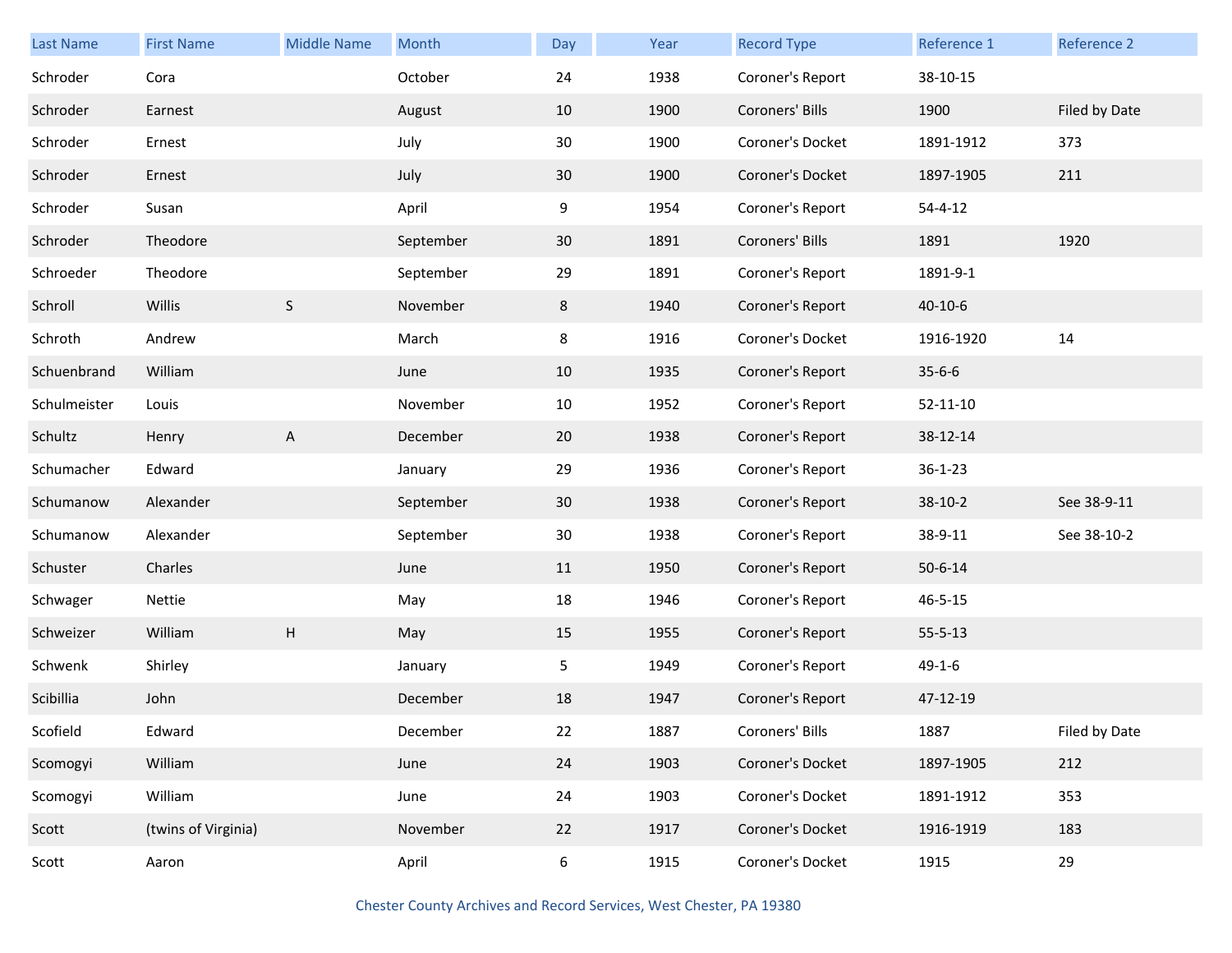| Last Name | First Name | Middle Name | Month | Day | Year | Record Type | Reference 1 | Reference 2 |
|---|---|---|---|---|---|---|---|---|
| Schroder | Cora | | October | 24 | 1938 | Coroner's Report | 38-10-15 | |
| Schroder | Earnest | | August | 10 | 1900 | Coroners' Bills | 1900 | Filed by Date |
| Schroder | Ernest | | July | 30 | 1900 | Coroner's Docket | 1891-1912 | 373 |
| Schroder | Ernest | | July | 30 | 1900 | Coroner's Docket | 1897-1905 | 211 |
| Schroder | Susan | | April | 9 | 1954 | Coroner's Report | 54-4-12 | |
| Schroder | Theodore | | September | 30 | 1891 | Coroners' Bills | 1891 | 1920 |
| Schroeder | Theodore | | September | 29 | 1891 | Coroner's Report | 1891-9-1 | |
| Schroll | Willis | S | November | 8 | 1940 | Coroner's Report | 40-10-6 | |
| Schroth | Andrew | | March | 8 | 1916 | Coroner's Docket | 1916-1920 | 14 |
| Schuenbrand | William | | June | 10 | 1935 | Coroner's Report | 35-6-6 | |
| Schulmeister | Louis | | November | 10 | 1952 | Coroner's Report | 52-11-10 | |
| Schultz | Henry | A | December | 20 | 1938 | Coroner's Report | 38-12-14 | |
| Schumacher | Edward | | January | 29 | 1936 | Coroner's Report | 36-1-23 | |
| Schumanow | Alexander | | September | 30 | 1938 | Coroner's Report | 38-10-2 | See 38-9-11 |
| Schumanow | Alexander | | September | 30 | 1938 | Coroner's Report | 38-9-11 | See 38-10-2 |
| Schuster | Charles | | June | 11 | 1950 | Coroner's Report | 50-6-14 | |
| Schwager | Nettie | | May | 18 | 1946 | Coroner's Report | 46-5-15 | |
| Schweizer | William | H | May | 15 | 1955 | Coroner's Report | 55-5-13 | |
| Schwenk | Shirley | | January | 5 | 1949 | Coroner's Report | 49-1-6 | |
| Scibillia | John | | December | 18 | 1947 | Coroner's Report | 47-12-19 | |
| Scofield | Edward | | December | 22 | 1887 | Coroners' Bills | 1887 | Filed by Date |
| Scomogyi | William | | June | 24 | 1903 | Coroner's Docket | 1897-1905 | 212 |
| Scomogyi | William | | June | 24 | 1903 | Coroner's Docket | 1891-1912 | 353 |
| Scott | (twins of Virginia) | | November | 22 | 1917 | Coroner's Docket | 1916-1919 | 183 |
| Scott | Aaron | | April | 6 | 1915 | Coroner's Docket | 1915 | 29 |

Chester County Archives and Record Services, West Chester, PA 19380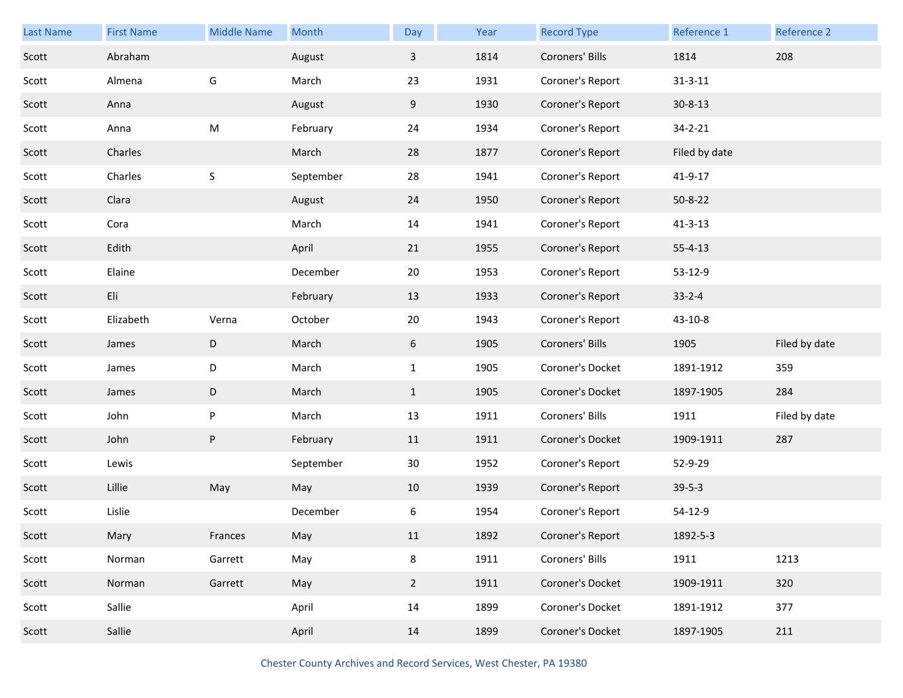| Last Name | First Name | Middle Name | Month | Day | Year | Record Type | Reference 1 | Reference 2 |
|---|---|---|---|---|---|---|---|---|
| Scott | Abraham | | August | 3 | 1814 | Coroners' Bills | 1814 | 208 |
| Scott | Almena | G | March | 23 | 1931 | Coroner's Report | 31-3-11 | |
| Scott | Anna | | August | 9 | 1930 | Coroner's Report | 30-8-13 | |
| Scott | Anna | M | February | 24 | 1934 | Coroner's Report | 34-2-21 | |
| Scott | Charles | | March | 28 | 1877 | Coroner's Report | Filed by date | |
| Scott | Charles | S | September | 28 | 1941 | Coroner's Report | 41-9-17 | |
| Scott | Clara | | August | 24 | 1950 | Coroner's Report | 50-8-22 | |
| Scott | Cora | | March | 14 | 1941 | Coroner's Report | 41-3-13 | |
| Scott | Edith | | April | 21 | 1955 | Coroner's Report | 55-4-13 | |
| Scott | Elaine | | December | 20 | 1953 | Coroner's Report | 53-12-9 | |
| Scott | Eli | | February | 13 | 1933 | Coroner's Report | 33-2-4 | |
| Scott | Elizabeth | Verna | October | 20 | 1943 | Coroner's Report | 43-10-8 | |
| Scott | James | D | March | 6 | 1905 | Coroners' Bills | 1905 | Filed by date |
| Scott | James | D | March | 1 | 1905 | Coroner's Docket | 1891-1912 | 359 |
| Scott | James | D | March | 1 | 1905 | Coroner's Docket | 1897-1905 | 284 |
| Scott | John | P | March | 13 | 1911 | Coroners' Bills | 1911 | Filed by date |
| Scott | John | P | February | 11 | 1911 | Coroner's Docket | 1909-1911 | 287 |
| Scott | Lewis | | September | 30 | 1952 | Coroner's Report | 52-9-29 | |
| Scott | Lillie | May | May | 10 | 1939 | Coroner's Report | 39-5-3 | |
| Scott | Lislie | | December | 6 | 1954 | Coroner's Report | 54-12-9 | |
| Scott | Mary | Frances | May | 11 | 1892 | Coroner's Report | 1892-5-3 | |
| Scott | Norman | Garrett | May | 8 | 1911 | Coroners' Bills | 1911 | 1213 |
| Scott | Norman | Garrett | May | 2 | 1911 | Coroner's Docket | 1909-1911 | 320 |
| Scott | Sallie | | April | 14 | 1899 | Coroner's Docket | 1891-1912 | 377 |
| Scott | Sallie | | April | 14 | 1899 | Coroner's Docket | 1897-1905 | 211 |

Chester County Archives and Record Services, West Chester, PA 19380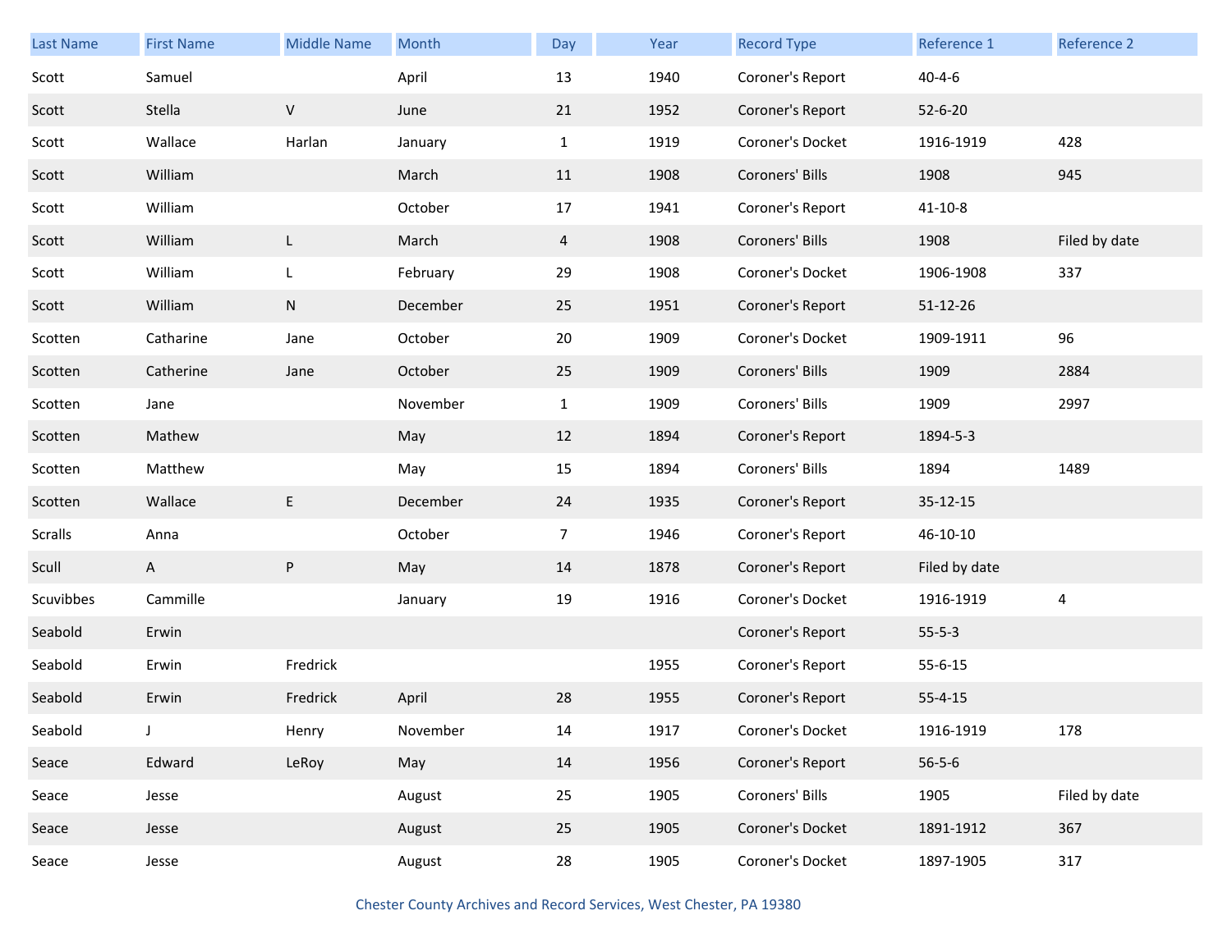| Last Name | First Name | Middle Name | Month | Day | Year | Record Type | Reference 1 | Reference 2 |
|---|---|---|---|---|---|---|---|---|
| Scott | Samuel | | April | 13 | 1940 | Coroner's Report | 40-4-6 | |
| Scott | Stella | V | June | 21 | 1952 | Coroner's Report | 52-6-20 | |
| Scott | Wallace | Harlan | January | 1 | 1919 | Coroner's Docket | 1916-1919 | 428 |
| Scott | William | | March | 11 | 1908 | Coroners' Bills | 1908 | 945 |
| Scott | William | | October | 17 | 1941 | Coroner's Report | 41-10-8 | |
| Scott | William | L | March | 4 | 1908 | Coroners' Bills | 1908 | Filed by date |
| Scott | William | L | February | 29 | 1908 | Coroner's Docket | 1906-1908 | 337 |
| Scott | William | N | December | 25 | 1951 | Coroner's Report | 51-12-26 | |
| Scotten | Catharine | Jane | October | 20 | 1909 | Coroner's Docket | 1909-1911 | 96 |
| Scotten | Catherine | Jane | October | 25 | 1909 | Coroners' Bills | 1909 | 2884 |
| Scotten | Jane | | November | 1 | 1909 | Coroners' Bills | 1909 | 2997 |
| Scotten | Mathew | | May | 12 | 1894 | Coroner's Report | 1894-5-3 | |
| Scotten | Matthew | | May | 15 | 1894 | Coroners' Bills | 1894 | 1489 |
| Scotten | Wallace | E | December | 24 | 1935 | Coroner's Report | 35-12-15 | |
| Scralls | Anna | | October | 7 | 1946 | Coroner's Report | 46-10-10 | |
| Scull | A | P | May | 14 | 1878 | Coroner's Report | Filed by date | |
| Scuvibbes | Cammille | | January | 19 | 1916 | Coroner's Docket | 1916-1919 | 4 |
| Seabold | Erwin | | | | | Coroner's Report | 55-5-3 | |
| Seabold | Erwin | Fredrick | | | 1955 | Coroner's Report | 55-6-15 | |
| Seabold | Erwin | Fredrick | April | 28 | 1955 | Coroner's Report | 55-4-15 | |
| Seabold | J | Henry | November | 14 | 1917 | Coroner's Docket | 1916-1919 | 178 |
| Seace | Edward | LeRoy | May | 14 | 1956 | Coroner's Report | 56-5-6 | |
| Seace | Jesse | | August | 25 | 1905 | Coroners' Bills | 1905 | Filed by date |
| Seace | Jesse | | August | 25 | 1905 | Coroner's Docket | 1891-1912 | 367 |
| Seace | Jesse | | August | 28 | 1905 | Coroner's Docket | 1897-1905 | 317 |

Chester County Archives and Record Services, West Chester, PA 19380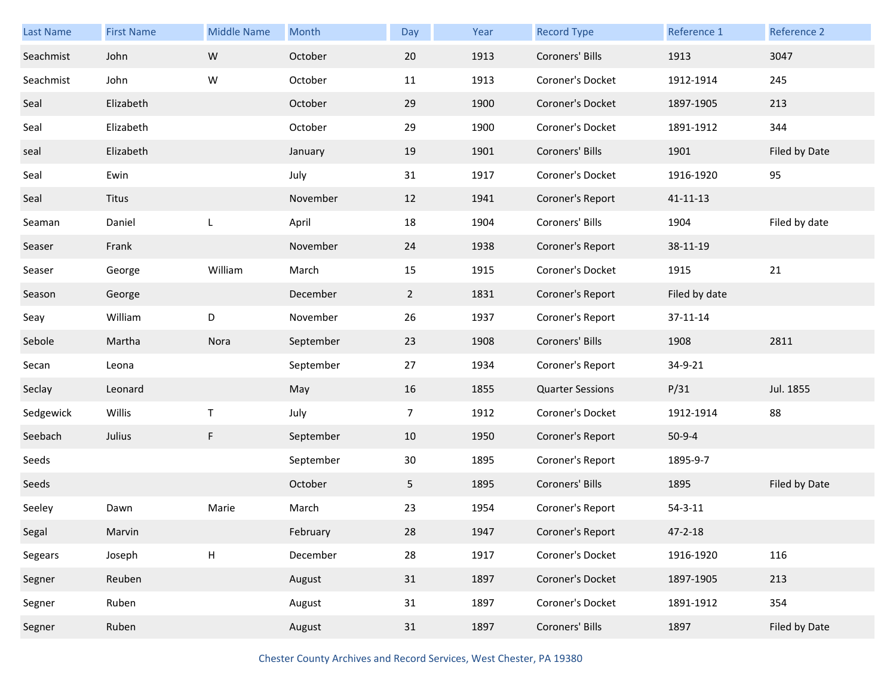| Last Name | First Name | Middle Name | Month | Day | Year | Record Type | Reference 1 | Reference 2 |
|---|---|---|---|---|---|---|---|---|
| Seachmist | John | W | October | 20 | 1913 | Coroners' Bills | 1913 | 3047 |
| Seachmist | John | W | October | 11 | 1913 | Coroner's Docket | 1912-1914 | 245 |
| Seal | Elizabeth | | October | 29 | 1900 | Coroner's Docket | 1897-1905 | 213 |
| Seal | Elizabeth | | October | 29 | 1900 | Coroner's Docket | 1891-1912 | 344 |
| seal | Elizabeth | | January | 19 | 1901 | Coroners' Bills | 1901 | Filed by Date |
| Seal | Ewin | | July | 31 | 1917 | Coroner's Docket | 1916-1920 | 95 |
| Seal | Titus | | November | 12 | 1941 | Coroner's Report | 41-11-13 | |
| Seaman | Daniel | L | April | 18 | 1904 | Coroners' Bills | 1904 | Filed by date |
| Seaser | Frank | | November | 24 | 1938 | Coroner's Report | 38-11-19 | |
| Seaser | George | William | March | 15 | 1915 | Coroner's Docket | 1915 | 21 |
| Season | George | | December | 2 | 1831 | Coroner's Report | Filed by date | |
| Seay | William | D | November | 26 | 1937 | Coroner's Report | 37-11-14 | |
| Sebole | Martha | Nora | September | 23 | 1908 | Coroners' Bills | 1908 | 2811 |
| Secan | Leona | | September | 27 | 1934 | Coroner's Report | 34-9-21 | |
| Seclay | Leonard | | May | 16 | 1855 | Quarter Sessions | P/31 | Jul. 1855 |
| Sedgewick | Willis | T | July | 7 | 1912 | Coroner's Docket | 1912-1914 | 88 |
| Seebach | Julius | F | September | 10 | 1950 | Coroner's Report | 50-9-4 | |
| Seeds | | | September | 30 | 1895 | Coroner's Report | 1895-9-7 | |
| Seeds | | | October | 5 | 1895 | Coroners' Bills | 1895 | Filed by Date |
| Seeley | Dawn | Marie | March | 23 | 1954 | Coroner's Report | 54-3-11 | |
| Segal | Marvin | | February | 28 | 1947 | Coroner's Report | 47-2-18 | |
| Segears | Joseph | H | December | 28 | 1917 | Coroner's Docket | 1916-1920 | 116 |
| Segner | Reuben | | August | 31 | 1897 | Coroner's Docket | 1897-1905 | 213 |
| Segner | Ruben | | August | 31 | 1897 | Coroner's Docket | 1891-1912 | 354 |
| Segner | Ruben | | August | 31 | 1897 | Coroners' Bills | 1897 | Filed by Date |

Chester County Archives and Record Services, West Chester, PA 19380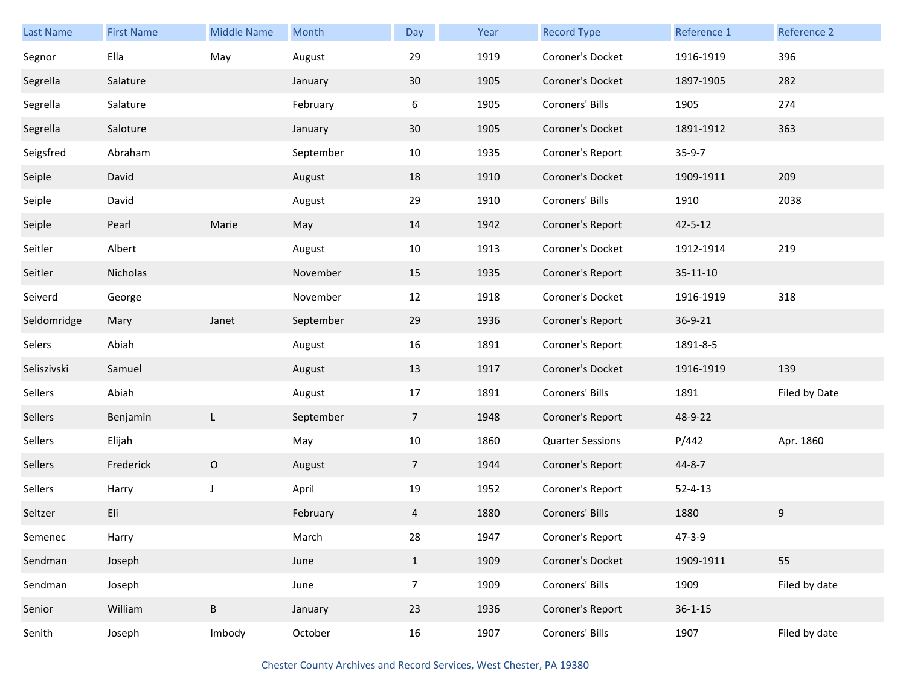| Last Name | First Name | Middle Name | Month | Day | Year | Record Type | Reference 1 | Reference 2 |
|---|---|---|---|---|---|---|---|---|
| Segnor | Ella | May | August | 29 | 1919 | Coroner's Docket | 1916-1919 | 396 |
| Segrella | Salature | | January | 30 | 1905 | Coroner's Docket | 1897-1905 | 282 |
| Segrella | Salature | | February | 6 | 1905 | Coroners' Bills | 1905 | 274 |
| Segrella | Saloture | | January | 30 | 1905 | Coroner's Docket | 1891-1912 | 363 |
| Seigsfred | Abraham | | September | 10 | 1935 | Coroner's Report | 35-9-7 | |
| Seiple | David | | August | 18 | 1910 | Coroner's Docket | 1909-1911 | 209 |
| Seiple | David | | August | 29 | 1910 | Coroners' Bills | 1910 | 2038 |
| Seiple | Pearl | Marie | May | 14 | 1942 | Coroner's Report | 42-5-12 | |
| Seitler | Albert | | August | 10 | 1913 | Coroner's Docket | 1912-1914 | 219 |
| Seitler | Nicholas | | November | 15 | 1935 | Coroner's Report | 35-11-10 | |
| Seiverd | George | | November | 12 | 1918 | Coroner's Docket | 1916-1919 | 318 |
| Seldomridge | Mary | Janet | September | 29 | 1936 | Coroner's Report | 36-9-21 | |
| Selers | Abiah | | August | 16 | 1891 | Coroner's Report | 1891-8-5 | |
| Seliszivski | Samuel | | August | 13 | 1917 | Coroner's Docket | 1916-1919 | 139 |
| Sellers | Abiah | | August | 17 | 1891 | Coroners' Bills | 1891 | Filed by Date |
| Sellers | Benjamin | L | September | 7 | 1948 | Coroner's Report | 48-9-22 | |
| Sellers | Elijah | | May | 10 | 1860 | Quarter Sessions | P/442 | Apr. 1860 |
| Sellers | Frederick | O | August | 7 | 1944 | Coroner's Report | 44-8-7 | |
| Sellers | Harry | J | April | 19 | 1952 | Coroner's Report | 52-4-13 | |
| Seltzer | Eli | | February | 4 | 1880 | Coroners' Bills | 1880 | 9 |
| Semenec | Harry | | March | 28 | 1947 | Coroner's Report | 47-3-9 | |
| Sendman | Joseph | | June | 1 | 1909 | Coroner's Docket | 1909-1911 | 55 |
| Sendman | Joseph | | June | 7 | 1909 | Coroners' Bills | 1909 | Filed by date |
| Senior | William | B | January | 23 | 1936 | Coroner's Report | 36-1-15 | |
| Senith | Joseph | Imbody | October | 16 | 1907 | Coroners' Bills | 1907 | Filed by date |

Chester County Archives and Record Services, West Chester, PA 19380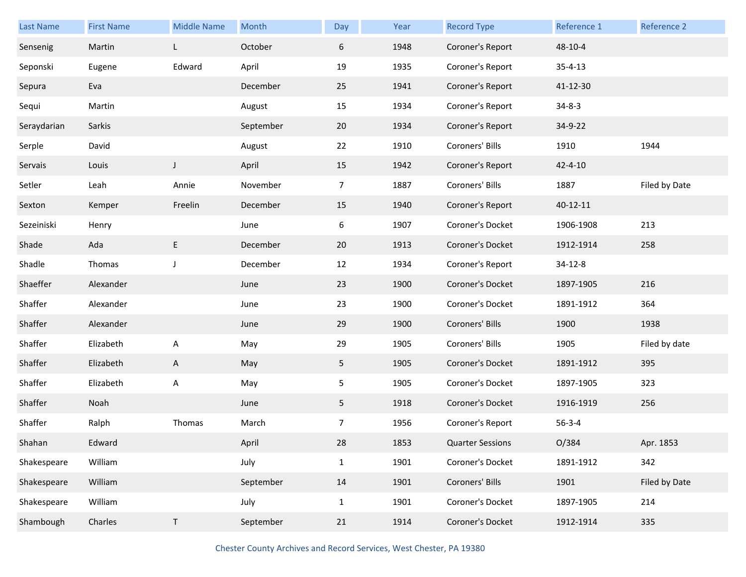| Last Name | First Name | Middle Name | Month | Day | Year | Record Type | Reference 1 | Reference 2 |
|---|---|---|---|---|---|---|---|---|
| Sensenig | Martin | L | October | 6 | 1948 | Coroner's Report | 48-10-4 | |
| Seponski | Eugene | Edward | April | 19 | 1935 | Coroner's Report | 35-4-13 | |
| Sepura | Eva | | December | 25 | 1941 | Coroner's Report | 41-12-30 | |
| Sequi | Martin | | August | 15 | 1934 | Coroner's Report | 34-8-3 | |
| Seraydarian | Sarkis | | September | 20 | 1934 | Coroner's Report | 34-9-22 | |
| Serple | David | | August | 22 | 1910 | Coroners' Bills | 1910 | 1944 |
| Servais | Louis | J | April | 15 | 1942 | Coroner's Report | 42-4-10 | |
| Setler | Leah | Annie | November | 7 | 1887 | Coroners' Bills | 1887 | Filed by Date |
| Sexton | Kemper | Freelin | December | 15 | 1940 | Coroner's Report | 40-12-11 | |
| Sezeiniski | Henry | | June | 6 | 1907 | Coroner's Docket | 1906-1908 | 213 |
| Shade | Ada | E | December | 20 | 1913 | Coroner's Docket | 1912-1914 | 258 |
| Shadle | Thomas | J | December | 12 | 1934 | Coroner's Report | 34-12-8 | |
| Shaeffer | Alexander | | June | 23 | 1900 | Coroner's Docket | 1897-1905 | 216 |
| Shaffer | Alexander | | June | 23 | 1900 | Coroner's Docket | 1891-1912 | 364 |
| Shaffer | Alexander | | June | 29 | 1900 | Coroners' Bills | 1900 | 1938 |
| Shaffer | Elizabeth | A | May | 29 | 1905 | Coroners' Bills | 1905 | Filed by date |
| Shaffer | Elizabeth | A | May | 5 | 1905 | Coroner's Docket | 1891-1912 | 395 |
| Shaffer | Elizabeth | A | May | 5 | 1905 | Coroner's Docket | 1897-1905 | 323 |
| Shaffer | Noah | | June | 5 | 1918 | Coroner's Docket | 1916-1919 | 256 |
| Shaffer | Ralph | Thomas | March | 7 | 1956 | Coroner's Report | 56-3-4 | |
| Shahan | Edward | | April | 28 | 1853 | Quarter Sessions | O/384 | Apr. 1853 |
| Shakespeare | William | | July | 1 | 1901 | Coroner's Docket | 1891-1912 | 342 |
| Shakespeare | William | | September | 14 | 1901 | Coroners' Bills | 1901 | Filed by Date |
| Shakespeare | William | | July | 1 | 1901 | Coroner's Docket | 1897-1905 | 214 |
| Shambough | Charles | T | September | 21 | 1914 | Coroner's Docket | 1912-1914 | 335 |

Chester County Archives and Record Services, West Chester, PA 19380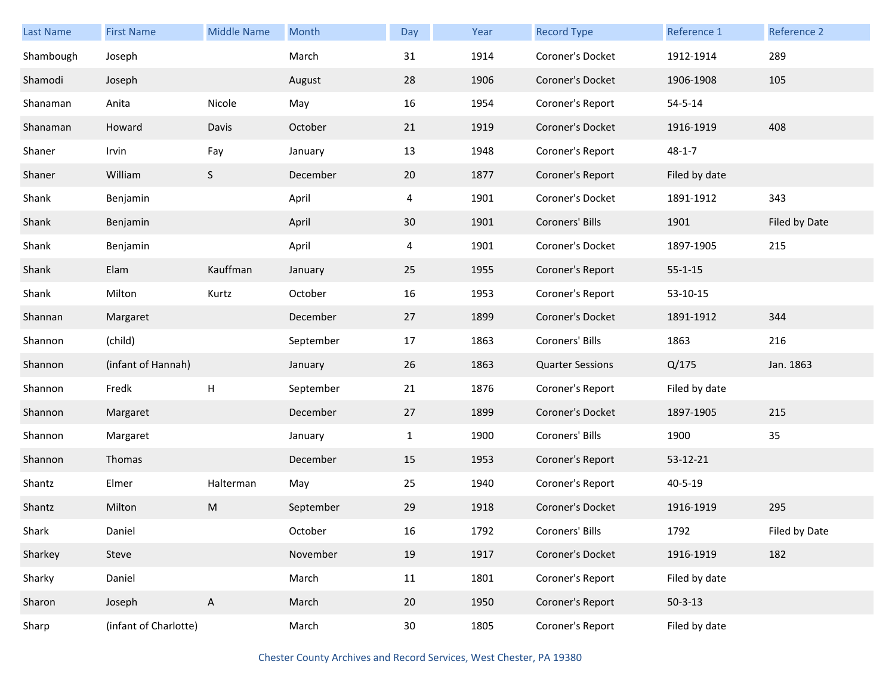| Last Name | First Name | Middle Name | Month | Day | Year | Record Type | Reference 1 | Reference 2 |
|---|---|---|---|---|---|---|---|---|
| Shambough | Joseph | | March | 31 | 1914 | Coroner's Docket | 1912-1914 | 289 |
| Shamodi | Joseph | | August | 28 | 1906 | Coroner's Docket | 1906-1908 | 105 |
| Shanaman | Anita | Nicole | May | 16 | 1954 | Coroner's Report | 54-5-14 | |
| Shanaman | Howard | Davis | October | 21 | 1919 | Coroner's Docket | 1916-1919 | 408 |
| Shaner | Irvin | Fay | January | 13 | 1948 | Coroner's Report | 48-1-7 | |
| Shaner | William | S | December | 20 | 1877 | Coroner's Report | Filed by date | |
| Shank | Benjamin | | April | 4 | 1901 | Coroner's Docket | 1891-1912 | 343 |
| Shank | Benjamin | | April | 30 | 1901 | Coroners' Bills | 1901 | Filed by Date |
| Shank | Benjamin | | April | 4 | 1901 | Coroner's Docket | 1897-1905 | 215 |
| Shank | Elam | Kauffman | January | 25 | 1955 | Coroner's Report | 55-1-15 | |
| Shank | Milton | Kurtz | October | 16 | 1953 | Coroner's Report | 53-10-15 | |
| Shannan | Margaret | | December | 27 | 1899 | Coroner's Docket | 1891-1912 | 344 |
| Shannon | (child) | | September | 17 | 1863 | Coroners' Bills | 1863 | 216 |
| Shannon | (infant of Hannah) | | January | 26 | 1863 | Quarter Sessions | Q/175 | Jan. 1863 |
| Shannon | Fredk | H | September | 21 | 1876 | Coroner's Report | Filed by date | |
| Shannon | Margaret | | December | 27 | 1899 | Coroner's Docket | 1897-1905 | 215 |
| Shannon | Margaret | | January | 1 | 1900 | Coroners' Bills | 1900 | 35 |
| Shannon | Thomas | | December | 15 | 1953 | Coroner's Report | 53-12-21 | |
| Shantz | Elmer | Halterman | May | 25 | 1940 | Coroner's Report | 40-5-19 | |
| Shantz | Milton | M | September | 29 | 1918 | Coroner's Docket | 1916-1919 | 295 |
| Shark | Daniel | | October | 16 | 1792 | Coroners' Bills | 1792 | Filed by Date |
| Sharkey | Steve | | November | 19 | 1917 | Coroner's Docket | 1916-1919 | 182 |
| Sharky | Daniel | | March | 11 | 1801 | Coroner's Report | Filed by date | |
| Sharon | Joseph | A | March | 20 | 1950 | Coroner's Report | 50-3-13 | |
| Sharp | (infant of Charlotte) | | March | 30 | 1805 | Coroner's Report | Filed by date | |

Chester County Archives and Record Services, West Chester, PA 19380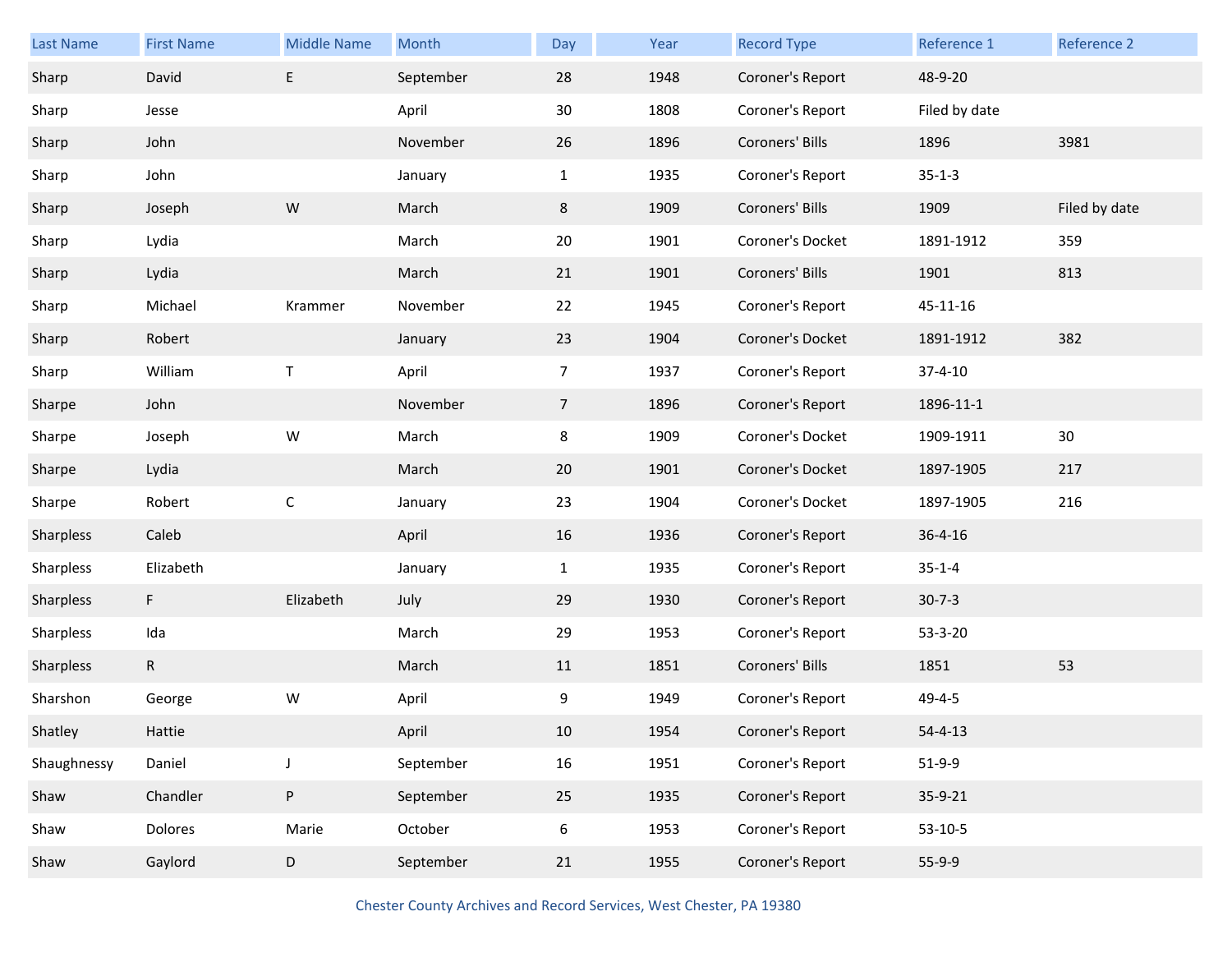| Last Name | First Name | Middle Name | Month | Day | Year | Record Type | Reference 1 | Reference 2 |
|---|---|---|---|---|---|---|---|---|
| Sharp | David | E | September | 28 | 1948 | Coroner's Report | 48-9-20 | |
| Sharp | Jesse | | April | 30 | 1808 | Coroner's Report | Filed by date | |
| Sharp | John | | November | 26 | 1896 | Coroners' Bills | 1896 | 3981 |
| Sharp | John | | January | 1 | 1935 | Coroner's Report | 35-1-3 | |
| Sharp | Joseph | W | March | 8 | 1909 | Coroners' Bills | 1909 | Filed by date |
| Sharp | Lydia | | March | 20 | 1901 | Coroner's Docket | 1891-1912 | 359 |
| Sharp | Lydia | | March | 21 | 1901 | Coroners' Bills | 1901 | 813 |
| Sharp | Michael | Krammer | November | 22 | 1945 | Coroner's Report | 45-11-16 | |
| Sharp | Robert | | January | 23 | 1904 | Coroner's Docket | 1891-1912 | 382 |
| Sharp | William | T | April | 7 | 1937 | Coroner's Report | 37-4-10 | |
| Sharpe | John | | November | 7 | 1896 | Coroner's Report | 1896-11-1 | |
| Sharpe | Joseph | W | March | 8 | 1909 | Coroner's Docket | 1909-1911 | 30 |
| Sharpe | Lydia | | March | 20 | 1901 | Coroner's Docket | 1897-1905 | 217 |
| Sharpe | Robert | C | January | 23 | 1904 | Coroner's Docket | 1897-1905 | 216 |
| Sharpless | Caleb | | April | 16 | 1936 | Coroner's Report | 36-4-16 | |
| Sharpless | Elizabeth | | January | 1 | 1935 | Coroner's Report | 35-1-4 | |
| Sharpless | F | Elizabeth | July | 29 | 1930 | Coroner's Report | 30-7-3 | |
| Sharpless | Ida | | March | 29 | 1953 | Coroner's Report | 53-3-20 | |
| Sharpless | R | | March | 11 | 1851 | Coroners' Bills | 1851 | 53 |
| Sharshon | George | W | April | 9 | 1949 | Coroner's Report | 49-4-5 | |
| Shatley | Hattie | | April | 10 | 1954 | Coroner's Report | 54-4-13 | |
| Shaughnessy | Daniel | J | September | 16 | 1951 | Coroner's Report | 51-9-9 | |
| Shaw | Chandler | P | September | 25 | 1935 | Coroner's Report | 35-9-21 | |
| Shaw | Dolores | Marie | October | 6 | 1953 | Coroner's Report | 53-10-5 | |
| Shaw | Gaylord | D | September | 21 | 1955 | Coroner's Report | 55-9-9 | |

Chester County Archives and Record Services, West Chester, PA 19380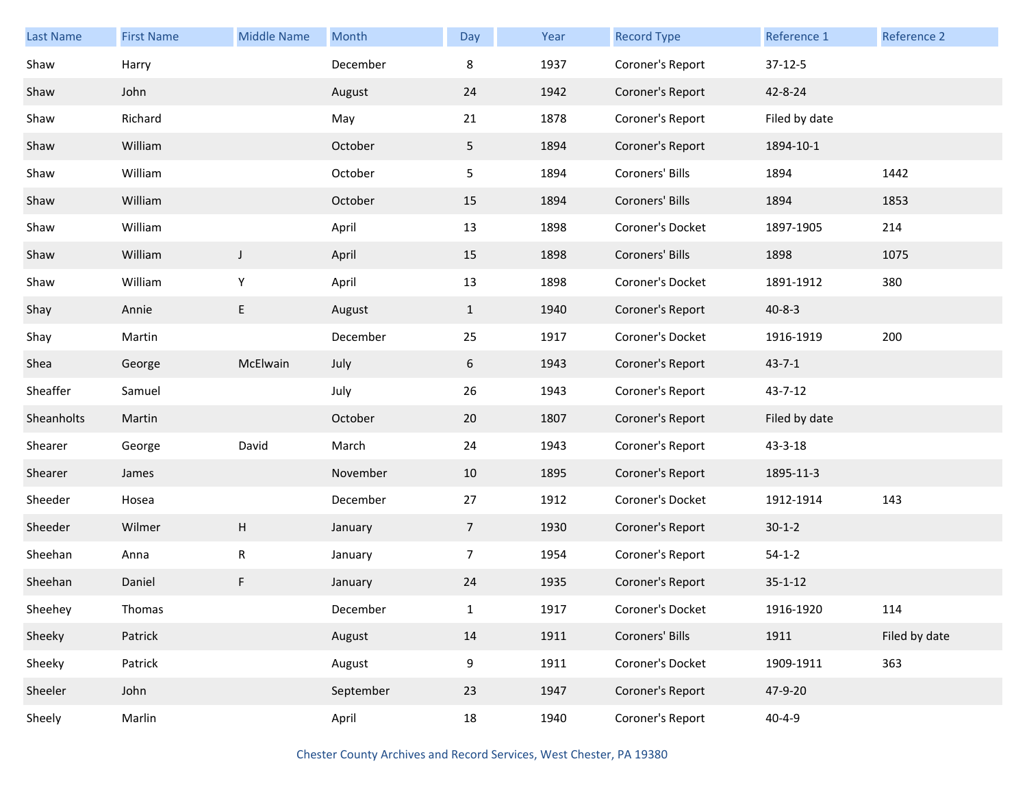| Last Name | First Name | Middle Name | Month | Day | Year | Record Type | Reference 1 | Reference 2 |
|---|---|---|---|---|---|---|---|---|
| Shaw | Harry | | December | 8 | 1937 | Coroner's Report | 37-12-5 | |
| Shaw | John | | August | 24 | 1942 | Coroner's Report | 42-8-24 | |
| Shaw | Richard | | May | 21 | 1878 | Coroner's Report | Filed by date | |
| Shaw | William | | October | 5 | 1894 | Coroner's Report | 1894-10-1 | |
| Shaw | William | | October | 5 | 1894 | Coroners' Bills | 1894 | 1442 |
| Shaw | William | | October | 15 | 1894 | Coroners' Bills | 1894 | 1853 |
| Shaw | William | | April | 13 | 1898 | Coroner's Docket | 1897-1905 | 214 |
| Shaw | William | J | April | 15 | 1898 | Coroners' Bills | 1898 | 1075 |
| Shaw | William | Y | April | 13 | 1898 | Coroner's Docket | 1891-1912 | 380 |
| Shay | Annie | E | August | 1 | 1940 | Coroner's Report | 40-8-3 | |
| Shay | Martin | | December | 25 | 1917 | Coroner's Docket | 1916-1919 | 200 |
| Shea | George | McElwain | July | 6 | 1943 | Coroner's Report | 43-7-1 | |
| Sheaffer | Samuel | | July | 26 | 1943 | Coroner's Report | 43-7-12 | |
| Sheanholts | Martin | | October | 20 | 1807 | Coroner's Report | Filed by date | |
| Shearer | George | David | March | 24 | 1943 | Coroner's Report | 43-3-18 | |
| Shearer | James | | November | 10 | 1895 | Coroner's Report | 1895-11-3 | |
| Sheeder | Hosea | | December | 27 | 1912 | Coroner's Docket | 1912-1914 | 143 |
| Sheeder | Wilmer | H | January | 7 | 1930 | Coroner's Report | 30-1-2 | |
| Sheehan | Anna | R | January | 7 | 1954 | Coroner's Report | 54-1-2 | |
| Sheehan | Daniel | F | January | 24 | 1935 | Coroner's Report | 35-1-12 | |
| Sheehey | Thomas | | December | 1 | 1917 | Coroner's Docket | 1916-1920 | 114 |
| Sheeky | Patrick | | August | 14 | 1911 | Coroners' Bills | 1911 | Filed by date |
| Sheeky | Patrick | | August | 9 | 1911 | Coroner's Docket | 1909-1911 | 363 |
| Sheeler | John | | September | 23 | 1947 | Coroner's Report | 47-9-20 | |
| Sheely | Marlin | | April | 18 | 1940 | Coroner's Report | 40-4-9 | |

Chester County Archives and Record Services, West Chester, PA 19380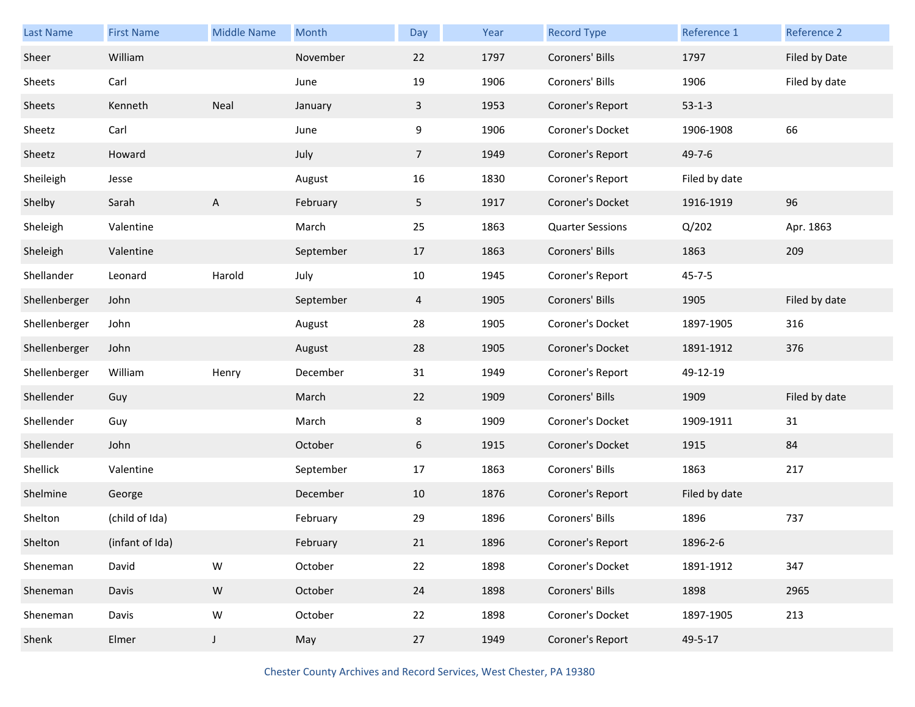| Last Name | First Name | Middle Name | Month | Day | Year | Record Type | Reference 1 | Reference 2 |
|---|---|---|---|---|---|---|---|---|
| Sheer | William | | November | 22 | 1797 | Coroners' Bills | 1797 | Filed by Date |
| Sheets | Carl | | June | 19 | 1906 | Coroners' Bills | 1906 | Filed by date |
| Sheets | Kenneth | Neal | January | 3 | 1953 | Coroner's Report | 53-1-3 | |
| Sheetz | Carl | | June | 9 | 1906 | Coroner's Docket | 1906-1908 | 66 |
| Sheetz | Howard | | July | 7 | 1949 | Coroner's Report | 49-7-6 | |
| Sheileigh | Jesse | | August | 16 | 1830 | Coroner's Report | Filed by date | |
| Shelby | Sarah | A | February | 5 | 1917 | Coroner's Docket | 1916-1919 | 96 |
| Sheleigh | Valentine | | March | 25 | 1863 | Quarter Sessions | Q/202 | Apr. 1863 |
| Sheleigh | Valentine | | September | 17 | 1863 | Coroners' Bills | 1863 | 209 |
| Shellander | Leonard | Harold | July | 10 | 1945 | Coroner's Report | 45-7-5 | |
| Shellenberger | John | | September | 4 | 1905 | Coroners' Bills | 1905 | Filed by date |
| Shellenberger | John | | August | 28 | 1905 | Coroner's Docket | 1897-1905 | 316 |
| Shellenberger | John | | August | 28 | 1905 | Coroner's Docket | 1891-1912 | 376 |
| Shellenberger | William | Henry | December | 31 | 1949 | Coroner's Report | 49-12-19 | |
| Shellender | Guy | | March | 22 | 1909 | Coroners' Bills | 1909 | Filed by date |
| Shellender | Guy | | March | 8 | 1909 | Coroner's Docket | 1909-1911 | 31 |
| Shellender | John | | October | 6 | 1915 | Coroner's Docket | 1915 | 84 |
| Shellick | Valentine | | September | 17 | 1863 | Coroners' Bills | 1863 | 217 |
| Shelmine | George | | December | 10 | 1876 | Coroner's Report | Filed by date | |
| Shelton | (child of Ida) | | February | 29 | 1896 | Coroners' Bills | 1896 | 737 |
| Shelton | (infant of Ida) | | February | 21 | 1896 | Coroner's Report | 1896-2-6 | |
| Sheneman | David | W | October | 22 | 1898 | Coroner's Docket | 1891-1912 | 347 |
| Sheneman | Davis | W | October | 24 | 1898 | Coroners' Bills | 1898 | 2965 |
| Sheneman | Davis | W | October | 22 | 1898 | Coroner's Docket | 1897-1905 | 213 |
| Shenk | Elmer | J | May | 27 | 1949 | Coroner's Report | 49-5-17 | |

Chester County Archives and Record Services, West Chester, PA 19380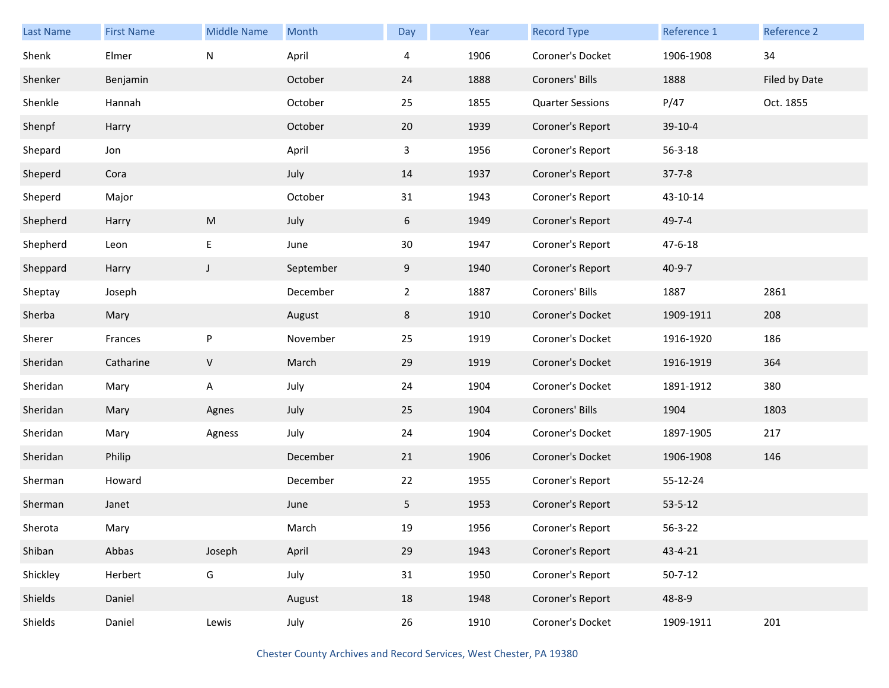| Last Name | First Name | Middle Name | Month | Day | Year | Record Type | Reference 1 | Reference 2 |
|---|---|---|---|---|---|---|---|---|
| Shenk | Elmer | N | April | 4 | 1906 | Coroner's Docket | 1906-1908 | 34 |
| Shenker | Benjamin | | October | 24 | 1888 | Coroners' Bills | 1888 | Filed by Date |
| Shenkle | Hannah | | October | 25 | 1855 | Quarter Sessions | P/47 | Oct. 1855 |
| Shenpf | Harry | | October | 20 | 1939 | Coroner's Report | 39-10-4 | |
| Shepard | Jon | | April | 3 | 1956 | Coroner's Report | 56-3-18 | |
| Sheperd | Cora | | July | 14 | 1937 | Coroner's Report | 37-7-8 | |
| Sheperd | Major | | October | 31 | 1943 | Coroner's Report | 43-10-14 | |
| Shepherd | Harry | M | July | 6 | 1949 | Coroner's Report | 49-7-4 | |
| Shepherd | Leon | E | June | 30 | 1947 | Coroner's Report | 47-6-18 | |
| Sheppard | Harry | J | September | 9 | 1940 | Coroner's Report | 40-9-7 | |
| Sheptay | Joseph | | December | 2 | 1887 | Coroners' Bills | 1887 | 2861 |
| Sherba | Mary | | August | 8 | 1910 | Coroner's Docket | 1909-1911 | 208 |
| Sherer | Frances | P | November | 25 | 1919 | Coroner's Docket | 1916-1920 | 186 |
| Sheridan | Catharine | V | March | 29 | 1919 | Coroner's Docket | 1916-1919 | 364 |
| Sheridan | Mary | A | July | 24 | 1904 | Coroner's Docket | 1891-1912 | 380 |
| Sheridan | Mary | Agnes | July | 25 | 1904 | Coroners' Bills | 1904 | 1803 |
| Sheridan | Mary | Agness | July | 24 | 1904 | Coroner's Docket | 1897-1905 | 217 |
| Sheridan | Philip | | December | 21 | 1906 | Coroner's Docket | 1906-1908 | 146 |
| Sherman | Howard | | December | 22 | 1955 | Coroner's Report | 55-12-24 | |
| Sherman | Janet | | June | 5 | 1953 | Coroner's Report | 53-5-12 | |
| Sherota | Mary | | March | 19 | 1956 | Coroner's Report | 56-3-22 | |
| Shiban | Abbas | Joseph | April | 29 | 1943 | Coroner's Report | 43-4-21 | |
| Shickley | Herbert | G | July | 31 | 1950 | Coroner's Report | 50-7-12 | |
| Shields | Daniel | | August | 18 | 1948 | Coroner's Report | 48-8-9 | |
| Shields | Daniel | Lewis | July | 26 | 1910 | Coroner's Docket | 1909-1911 | 201 |

Chester County Archives and Record Services, West Chester, PA 19380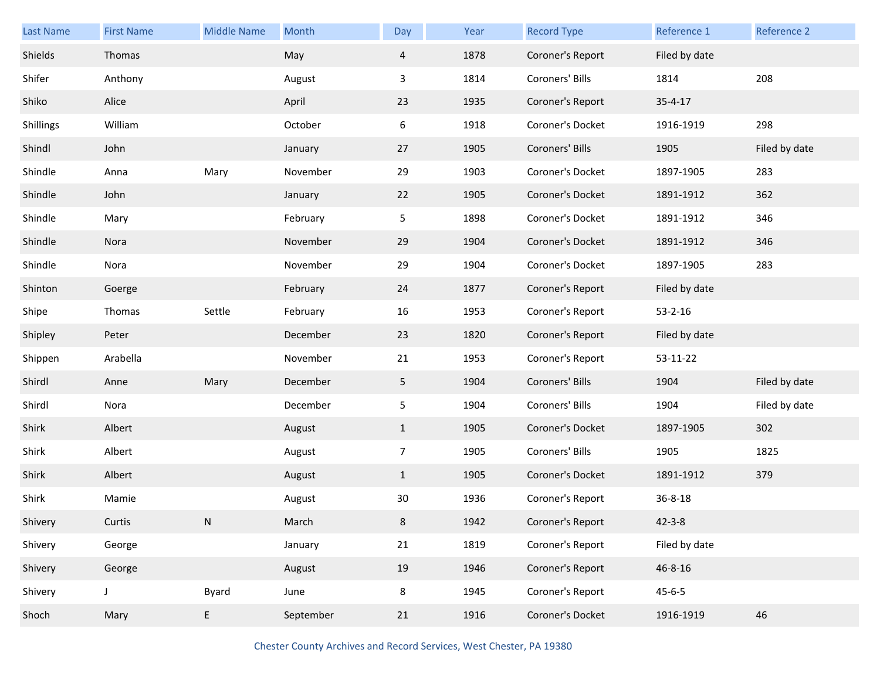| Last Name | First Name | Middle Name | Month | Day | Year | Record Type | Reference 1 | Reference 2 |
|---|---|---|---|---|---|---|---|---|
| Shields | Thomas | | May | 4 | 1878 | Coroner's Report | Filed by date | |
| Shifer | Anthony | | August | 3 | 1814 | Coroners' Bills | 1814 | 208 |
| Shiko | Alice | | April | 23 | 1935 | Coroner's Report | 35-4-17 | |
| Shillings | William | | October | 6 | 1918 | Coroner's Docket | 1916-1919 | 298 |
| Shindl | John | | January | 27 | 1905 | Coroners' Bills | 1905 | Filed by date |
| Shindle | Anna | Mary | November | 29 | 1903 | Coroner's Docket | 1897-1905 | 283 |
| Shindle | John | | January | 22 | 1905 | Coroner's Docket | 1891-1912 | 362 |
| Shindle | Mary | | February | 5 | 1898 | Coroner's Docket | 1891-1912 | 346 |
| Shindle | Nora | | November | 29 | 1904 | Coroner's Docket | 1891-1912 | 346 |
| Shindle | Nora | | November | 29 | 1904 | Coroner's Docket | 1897-1905 | 283 |
| Shinton | Goerge | | February | 24 | 1877 | Coroner's Report | Filed by date | |
| Shipe | Thomas | Settle | February | 16 | 1953 | Coroner's Report | 53-2-16 | |
| Shipley | Peter | | December | 23 | 1820 | Coroner's Report | Filed by date | |
| Shippen | Arabella | | November | 21 | 1953 | Coroner's Report | 53-11-22 | |
| Shirdl | Anne | Mary | December | 5 | 1904 | Coroners' Bills | 1904 | Filed by date |
| Shirdl | Nora | | December | 5 | 1904 | Coroners' Bills | 1904 | Filed by date |
| Shirk | Albert | | August | 1 | 1905 | Coroner's Docket | 1897-1905 | 302 |
| Shirk | Albert | | August | 7 | 1905 | Coroners' Bills | 1905 | 1825 |
| Shirk | Albert | | August | 1 | 1905 | Coroner's Docket | 1891-1912 | 379 |
| Shirk | Mamie | | August | 30 | 1936 | Coroner's Report | 36-8-18 | |
| Shivery | Curtis | N | March | 8 | 1942 | Coroner's Report | 42-3-8 | |
| Shivery | George | | January | 21 | 1819 | Coroner's Report | Filed by date | |
| Shivery | George | | August | 19 | 1946 | Coroner's Report | 46-8-16 | |
| Shivery | J | Byard | June | 8 | 1945 | Coroner's Report | 45-6-5 | |
| Shoch | Mary | E | September | 21 | 1916 | Coroner's Docket | 1916-1919 | 46 |

Chester County Archives and Record Services, West Chester, PA 19380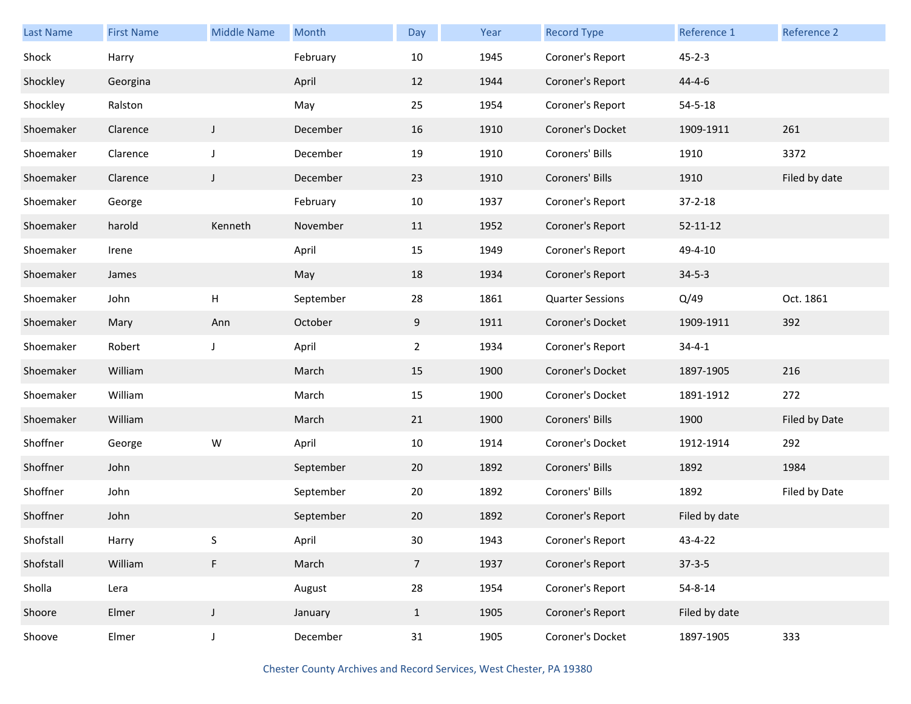| Last Name | First Name | Middle Name | Month | Day | Year | Record Type | Reference 1 | Reference 2 |
|---|---|---|---|---|---|---|---|---|
| Shock | Harry | | February | 10 | 1945 | Coroner's Report | 45-2-3 | |
| Shockley | Georgina | | April | 12 | 1944 | Coroner's Report | 44-4-6 | |
| Shockley | Ralston | | May | 25 | 1954 | Coroner's Report | 54-5-18 | |
| Shoemaker | Clarence | J | December | 16 | 1910 | Coroner's Docket | 1909-1911 | 261 |
| Shoemaker | Clarence | J | December | 19 | 1910 | Coroners' Bills | 1910 | 3372 |
| Shoemaker | Clarence | J | December | 23 | 1910 | Coroners' Bills | 1910 | Filed by date |
| Shoemaker | George | | February | 10 | 1937 | Coroner's Report | 37-2-18 | |
| Shoemaker | harold | Kenneth | November | 11 | 1952 | Coroner's Report | 52-11-12 | |
| Shoemaker | Irene | | April | 15 | 1949 | Coroner's Report | 49-4-10 | |
| Shoemaker | James | | May | 18 | 1934 | Coroner's Report | 34-5-3 | |
| Shoemaker | John | H | September | 28 | 1861 | Quarter Sessions | Q/49 | Oct. 1861 |
| Shoemaker | Mary | Ann | October | 9 | 1911 | Coroner's Docket | 1909-1911 | 392 |
| Shoemaker | Robert | J | April | 2 | 1934 | Coroner's Report | 34-4-1 | |
| Shoemaker | William | | March | 15 | 1900 | Coroner's Docket | 1897-1905 | 216 |
| Shoemaker | William | | March | 15 | 1900 | Coroner's Docket | 1891-1912 | 272 |
| Shoemaker | William | | March | 21 | 1900 | Coroners' Bills | 1900 | Filed by Date |
| Shoffner | George | W | April | 10 | 1914 | Coroner's Docket | 1912-1914 | 292 |
| Shoffner | John | | September | 20 | 1892 | Coroners' Bills | 1892 | 1984 |
| Shoffner | John | | September | 20 | 1892 | Coroners' Bills | 1892 | Filed by Date |
| Shoffner | John | | September | 20 | 1892 | Coroner's Report | Filed by date | |
| Shofstall | Harry | S | April | 30 | 1943 | Coroner's Report | 43-4-22 | |
| Shofstall | William | F | March | 7 | 1937 | Coroner's Report | 37-3-5 | |
| Sholla | Lera | | August | 28 | 1954 | Coroner's Report | 54-8-14 | |
| Shoore | Elmer | J | January | 1 | 1905 | Coroner's Report | Filed by date | |
| Shoove | Elmer | J | December | 31 | 1905 | Coroner's Docket | 1897-1905 | 333 |

Chester County Archives and Record Services, West Chester, PA 19380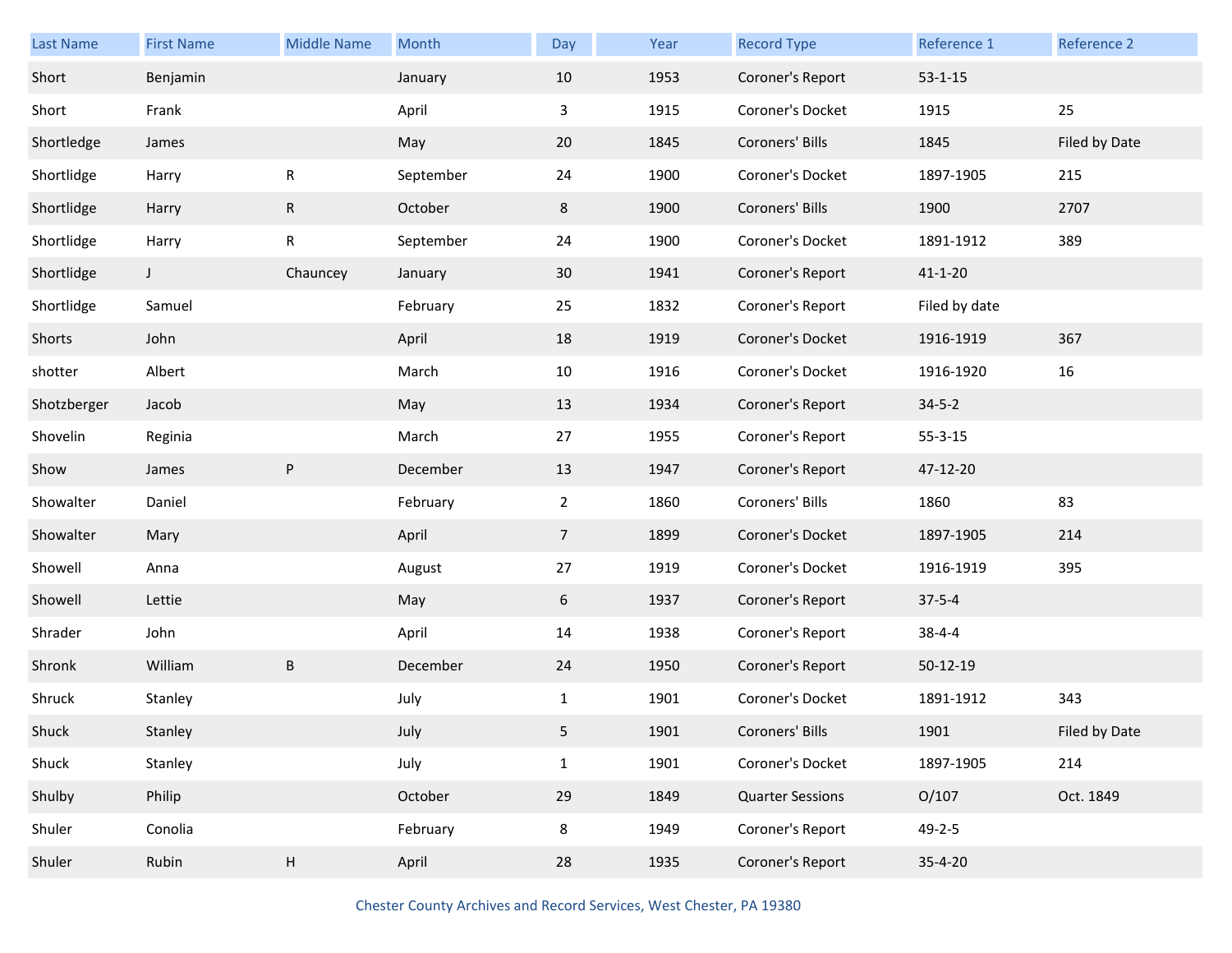| Last Name | First Name | Middle Name | Month | Day | Year | Record Type | Reference 1 | Reference 2 |
|---|---|---|---|---|---|---|---|---|
| Short | Benjamin | | January | 10 | 1953 | Coroner's Report | 53-1-15 | |
| Short | Frank | | April | 3 | 1915 | Coroner's Docket | 1915 | 25 |
| Shortledge | James | | May | 20 | 1845 | Coroners' Bills | 1845 | Filed by Date |
| Shortlidge | Harry | R | September | 24 | 1900 | Coroner's Docket | 1897-1905 | 215 |
| Shortlidge | Harry | R | October | 8 | 1900 | Coroners' Bills | 1900 | 2707 |
| Shortlidge | Harry | R | September | 24 | 1900 | Coroner's Docket | 1891-1912 | 389 |
| Shortlidge | J | Chauncey | January | 30 | 1941 | Coroner's Report | 41-1-20 | |
| Shortlidge | Samuel | | February | 25 | 1832 | Coroner's Report | Filed by date | |
| Shorts | John | | April | 18 | 1919 | Coroner's Docket | 1916-1919 | 367 |
| shotter | Albert | | March | 10 | 1916 | Coroner's Docket | 1916-1920 | 16 |
| Shotzberger | Jacob | | May | 13 | 1934 | Coroner's Report | 34-5-2 | |
| Shovelin | Reginia | | March | 27 | 1955 | Coroner's Report | 55-3-15 | |
| Show | James | P | December | 13 | 1947 | Coroner's Report | 47-12-20 | |
| Showalter | Daniel | | February | 2 | 1860 | Coroners' Bills | 1860 | 83 |
| Showalter | Mary | | April | 7 | 1899 | Coroner's Docket | 1897-1905 | 214 |
| Showell | Anna | | August | 27 | 1919 | Coroner's Docket | 1916-1919 | 395 |
| Showell | Lettie | | May | 6 | 1937 | Coroner's Report | 37-5-4 | |
| Shrader | John | | April | 14 | 1938 | Coroner's Report | 38-4-4 | |
| Shronk | William | B | December | 24 | 1950 | Coroner's Report | 50-12-19 | |
| Shruck | Stanley | | July | 1 | 1901 | Coroner's Docket | 1891-1912 | 343 |
| Shuck | Stanley | | July | 5 | 1901 | Coroners' Bills | 1901 | Filed by Date |
| Shuck | Stanley | | July | 1 | 1901 | Coroner's Docket | 1897-1905 | 214 |
| Shulby | Philip | | October | 29 | 1849 | Quarter Sessions | O/107 | Oct. 1849 |
| Shuler | Conolia | | February | 8 | 1949 | Coroner's Report | 49-2-5 | |
| Shuler | Rubin | H | April | 28 | 1935 | Coroner's Report | 35-4-20 | |

Chester County Archives and Record Services, West Chester, PA 19380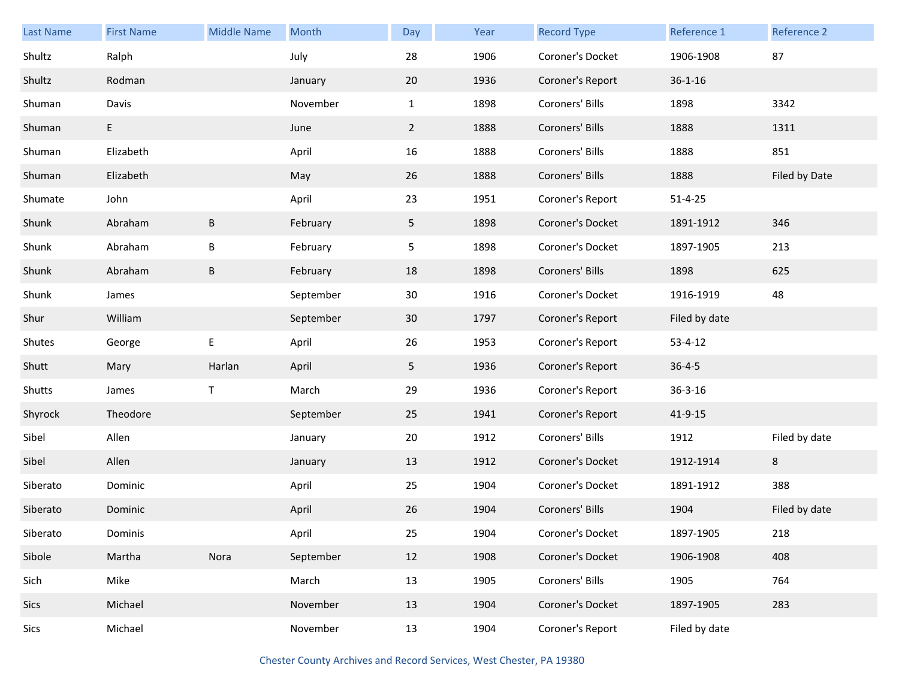| Last Name | First Name | Middle Name | Month | Day | Year | Record Type | Reference 1 | Reference 2 |
|---|---|---|---|---|---|---|---|---|
| Shultz | Ralph | | July | 28 | 1906 | Coroner's Docket | 1906-1908 | 87 |
| Shultz | Rodman | | January | 20 | 1936 | Coroner's Report | 36-1-16 | |
| Shuman | Davis | | November | 1 | 1898 | Coroners' Bills | 1898 | 3342 |
| Shuman | E | | June | 2 | 1888 | Coroners' Bills | 1888 | 1311 |
| Shuman | Elizabeth | | April | 16 | 1888 | Coroners' Bills | 1888 | 851 |
| Shuman | Elizabeth | | May | 26 | 1888 | Coroners' Bills | 1888 | Filed by Date |
| Shumate | John | | April | 23 | 1951 | Coroner's Report | 51-4-25 | |
| Shunk | Abraham | B | February | 5 | 1898 | Coroner's Docket | 1891-1912 | 346 |
| Shunk | Abraham | B | February | 5 | 1898 | Coroner's Docket | 1897-1905 | 213 |
| Shunk | Abraham | B | February | 18 | 1898 | Coroners' Bills | 1898 | 625 |
| Shunk | James | | September | 30 | 1916 | Coroner's Docket | 1916-1919 | 48 |
| Shur | William | | September | 30 | 1797 | Coroner's Report | Filed by date | |
| Shutes | George | E | April | 26 | 1953 | Coroner's Report | 53-4-12 | |
| Shutt | Mary | Harlan | April | 5 | 1936 | Coroner's Report | 36-4-5 | |
| Shutts | James | T | March | 29 | 1936 | Coroner's Report | 36-3-16 | |
| Shyrock | Theodore | | September | 25 | 1941 | Coroner's Report | 41-9-15 | |
| Sibel | Allen | | January | 20 | 1912 | Coroners' Bills | 1912 | Filed by date |
| Sibel | Allen | | January | 13 | 1912 | Coroner's Docket | 1912-1914 | 8 |
| Siberato | Dominic | | April | 25 | 1904 | Coroner's Docket | 1891-1912 | 388 |
| Siberato | Dominic | | April | 26 | 1904 | Coroners' Bills | 1904 | Filed by date |
| Siberato | Dominis | | April | 25 | 1904 | Coroner's Docket | 1897-1905 | 218 |
| Sibole | Martha | Nora | September | 12 | 1908 | Coroner's Docket | 1906-1908 | 408 |
| Sich | Mike | | March | 13 | 1905 | Coroners' Bills | 1905 | 764 |
| Sics | Michael | | November | 13 | 1904 | Coroner's Docket | 1897-1905 | 283 |
| Sics | Michael | | November | 13 | 1904 | Coroner's Report | Filed by date | |

Chester County Archives and Record Services, West Chester, PA 19380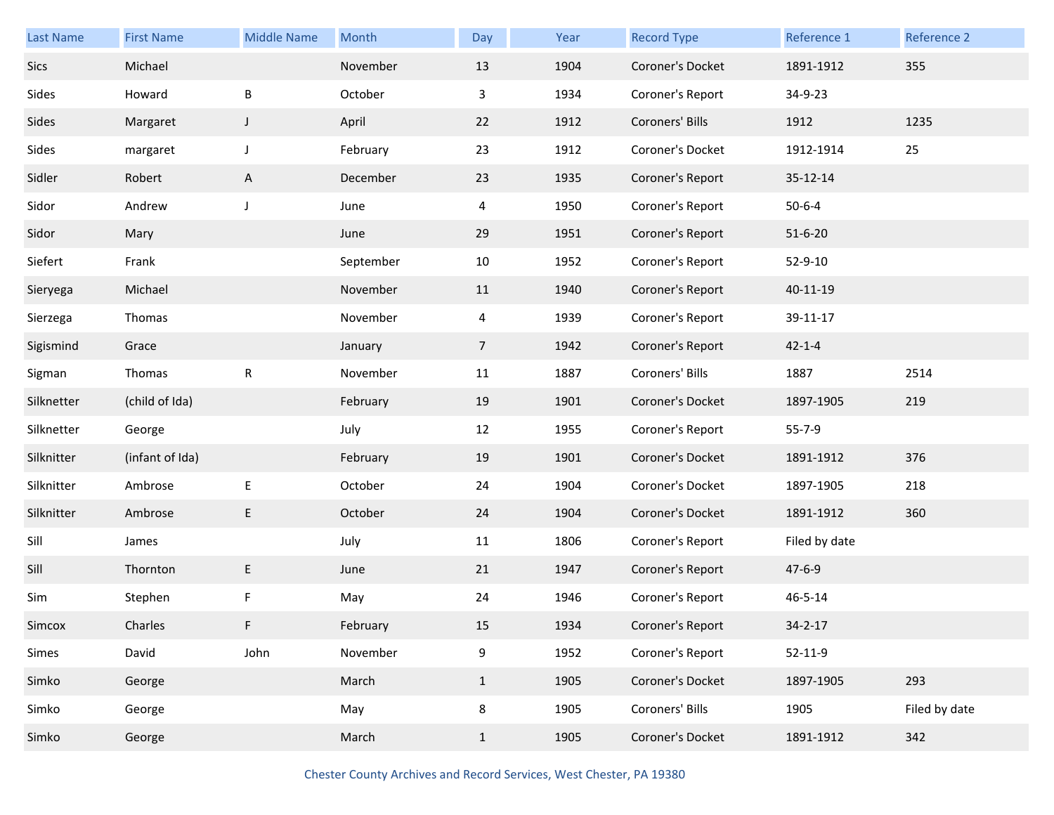| Last Name | First Name | Middle Name | Month | Day | Year | Record Type | Reference 1 | Reference 2 |
|---|---|---|---|---|---|---|---|---|
| Sics | Michael | | November | 13 | 1904 | Coroner's Docket | 1891-1912 | 355 |
| Sides | Howard | B | October | 3 | 1934 | Coroner's Report | 34-9-23 | |
| Sides | Margaret | J | April | 22 | 1912 | Coroners' Bills | 1912 | 1235 |
| Sides | margaret | J | February | 23 | 1912 | Coroner's Docket | 1912-1914 | 25 |
| Sidler | Robert | A | December | 23 | 1935 | Coroner's Report | 35-12-14 | |
| Sidor | Andrew | J | June | 4 | 1950 | Coroner's Report | 50-6-4 | |
| Sidor | Mary | | June | 29 | 1951 | Coroner's Report | 51-6-20 | |
| Siefert | Frank | | September | 10 | 1952 | Coroner's Report | 52-9-10 | |
| Sieryega | Michael | | November | 11 | 1940 | Coroner's Report | 40-11-19 | |
| Sierzega | Thomas | | November | 4 | 1939 | Coroner's Report | 39-11-17 | |
| Sigismind | Grace | | January | 7 | 1942 | Coroner's Report | 42-1-4 | |
| Sigman | Thomas | R | November | 11 | 1887 | Coroners' Bills | 1887 | 2514 |
| Silknetter | (child of Ida) | | February | 19 | 1901 | Coroner's Docket | 1897-1905 | 219 |
| Silknetter | George | | July | 12 | 1955 | Coroner's Report | 55-7-9 | |
| Silknitter | (infant of Ida) | | February | 19 | 1901 | Coroner's Docket | 1891-1912 | 376 |
| Silknitter | Ambrose | E | October | 24 | 1904 | Coroner's Docket | 1897-1905 | 218 |
| Silknitter | Ambrose | E | October | 24 | 1904 | Coroner's Docket | 1891-1912 | 360 |
| Sill | James | | July | 11 | 1806 | Coroner's Report | Filed by date | |
| Sill | Thornton | E | June | 21 | 1947 | Coroner's Report | 47-6-9 | |
| Sim | Stephen | F | May | 24 | 1946 | Coroner's Report | 46-5-14 | |
| Simcox | Charles | F | February | 15 | 1934 | Coroner's Report | 34-2-17 | |
| Simes | David | John | November | 9 | 1952 | Coroner's Report | 52-11-9 | |
| Simko | George | | March | 1 | 1905 | Coroner's Docket | 1897-1905 | 293 |
| Simko | George | | May | 8 | 1905 | Coroners' Bills | 1905 | Filed by date |
| Simko | George | | March | 1 | 1905 | Coroner's Docket | 1891-1912 | 342 |

Chester County Archives and Record Services, West Chester, PA 19380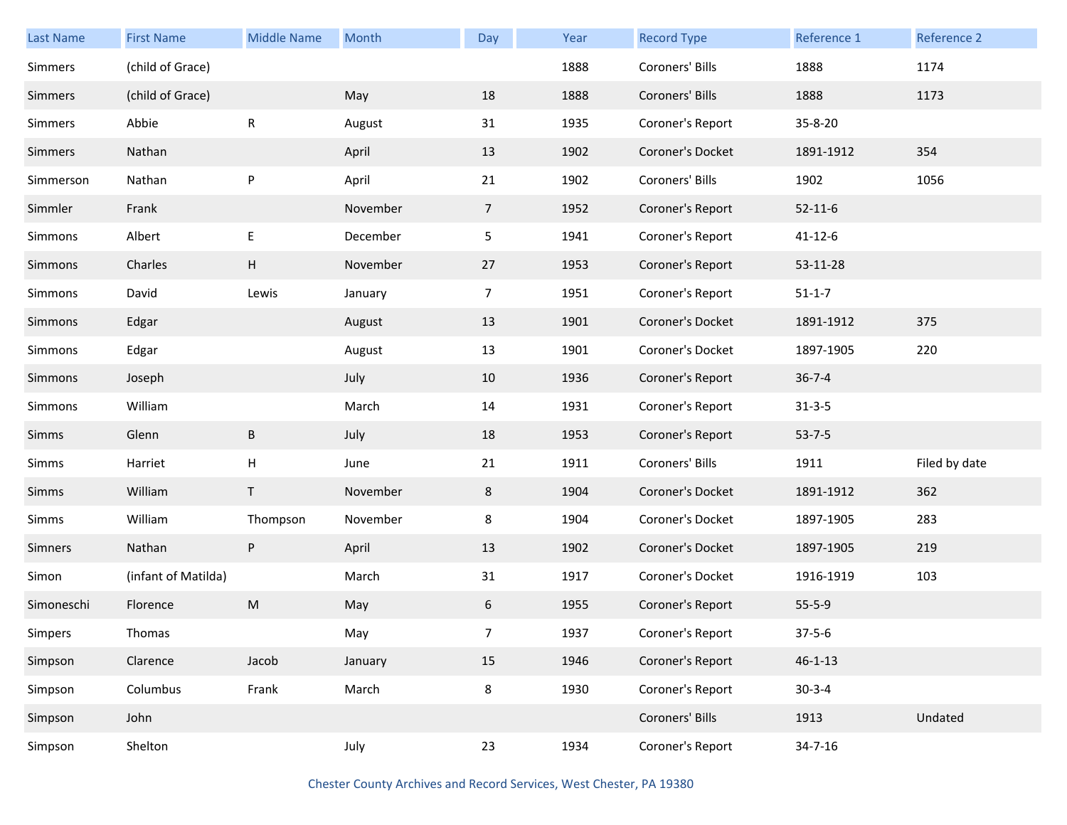| Last Name | First Name | Middle Name | Month | Day | Year | Record Type | Reference 1 | Reference 2 |
|---|---|---|---|---|---|---|---|---|
| Simmers | (child of Grace) | | | | 1888 | Coroners' Bills | 1888 | 1174 |
| Simmers | (child of Grace) | | May | 18 | 1888 | Coroners' Bills | 1888 | 1173 |
| Simmers | Abbie | R | August | 31 | 1935 | Coroner's Report | 35-8-20 | |
| Simmers | Nathan | | April | 13 | 1902 | Coroner's Docket | 1891-1912 | 354 |
| Simmerson | Nathan | P | April | 21 | 1902 | Coroners' Bills | 1902 | 1056 |
| Simmler | Frank | | November | 7 | 1952 | Coroner's Report | 52-11-6 | |
| Simmons | Albert | E | December | 5 | 1941 | Coroner's Report | 41-12-6 | |
| Simmons | Charles | H | November | 27 | 1953 | Coroner's Report | 53-11-28 | |
| Simmons | David | Lewis | January | 7 | 1951 | Coroner's Report | 51-1-7 | |
| Simmons | Edgar | | August | 13 | 1901 | Coroner's Docket | 1891-1912 | 375 |
| Simmons | Edgar | | August | 13 | 1901 | Coroner's Docket | 1897-1905 | 220 |
| Simmons | Joseph | | July | 10 | 1936 | Coroner's Report | 36-7-4 | |
| Simmons | William | | March | 14 | 1931 | Coroner's Report | 31-3-5 | |
| Simms | Glenn | B | July | 18 | 1953 | Coroner's Report | 53-7-5 | |
| Simms | Harriet | H | June | 21 | 1911 | Coroners' Bills | 1911 | Filed by date |
| Simms | William | T | November | 8 | 1904 | Coroner's Docket | 1891-1912 | 362 |
| Simms | William | Thompson | November | 8 | 1904 | Coroner's Docket | 1897-1905 | 283 |
| Simners | Nathan | P | April | 13 | 1902 | Coroner's Docket | 1897-1905 | 219 |
| Simon | (infant of Matilda) | | March | 31 | 1917 | Coroner's Docket | 1916-1919 | 103 |
| Simoneschi | Florence | M | May | 6 | 1955 | Coroner's Report | 55-5-9 | |
| Simpers | Thomas | | May | 7 | 1937 | Coroner's Report | 37-5-6 | |
| Simpson | Clarence | Jacob | January | 15 | 1946 | Coroner's Report | 46-1-13 | |
| Simpson | Columbus | Frank | March | 8 | 1930 | Coroner's Report | 30-3-4 | |
| Simpson | John | | | | | Coroners' Bills | 1913 | Undated |
| Simpson | Shelton | | July | 23 | 1934 | Coroner's Report | 34-7-16 | |

Chester County Archives and Record Services, West Chester, PA 19380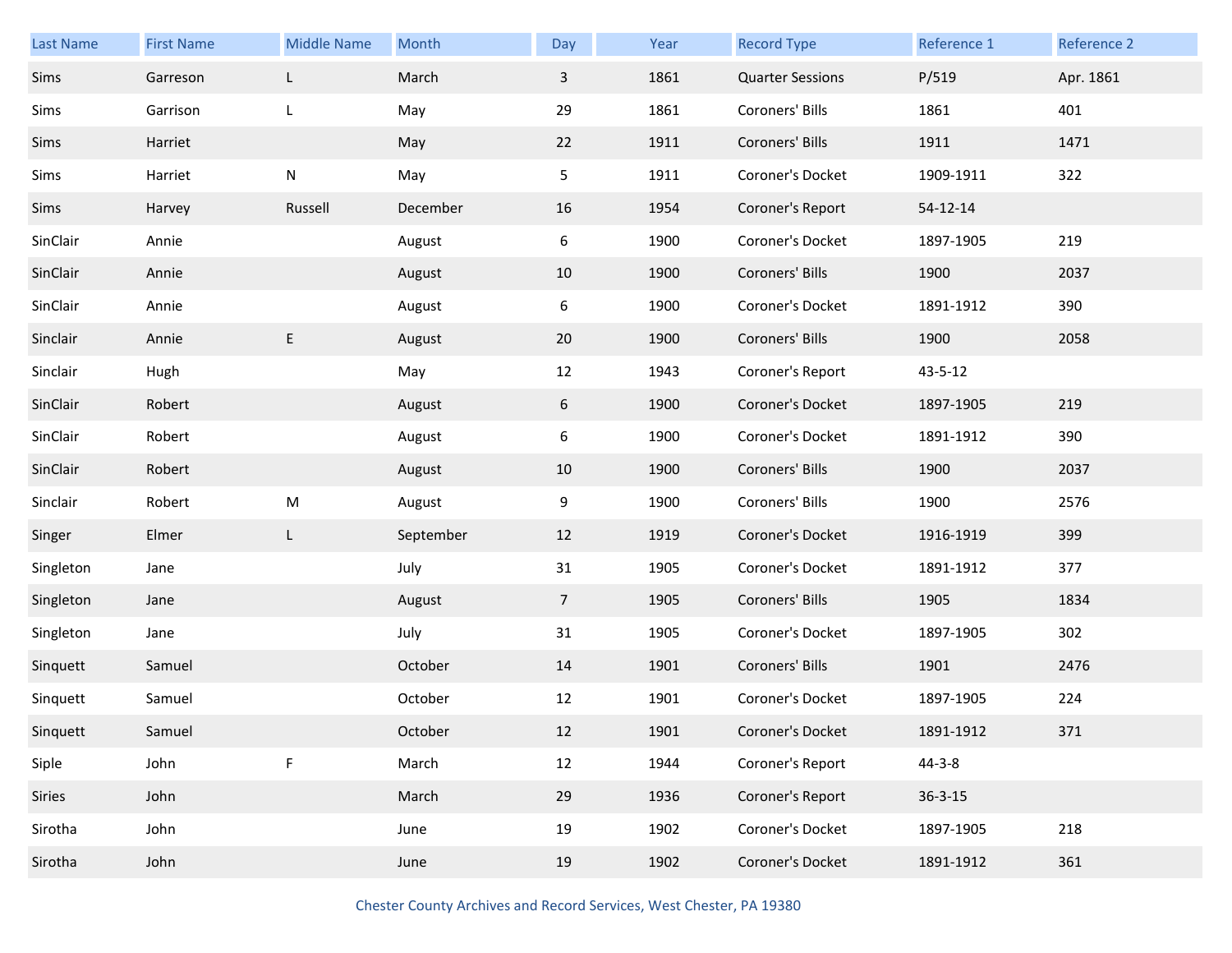| Last Name | First Name | Middle Name | Month | Day | Year | Record Type | Reference 1 | Reference 2 |
|---|---|---|---|---|---|---|---|---|
| Sims | Garreson | L | March | 3 | 1861 | Quarter Sessions | P/519 | Apr. 1861 |
| Sims | Garrison | L | May | 29 | 1861 | Coroners' Bills | 1861 | 401 |
| Sims | Harriet | | May | 22 | 1911 | Coroners' Bills | 1911 | 1471 |
| Sims | Harriet | N | May | 5 | 1911 | Coroner's Docket | 1909-1911 | 322 |
| Sims | Harvey | Russell | December | 16 | 1954 | Coroner's Report | 54-12-14 | |
| SinClair | Annie | | August | 6 | 1900 | Coroner's Docket | 1897-1905 | 219 |
| SinClair | Annie | | August | 10 | 1900 | Coroners' Bills | 1900 | 2037 |
| SinClair | Annie | | August | 6 | 1900 | Coroner's Docket | 1891-1912 | 390 |
| Sinclair | Annie | E | August | 20 | 1900 | Coroners' Bills | 1900 | 2058 |
| Sinclair | Hugh | | May | 12 | 1943 | Coroner's Report | 43-5-12 | |
| SinClair | Robert | | August | 6 | 1900 | Coroner's Docket | 1897-1905 | 219 |
| SinClair | Robert | | August | 6 | 1900 | Coroner's Docket | 1891-1912 | 390 |
| SinClair | Robert | | August | 10 | 1900 | Coroners' Bills | 1900 | 2037 |
| Sinclair | Robert | M | August | 9 | 1900 | Coroners' Bills | 1900 | 2576 |
| Singer | Elmer | L | September | 12 | 1919 | Coroner's Docket | 1916-1919 | 399 |
| Singleton | Jane | | July | 31 | 1905 | Coroner's Docket | 1891-1912 | 377 |
| Singleton | Jane | | August | 7 | 1905 | Coroners' Bills | 1905 | 1834 |
| Singleton | Jane | | July | 31 | 1905 | Coroner's Docket | 1897-1905 | 302 |
| Sinquett | Samuel | | October | 14 | 1901 | Coroners' Bills | 1901 | 2476 |
| Sinquett | Samuel | | October | 12 | 1901 | Coroner's Docket | 1897-1905 | 224 |
| Sinquett | Samuel | | October | 12 | 1901 | Coroner's Docket | 1891-1912 | 371 |
| Siple | John | F | March | 12 | 1944 | Coroner's Report | 44-3-8 | |
| Siries | John | | March | 29 | 1936 | Coroner's Report | 36-3-15 | |
| Sirotha | John | | June | 19 | 1902 | Coroner's Docket | 1897-1905 | 218 |
| Sirotha | John | | June | 19 | 1902 | Coroner's Docket | 1891-1912 | 361 |

Chester County Archives and Record Services, West Chester, PA 19380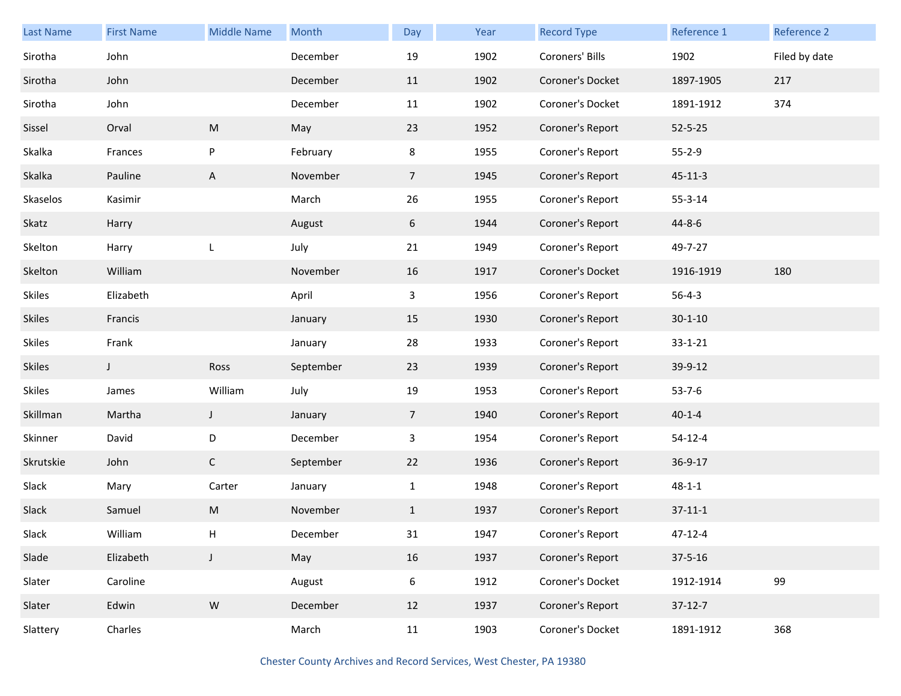| Last Name | First Name | Middle Name | Month | Day | Year | Record Type | Reference 1 | Reference 2 |
|---|---|---|---|---|---|---|---|---|
| Sirotha | John | | December | 19 | 1902 | Coroners' Bills | 1902 | Filed by date |
| Sirotha | John | | December | 11 | 1902 | Coroner's Docket | 1897-1905 | 217 |
| Sirotha | John | | December | 11 | 1902 | Coroner's Docket | 1891-1912 | 374 |
| Sissel | Orval | M | May | 23 | 1952 | Coroner's Report | 52-5-25 | |
| Skalka | Frances | P | February | 8 | 1955 | Coroner's Report | 55-2-9 | |
| Skalka | Pauline | A | November | 7 | 1945 | Coroner's Report | 45-11-3 | |
| Skaselos | Kasimir | | March | 26 | 1955 | Coroner's Report | 55-3-14 | |
| Skatz | Harry | | August | 6 | 1944 | Coroner's Report | 44-8-6 | |
| Skelton | Harry | L | July | 21 | 1949 | Coroner's Report | 49-7-27 | |
| Skelton | William | | November | 16 | 1917 | Coroner's Docket | 1916-1919 | 180 |
| Skiles | Elizabeth | | April | 3 | 1956 | Coroner's Report | 56-4-3 | |
| Skiles | Francis | | January | 15 | 1930 | Coroner's Report | 30-1-10 | |
| Skiles | Frank | | January | 28 | 1933 | Coroner's Report | 33-1-21 | |
| Skiles | J | Ross | September | 23 | 1939 | Coroner's Report | 39-9-12 | |
| Skiles | James | William | July | 19 | 1953 | Coroner's Report | 53-7-6 | |
| Skillman | Martha | J | January | 7 | 1940 | Coroner's Report | 40-1-4 | |
| Skinner | David | D | December | 3 | 1954 | Coroner's Report | 54-12-4 | |
| Skrutskie | John | C | September | 22 | 1936 | Coroner's Report | 36-9-17 | |
| Slack | Mary | Carter | January | 1 | 1948 | Coroner's Report | 48-1-1 | |
| Slack | Samuel | M | November | 1 | 1937 | Coroner's Report | 37-11-1 | |
| Slack | William | H | December | 31 | 1947 | Coroner's Report | 47-12-4 | |
| Slade | Elizabeth | J | May | 16 | 1937 | Coroner's Report | 37-5-16 | |
| Slater | Caroline | | August | 6 | 1912 | Coroner's Docket | 1912-1914 | 99 |
| Slater | Edwin | W | December | 12 | 1937 | Coroner's Report | 37-12-7 | |
| Slattery | Charles | | March | 11 | 1903 | Coroner's Docket | 1891-1912 | 368 |

Chester County Archives and Record Services, West Chester, PA 19380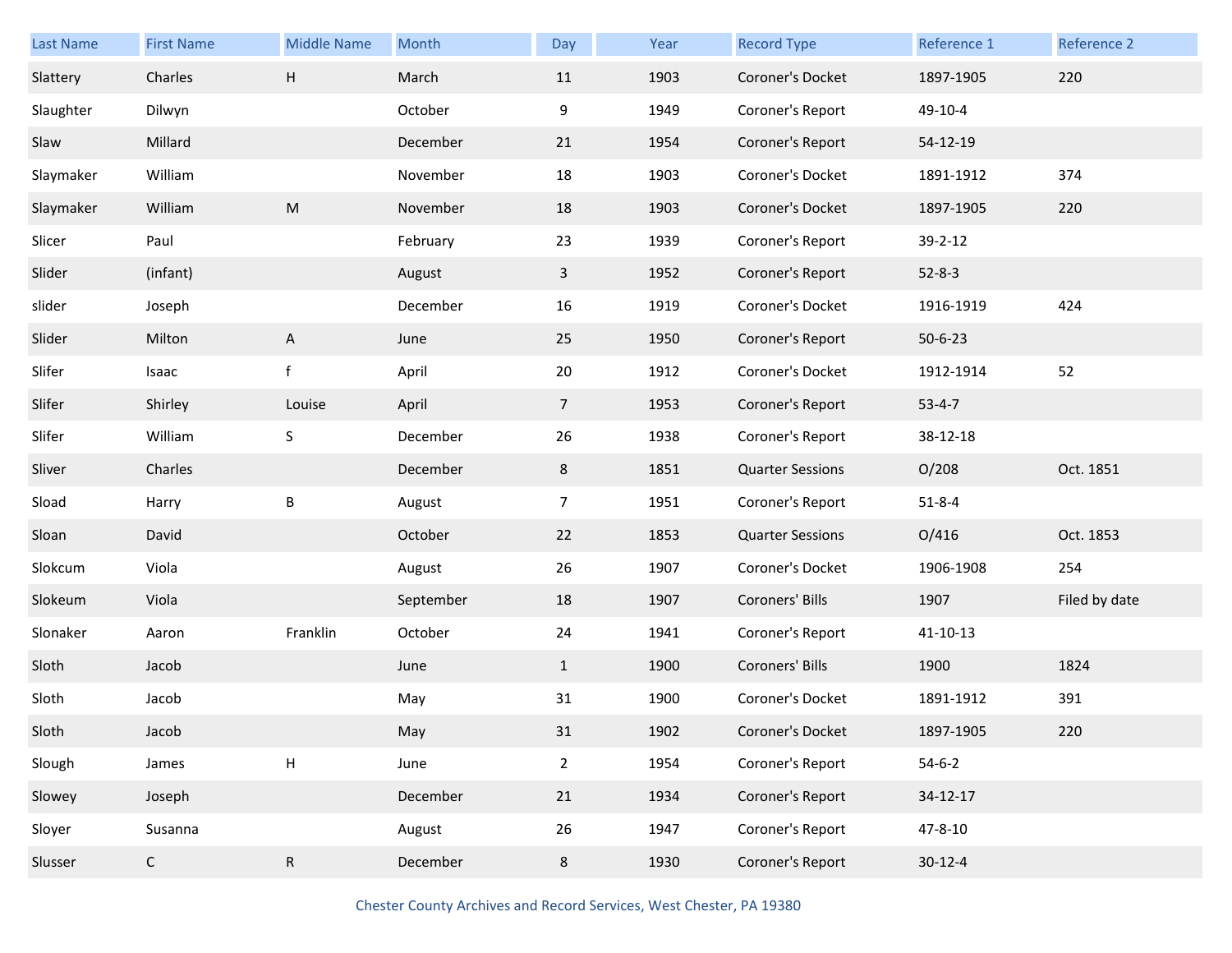| Last Name | First Name | Middle Name | Month | Day | Year | Record Type | Reference 1 | Reference 2 |
|---|---|---|---|---|---|---|---|---|
| Slattery | Charles | H | March | 11 | 1903 | Coroner's Docket | 1897-1905 | 220 |
| Slaughter | Dilwyn | | October | 9 | 1949 | Coroner's Report | 49-10-4 | |
| Slaw | Millard | | December | 21 | 1954 | Coroner's Report | 54-12-19 | |
| Slaymaker | William | | November | 18 | 1903 | Coroner's Docket | 1891-1912 | 374 |
| Slaymaker | William | M | November | 18 | 1903 | Coroner's Docket | 1897-1905 | 220 |
| Slicer | Paul | | February | 23 | 1939 | Coroner's Report | 39-2-12 | |
| Slider | (infant) | | August | 3 | 1952 | Coroner's Report | 52-8-3 | |
| slider | Joseph | | December | 16 | 1919 | Coroner's Docket | 1916-1919 | 424 |
| Slider | Milton | A | June | 25 | 1950 | Coroner's Report | 50-6-23 | |
| Slifer | Isaac | f | April | 20 | 1912 | Coroner's Docket | 1912-1914 | 52 |
| Slifer | Shirley | Louise | April | 7 | 1953 | Coroner's Report | 53-4-7 | |
| Slifer | William | S | December | 26 | 1938 | Coroner's Report | 38-12-18 | |
| Sliver | Charles | | December | 8 | 1851 | Quarter Sessions | O/208 | Oct. 1851 |
| Sload | Harry | B | August | 7 | 1951 | Coroner's Report | 51-8-4 | |
| Sloan | David | | October | 22 | 1853 | Quarter Sessions | O/416 | Oct. 1853 |
| Slokcum | Viola | | August | 26 | 1907 | Coroner's Docket | 1906-1908 | 254 |
| Slokeum | Viola | | September | 18 | 1907 | Coroners' Bills | 1907 | Filed by date |
| Slonaker | Aaron | Franklin | October | 24 | 1941 | Coroner's Report | 41-10-13 | |
| Sloth | Jacob | | June | 1 | 1900 | Coroners' Bills | 1900 | 1824 |
| Sloth | Jacob | | May | 31 | 1900 | Coroner's Docket | 1891-1912 | 391 |
| Sloth | Jacob | | May | 31 | 1902 | Coroner's Docket | 1897-1905 | 220 |
| Slough | James | H | June | 2 | 1954 | Coroner's Report | 54-6-2 | |
| Slowey | Joseph | | December | 21 | 1934 | Coroner's Report | 34-12-17 | |
| Sloyer | Susanna | | August | 26 | 1947 | Coroner's Report | 47-8-10 | |
| Slusser | C | R | December | 8 | 1930 | Coroner's Report | 30-12-4 | |

Chester County Archives and Record Services, West Chester, PA 19380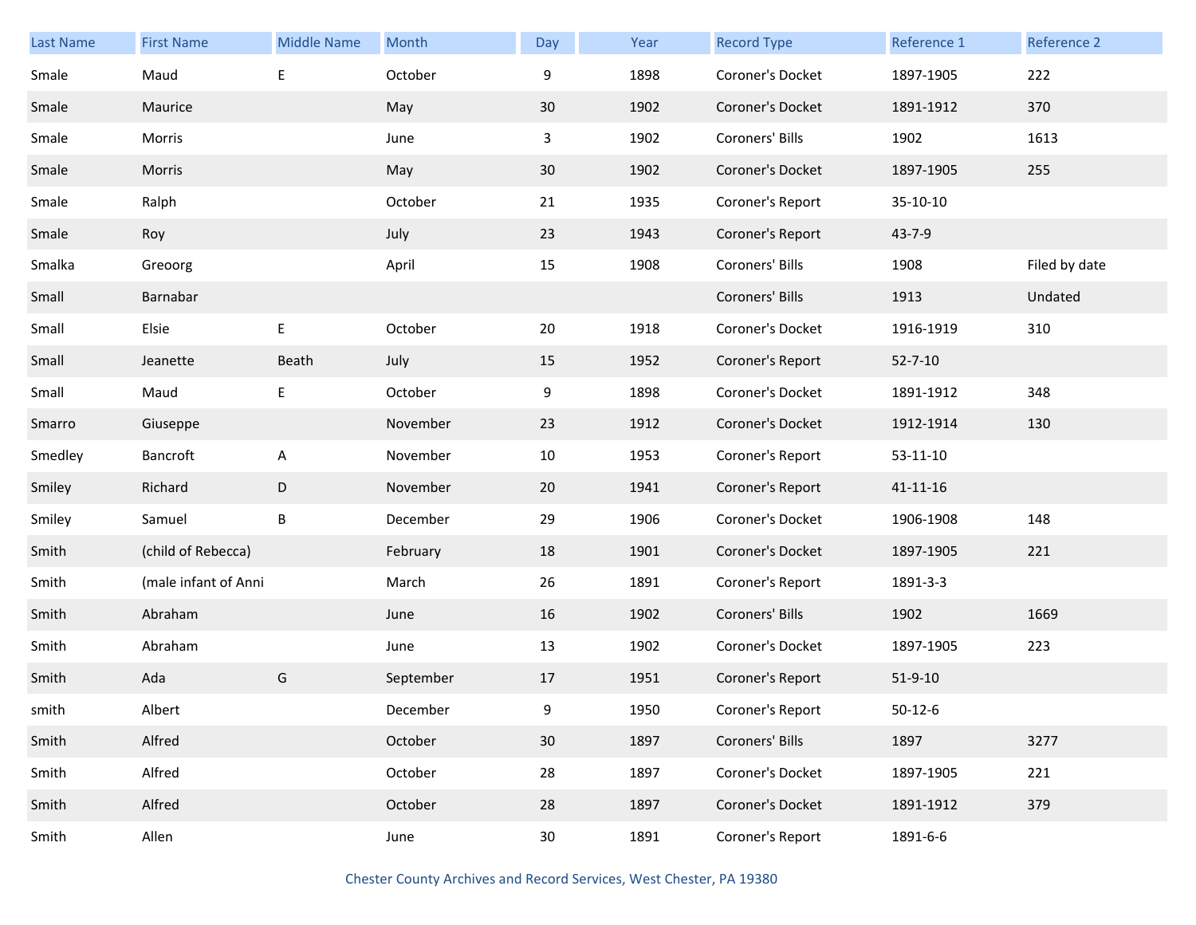| Last Name | First Name | Middle Name | Month | Day | Year | Record Type | Reference 1 | Reference 2 |
|---|---|---|---|---|---|---|---|---|
| Smale | Maud | E | October | 9 | 1898 | Coroner's Docket | 1897-1905 | 222 |
| Smale | Maurice | | May | 30 | 1902 | Coroner's Docket | 1891-1912 | 370 |
| Smale | Morris | | June | 3 | 1902 | Coroners' Bills | 1902 | 1613 |
| Smale | Morris | | May | 30 | 1902 | Coroner's Docket | 1897-1905 | 255 |
| Smale | Ralph | | October | 21 | 1935 | Coroner's Report | 35-10-10 | |
| Smale | Roy | | July | 23 | 1943 | Coroner's Report | 43-7-9 | |
| Smalka | Greoorg | | April | 15 | 1908 | Coroners' Bills | 1908 | Filed by date |
| Small | Barnabar | | | | | Coroners' Bills | 1913 | Undated |
| Small | Elsie | E | October | 20 | 1918 | Coroner's Docket | 1916-1919 | 310 |
| Small | Jeanette | Beath | July | 15 | 1952 | Coroner's Report | 52-7-10 | |
| Small | Maud | E | October | 9 | 1898 | Coroner's Docket | 1891-1912 | 348 |
| Smarro | Giuseppe | | November | 23 | 1912 | Coroner's Docket | 1912-1914 | 130 |
| Smedley | Bancroft | A | November | 10 | 1953 | Coroner's Report | 53-11-10 | |
| Smiley | Richard | D | November | 20 | 1941 | Coroner's Report | 41-11-16 | |
| Smiley | Samuel | B | December | 29 | 1906 | Coroner's Docket | 1906-1908 | 148 |
| Smith | (child of Rebecca) | | February | 18 | 1901 | Coroner's Docket | 1897-1905 | 221 |
| Smith | (male infant of Anni | | March | 26 | 1891 | Coroner's Report | 1891-3-3 | |
| Smith | Abraham | | June | 16 | 1902 | Coroners' Bills | 1902 | 1669 |
| Smith | Abraham | | June | 13 | 1902 | Coroner's Docket | 1897-1905 | 223 |
| Smith | Ada | G | September | 17 | 1951 | Coroner's Report | 51-9-10 | |
| smith | Albert | | December | 9 | 1950 | Coroner's Report | 50-12-6 | |
| Smith | Alfred | | October | 30 | 1897 | Coroners' Bills | 1897 | 3277 |
| Smith | Alfred | | October | 28 | 1897 | Coroner's Docket | 1897-1905 | 221 |
| Smith | Alfred | | October | 28 | 1897 | Coroner's Docket | 1891-1912 | 379 |
| Smith | Allen | | June | 30 | 1891 | Coroner's Report | 1891-6-6 | |

Chester County Archives and Record Services, West Chester, PA 19380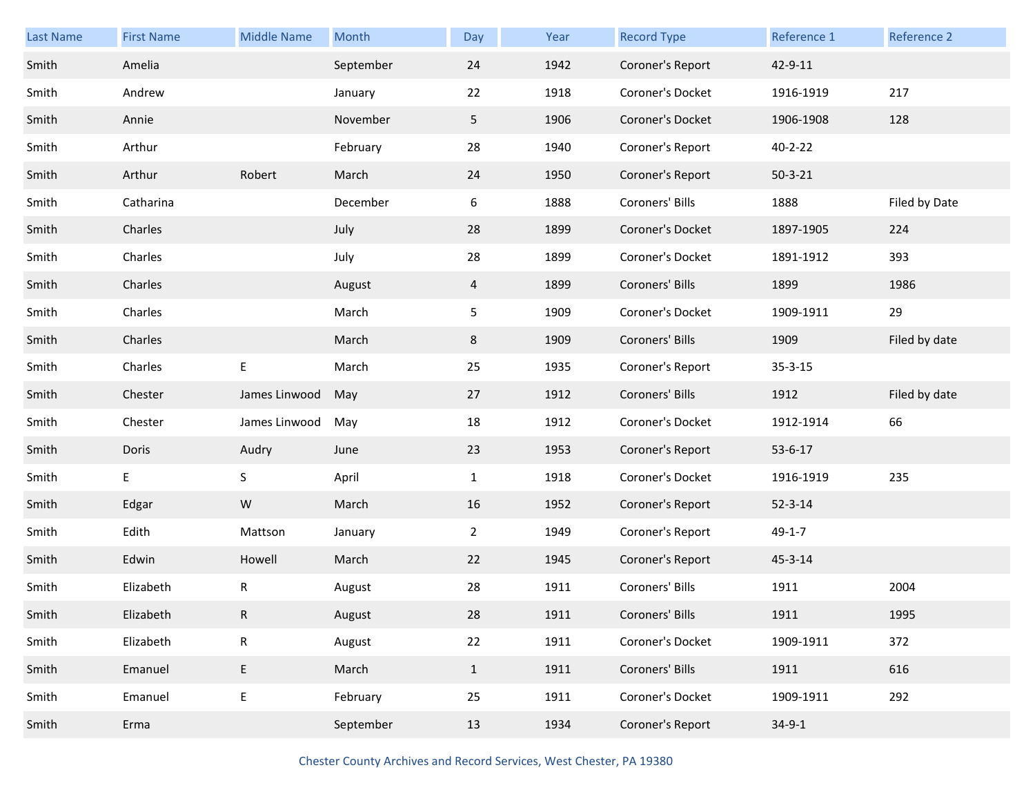| Last Name | First Name | Middle Name | Month | Day | Year | Record Type | Reference 1 | Reference 2 |
|---|---|---|---|---|---|---|---|---|
| Smith | Amelia | | September | 24 | 1942 | Coroner's Report | 42-9-11 | |
| Smith | Andrew | | January | 22 | 1918 | Coroner's Docket | 1916-1919 | 217 |
| Smith | Annie | | November | 5 | 1906 | Coroner's Docket | 1906-1908 | 128 |
| Smith | Arthur | | February | 28 | 1940 | Coroner's Report | 40-2-22 | |
| Smith | Arthur | Robert | March | 24 | 1950 | Coroner's Report | 50-3-21 | |
| Smith | Catharina | | December | 6 | 1888 | Coroners' Bills | 1888 | Filed by Date |
| Smith | Charles | | July | 28 | 1899 | Coroner's Docket | 1897-1905 | 224 |
| Smith | Charles | | July | 28 | 1899 | Coroner's Docket | 1891-1912 | 393 |
| Smith | Charles | | August | 4 | 1899 | Coroners' Bills | 1899 | 1986 |
| Smith | Charles | | March | 5 | 1909 | Coroner's Docket | 1909-1911 | 29 |
| Smith | Charles | | March | 8 | 1909 | Coroners' Bills | 1909 | Filed by date |
| Smith | Charles | E | March | 25 | 1935 | Coroner's Report | 35-3-15 | |
| Smith | Chester | James Linwood | May | 27 | 1912 | Coroners' Bills | 1912 | Filed by date |
| Smith | Chester | James Linwood | May | 18 | 1912 | Coroner's Docket | 1912-1914 | 66 |
| Smith | Doris | Audry | June | 23 | 1953 | Coroner's Report | 53-6-17 | |
| Smith | E | S | April | 1 | 1918 | Coroner's Docket | 1916-1919 | 235 |
| Smith | Edgar | W | March | 16 | 1952 | Coroner's Report | 52-3-14 | |
| Smith | Edith | Mattson | January | 2 | 1949 | Coroner's Report | 49-1-7 | |
| Smith | Edwin | Howell | March | 22 | 1945 | Coroner's Report | 45-3-14 | |
| Smith | Elizabeth | R | August | 28 | 1911 | Coroners' Bills | 1911 | 2004 |
| Smith | Elizabeth | R | August | 28 | 1911 | Coroners' Bills | 1911 | 1995 |
| Smith | Elizabeth | R | August | 22 | 1911 | Coroner's Docket | 1909-1911 | 372 |
| Smith | Emanuel | E | March | 1 | 1911 | Coroners' Bills | 1911 | 616 |
| Smith | Emanuel | E | February | 25 | 1911 | Coroner's Docket | 1909-1911 | 292 |
| Smith | Erma | | September | 13 | 1934 | Coroner's Report | 34-9-1 | |

Chester County Archives and Record Services, West Chester, PA 19380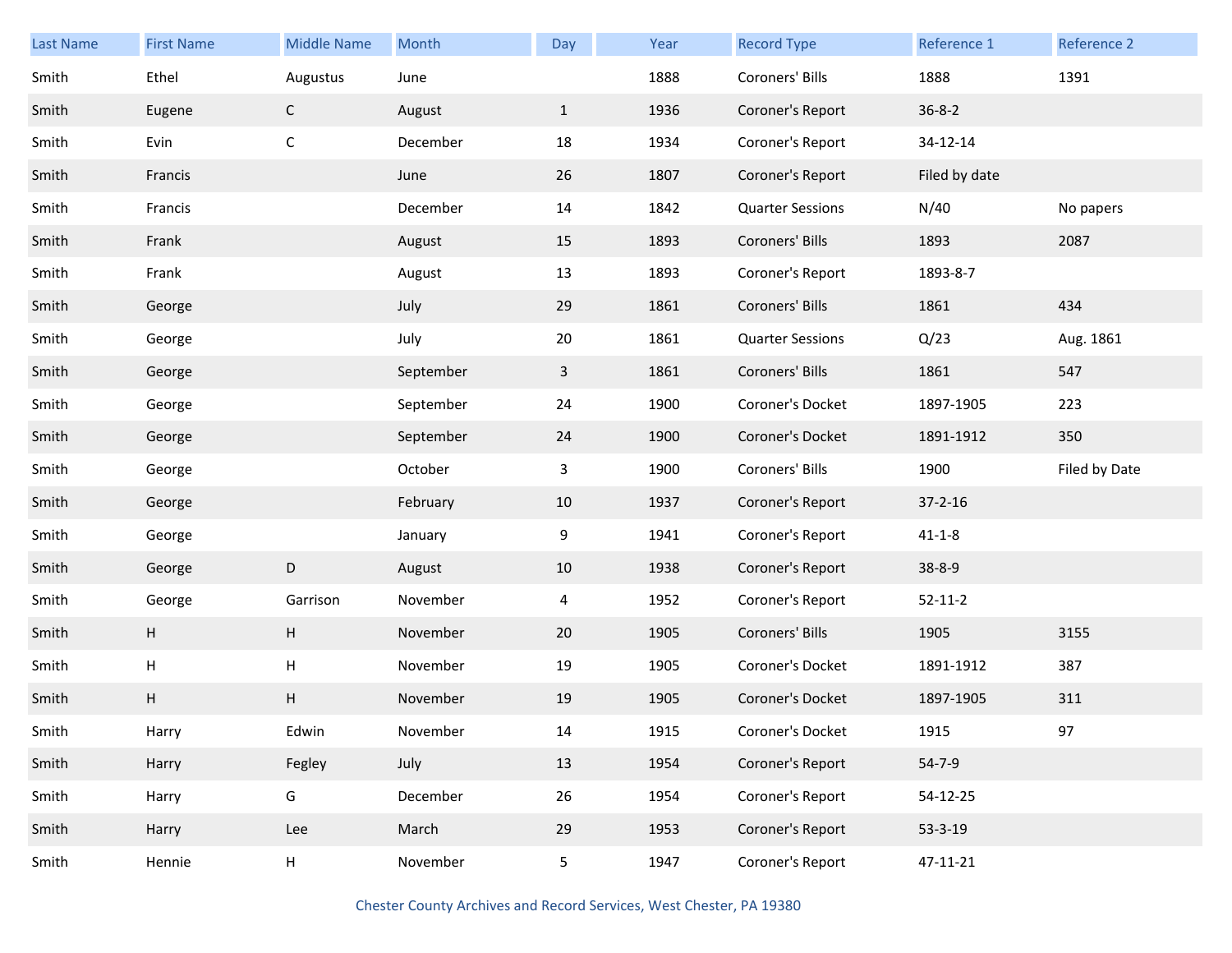| Last Name | First Name | Middle Name | Month | Day | Year | Record Type | Reference 1 | Reference 2 |
|---|---|---|---|---|---|---|---|---|
| Smith | Ethel | Augustus | June | | 1888 | Coroners' Bills | 1888 | 1391 |
| Smith | Eugene | C | August | 1 | 1936 | Coroner's Report | 36-8-2 | |
| Smith | Evin | C | December | 18 | 1934 | Coroner's Report | 34-12-14 | |
| Smith | Francis | | June | 26 | 1807 | Coroner's Report | Filed by date | |
| Smith | Francis | | December | 14 | 1842 | Quarter Sessions | N/40 | No papers |
| Smith | Frank | | August | 15 | 1893 | Coroners' Bills | 1893 | 2087 |
| Smith | Frank | | August | 13 | 1893 | Coroner's Report | 1893-8-7 | |
| Smith | George | | July | 29 | 1861 | Coroners' Bills | 1861 | 434 |
| Smith | George | | July | 20 | 1861 | Quarter Sessions | Q/23 | Aug. 1861 |
| Smith | George | | September | 3 | 1861 | Coroners' Bills | 1861 | 547 |
| Smith | George | | September | 24 | 1900 | Coroner's Docket | 1897-1905 | 223 |
| Smith | George | | September | 24 | 1900 | Coroner's Docket | 1891-1912 | 350 |
| Smith | George | | October | 3 | 1900 | Coroners' Bills | 1900 | Filed by Date |
| Smith | George | | February | 10 | 1937 | Coroner's Report | 37-2-16 | |
| Smith | George | | January | 9 | 1941 | Coroner's Report | 41-1-8 | |
| Smith | George | D | August | 10 | 1938 | Coroner's Report | 38-8-9 | |
| Smith | George | Garrison | November | 4 | 1952 | Coroner's Report | 52-11-2 | |
| Smith | H | H | November | 20 | 1905 | Coroners' Bills | 1905 | 3155 |
| Smith | H | H | November | 19 | 1905 | Coroner's Docket | 1891-1912 | 387 |
| Smith | H | H | November | 19 | 1905 | Coroner's Docket | 1897-1905 | 311 |
| Smith | Harry | Edwin | November | 14 | 1915 | Coroner's Docket | 1915 | 97 |
| Smith | Harry | Fegley | July | 13 | 1954 | Coroner's Report | 54-7-9 | |
| Smith | Harry | G | December | 26 | 1954 | Coroner's Report | 54-12-25 | |
| Smith | Harry | Lee | March | 29 | 1953 | Coroner's Report | 53-3-19 | |
| Smith | Hennie | H | November | 5 | 1947 | Coroner's Report | 47-11-21 | |

Chester County Archives and Record Services, West Chester, PA 19380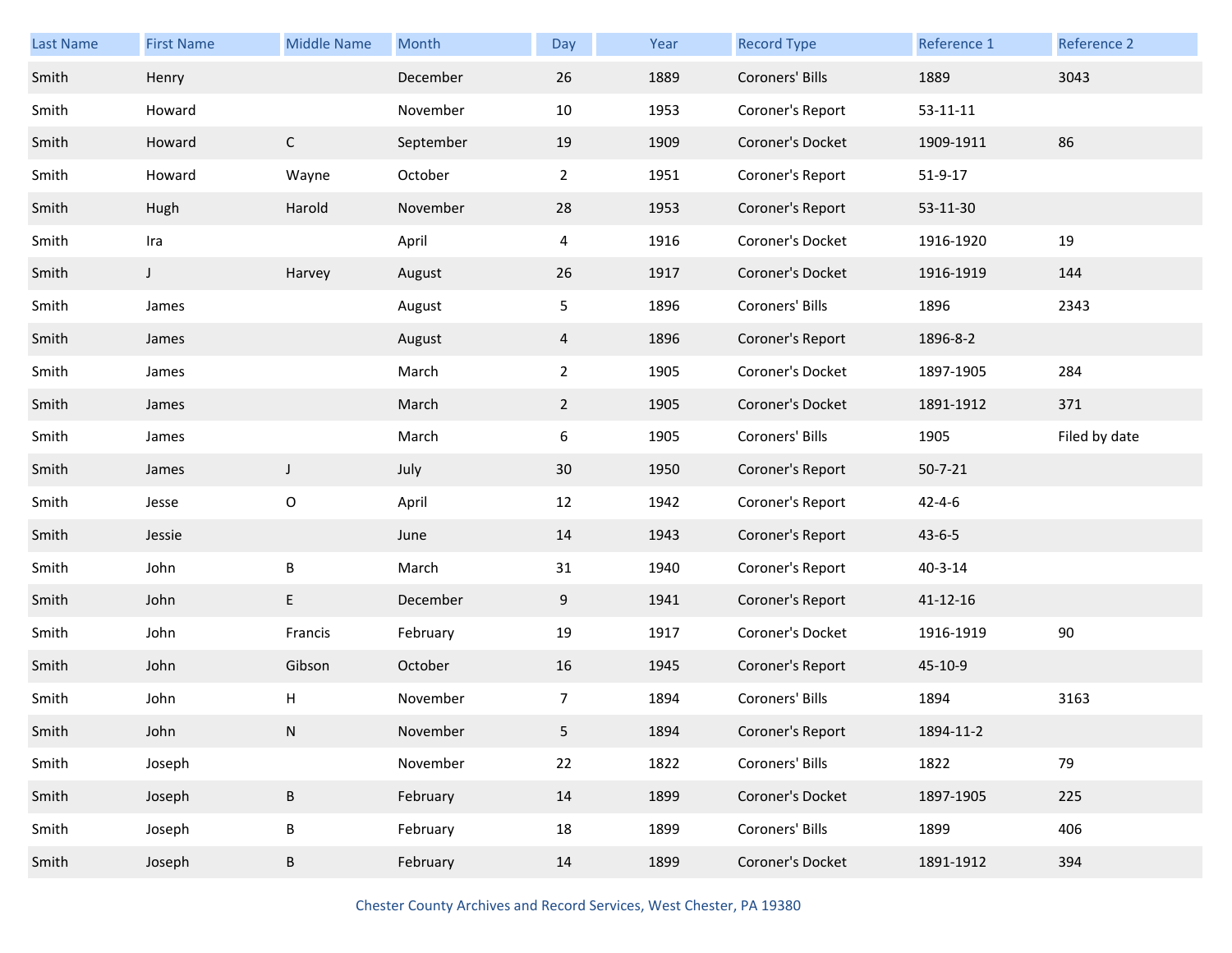| Last Name | First Name | Middle Name | Month | Day | Year | Record Type | Reference 1 | Reference 2 |
|---|---|---|---|---|---|---|---|---|
| Smith | Henry | | December | 26 | 1889 | Coroners' Bills | 1889 | 3043 |
| Smith | Howard | | November | 10 | 1953 | Coroner's Report | 53-11-11 | |
| Smith | Howard | C | September | 19 | 1909 | Coroner's Docket | 1909-1911 | 86 |
| Smith | Howard | Wayne | October | 2 | 1951 | Coroner's Report | 51-9-17 | |
| Smith | Hugh | Harold | November | 28 | 1953 | Coroner's Report | 53-11-30 | |
| Smith | Ira | | April | 4 | 1916 | Coroner's Docket | 1916-1920 | 19 |
| Smith | J | Harvey | August | 26 | 1917 | Coroner's Docket | 1916-1919 | 144 |
| Smith | James | | August | 5 | 1896 | Coroners' Bills | 1896 | 2343 |
| Smith | James | | August | 4 | 1896 | Coroner's Report | 1896-8-2 | |
| Smith | James | | March | 2 | 1905 | Coroner's Docket | 1897-1905 | 284 |
| Smith | James | | March | 2 | 1905 | Coroner's Docket | 1891-1912 | 371 |
| Smith | James | | March | 6 | 1905 | Coroners' Bills | 1905 | Filed by date |
| Smith | James | J | July | 30 | 1950 | Coroner's Report | 50-7-21 | |
| Smith | Jesse | O | April | 12 | 1942 | Coroner's Report | 42-4-6 | |
| Smith | Jessie | | June | 14 | 1943 | Coroner's Report | 43-6-5 | |
| Smith | John | B | March | 31 | 1940 | Coroner's Report | 40-3-14 | |
| Smith | John | E | December | 9 | 1941 | Coroner's Report | 41-12-16 | |
| Smith | John | Francis | February | 19 | 1917 | Coroner's Docket | 1916-1919 | 90 |
| Smith | John | Gibson | October | 16 | 1945 | Coroner's Report | 45-10-9 | |
| Smith | John | H | November | 7 | 1894 | Coroners' Bills | 1894 | 3163 |
| Smith | John | N | November | 5 | 1894 | Coroner's Report | 1894-11-2 | |
| Smith | Joseph | | November | 22 | 1822 | Coroners' Bills | 1822 | 79 |
| Smith | Joseph | B | February | 14 | 1899 | Coroner's Docket | 1897-1905 | 225 |
| Smith | Joseph | B | February | 18 | 1899 | Coroners' Bills | 1899 | 406 |
| Smith | Joseph | B | February | 14 | 1899 | Coroner's Docket | 1891-1912 | 394 |

Chester County Archives and Record Services, West Chester, PA 19380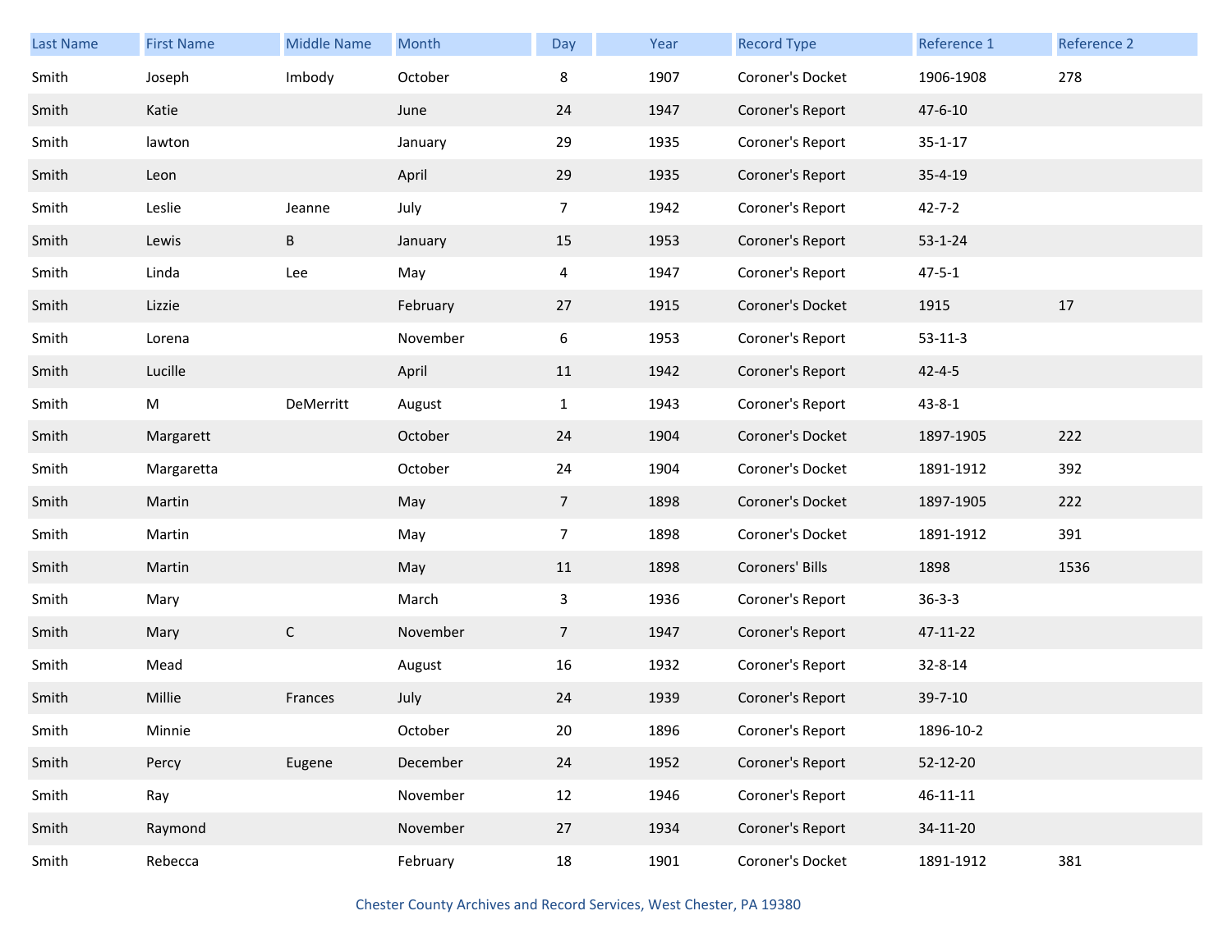| Last Name | First Name | Middle Name | Month | Day | Year | Record Type | Reference 1 | Reference 2 |
|---|---|---|---|---|---|---|---|---|
| Smith | Joseph | Imbody | October | 8 | 1907 | Coroner's Docket | 1906-1908 | 278 |
| Smith | Katie | | June | 24 | 1947 | Coroner's Report | 47-6-10 | |
| Smith | lawton | | January | 29 | 1935 | Coroner's Report | 35-1-17 | |
| Smith | Leon | | April | 29 | 1935 | Coroner's Report | 35-4-19 | |
| Smith | Leslie | Jeanne | July | 7 | 1942 | Coroner's Report | 42-7-2 | |
| Smith | Lewis | B | January | 15 | 1953 | Coroner's Report | 53-1-24 | |
| Smith | Linda | Lee | May | 4 | 1947 | Coroner's Report | 47-5-1 | |
| Smith | Lizzie | | February | 27 | 1915 | Coroner's Docket | 1915 | 17 |
| Smith | Lorena | | November | 6 | 1953 | Coroner's Report | 53-11-3 | |
| Smith | Lucille | | April | 11 | 1942 | Coroner's Report | 42-4-5 | |
| Smith | M | DeMerritt | August | 1 | 1943 | Coroner's Report | 43-8-1 | |
| Smith | Margarett | | October | 24 | 1904 | Coroner's Docket | 1897-1905 | 222 |
| Smith | Margaretta | | October | 24 | 1904 | Coroner's Docket | 1891-1912 | 392 |
| Smith | Martin | | May | 7 | 1898 | Coroner's Docket | 1897-1905 | 222 |
| Smith | Martin | | May | 7 | 1898 | Coroner's Docket | 1891-1912 | 391 |
| Smith | Martin | | May | 11 | 1898 | Coroners' Bills | 1898 | 1536 |
| Smith | Mary | | March | 3 | 1936 | Coroner's Report | 36-3-3 | |
| Smith | Mary | C | November | 7 | 1947 | Coroner's Report | 47-11-22 | |
| Smith | Mead | | August | 16 | 1932 | Coroner's Report | 32-8-14 | |
| Smith | Millie | Frances | July | 24 | 1939 | Coroner's Report | 39-7-10 | |
| Smith | Minnie | | October | 20 | 1896 | Coroner's Report | 1896-10-2 | |
| Smith | Percy | Eugene | December | 24 | 1952 | Coroner's Report | 52-12-20 | |
| Smith | Ray | | November | 12 | 1946 | Coroner's Report | 46-11-11 | |
| Smith | Raymond | | November | 27 | 1934 | Coroner's Report | 34-11-20 | |
| Smith | Rebecca | | February | 18 | 1901 | Coroner's Docket | 1891-1912 | 381 |

Chester County Archives and Record Services, West Chester, PA 19380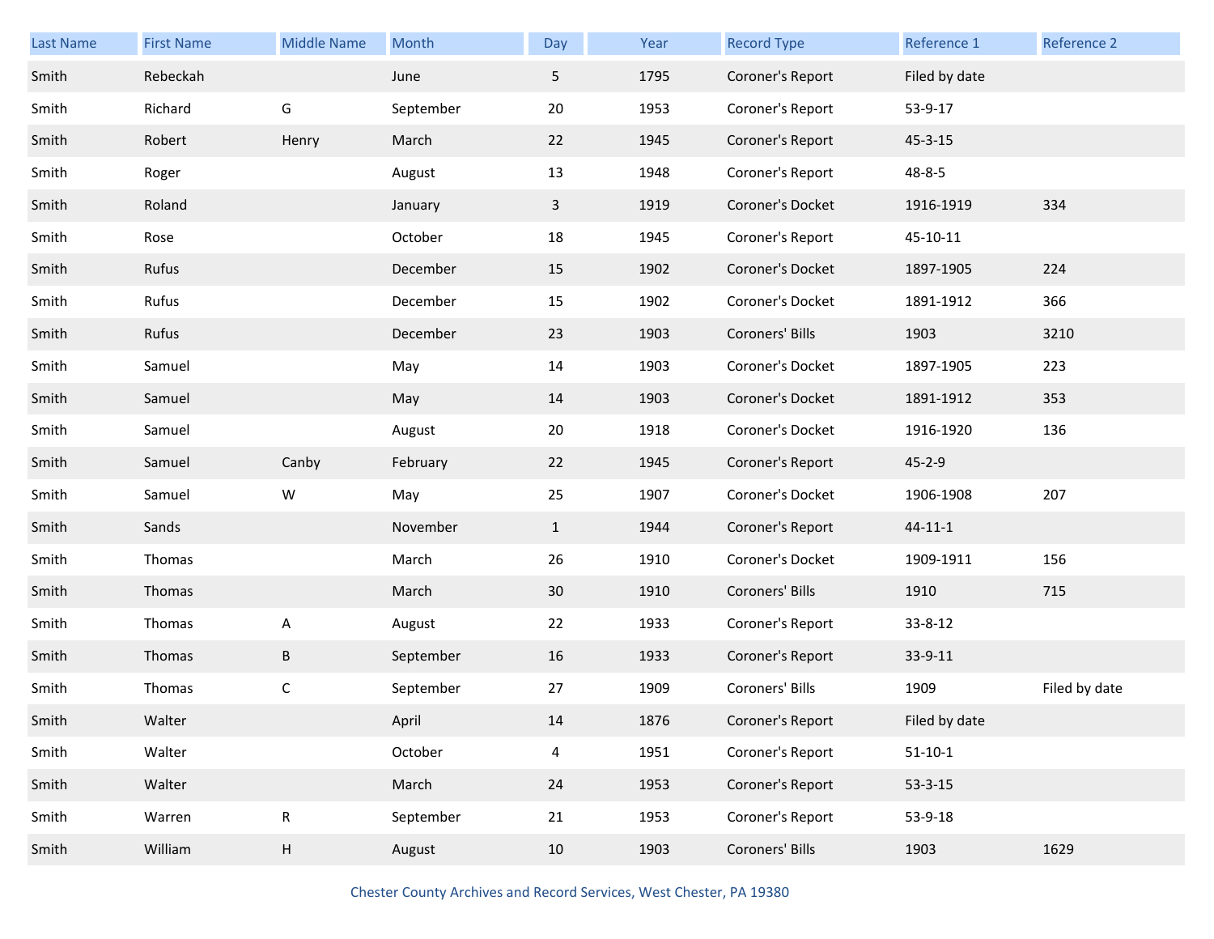| Last Name | First Name | Middle Name | Month | Day | Year | Record Type | Reference 1 | Reference 2 |
|---|---|---|---|---|---|---|---|---|
| Smith | Rebeckah | | June | 5 | 1795 | Coroner's Report | Filed by date | |
| Smith | Richard | G | September | 20 | 1953 | Coroner's Report | 53-9-17 | |
| Smith | Robert | Henry | March | 22 | 1945 | Coroner's Report | 45-3-15 | |
| Smith | Roger | | August | 13 | 1948 | Coroner's Report | 48-8-5 | |
| Smith | Roland | | January | 3 | 1919 | Coroner's Docket | 1916-1919 | 334 |
| Smith | Rose | | October | 18 | 1945 | Coroner's Report | 45-10-11 | |
| Smith | Rufus | | December | 15 | 1902 | Coroner's Docket | 1897-1905 | 224 |
| Smith | Rufus | | December | 15 | 1902 | Coroner's Docket | 1891-1912 | 366 |
| Smith | Rufus | | December | 23 | 1903 | Coroners' Bills | 1903 | 3210 |
| Smith | Samuel | | May | 14 | 1903 | Coroner's Docket | 1897-1905 | 223 |
| Smith | Samuel | | May | 14 | 1903 | Coroner's Docket | 1891-1912 | 353 |
| Smith | Samuel | | August | 20 | 1918 | Coroner's Docket | 1916-1920 | 136 |
| Smith | Samuel | Canby | February | 22 | 1945 | Coroner's Report | 45-2-9 | |
| Smith | Samuel | W | May | 25 | 1907 | Coroner's Docket | 1906-1908 | 207 |
| Smith | Sands | | November | 1 | 1944 | Coroner's Report | 44-11-1 | |
| Smith | Thomas | | March | 26 | 1910 | Coroner's Docket | 1909-1911 | 156 |
| Smith | Thomas | | March | 30 | 1910 | Coroners' Bills | 1910 | 715 |
| Smith | Thomas | A | August | 22 | 1933 | Coroner's Report | 33-8-12 | |
| Smith | Thomas | B | September | 16 | 1933 | Coroner's Report | 33-9-11 | |
| Smith | Thomas | C | September | 27 | 1909 | Coroners' Bills | 1909 | Filed by date |
| Smith | Walter | | April | 14 | 1876 | Coroner's Report | Filed by date | |
| Smith | Walter | | October | 4 | 1951 | Coroner's Report | 51-10-1 | |
| Smith | Walter | | March | 24 | 1953 | Coroner's Report | 53-3-15 | |
| Smith | Warren | R | September | 21 | 1953 | Coroner's Report | 53-9-18 | |
| Smith | William | H | August | 10 | 1903 | Coroners' Bills | 1903 | 1629 |

Chester County Archives and Record Services, West Chester, PA 19380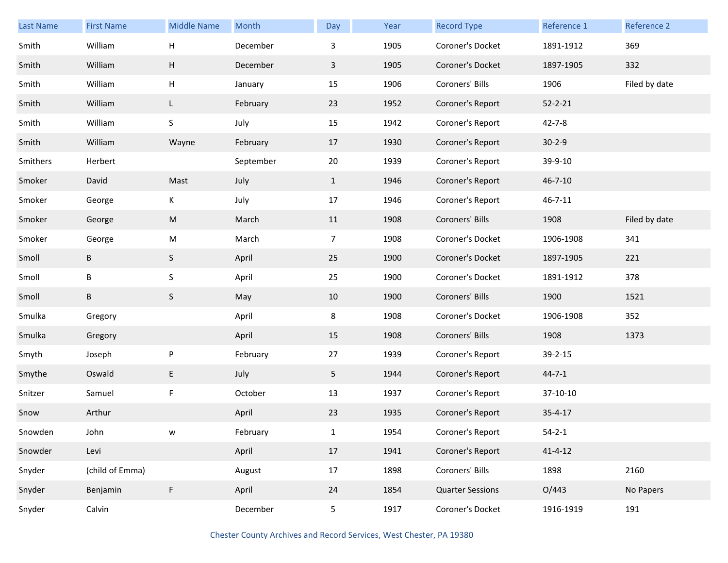| Last Name | First Name | Middle Name | Month | Day | Year | Record Type | Reference 1 | Reference 2 |
|---|---|---|---|---|---|---|---|---|
| Smith | William | H | December | 3 | 1905 | Coroner's Docket | 1891-1912 | 369 |
| Smith | William | H | December | 3 | 1905 | Coroner's Docket | 1897-1905 | 332 |
| Smith | William | H | January | 15 | 1906 | Coroners' Bills | 1906 | Filed by date |
| Smith | William | L | February | 23 | 1952 | Coroner's Report | 52-2-21 | |
| Smith | William | S | July | 15 | 1942 | Coroner's Report | 42-7-8 | |
| Smith | William | Wayne | February | 17 | 1930 | Coroner's Report | 30-2-9 | |
| Smithers | Herbert | | September | 20 | 1939 | Coroner's Report | 39-9-10 | |
| Smoker | David | Mast | July | 1 | 1946 | Coroner's Report | 46-7-10 | |
| Smoker | George | K | July | 17 | 1946 | Coroner's Report | 46-7-11 | |
| Smoker | George | M | March | 11 | 1908 | Coroners' Bills | 1908 | Filed by date |
| Smoker | George | M | March | 7 | 1908 | Coroner's Docket | 1906-1908 | 341 |
| Smoll | B | S | April | 25 | 1900 | Coroner's Docket | 1897-1905 | 221 |
| Smoll | B | S | April | 25 | 1900 | Coroner's Docket | 1891-1912 | 378 |
| Smoll | B | S | May | 10 | 1900 | Coroners' Bills | 1900 | 1521 |
| Smulka | Gregory | | April | 8 | 1908 | Coroner's Docket | 1906-1908 | 352 |
| Smulka | Gregory | | April | 15 | 1908 | Coroners' Bills | 1908 | 1373 |
| Smyth | Joseph | P | February | 27 | 1939 | Coroner's Report | 39-2-15 | |
| Smythe | Oswald | E | July | 5 | 1944 | Coroner's Report | 44-7-1 | |
| Snitzer | Samuel | F | October | 13 | 1937 | Coroner's Report | 37-10-10 | |
| Snow | Arthur | | April | 23 | 1935 | Coroner's Report | 35-4-17 | |
| Snowden | John | w | February | 1 | 1954 | Coroner's Report | 54-2-1 | |
| Snowder | Levi | | April | 17 | 1941 | Coroner's Report | 41-4-12 | |
| Snyder | (child of Emma) | | August | 17 | 1898 | Coroners' Bills | 1898 | 2160 |
| Snyder | Benjamin | F | April | 24 | 1854 | Quarter Sessions | O/443 | No Papers |
| Snyder | Calvin | | December | 5 | 1917 | Coroner's Docket | 1916-1919 | 191 |

Chester County Archives and Record Services, West Chester, PA 19380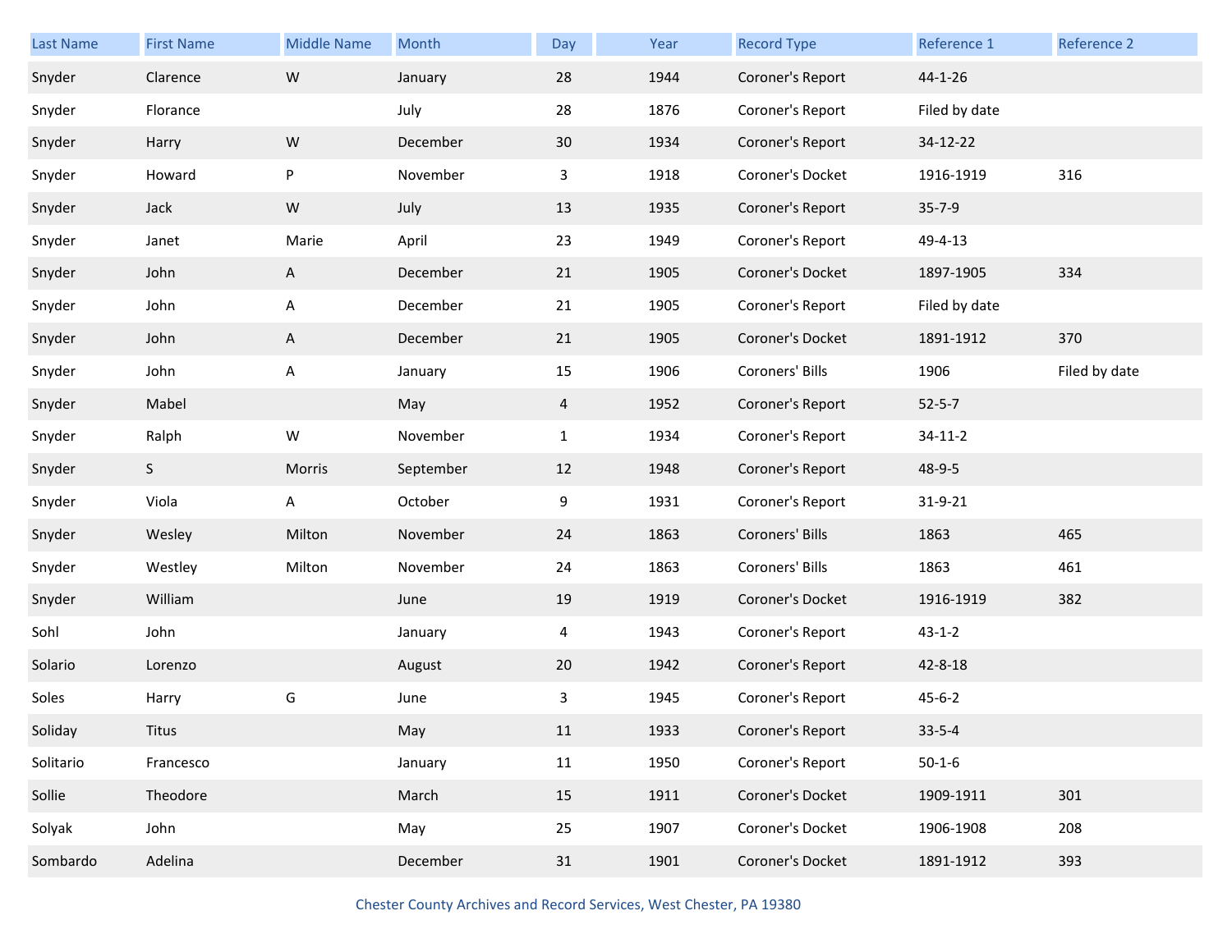| Last Name | First Name | Middle Name | Month | Day | Year | Record Type | Reference 1 | Reference 2 |
|---|---|---|---|---|---|---|---|---|
| Snyder | Clarence | W | January | 28 | 1944 | Coroner's Report | 44-1-26 | |
| Snyder | Florance | | July | 28 | 1876 | Coroner's Report | Filed by date | |
| Snyder | Harry | W | December | 30 | 1934 | Coroner's Report | 34-12-22 | |
| Snyder | Howard | P | November | 3 | 1918 | Coroner's Docket | 1916-1919 | 316 |
| Snyder | Jack | W | July | 13 | 1935 | Coroner's Report | 35-7-9 | |
| Snyder | Janet | Marie | April | 23 | 1949 | Coroner's Report | 49-4-13 | |
| Snyder | John | A | December | 21 | 1905 | Coroner's Docket | 1897-1905 | 334 |
| Snyder | John | A | December | 21 | 1905 | Coroner's Report | Filed by date | |
| Snyder | John | A | December | 21 | 1905 | Coroner's Docket | 1891-1912 | 370 |
| Snyder | John | A | January | 15 | 1906 | Coroners' Bills | 1906 | Filed by date |
| Snyder | Mabel | | May | 4 | 1952 | Coroner's Report | 52-5-7 | |
| Snyder | Ralph | W | November | 1 | 1934 | Coroner's Report | 34-11-2 | |
| Snyder | S | Morris | September | 12 | 1948 | Coroner's Report | 48-9-5 | |
| Snyder | Viola | A | October | 9 | 1931 | Coroner's Report | 31-9-21 | |
| Snyder | Wesley | Milton | November | 24 | 1863 | Coroners' Bills | 1863 | 465 |
| Snyder | Westley | Milton | November | 24 | 1863 | Coroners' Bills | 1863 | 461 |
| Snyder | William | | June | 19 | 1919 | Coroner's Docket | 1916-1919 | 382 |
| Sohl | John | | January | 4 | 1943 | Coroner's Report | 43-1-2 | |
| Solario | Lorenzo | | August | 20 | 1942 | Coroner's Report | 42-8-18 | |
| Soles | Harry | G | June | 3 | 1945 | Coroner's Report | 45-6-2 | |
| Soliday | Titus | | May | 11 | 1933 | Coroner's Report | 33-5-4 | |
| Solitario | Francesco | | January | 11 | 1950 | Coroner's Report | 50-1-6 | |
| Sollie | Theodore | | March | 15 | 1911 | Coroner's Docket | 1909-1911 | 301 |
| Solyak | John | | May | 25 | 1907 | Coroner's Docket | 1906-1908 | 208 |
| Sombardo | Adelina | | December | 31 | 1901 | Coroner's Docket | 1891-1912 | 393 |

Chester County Archives and Record Services, West Chester, PA 19380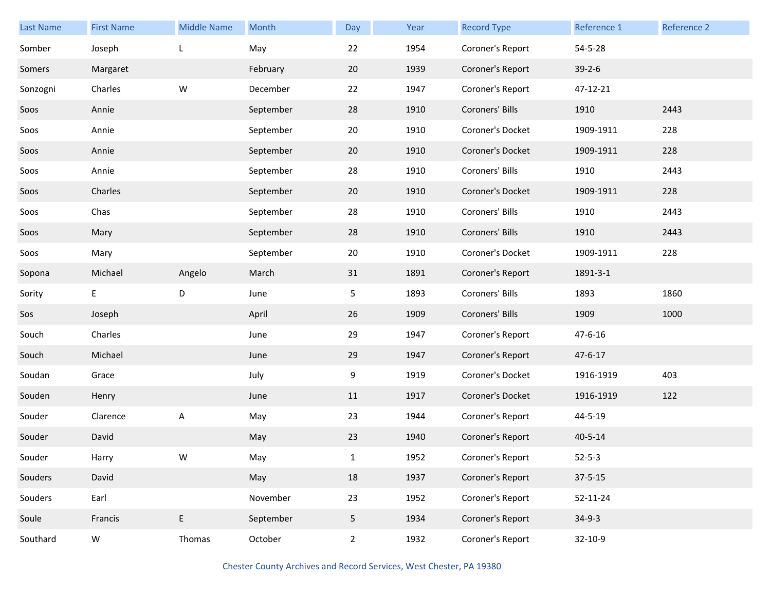| Last Name | First Name | Middle Name | Month | Day | Year | Record Type | Reference 1 | Reference 2 |
|---|---|---|---|---|---|---|---|---|
| Somber | Joseph | L | May | 22 | 1954 | Coroner's Report | 54-5-28 | |
| Somers | Margaret | | February | 20 | 1939 | Coroner's Report | 39-2-6 | |
| Sonzogni | Charles | W | December | 22 | 1947 | Coroner's Report | 47-12-21 | |
| Soos | Annie | | September | 28 | 1910 | Coroners' Bills | 1910 | 2443 |
| Soos | Annie | | September | 20 | 1910 | Coroner's Docket | 1909-1911 | 228 |
| Soos | Annie | | September | 20 | 1910 | Coroner's Docket | 1909-1911 | 228 |
| Soos | Annie | | September | 28 | 1910 | Coroners' Bills | 1910 | 2443 |
| Soos | Charles | | September | 20 | 1910 | Coroner's Docket | 1909-1911 | 228 |
| Soos | Chas | | September | 28 | 1910 | Coroners' Bills | 1910 | 2443 |
| Soos | Mary | | September | 28 | 1910 | Coroners' Bills | 1910 | 2443 |
| Soos | Mary | | September | 20 | 1910 | Coroner's Docket | 1909-1911 | 228 |
| Sopona | Michael | Angelo | March | 31 | 1891 | Coroner's Report | 1891-3-1 | |
| Sority | E | D | June | 5 | 1893 | Coroners' Bills | 1893 | 1860 |
| Sos | Joseph | | April | 26 | 1909 | Coroners' Bills | 1909 | 1000 |
| Souch | Charles | | June | 29 | 1947 | Coroner's Report | 47-6-16 | |
| Souch | Michael | | June | 29 | 1947 | Coroner's Report | 47-6-17 | |
| Soudan | Grace | | July | 9 | 1919 | Coroner's Docket | 1916-1919 | 403 |
| Souden | Henry | | June | 11 | 1917 | Coroner's Docket | 1916-1919 | 122 |
| Souder | Clarence | A | May | 23 | 1944 | Coroner's Report | 44-5-19 | |
| Souder | David | | May | 23 | 1940 | Coroner's Report | 40-5-14 | |
| Souder | Harry | W | May | 1 | 1952 | Coroner's Report | 52-5-3 | |
| Souders | David | | May | 18 | 1937 | Coroner's Report | 37-5-15 | |
| Souders | Earl | | November | 23 | 1952 | Coroner's Report | 52-11-24 | |
| Soule | Francis | E | September | 5 | 1934 | Coroner's Report | 34-9-3 | |
| Southard | W | Thomas | October | 2 | 1932 | Coroner's Report | 32-10-9 | |

Chester County Archives and Record Services, West Chester, PA 19380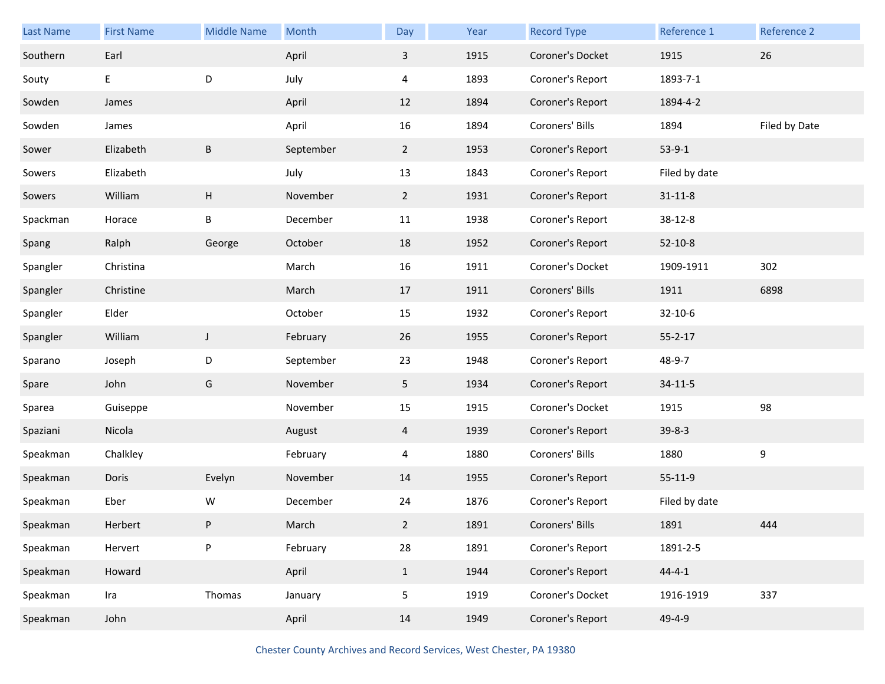| Last Name | First Name | Middle Name | Month | Day | Year | Record Type | Reference 1 | Reference 2 |
|---|---|---|---|---|---|---|---|---|
| Southern | Earl | | April | 3 | 1915 | Coroner's Docket | 1915 | 26 |
| Souty | E | D | July | 4 | 1893 | Coroner's Report | 1893-7-1 | |
| Sowden | James | | April | 12 | 1894 | Coroner's Report | 1894-4-2 | |
| Sowden | James | | April | 16 | 1894 | Coroners' Bills | 1894 | Filed by Date |
| Sower | Elizabeth | B | September | 2 | 1953 | Coroner's Report | 53-9-1 | |
| Sowers | Elizabeth | | July | 13 | 1843 | Coroner's Report | Filed by date | |
| Sowers | William | H | November | 2 | 1931 | Coroner's Report | 31-11-8 | |
| Spackman | Horace | B | December | 11 | 1938 | Coroner's Report | 38-12-8 | |
| Spang | Ralph | George | October | 18 | 1952 | Coroner's Report | 52-10-8 | |
| Spangler | Christina | | March | 16 | 1911 | Coroner's Docket | 1909-1911 | 302 |
| Spangler | Christine | | March | 17 | 1911 | Coroners' Bills | 1911 | 6898 |
| Spangler | Elder | | October | 15 | 1932 | Coroner's Report | 32-10-6 | |
| Spangler | William | J | February | 26 | 1955 | Coroner's Report | 55-2-17 | |
| Sparano | Joseph | D | September | 23 | 1948 | Coroner's Report | 48-9-7 | |
| Spare | John | G | November | 5 | 1934 | Coroner's Report | 34-11-5 | |
| Sparea | Guiseppe | | November | 15 | 1915 | Coroner's Docket | 1915 | 98 |
| Spaziani | Nicola | | August | 4 | 1939 | Coroner's Report | 39-8-3 | |
| Speakman | Chalkley | | February | 4 | 1880 | Coroners' Bills | 1880 | 9 |
| Speakman | Doris | Evelyn | November | 14 | 1955 | Coroner's Report | 55-11-9 | |
| Speakman | Eber | W | December | 24 | 1876 | Coroner's Report | Filed by date | |
| Speakman | Herbert | P | March | 2 | 1891 | Coroners' Bills | 1891 | 444 |
| Speakman | Hervert | P | February | 28 | 1891 | Coroner's Report | 1891-2-5 | |
| Speakman | Howard | | April | 1 | 1944 | Coroner's Report | 44-4-1 | |
| Speakman | Ira | Thomas | January | 5 | 1919 | Coroner's Docket | 1916-1919 | 337 |
| Speakman | John | | April | 14 | 1949 | Coroner's Report | 49-4-9 | |

Chester County Archives and Record Services, West Chester, PA 19380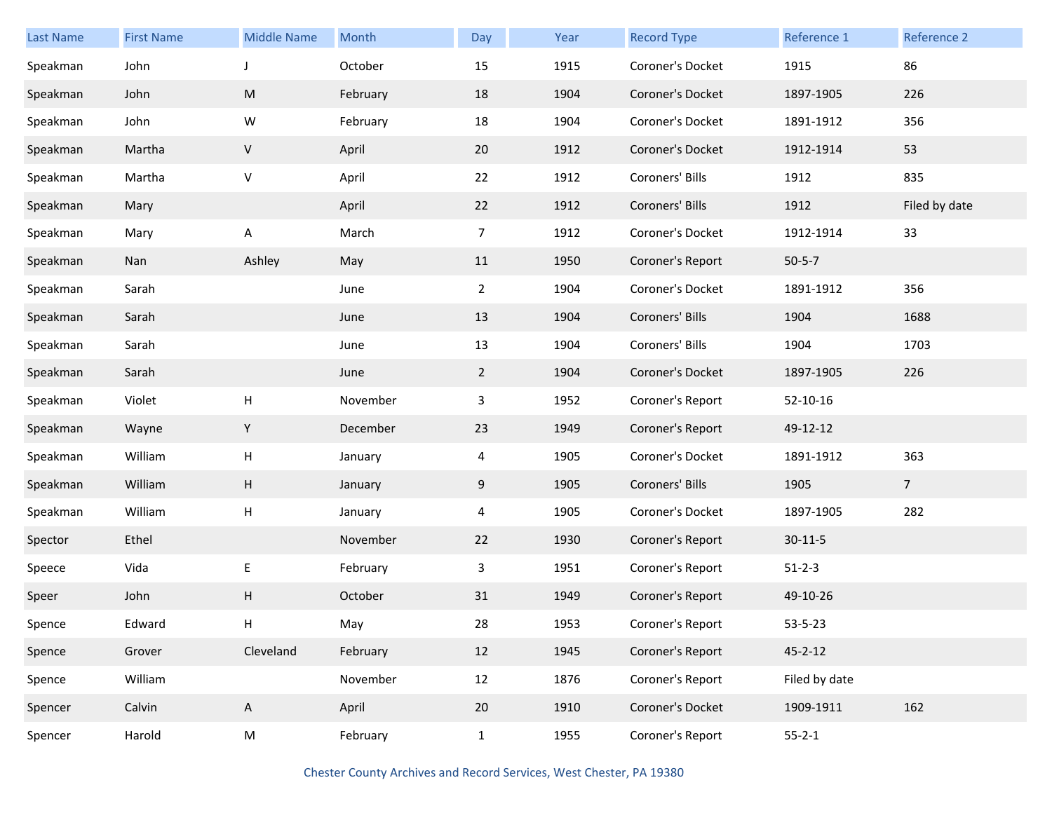| Last Name | First Name | Middle Name | Month | Day | Year | Record Type | Reference 1 | Reference 2 |
|---|---|---|---|---|---|---|---|---|
| Speakman | John | J | October | 15 | 1915 | Coroner's Docket | 1915 | 86 |
| Speakman | John | M | February | 18 | 1904 | Coroner's Docket | 1897-1905 | 226 |
| Speakman | John | W | February | 18 | 1904 | Coroner's Docket | 1891-1912 | 356 |
| Speakman | Martha | V | April | 20 | 1912 | Coroner's Docket | 1912-1914 | 53 |
| Speakman | Martha | V | April | 22 | 1912 | Coroners' Bills | 1912 | 835 |
| Speakman | Mary | | April | 22 | 1912 | Coroners' Bills | 1912 | Filed by date |
| Speakman | Mary | A | March | 7 | 1912 | Coroner's Docket | 1912-1914 | 33 |
| Speakman | Nan | Ashley | May | 11 | 1950 | Coroner's Report | 50-5-7 | |
| Speakman | Sarah | | June | 2 | 1904 | Coroner's Docket | 1891-1912 | 356 |
| Speakman | Sarah | | June | 13 | 1904 | Coroners' Bills | 1904 | 1688 |
| Speakman | Sarah | | June | 13 | 1904 | Coroners' Bills | 1904 | 1703 |
| Speakman | Sarah | | June | 2 | 1904 | Coroner's Docket | 1897-1905 | 226 |
| Speakman | Violet | H | November | 3 | 1952 | Coroner's Report | 52-10-16 | |
| Speakman | Wayne | Y | December | 23 | 1949 | Coroner's Report | 49-12-12 | |
| Speakman | William | H | January | 4 | 1905 | Coroner's Docket | 1891-1912 | 363 |
| Speakman | William | H | January | 9 | 1905 | Coroners' Bills | 1905 | 7 |
| Speakman | William | H | January | 4 | 1905 | Coroner's Docket | 1897-1905 | 282 |
| Spector | Ethel | | November | 22 | 1930 | Coroner's Report | 30-11-5 | |
| Speece | Vida | E | February | 3 | 1951 | Coroner's Report | 51-2-3 | |
| Speer | John | H | October | 31 | 1949 | Coroner's Report | 49-10-26 | |
| Spence | Edward | H | May | 28 | 1953 | Coroner's Report | 53-5-23 | |
| Spence | Grover | Cleveland | February | 12 | 1945 | Coroner's Report | 45-2-12 | |
| Spence | William | | November | 12 | 1876 | Coroner's Report | Filed by date | |
| Spencer | Calvin | A | April | 20 | 1910 | Coroner's Docket | 1909-1911 | 162 |
| Spencer | Harold | M | February | 1 | 1955 | Coroner's Report | 55-2-1 | |

Chester County Archives and Record Services, West Chester, PA 19380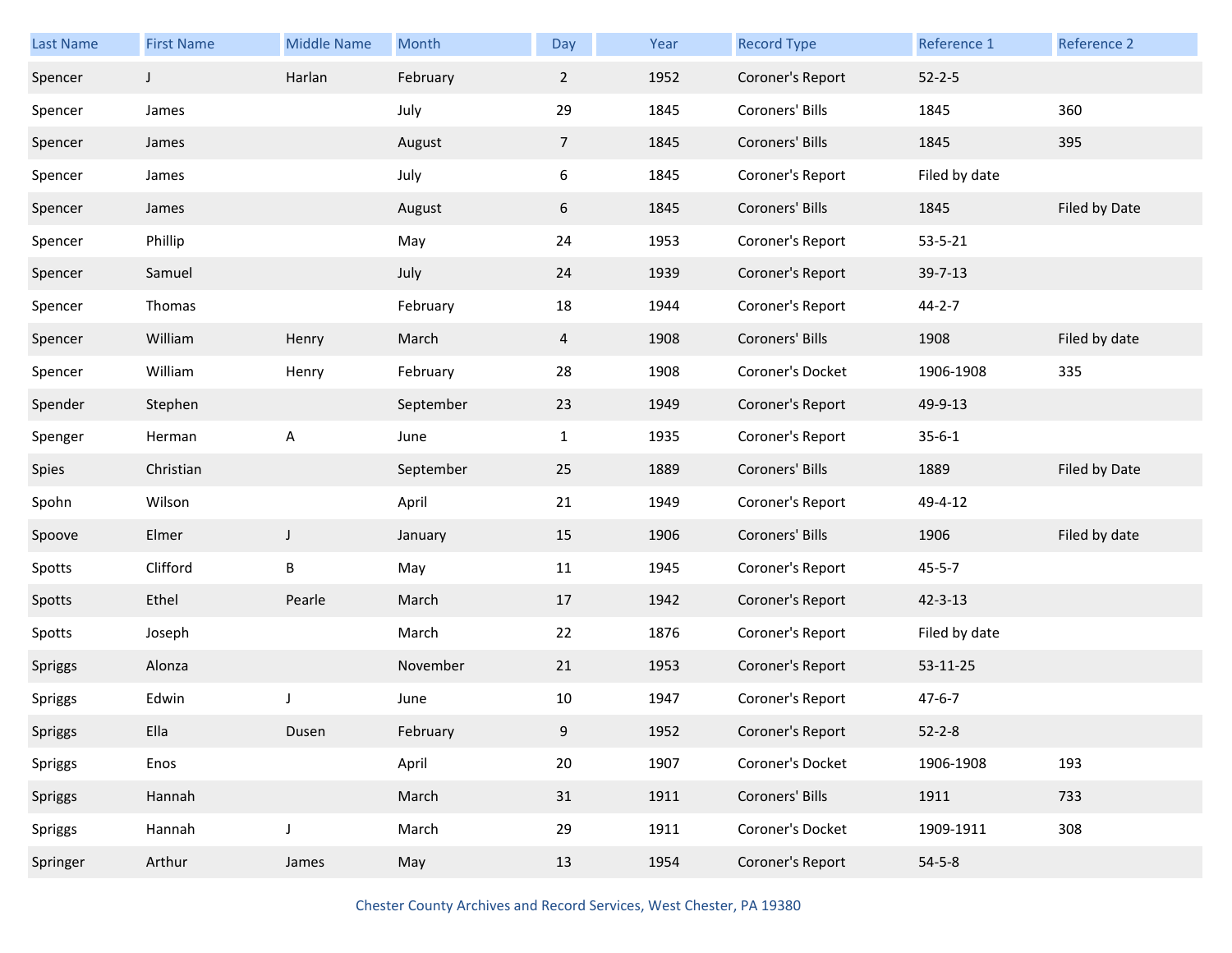| Last Name | First Name | Middle Name | Month | Day | Year | Record Type | Reference 1 | Reference 2 |
|---|---|---|---|---|---|---|---|---|
| Spencer | J | Harlan | February | 2 | 1952 | Coroner's Report | 52-2-5 | |
| Spencer | James | | July | 29 | 1845 | Coroners' Bills | 1845 | 360 |
| Spencer | James | | August | 7 | 1845 | Coroners' Bills | 1845 | 395 |
| Spencer | James | | July | 6 | 1845 | Coroner's Report | Filed by date | |
| Spencer | James | | August | 6 | 1845 | Coroners' Bills | 1845 | Filed by Date |
| Spencer | Phillip | | May | 24 | 1953 | Coroner's Report | 53-5-21 | |
| Spencer | Samuel | | July | 24 | 1939 | Coroner's Report | 39-7-13 | |
| Spencer | Thomas | | February | 18 | 1944 | Coroner's Report | 44-2-7 | |
| Spencer | William | Henry | March | 4 | 1908 | Coroners' Bills | 1908 | Filed by date |
| Spencer | William | Henry | February | 28 | 1908 | Coroner's Docket | 1906-1908 | 335 |
| Spender | Stephen | | September | 23 | 1949 | Coroner's Report | 49-9-13 | |
| Spenger | Herman | A | June | 1 | 1935 | Coroner's Report | 35-6-1 | |
| Spies | Christian | | September | 25 | 1889 | Coroners' Bills | 1889 | Filed by Date |
| Spohn | Wilson | | April | 21 | 1949 | Coroner's Report | 49-4-12 | |
| Spoove | Elmer | J | January | 15 | 1906 | Coroners' Bills | 1906 | Filed by date |
| Spotts | Clifford | B | May | 11 | 1945 | Coroner's Report | 45-5-7 | |
| Spotts | Ethel | Pearle | March | 17 | 1942 | Coroner's Report | 42-3-13 | |
| Spotts | Joseph | | March | 22 | 1876 | Coroner's Report | Filed by date | |
| Spriggs | Alonza | | November | 21 | 1953 | Coroner's Report | 53-11-25 | |
| Spriggs | Edwin | J | June | 10 | 1947 | Coroner's Report | 47-6-7 | |
| Spriggs | Ella | Dusen | February | 9 | 1952 | Coroner's Report | 52-2-8 | |
| Spriggs | Enos | | April | 20 | 1907 | Coroner's Docket | 1906-1908 | 193 |
| Spriggs | Hannah | | March | 31 | 1911 | Coroners' Bills | 1911 | 733 |
| Spriggs | Hannah | J | March | 29 | 1911 | Coroner's Docket | 1909-1911 | 308 |
| Springer | Arthur | James | May | 13 | 1954 | Coroner's Report | 54-5-8 | |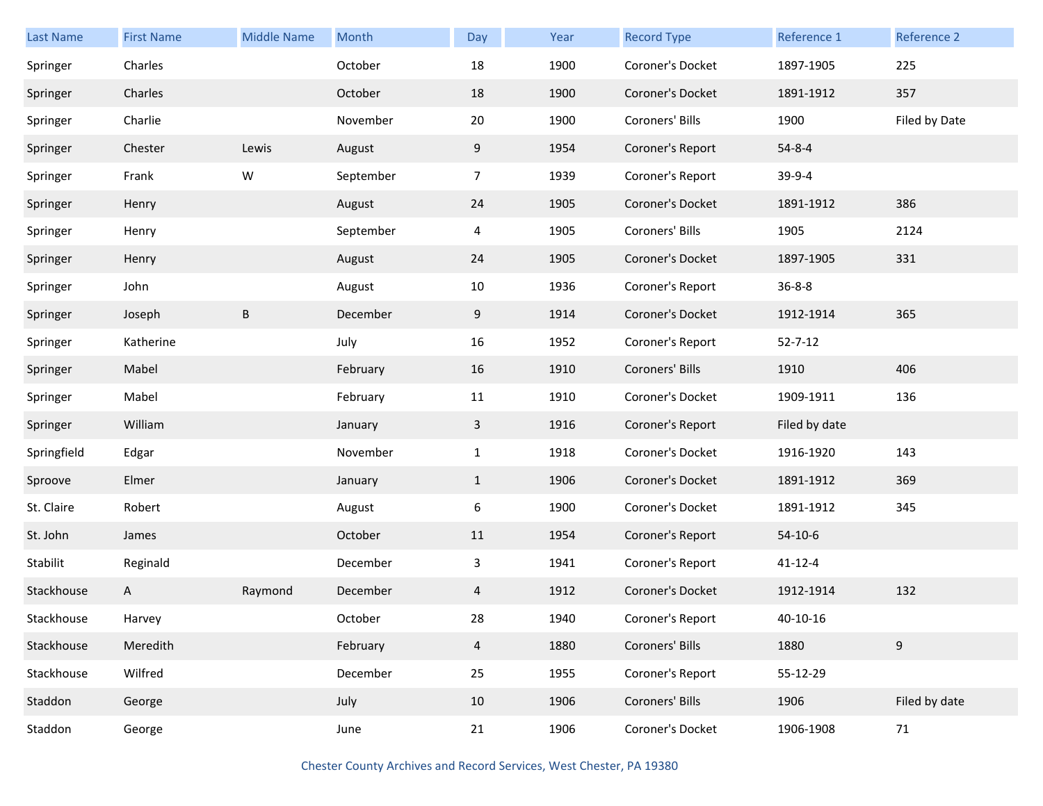| Last Name | First Name | Middle Name | Month | Day | Year | Record Type | Reference 1 | Reference 2 |
|---|---|---|---|---|---|---|---|---|
| Springer | Charles | | October | 18 | 1900 | Coroner's Docket | 1897-1905 | 225 |
| Springer | Charles | | October | 18 | 1900 | Coroner's Docket | 1891-1912 | 357 |
| Springer | Charlie | | November | 20 | 1900 | Coroners' Bills | 1900 | Filed by Date |
| Springer | Chester | Lewis | August | 9 | 1954 | Coroner's Report | 54-8-4 | |
| Springer | Frank | W | September | 7 | 1939 | Coroner's Report | 39-9-4 | |
| Springer | Henry | | August | 24 | 1905 | Coroner's Docket | 1891-1912 | 386 |
| Springer | Henry | | September | 4 | 1905 | Coroners' Bills | 1905 | 2124 |
| Springer | Henry | | August | 24 | 1905 | Coroner's Docket | 1897-1905 | 331 |
| Springer | John | | August | 10 | 1936 | Coroner's Report | 36-8-8 | |
| Springer | Joseph | B | December | 9 | 1914 | Coroner's Docket | 1912-1914 | 365 |
| Springer | Katherine | | July | 16 | 1952 | Coroner's Report | 52-7-12 | |
| Springer | Mabel | | February | 16 | 1910 | Coroners' Bills | 1910 | 406 |
| Springer | Mabel | | February | 11 | 1910 | Coroner's Docket | 1909-1911 | 136 |
| Springer | William | | January | 3 | 1916 | Coroner's Report | Filed by date | |
| Springfield | Edgar | | November | 1 | 1918 | Coroner's Docket | 1916-1920 | 143 |
| Sproove | Elmer | | January | 1 | 1906 | Coroner's Docket | 1891-1912 | 369 |
| St. Claire | Robert | | August | 6 | 1900 | Coroner's Docket | 1891-1912 | 345 |
| St. John | James | | October | 11 | 1954 | Coroner's Report | 54-10-6 | |
| Stabilit | Reginald | | December | 3 | 1941 | Coroner's Report | 41-12-4 | |
| Stackhouse | A | Raymond | December | 4 | 1912 | Coroner's Docket | 1912-1914 | 132 |
| Stackhouse | Harvey | | October | 28 | 1940 | Coroner's Report | 40-10-16 | |
| Stackhouse | Meredith | | February | 4 | 1880 | Coroners' Bills | 1880 | 9 |
| Stackhouse | Wilfred | | December | 25 | 1955 | Coroner's Report | 55-12-29 | |
| Staddon | George | | July | 10 | 1906 | Coroners' Bills | 1906 | Filed by date |
| Staddon | George | | June | 21 | 1906 | Coroner's Docket | 1906-1908 | 71 |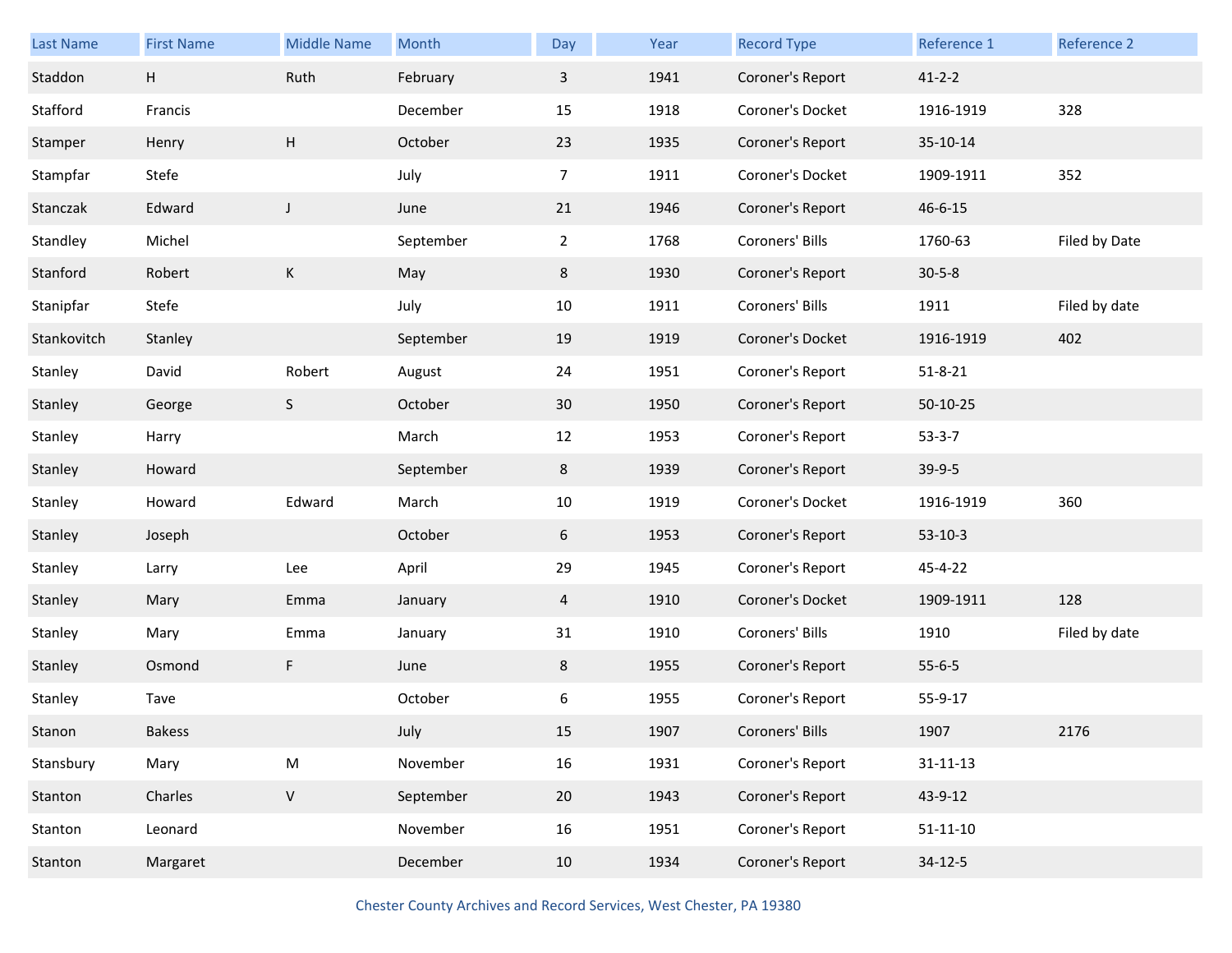| Last Name | First Name | Middle Name | Month | Day | Year | Record Type | Reference 1 | Reference 2 |
|---|---|---|---|---|---|---|---|---|
| Staddon | H | Ruth | February | 3 | 1941 | Coroner's Report | 41-2-2 | |
| Stafford | Francis | | December | 15 | 1918 | Coroner's Docket | 1916-1919 | 328 |
| Stamper | Henry | H | October | 23 | 1935 | Coroner's Report | 35-10-14 | |
| Stampfar | Stefe | | July | 7 | 1911 | Coroner's Docket | 1909-1911 | 352 |
| Stanczak | Edward | J | June | 21 | 1946 | Coroner's Report | 46-6-15 | |
| Standley | Michel | | September | 2 | 1768 | Coroners' Bills | 1760-63 | Filed by Date |
| Stanford | Robert | K | May | 8 | 1930 | Coroner's Report | 30-5-8 | |
| Stanipfar | Stefe | | July | 10 | 1911 | Coroners' Bills | 1911 | Filed by date |
| Stankovitch | Stanley | | September | 19 | 1919 | Coroner's Docket | 1916-1919 | 402 |
| Stanley | David | Robert | August | 24 | 1951 | Coroner's Report | 51-8-21 | |
| Stanley | George | S | October | 30 | 1950 | Coroner's Report | 50-10-25 | |
| Stanley | Harry | | March | 12 | 1953 | Coroner's Report | 53-3-7 | |
| Stanley | Howard | | September | 8 | 1939 | Coroner's Report | 39-9-5 | |
| Stanley | Howard | Edward | March | 10 | 1919 | Coroner's Docket | 1916-1919 | 360 |
| Stanley | Joseph | | October | 6 | 1953 | Coroner's Report | 53-10-3 | |
| Stanley | Larry | Lee | April | 29 | 1945 | Coroner's Report | 45-4-22 | |
| Stanley | Mary | Emma | January | 4 | 1910 | Coroner's Docket | 1909-1911 | 128 |
| Stanley | Mary | Emma | January | 31 | 1910 | Coroners' Bills | 1910 | Filed by date |
| Stanley | Osmond | F | June | 8 | 1955 | Coroner's Report | 55-6-5 | |
| Stanley | Tave | | October | 6 | 1955 | Coroner's Report | 55-9-17 | |
| Stanon | Bakess | | July | 15 | 1907 | Coroners' Bills | 1907 | 2176 |
| Stansbury | Mary | M | November | 16 | 1931 | Coroner's Report | 31-11-13 | |
| Stanton | Charles | V | September | 20 | 1943 | Coroner's Report | 43-9-12 | |
| Stanton | Leonard | | November | 16 | 1951 | Coroner's Report | 51-11-10 | |
| Stanton | Margaret | | December | 10 | 1934 | Coroner's Report | 34-12-5 | |

Chester County Archives and Record Services, West Chester, PA 19380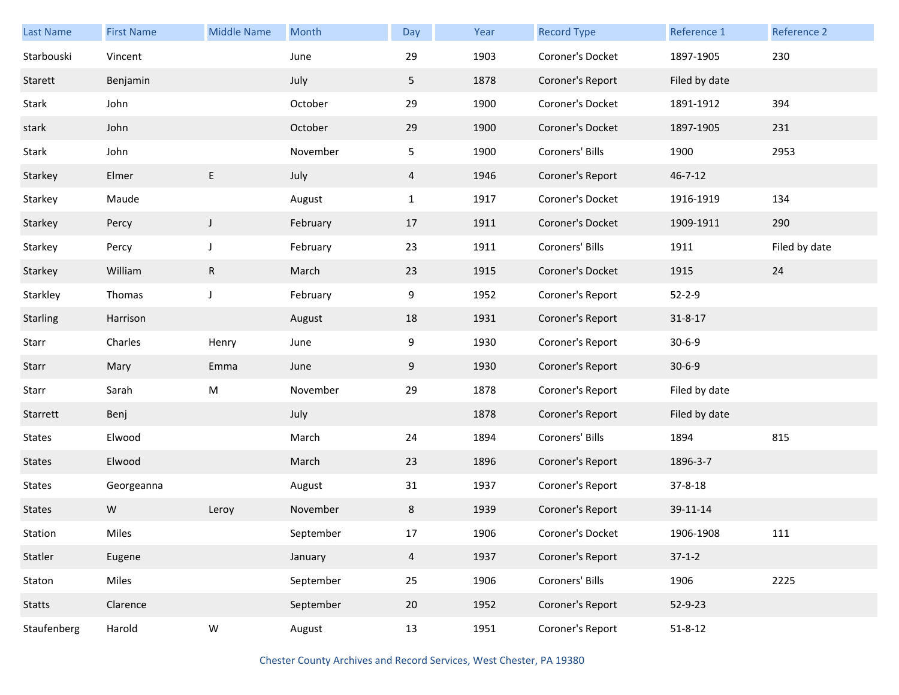| Last Name | First Name | Middle Name | Month | Day | Year | Record Type | Reference 1 | Reference 2 |
|---|---|---|---|---|---|---|---|---|
| Starbouski | Vincent | | June | 29 | 1903 | Coroner's Docket | 1897-1905 | 230 |
| Starett | Benjamin | | July | 5 | 1878 | Coroner's Report | Filed by date | |
| Stark | John | | October | 29 | 1900 | Coroner's Docket | 1891-1912 | 394 |
| stark | John | | October | 29 | 1900 | Coroner's Docket | 1897-1905 | 231 |
| Stark | John | | November | 5 | 1900 | Coroners' Bills | 1900 | 2953 |
| Starkey | Elmer | E | July | 4 | 1946 | Coroner's Report | 46-7-12 | |
| Starkey | Maude | | August | 1 | 1917 | Coroner's Docket | 1916-1919 | 134 |
| Starkey | Percy | J | February | 17 | 1911 | Coroner's Docket | 1909-1911 | 290 |
| Starkey | Percy | J | February | 23 | 1911 | Coroners' Bills | 1911 | Filed by date |
| Starkey | William | R | March | 23 | 1915 | Coroner's Docket | 1915 | 24 |
| Starkley | Thomas | J | February | 9 | 1952 | Coroner's Report | 52-2-9 | |
| Starling | Harrison | | August | 18 | 1931 | Coroner's Report | 31-8-17 | |
| Starr | Charles | Henry | June | 9 | 1930 | Coroner's Report | 30-6-9 | |
| Starr | Mary | Emma | June | 9 | 1930 | Coroner's Report | 30-6-9 | |
| Starr | Sarah | M | November | 29 | 1878 | Coroner's Report | Filed by date | |
| Starrett | Benj | | July | | 1878 | Coroner's Report | Filed by date | |
| States | Elwood | | March | 24 | 1894 | Coroners' Bills | 1894 | 815 |
| States | Elwood | | March | 23 | 1896 | Coroner's Report | 1896-3-7 | |
| States | Georgeanna | | August | 31 | 1937 | Coroner's Report | 37-8-18 | |
| States | W | Leroy | November | 8 | 1939 | Coroner's Report | 39-11-14 | |
| Station | Miles | | September | 17 | 1906 | Coroner's Docket | 1906-1908 | 111 |
| Statler | Eugene | | January | 4 | 1937 | Coroner's Report | 37-1-2 | |
| Staton | Miles | | September | 25 | 1906 | Coroners' Bills | 1906 | 2225 |
| Statts | Clarence | | September | 20 | 1952 | Coroner's Report | 52-9-23 | |
| Staufenberg | Harold | W | August | 13 | 1951 | Coroner's Report | 51-8-12 | |

Chester County Archives and Record Services, West Chester, PA 19380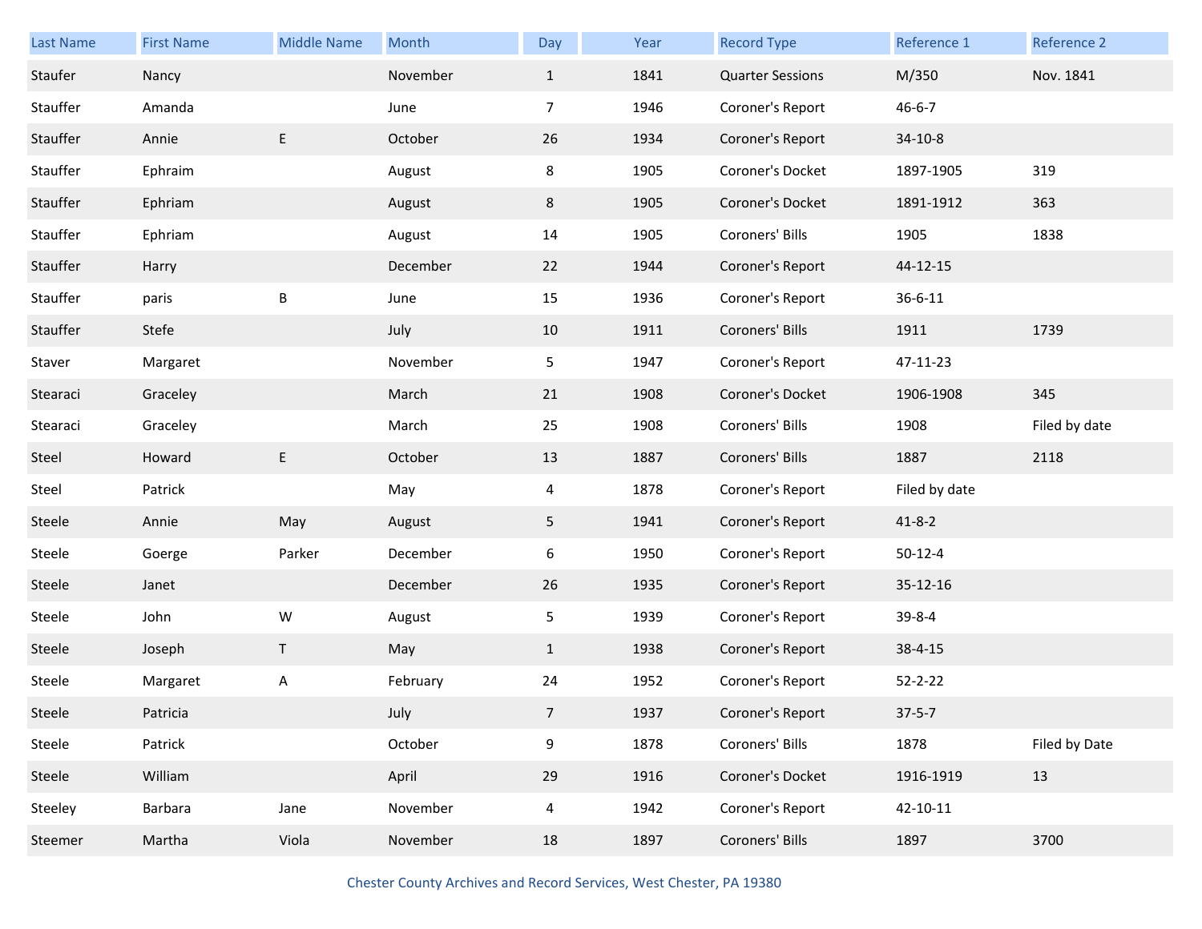| Last Name | First Name | Middle Name | Month | Day | Year | Record Type | Reference 1 | Reference 2 |
|---|---|---|---|---|---|---|---|---|
| Staufer | Nancy | | November | 1 | 1841 | Quarter Sessions | M/350 | Nov. 1841 |
| Stauffer | Amanda | | June | 7 | 1946 | Coroner's Report | 46-6-7 | |
| Stauffer | Annie | E | October | 26 | 1934 | Coroner's Report | 34-10-8 | |
| Stauffer | Ephraim | | August | 8 | 1905 | Coroner's Docket | 1897-1905 | 319 |
| Stauffer | Ephriam | | August | 8 | 1905 | Coroner's Docket | 1891-1912 | 363 |
| Stauffer | Ephriam | | August | 14 | 1905 | Coroners' Bills | 1905 | 1838 |
| Stauffer | Harry | | December | 22 | 1944 | Coroner's Report | 44-12-15 | |
| Stauffer | paris | B | June | 15 | 1936 | Coroner's Report | 36-6-11 | |
| Stauffer | Stefe | | July | 10 | 1911 | Coroners' Bills | 1911 | 1739 |
| Staver | Margaret | | November | 5 | 1947 | Coroner's Report | 47-11-23 | |
| Stearaci | Graceley | | March | 21 | 1908 | Coroner's Docket | 1906-1908 | 345 |
| Stearaci | Graceley | | March | 25 | 1908 | Coroners' Bills | 1908 | Filed by date |
| Steel | Howard | E | October | 13 | 1887 | Coroners' Bills | 1887 | 2118 |
| Steel | Patrick | | May | 4 | 1878 | Coroner's Report | Filed by date | |
| Steele | Annie | May | August | 5 | 1941 | Coroner's Report | 41-8-2 | |
| Steele | Goerge | Parker | December | 6 | 1950 | Coroner's Report | 50-12-4 | |
| Steele | Janet | | December | 26 | 1935 | Coroner's Report | 35-12-16 | |
| Steele | John | W | August | 5 | 1939 | Coroner's Report | 39-8-4 | |
| Steele | Joseph | T | May | 1 | 1938 | Coroner's Report | 38-4-15 | |
| Steele | Margaret | A | February | 24 | 1952 | Coroner's Report | 52-2-22 | |
| Steele | Patricia | | July | 7 | 1937 | Coroner's Report | 37-5-7 | |
| Steele | Patrick | | October | 9 | 1878 | Coroners' Bills | 1878 | Filed by Date |
| Steele | William | | April | 29 | 1916 | Coroner's Docket | 1916-1919 | 13 |
| Steeley | Barbara | Jane | November | 4 | 1942 | Coroner's Report | 42-10-11 | |
| Steemer | Martha | Viola | November | 18 | 1897 | Coroners' Bills | 1897 | 3700 |

Chester County Archives and Record Services, West Chester, PA 19380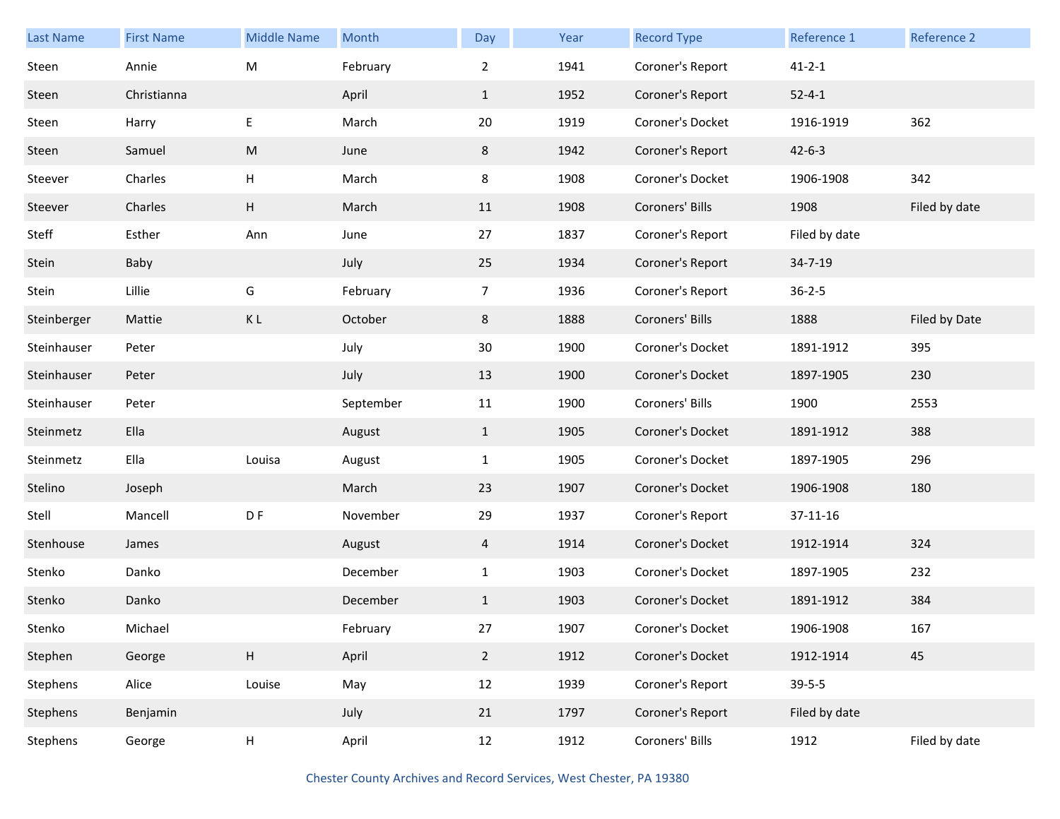| Last Name | First Name | Middle Name | Month | Day | Year | Record Type | Reference 1 | Reference 2 |
|---|---|---|---|---|---|---|---|---|
| Steen | Annie | M | February | 2 | 1941 | Coroner's Report | 41-2-1 | |
| Steen | Christianna | | April | 1 | 1952 | Coroner's Report | 52-4-1 | |
| Steen | Harry | E | March | 20 | 1919 | Coroner's Docket | 1916-1919 | 362 |
| Steen | Samuel | M | June | 8 | 1942 | Coroner's Report | 42-6-3 | |
| Steever | Charles | H | March | 8 | 1908 | Coroner's Docket | 1906-1908 | 342 |
| Steever | Charles | H | March | 11 | 1908 | Coroners' Bills | 1908 | Filed by date |
| Steff | Esther | Ann | June | 27 | 1837 | Coroner's Report | Filed by date | |
| Stein | Baby | | July | 25 | 1934 | Coroner's Report | 34-7-19 | |
| Stein | Lillie | G | February | 7 | 1936 | Coroner's Report | 36-2-5 | |
| Steinberger | Mattie | K L | October | 8 | 1888 | Coroners' Bills | 1888 | Filed by Date |
| Steinhauser | Peter | | July | 30 | 1900 | Coroner's Docket | 1891-1912 | 395 |
| Steinhauser | Peter | | July | 13 | 1900 | Coroner's Docket | 1897-1905 | 230 |
| Steinhauser | Peter | | September | 11 | 1900 | Coroners' Bills | 1900 | 2553 |
| Steinmetz | Ella | | August | 1 | 1905 | Coroner's Docket | 1891-1912 | 388 |
| Steinmetz | Ella | Louisa | August | 1 | 1905 | Coroner's Docket | 1897-1905 | 296 |
| Stelino | Joseph | | March | 23 | 1907 | Coroner's Docket | 1906-1908 | 180 |
| Stell | Mancell | D F | November | 29 | 1937 | Coroner's Report | 37-11-16 | |
| Stenhouse | James | | August | 4 | 1914 | Coroner's Docket | 1912-1914 | 324 |
| Stenko | Danko | | December | 1 | 1903 | Coroner's Docket | 1897-1905 | 232 |
| Stenko | Danko | | December | 1 | 1903 | Coroner's Docket | 1891-1912 | 384 |
| Stenko | Michael | | February | 27 | 1907 | Coroner's Docket | 1906-1908 | 167 |
| Stephen | George | H | April | 2 | 1912 | Coroner's Docket | 1912-1914 | 45 |
| Stephens | Alice | Louise | May | 12 | 1939 | Coroner's Report | 39-5-5 | |
| Stephens | Benjamin | | July | 21 | 1797 | Coroner's Report | Filed by date | |
| Stephens | George | H | April | 12 | 1912 | Coroners' Bills | 1912 | Filed by date |

Chester County Archives and Record Services, West Chester, PA 19380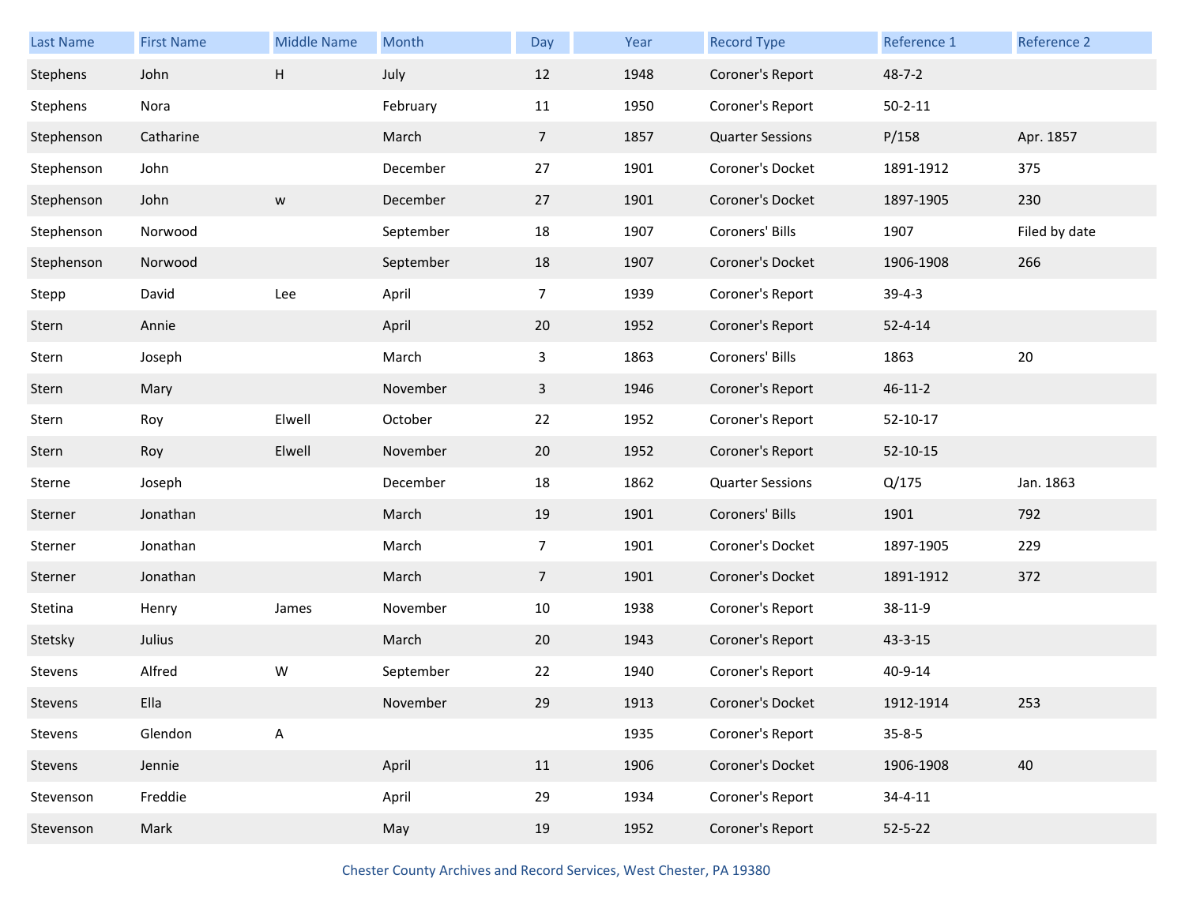| Last Name | First Name | Middle Name | Month | Day | Year | Record Type | Reference 1 | Reference 2 |
|---|---|---|---|---|---|---|---|---|
| Stephens | John | H | July | 12 | 1948 | Coroner's Report | 48-7-2 | |
| Stephens | Nora | | February | 11 | 1950 | Coroner's Report | 50-2-11 | |
| Stephenson | Catharine | | March | 7 | 1857 | Quarter Sessions | P/158 | Apr. 1857 |
| Stephenson | John | | December | 27 | 1901 | Coroner's Docket | 1891-1912 | 375 |
| Stephenson | John | w | December | 27 | 1901 | Coroner's Docket | 1897-1905 | 230 |
| Stephenson | Norwood | | September | 18 | 1907 | Coroners' Bills | 1907 | Filed by date |
| Stephenson | Norwood | | September | 18 | 1907 | Coroner's Docket | 1906-1908 | 266 |
| Stepp | David | Lee | April | 7 | 1939 | Coroner's Report | 39-4-3 | |
| Stern | Annie | | April | 20 | 1952 | Coroner's Report | 52-4-14 | |
| Stern | Joseph | | March | 3 | 1863 | Coroners' Bills | 1863 | 20 |
| Stern | Mary | | November | 3 | 1946 | Coroner's Report | 46-11-2 | |
| Stern | Roy | Elwell | October | 22 | 1952 | Coroner's Report | 52-10-17 | |
| Stern | Roy | Elwell | November | 20 | 1952 | Coroner's Report | 52-10-15 | |
| Sterne | Joseph | | December | 18 | 1862 | Quarter Sessions | Q/175 | Jan. 1863 |
| Sterner | Jonathan | | March | 19 | 1901 | Coroners' Bills | 1901 | 792 |
| Sterner | Jonathan | | March | 7 | 1901 | Coroner's Docket | 1897-1905 | 229 |
| Sterner | Jonathan | | March | 7 | 1901 | Coroner's Docket | 1891-1912 | 372 |
| Stetina | Henry | James | November | 10 | 1938 | Coroner's Report | 38-11-9 | |
| Stetsky | Julius | | March | 20 | 1943 | Coroner's Report | 43-3-15 | |
| Stevens | Alfred | W | September | 22 | 1940 | Coroner's Report | 40-9-14 | |
| Stevens | Ella | | November | 29 | 1913 | Coroner's Docket | 1912-1914 | 253 |
| Stevens | Glendon | A | | | 1935 | Coroner's Report | 35-8-5 | |
| Stevens | Jennie | | April | 11 | 1906 | Coroner's Docket | 1906-1908 | 40 |
| Stevenson | Freddie | | April | 29 | 1934 | Coroner's Report | 34-4-11 | |
| Stevenson | Mark | | May | 19 | 1952 | Coroner's Report | 52-5-22 | |

Chester County Archives and Record Services, West Chester, PA 19380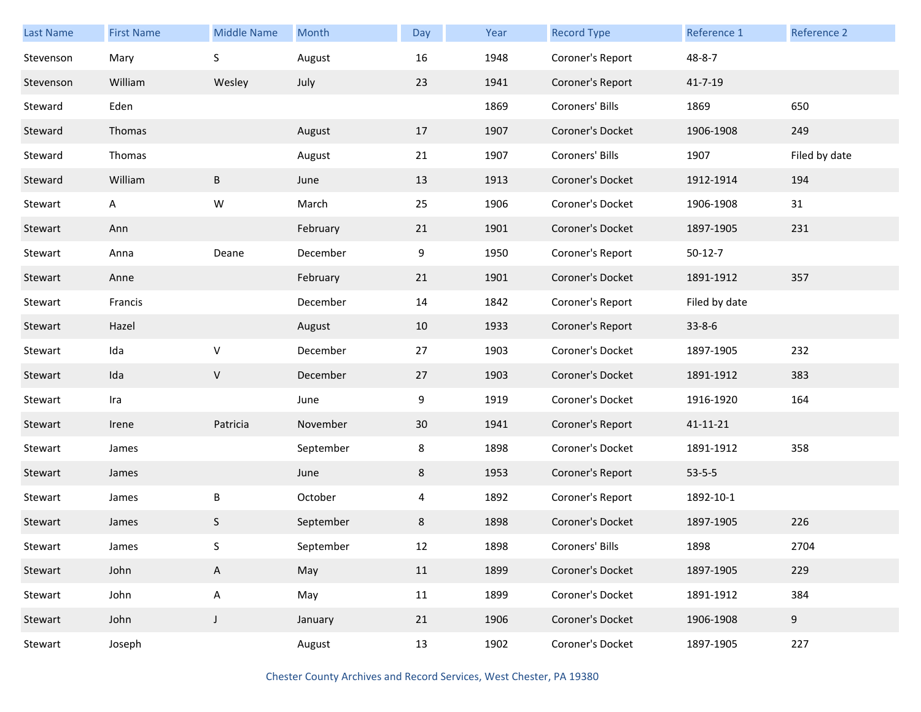| Last Name | First Name | Middle Name | Month | Day | Year | Record Type | Reference 1 | Reference 2 |
|---|---|---|---|---|---|---|---|---|
| Stevenson | Mary | S | August | 16 | 1948 | Coroner's Report | 48-8-7 | |
| Stevenson | William | Wesley | July | 23 | 1941 | Coroner's Report | 41-7-19 | |
| Steward | Eden | | | | 1869 | Coroners' Bills | 1869 | 650 |
| Steward | Thomas | | August | 17 | 1907 | Coroner's Docket | 1906-1908 | 249 |
| Steward | Thomas | | August | 21 | 1907 | Coroners' Bills | 1907 | Filed by date |
| Steward | William | B | June | 13 | 1913 | Coroner's Docket | 1912-1914 | 194 |
| Stewart | A | W | March | 25 | 1906 | Coroner's Docket | 1906-1908 | 31 |
| Stewart | Ann | | February | 21 | 1901 | Coroner's Docket | 1897-1905 | 231 |
| Stewart | Anna | Deane | December | 9 | 1950 | Coroner's Report | 50-12-7 | |
| Stewart | Anne | | February | 21 | 1901 | Coroner's Docket | 1891-1912 | 357 |
| Stewart | Francis | | December | 14 | 1842 | Coroner's Report | Filed by date | |
| Stewart | Hazel | | August | 10 | 1933 | Coroner's Report | 33-8-6 | |
| Stewart | Ida | V | December | 27 | 1903 | Coroner's Docket | 1897-1905 | 232 |
| Stewart | Ida | V | December | 27 | 1903 | Coroner's Docket | 1891-1912 | 383 |
| Stewart | Ira | | June | 9 | 1919 | Coroner's Docket | 1916-1920 | 164 |
| Stewart | Irene | Patricia | November | 30 | 1941 | Coroner's Report | 41-11-21 | |
| Stewart | James | | September | 8 | 1898 | Coroner's Docket | 1891-1912 | 358 |
| Stewart | James | | June | 8 | 1953 | Coroner's Report | 53-5-5 | |
| Stewart | James | B | October | 4 | 1892 | Coroner's Report | 1892-10-1 | |
| Stewart | James | S | September | 8 | 1898 | Coroner's Docket | 1897-1905 | 226 |
| Stewart | James | S | September | 12 | 1898 | Coroners' Bills | 1898 | 2704 |
| Stewart | John | A | May | 11 | 1899 | Coroner's Docket | 1897-1905 | 229 |
| Stewart | John | A | May | 11 | 1899 | Coroner's Docket | 1891-1912 | 384 |
| Stewart | John | J | January | 21 | 1906 | Coroner's Docket | 1906-1908 | 9 |
| Stewart | Joseph | | August | 13 | 1902 | Coroner's Docket | 1897-1905 | 227 |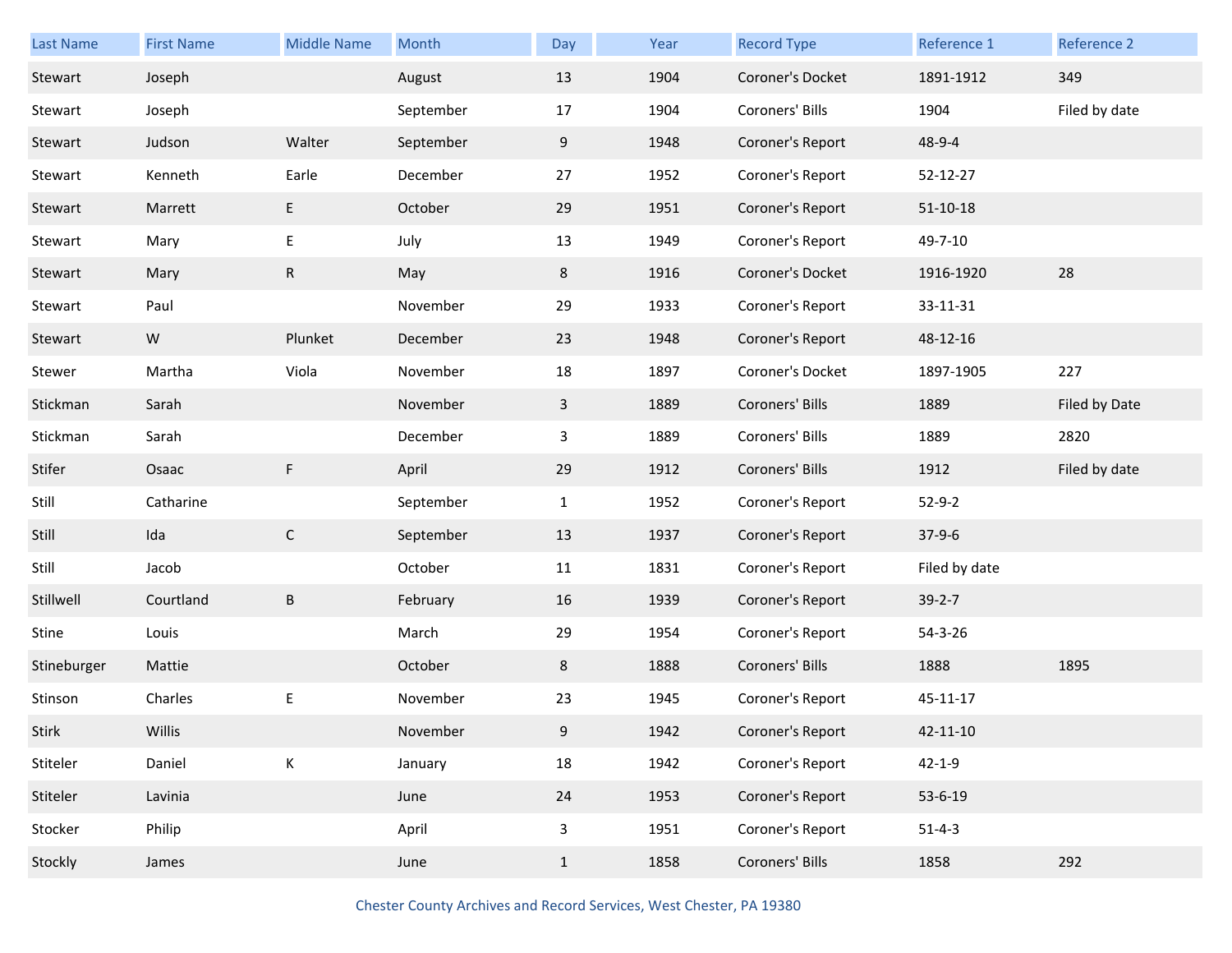| Last Name | First Name | Middle Name | Month | Day | Year | Record Type | Reference 1 | Reference 2 |
|---|---|---|---|---|---|---|---|---|
| Stewart | Joseph | | August | 13 | 1904 | Coroner's Docket | 1891-1912 | 349 |
| Stewart | Joseph | | September | 17 | 1904 | Coroners' Bills | 1904 | Filed by date |
| Stewart | Judson | Walter | September | 9 | 1948 | Coroner's Report | 48-9-4 | |
| Stewart | Kenneth | Earle | December | 27 | 1952 | Coroner's Report | 52-12-27 | |
| Stewart | Marrett | E | October | 29 | 1951 | Coroner's Report | 51-10-18 | |
| Stewart | Mary | E | July | 13 | 1949 | Coroner's Report | 49-7-10 | |
| Stewart | Mary | R | May | 8 | 1916 | Coroner's Docket | 1916-1920 | 28 |
| Stewart | Paul | | November | 29 | 1933 | Coroner's Report | 33-11-31 | |
| Stewart | W | Plunket | December | 23 | 1948 | Coroner's Report | 48-12-16 | |
| Stewer | Martha | Viola | November | 18 | 1897 | Coroner's Docket | 1897-1905 | 227 |
| Stickman | Sarah | | November | 3 | 1889 | Coroners' Bills | 1889 | Filed by Date |
| Stickman | Sarah | | December | 3 | 1889 | Coroners' Bills | 1889 | 2820 |
| Stifer | Osaac | F | April | 29 | 1912 | Coroners' Bills | 1912 | Filed by date |
| Still | Catharine | | September | 1 | 1952 | Coroner's Report | 52-9-2 | |
| Still | Ida | C | September | 13 | 1937 | Coroner's Report | 37-9-6 | |
| Still | Jacob | | October | 11 | 1831 | Coroner's Report | Filed by date | |
| Stillwell | Courtland | B | February | 16 | 1939 | Coroner's Report | 39-2-7 | |
| Stine | Louis | | March | 29 | 1954 | Coroner's Report | 54-3-26 | |
| Stineburger | Mattie | | October | 8 | 1888 | Coroners' Bills | 1888 | 1895 |
| Stinson | Charles | E | November | 23 | 1945 | Coroner's Report | 45-11-17 | |
| Stirk | Willis | | November | 9 | 1942 | Coroner's Report | 42-11-10 | |
| Stiteler | Daniel | K | January | 18 | 1942 | Coroner's Report | 42-1-9 | |
| Stiteler | Lavinia | | June | 24 | 1953 | Coroner's Report | 53-6-19 | |
| Stocker | Philip | | April | 3 | 1951 | Coroner's Report | 51-4-3 | |
| Stockly | James | | June | 1 | 1858 | Coroners' Bills | 1858 | 292 |

Chester County Archives and Record Services, West Chester, PA 19380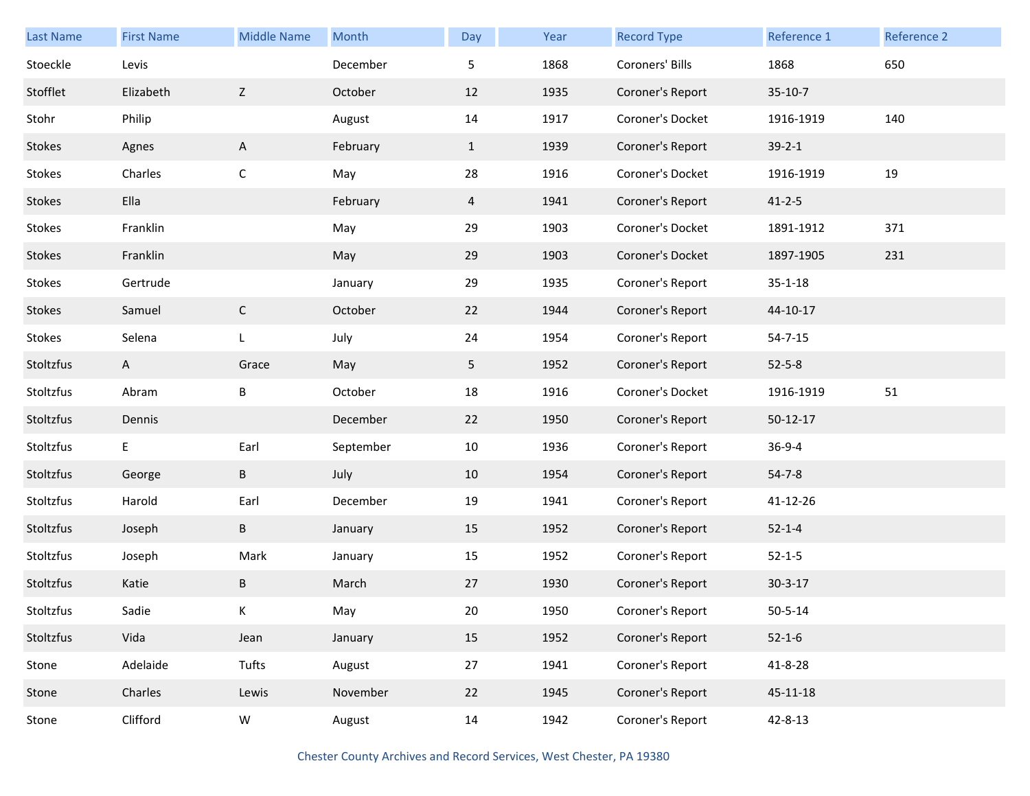| Last Name | First Name | Middle Name | Month | Day | Year | Record Type | Reference 1 | Reference 2 |
|---|---|---|---|---|---|---|---|---|
| Stoeckle | Levis | | December | 5 | 1868 | Coroners' Bills | 1868 | 650 |
| Stofflet | Elizabeth | Z | October | 12 | 1935 | Coroner's Report | 35-10-7 | |
| Stohr | Philip | | August | 14 | 1917 | Coroner's Docket | 1916-1919 | 140 |
| Stokes | Agnes | A | February | 1 | 1939 | Coroner's Report | 39-2-1 | |
| Stokes | Charles | C | May | 28 | 1916 | Coroner's Docket | 1916-1919 | 19 |
| Stokes | Ella | | February | 4 | 1941 | Coroner's Report | 41-2-5 | |
| Stokes | Franklin | | May | 29 | 1903 | Coroner's Docket | 1891-1912 | 371 |
| Stokes | Franklin | | May | 29 | 1903 | Coroner's Docket | 1897-1905 | 231 |
| Stokes | Gertrude | | January | 29 | 1935 | Coroner's Report | 35-1-18 | |
| Stokes | Samuel | C | October | 22 | 1944 | Coroner's Report | 44-10-17 | |
| Stokes | Selena | L | July | 24 | 1954 | Coroner's Report | 54-7-15 | |
| Stoltzfus | A | Grace | May | 5 | 1952 | Coroner's Report | 52-5-8 | |
| Stoltzfus | Abram | B | October | 18 | 1916 | Coroner's Docket | 1916-1919 | 51 |
| Stoltzfus | Dennis | | December | 22 | 1950 | Coroner's Report | 50-12-17 | |
| Stoltzfus | E | Earl | September | 10 | 1936 | Coroner's Report | 36-9-4 | |
| Stoltzfus | George | B | July | 10 | 1954 | Coroner's Report | 54-7-8 | |
| Stoltzfus | Harold | Earl | December | 19 | 1941 | Coroner's Report | 41-12-26 | |
| Stoltzfus | Joseph | B | January | 15 | 1952 | Coroner's Report | 52-1-4 | |
| Stoltzfus | Joseph | Mark | January | 15 | 1952 | Coroner's Report | 52-1-5 | |
| Stoltzfus | Katie | B | March | 27 | 1930 | Coroner's Report | 30-3-17 | |
| Stoltzfus | Sadie | K | May | 20 | 1950 | Coroner's Report | 50-5-14 | |
| Stoltzfus | Vida | Jean | January | 15 | 1952 | Coroner's Report | 52-1-6 | |
| Stone | Adelaide | Tufts | August | 27 | 1941 | Coroner's Report | 41-8-28 | |
| Stone | Charles | Lewis | November | 22 | 1945 | Coroner's Report | 45-11-18 | |
| Stone | Clifford | W | August | 14 | 1942 | Coroner's Report | 42-8-13 | |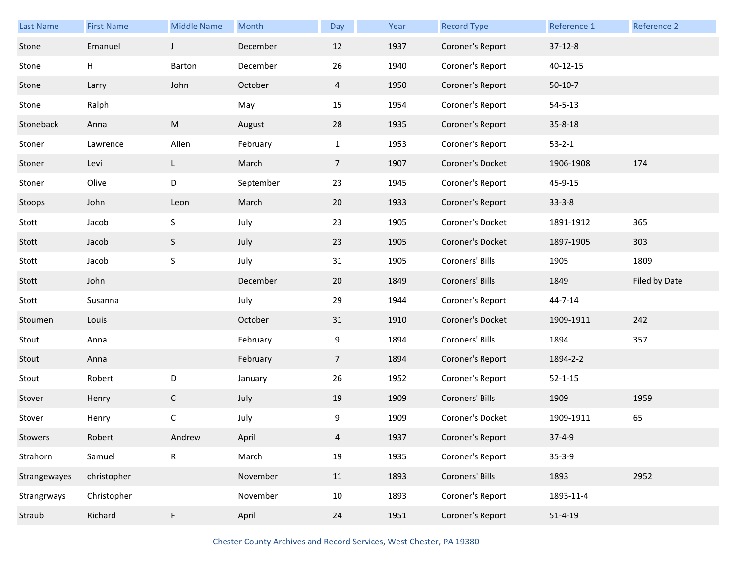| Last Name | First Name | Middle Name | Month | Day | Year | Record Type | Reference 1 | Reference 2 |
|---|---|---|---|---|---|---|---|---|
| Stone | Emanuel | J | December | 12 | 1937 | Coroner's Report | 37-12-8 | |
| Stone | H | Barton | December | 26 | 1940 | Coroner's Report | 40-12-15 | |
| Stone | Larry | John | October | 4 | 1950 | Coroner's Report | 50-10-7 | |
| Stone | Ralph | | May | 15 | 1954 | Coroner's Report | 54-5-13 | |
| Stoneback | Anna | M | August | 28 | 1935 | Coroner's Report | 35-8-18 | |
| Stoner | Lawrence | Allen | February | 1 | 1953 | Coroner's Report | 53-2-1 | |
| Stoner | Levi | L | March | 7 | 1907 | Coroner's Docket | 1906-1908 | 174 |
| Stoner | Olive | D | September | 23 | 1945 | Coroner's Report | 45-9-15 | |
| Stoops | John | Leon | March | 20 | 1933 | Coroner's Report | 33-3-8 | |
| Stott | Jacob | S | July | 23 | 1905 | Coroner's Docket | 1891-1912 | 365 |
| Stott | Jacob | S | July | 23 | 1905 | Coroner's Docket | 1897-1905 | 303 |
| Stott | Jacob | S | July | 31 | 1905 | Coroners' Bills | 1905 | 1809 |
| Stott | John | | December | 20 | 1849 | Coroners' Bills | 1849 | Filed by Date |
| Stott | Susanna | | July | 29 | 1944 | Coroner's Report | 44-7-14 | |
| Stoumen | Louis | | October | 31 | 1910 | Coroner's Docket | 1909-1911 | 242 |
| Stout | Anna | | February | 9 | 1894 | Coroners' Bills | 1894 | 357 |
| Stout | Anna | | February | 7 | 1894 | Coroner's Report | 1894-2-2 | |
| Stout | Robert | D | January | 26 | 1952 | Coroner's Report | 52-1-15 | |
| Stover | Henry | C | July | 19 | 1909 | Coroners' Bills | 1909 | 1959 |
| Stover | Henry | C | July | 9 | 1909 | Coroner's Docket | 1909-1911 | 65 |
| Stowers | Robert | Andrew | April | 4 | 1937 | Coroner's Report | 37-4-9 | |
| Strahorn | Samuel | R | March | 19 | 1935 | Coroner's Report | 35-3-9 | |
| Strangewayes | christopher | | November | 11 | 1893 | Coroners' Bills | 1893 | 2952 |
| Strangrways | Christopher | | November | 10 | 1893 | Coroner's Report | 1893-11-4 | |
| Straub | Richard | F | April | 24 | 1951 | Coroner's Report | 51-4-19 | |

Chester County Archives and Record Services, West Chester, PA 19380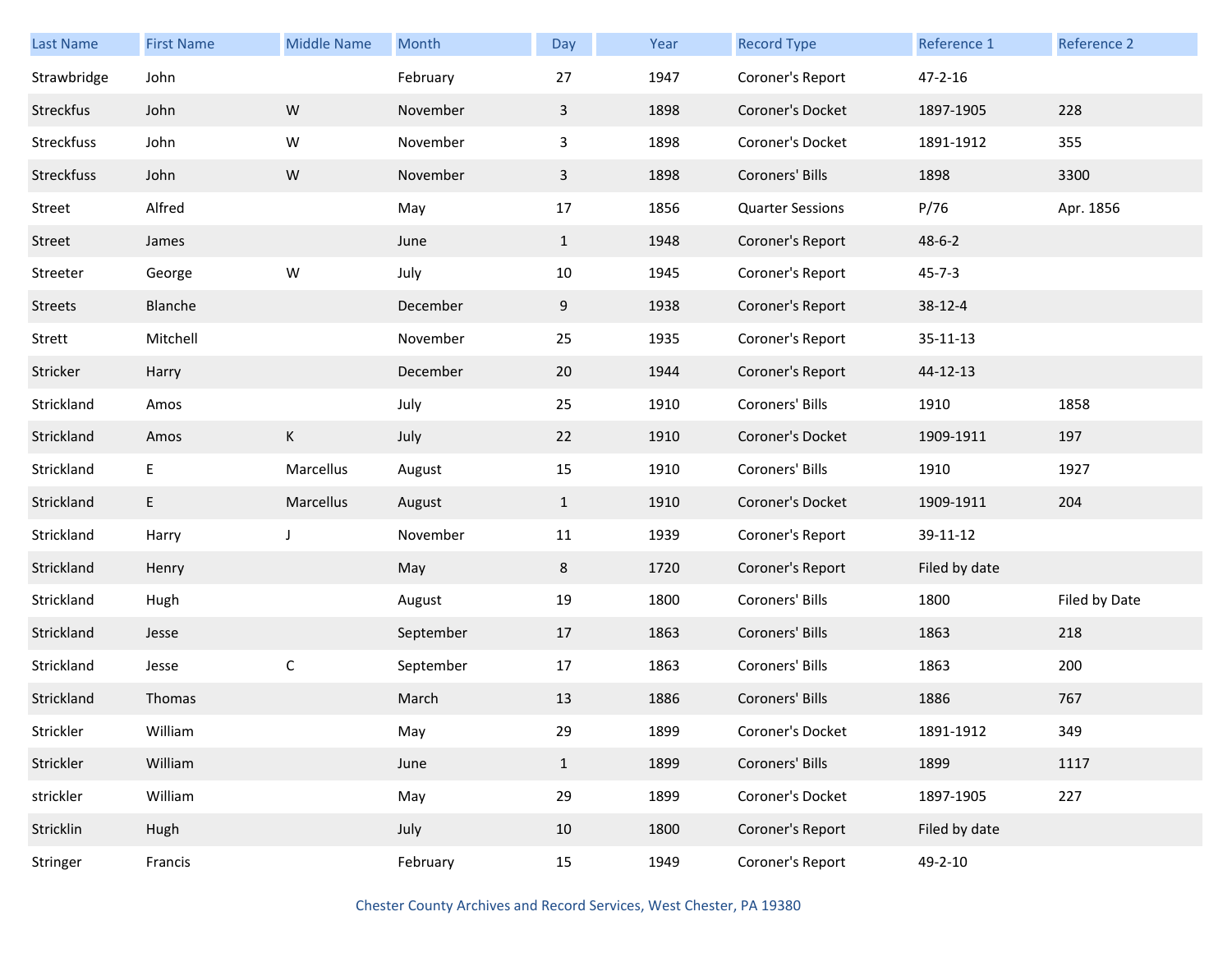| Last Name | First Name | Middle Name | Month | Day | Year | Record Type | Reference 1 | Reference 2 |
|---|---|---|---|---|---|---|---|---|
| Strawbridge | John | | February | 27 | 1947 | Coroner's Report | 47-2-16 | |
| Streckfus | John | W | November | 3 | 1898 | Coroner's Docket | 1897-1905 | 228 |
| Streckfuss | John | W | November | 3 | 1898 | Coroner's Docket | 1891-1912 | 355 |
| Streckfuss | John | W | November | 3 | 1898 | Coroners' Bills | 1898 | 3300 |
| Street | Alfred | | May | 17 | 1856 | Quarter Sessions | P/76 | Apr. 1856 |
| Street | James | | June | 1 | 1948 | Coroner's Report | 48-6-2 | |
| Streeter | George | W | July | 10 | 1945 | Coroner's Report | 45-7-3 | |
| Streets | Blanche | | December | 9 | 1938 | Coroner's Report | 38-12-4 | |
| Strett | Mitchell | | November | 25 | 1935 | Coroner's Report | 35-11-13 | |
| Stricker | Harry | | December | 20 | 1944 | Coroner's Report | 44-12-13 | |
| Strickland | Amos | | July | 25 | 1910 | Coroners' Bills | 1910 | 1858 |
| Strickland | Amos | K | July | 22 | 1910 | Coroner's Docket | 1909-1911 | 197 |
| Strickland | E | Marcellus | August | 15 | 1910 | Coroners' Bills | 1910 | 1927 |
| Strickland | E | Marcellus | August | 1 | 1910 | Coroner's Docket | 1909-1911 | 204 |
| Strickland | Harry | J | November | 11 | 1939 | Coroner's Report | 39-11-12 | |
| Strickland | Henry | | May | 8 | 1720 | Coroner's Report | Filed by date | |
| Strickland | Hugh | | August | 19 | 1800 | Coroners' Bills | 1800 | Filed by Date |
| Strickland | Jesse | | September | 17 | 1863 | Coroners' Bills | 1863 | 218 |
| Strickland | Jesse | C | September | 17 | 1863 | Coroners' Bills | 1863 | 200 |
| Strickland | Thomas | | March | 13 | 1886 | Coroners' Bills | 1886 | 767 |
| Strickler | William | | May | 29 | 1899 | Coroner's Docket | 1891-1912 | 349 |
| Strickler | William | | June | 1 | 1899 | Coroners' Bills | 1899 | 1117 |
| strickler | William | | May | 29 | 1899 | Coroner's Docket | 1897-1905 | 227 |
| Stricklin | Hugh | | July | 10 | 1800 | Coroner's Report | Filed by date | |
| Stringer | Francis | | February | 15 | 1949 | Coroner's Report | 49-2-10 | |

Chester County Archives and Record Services, West Chester, PA 19380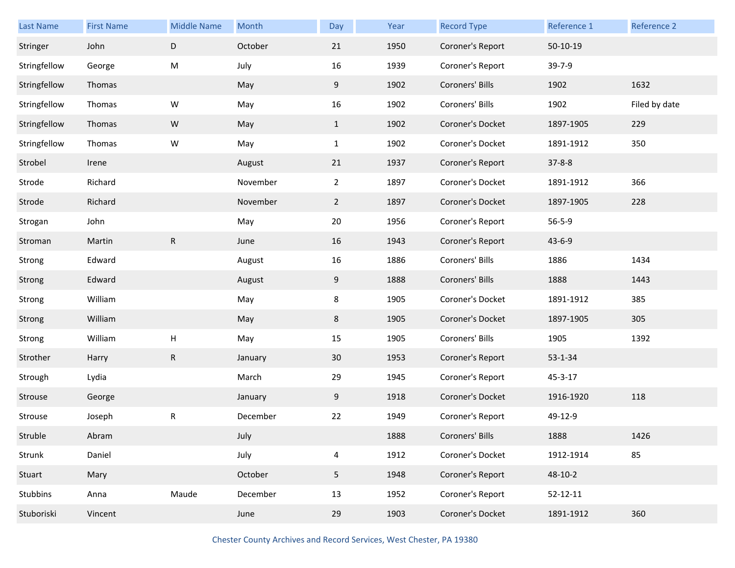| Last Name | First Name | Middle Name | Month | Day | Year | Record Type | Reference 1 | Reference 2 |
|---|---|---|---|---|---|---|---|---|
| Stringer | John | D | October | 21 | 1950 | Coroner's Report | 50-10-19 | |
| Stringfellow | George | M | July | 16 | 1939 | Coroner's Report | 39-7-9 | |
| Stringfellow | Thomas | | May | 9 | 1902 | Coroners' Bills | 1902 | 1632 |
| Stringfellow | Thomas | W | May | 16 | 1902 | Coroners' Bills | 1902 | Filed by date |
| Stringfellow | Thomas | W | May | 1 | 1902 | Coroner's Docket | 1897-1905 | 229 |
| Stringfellow | Thomas | W | May | 1 | 1902 | Coroner's Docket | 1891-1912 | 350 |
| Strobel | Irene | | August | 21 | 1937 | Coroner's Report | 37-8-8 | |
| Strode | Richard | | November | 2 | 1897 | Coroner's Docket | 1891-1912 | 366 |
| Strode | Richard | | November | 2 | 1897 | Coroner's Docket | 1897-1905 | 228 |
| Strogan | John | | May | 20 | 1956 | Coroner's Report | 56-5-9 | |
| Stroman | Martin | R | June | 16 | 1943 | Coroner's Report | 43-6-9 | |
| Strong | Edward | | August | 16 | 1886 | Coroners' Bills | 1886 | 1434 |
| Strong | Edward | | August | 9 | 1888 | Coroners' Bills | 1888 | 1443 |
| Strong | William | | May | 8 | 1905 | Coroner's Docket | 1891-1912 | 385 |
| Strong | William | | May | 8 | 1905 | Coroner's Docket | 1897-1905 | 305 |
| Strong | William | H | May | 15 | 1905 | Coroners' Bills | 1905 | 1392 |
| Strother | Harry | R | January | 30 | 1953 | Coroner's Report | 53-1-34 | |
| Strough | Lydia | | March | 29 | 1945 | Coroner's Report | 45-3-17 | |
| Strouse | George | | January | 9 | 1918 | Coroner's Docket | 1916-1920 | 118 |
| Strouse | Joseph | R | December | 22 | 1949 | Coroner's Report | 49-12-9 | |
| Struble | Abram | | July | | 1888 | Coroners' Bills | 1888 | 1426 |
| Strunk | Daniel | | July | 4 | 1912 | Coroner's Docket | 1912-1914 | 85 |
| Stuart | Mary | | October | 5 | 1948 | Coroner's Report | 48-10-2 | |
| Stubbins | Anna | Maude | December | 13 | 1952 | Coroner's Report | 52-12-11 | |
| Stuboriski | Vincent | | June | 29 | 1903 | Coroner's Docket | 1891-1912 | 360 |

Chester County Archives and Record Services, West Chester, PA 19380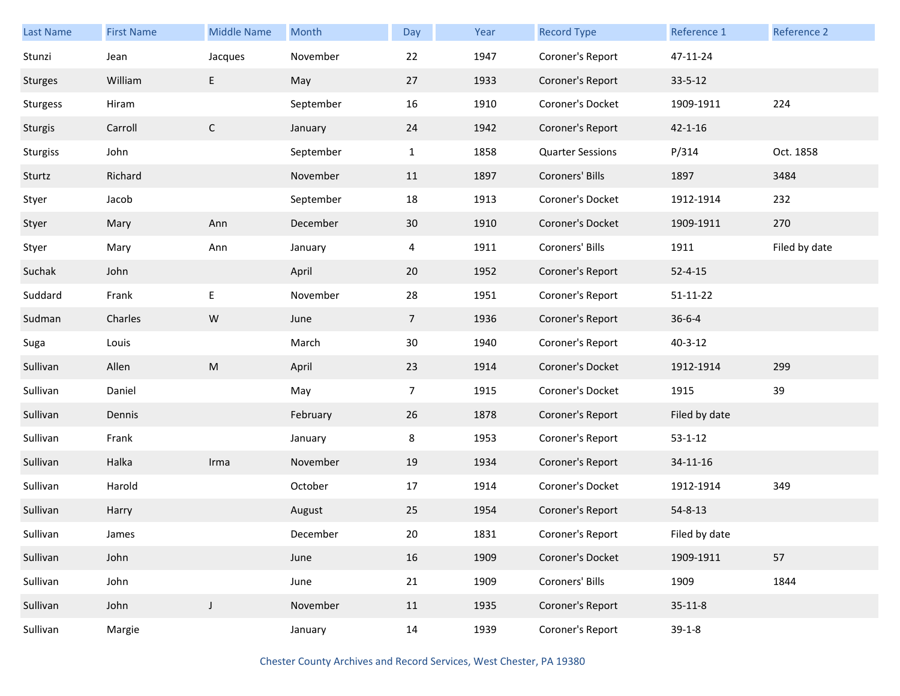| Last Name | First Name | Middle Name | Month | Day | Year | Record Type | Reference 1 | Reference 2 |
|---|---|---|---|---|---|---|---|---|
| Stunzi | Jean | Jacques | November | 22 | 1947 | Coroner's Report | 47-11-24 | |
| Sturges | William | E | May | 27 | 1933 | Coroner's Report | 33-5-12 | |
| Sturgess | Hiram | | September | 16 | 1910 | Coroner's Docket | 1909-1911 | 224 |
| Sturgis | Carroll | C | January | 24 | 1942 | Coroner's Report | 42-1-16 | |
| Sturgiss | John | | September | 1 | 1858 | Quarter Sessions | P/314 | Oct. 1858 |
| Sturtz | Richard | | November | 11 | 1897 | Coroners' Bills | 1897 | 3484 |
| Styer | Jacob | | September | 18 | 1913 | Coroner's Docket | 1912-1914 | 232 |
| Styer | Mary | Ann | December | 30 | 1910 | Coroner's Docket | 1909-1911 | 270 |
| Styer | Mary | Ann | January | 4 | 1911 | Coroners' Bills | 1911 | Filed by date |
| Suchak | John | | April | 20 | 1952 | Coroner's Report | 52-4-15 | |
| Suddard | Frank | E | November | 28 | 1951 | Coroner's Report | 51-11-22 | |
| Sudman | Charles | W | June | 7 | 1936 | Coroner's Report | 36-6-4 | |
| Suga | Louis | | March | 30 | 1940 | Coroner's Report | 40-3-12 | |
| Sullivan | Allen | M | April | 23 | 1914 | Coroner's Docket | 1912-1914 | 299 |
| Sullivan | Daniel | | May | 7 | 1915 | Coroner's Docket | 1915 | 39 |
| Sullivan | Dennis | | February | 26 | 1878 | Coroner's Report | Filed by date | |
| Sullivan | Frank | | January | 8 | 1953 | Coroner's Report | 53-1-12 | |
| Sullivan | Halka | Irma | November | 19 | 1934 | Coroner's Report | 34-11-16 | |
| Sullivan | Harold | | October | 17 | 1914 | Coroner's Docket | 1912-1914 | 349 |
| Sullivan | Harry | | August | 25 | 1954 | Coroner's Report | 54-8-13 | |
| Sullivan | James | | December | 20 | 1831 | Coroner's Report | Filed by date | |
| Sullivan | John | | June | 16 | 1909 | Coroner's Docket | 1909-1911 | 57 |
| Sullivan | John | | June | 21 | 1909 | Coroners' Bills | 1909 | 1844 |
| Sullivan | John | J | November | 11 | 1935 | Coroner's Report | 35-11-8 | |
| Sullivan | Margie | | January | 14 | 1939 | Coroner's Report | 39-1-8 | |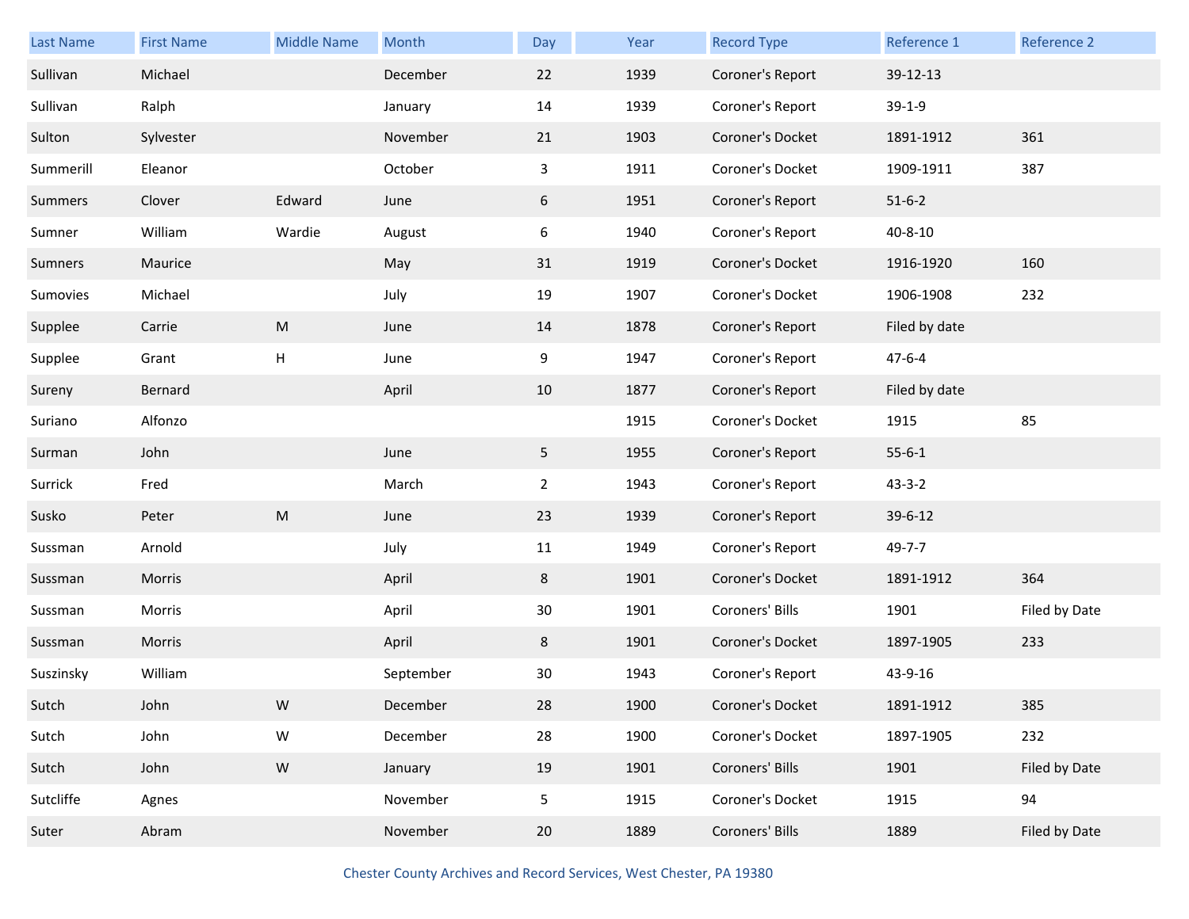| Last Name | First Name | Middle Name | Month | Day | Year | Record Type | Reference 1 | Reference 2 |
|---|---|---|---|---|---|---|---|---|
| Sullivan | Michael | | December | 22 | 1939 | Coroner's Report | 39-12-13 | |
| Sullivan | Ralph | | January | 14 | 1939 | Coroner's Report | 39-1-9 | |
| Sulton | Sylvester | | November | 21 | 1903 | Coroner's Docket | 1891-1912 | 361 |
| Summerill | Eleanor | | October | 3 | 1911 | Coroner's Docket | 1909-1911 | 387 |
| Summers | Clover | Edward | June | 6 | 1951 | Coroner's Report | 51-6-2 | |
| Sumner | William | Wardie | August | 6 | 1940 | Coroner's Report | 40-8-10 | |
| Sumners | Maurice | | May | 31 | 1919 | Coroner's Docket | 1916-1920 | 160 |
| Sumovies | Michael | | July | 19 | 1907 | Coroner's Docket | 1906-1908 | 232 |
| Supplee | Carrie | M | June | 14 | 1878 | Coroner's Report | Filed by date | |
| Supplee | Grant | H | June | 9 | 1947 | Coroner's Report | 47-6-4 | |
| Sureny | Bernard | | April | 10 | 1877 | Coroner's Report | Filed by date | |
| Suriano | Alfonzo | | | | 1915 | Coroner's Docket | 1915 | 85 |
| Surman | John | | June | 5 | 1955 | Coroner's Report | 55-6-1 | |
| Surrick | Fred | | March | 2 | 1943 | Coroner's Report | 43-3-2 | |
| Susko | Peter | M | June | 23 | 1939 | Coroner's Report | 39-6-12 | |
| Sussman | Arnold | | July | 11 | 1949 | Coroner's Report | 49-7-7 | |
| Sussman | Morris | | April | 8 | 1901 | Coroner's Docket | 1891-1912 | 364 |
| Sussman | Morris | | April | 30 | 1901 | Coroners' Bills | 1901 | Filed by Date |
| Sussman | Morris | | April | 8 | 1901 | Coroner's Docket | 1897-1905 | 233 |
| Suszinsky | William | | September | 30 | 1943 | Coroner's Report | 43-9-16 | |
| Sutch | John | W | December | 28 | 1900 | Coroner's Docket | 1891-1912 | 385 |
| Sutch | John | W | December | 28 | 1900 | Coroner's Docket | 1897-1905 | 232 |
| Sutch | John | W | January | 19 | 1901 | Coroners' Bills | 1901 | Filed by Date |
| Sutcliffe | Agnes | | November | 5 | 1915 | Coroner's Docket | 1915 | 94 |
| Suter | Abram | | November | 20 | 1889 | Coroners' Bills | 1889 | Filed by Date |

Chester County Archives and Record Services, West Chester, PA 19380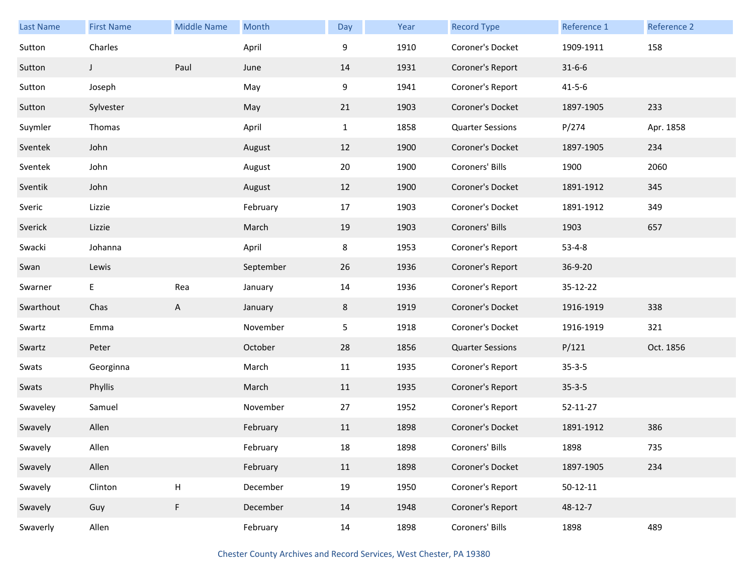| Last Name | First Name | Middle Name | Month | Day | Year | Record Type | Reference 1 | Reference 2 |
|---|---|---|---|---|---|---|---|---|
| Sutton | Charles | | April | 9 | 1910 | Coroner's Docket | 1909-1911 | 158 |
| Sutton | J | Paul | June | 14 | 1931 | Coroner's Report | 31-6-6 | |
| Sutton | Joseph | | May | 9 | 1941 | Coroner's Report | 41-5-6 | |
| Sutton | Sylvester | | May | 21 | 1903 | Coroner's Docket | 1897-1905 | 233 |
| Suymler | Thomas | | April | 1 | 1858 | Quarter Sessions | P/274 | Apr. 1858 |
| Sventek | John | | August | 12 | 1900 | Coroner's Docket | 1897-1905 | 234 |
| Sventek | John | | August | 20 | 1900 | Coroners' Bills | 1900 | 2060 |
| Sventik | John | | August | 12 | 1900 | Coroner's Docket | 1891-1912 | 345 |
| Sveric | Lizzie | | February | 17 | 1903 | Coroner's Docket | 1891-1912 | 349 |
| Sverick | Lizzie | | March | 19 | 1903 | Coroners' Bills | 1903 | 657 |
| Swacki | Johanna | | April | 8 | 1953 | Coroner's Report | 53-4-8 | |
| Swan | Lewis | | September | 26 | 1936 | Coroner's Report | 36-9-20 | |
| Swarner | E | Rea | January | 14 | 1936 | Coroner's Report | 35-12-22 | |
| Swarthout | Chas | A | January | 8 | 1919 | Coroner's Docket | 1916-1919 | 338 |
| Swartz | Emma | | November | 5 | 1918 | Coroner's Docket | 1916-1919 | 321 |
| Swartz | Peter | | October | 28 | 1856 | Quarter Sessions | P/121 | Oct. 1856 |
| Swats | Georginna | | March | 11 | 1935 | Coroner's Report | 35-3-5 | |
| Swats | Phyllis | | March | 11 | 1935 | Coroner's Report | 35-3-5 | |
| Swaveley | Samuel | | November | 27 | 1952 | Coroner's Report | 52-11-27 | |
| Swavely | Allen | | February | 11 | 1898 | Coroner's Docket | 1891-1912 | 386 |
| Swavely | Allen | | February | 18 | 1898 | Coroners' Bills | 1898 | 735 |
| Swavely | Allen | | February | 11 | 1898 | Coroner's Docket | 1897-1905 | 234 |
| Swavely | Clinton | H | December | 19 | 1950 | Coroner's Report | 50-12-11 | |
| Swavely | Guy | F | December | 14 | 1948 | Coroner's Report | 48-12-7 | |
| Swaverly | Allen | | February | 14 | 1898 | Coroners' Bills | 1898 | 489 |

Chester County Archives and Record Services, West Chester, PA 19380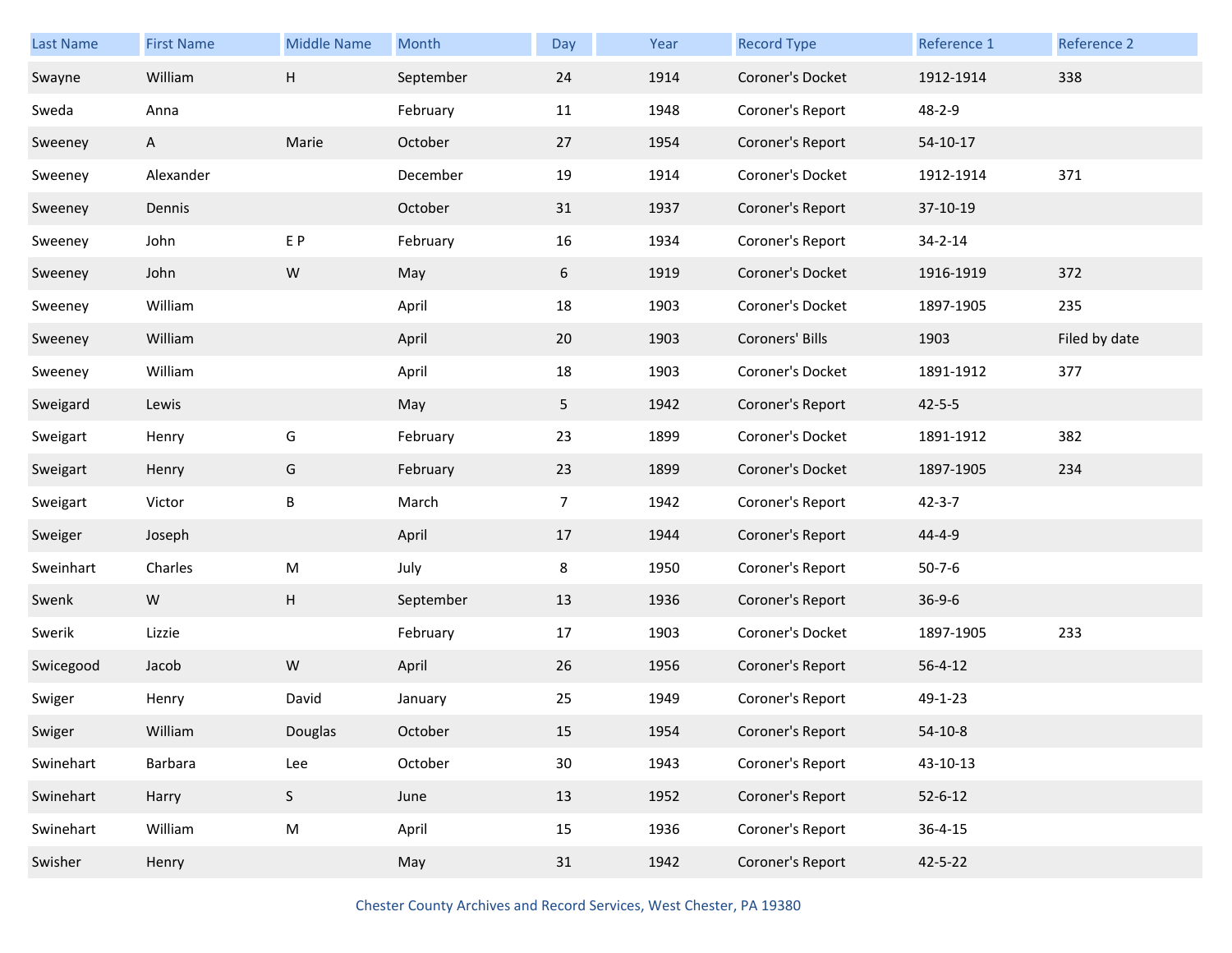| Last Name | First Name | Middle Name | Month | Day | Year | Record Type | Reference 1 | Reference 2 |
|---|---|---|---|---|---|---|---|---|
| Swayne | William | H | September | 24 | 1914 | Coroner's Docket | 1912-1914 | 338 |
| Sweda | Anna | | February | 11 | 1948 | Coroner's Report | 48-2-9 | |
| Sweeney | A | Marie | October | 27 | 1954 | Coroner's Report | 54-10-17 | |
| Sweeney | Alexander | | December | 19 | 1914 | Coroner's Docket | 1912-1914 | 371 |
| Sweeney | Dennis | | October | 31 | 1937 | Coroner's Report | 37-10-19 | |
| Sweeney | John | E P | February | 16 | 1934 | Coroner's Report | 34-2-14 | |
| Sweeney | John | W | May | 6 | 1919 | Coroner's Docket | 1916-1919 | 372 |
| Sweeney | William | | April | 18 | 1903 | Coroner's Docket | 1897-1905 | 235 |
| Sweeney | William | | April | 20 | 1903 | Coroners' Bills | 1903 | Filed by date |
| Sweeney | William | | April | 18 | 1903 | Coroner's Docket | 1891-1912 | 377 |
| Sweigard | Lewis | | May | 5 | 1942 | Coroner's Report | 42-5-5 | |
| Sweigart | Henry | G | February | 23 | 1899 | Coroner's Docket | 1891-1912 | 382 |
| Sweigart | Henry | G | February | 23 | 1899 | Coroner's Docket | 1897-1905 | 234 |
| Sweigart | Victor | B | March | 7 | 1942 | Coroner's Report | 42-3-7 | |
| Sweiger | Joseph | | April | 17 | 1944 | Coroner's Report | 44-4-9 | |
| Sweinhart | Charles | M | July | 8 | 1950 | Coroner's Report | 50-7-6 | |
| Swenk | W | H | September | 13 | 1936 | Coroner's Report | 36-9-6 | |
| Swerik | Lizzie | | February | 17 | 1903 | Coroner's Docket | 1897-1905 | 233 |
| Swicegood | Jacob | W | April | 26 | 1956 | Coroner's Report | 56-4-12 | |
| Swiger | Henry | David | January | 25 | 1949 | Coroner's Report | 49-1-23 | |
| Swiger | William | Douglas | October | 15 | 1954 | Coroner's Report | 54-10-8 | |
| Swinehart | Barbara | Lee | October | 30 | 1943 | Coroner's Report | 43-10-13 | |
| Swinehart | Harry | S | June | 13 | 1952 | Coroner's Report | 52-6-12 | |
| Swinehart | William | M | April | 15 | 1936 | Coroner's Report | 36-4-15 | |
| Swisher | Henry | | May | 31 | 1942 | Coroner's Report | 42-5-22 | |

Chester County Archives and Record Services, West Chester, PA 19380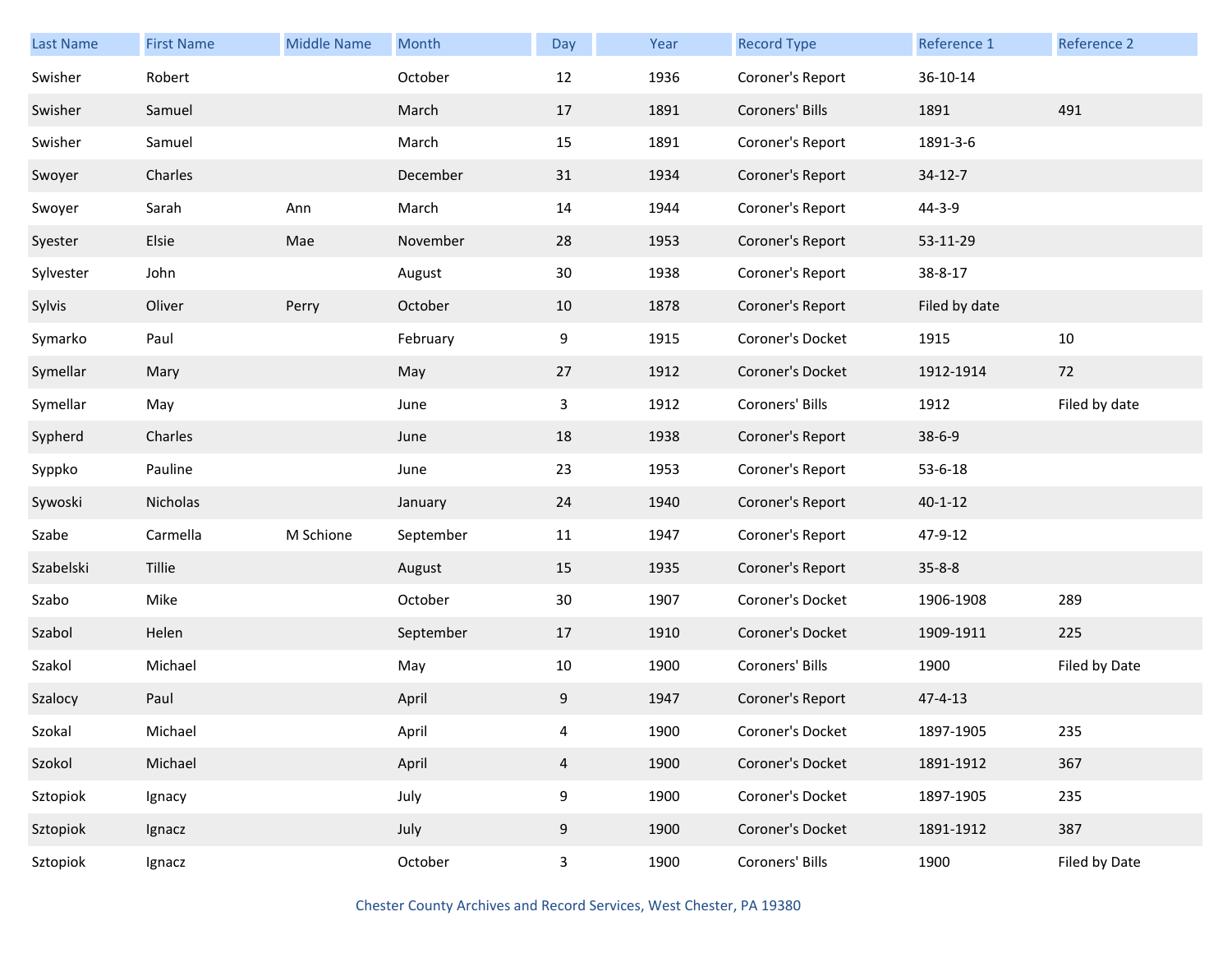| Last Name | First Name | Middle Name | Month | Day | Year | Record Type | Reference 1 | Reference 2 |
|---|---|---|---|---|---|---|---|---|
| Swisher | Robert | | October | 12 | 1936 | Coroner's Report | 36-10-14 | |
| Swisher | Samuel | | March | 17 | 1891 | Coroners' Bills | 1891 | 491 |
| Swisher | Samuel | | March | 15 | 1891 | Coroner's Report | 1891-3-6 | |
| Swoyer | Charles | | December | 31 | 1934 | Coroner's Report | 34-12-7 | |
| Swoyer | Sarah | Ann | March | 14 | 1944 | Coroner's Report | 44-3-9 | |
| Syester | Elsie | Mae | November | 28 | 1953 | Coroner's Report | 53-11-29 | |
| Sylvester | John | | August | 30 | 1938 | Coroner's Report | 38-8-17 | |
| Sylvis | Oliver | Perry | October | 10 | 1878 | Coroner's Report | Filed by date | |
| Symarko | Paul | | February | 9 | 1915 | Coroner's Docket | 1915 | 10 |
| Symellar | Mary | | May | 27 | 1912 | Coroner's Docket | 1912-1914 | 72 |
| Symellar | May | | June | 3 | 1912 | Coroners' Bills | 1912 | Filed by date |
| Sypherd | Charles | | June | 18 | 1938 | Coroner's Report | 38-6-9 | |
| Syppko | Pauline | | June | 23 | 1953 | Coroner's Report | 53-6-18 | |
| Sywoski | Nicholas | | January | 24 | 1940 | Coroner's Report | 40-1-12 | |
| Szabe | Carmella | M Schione | September | 11 | 1947 | Coroner's Report | 47-9-12 | |
| Szabelski | Tillie | | August | 15 | 1935 | Coroner's Report | 35-8-8 | |
| Szabo | Mike | | October | 30 | 1907 | Coroner's Docket | 1906-1908 | 289 |
| Szabol | Helen | | September | 17 | 1910 | Coroner's Docket | 1909-1911 | 225 |
| Szakol | Michael | | May | 10 | 1900 | Coroners' Bills | 1900 | Filed by Date |
| Szalocy | Paul | | April | 9 | 1947 | Coroner's Report | 47-4-13 | |
| Szokal | Michael | | April | 4 | 1900 | Coroner's Docket | 1897-1905 | 235 |
| Szokol | Michael | | April | 4 | 1900 | Coroner's Docket | 1891-1912 | 367 |
| Sztopiok | Ignacy | | July | 9 | 1900 | Coroner's Docket | 1897-1905 | 235 |
| Sztopiok | Ignacz | | July | 9 | 1900 | Coroner's Docket | 1891-1912 | 387 |
| Sztopiok | Ignacz | | October | 3 | 1900 | Coroners' Bills | 1900 | Filed by Date |

Chester County Archives and Record Services, West Chester, PA 19380